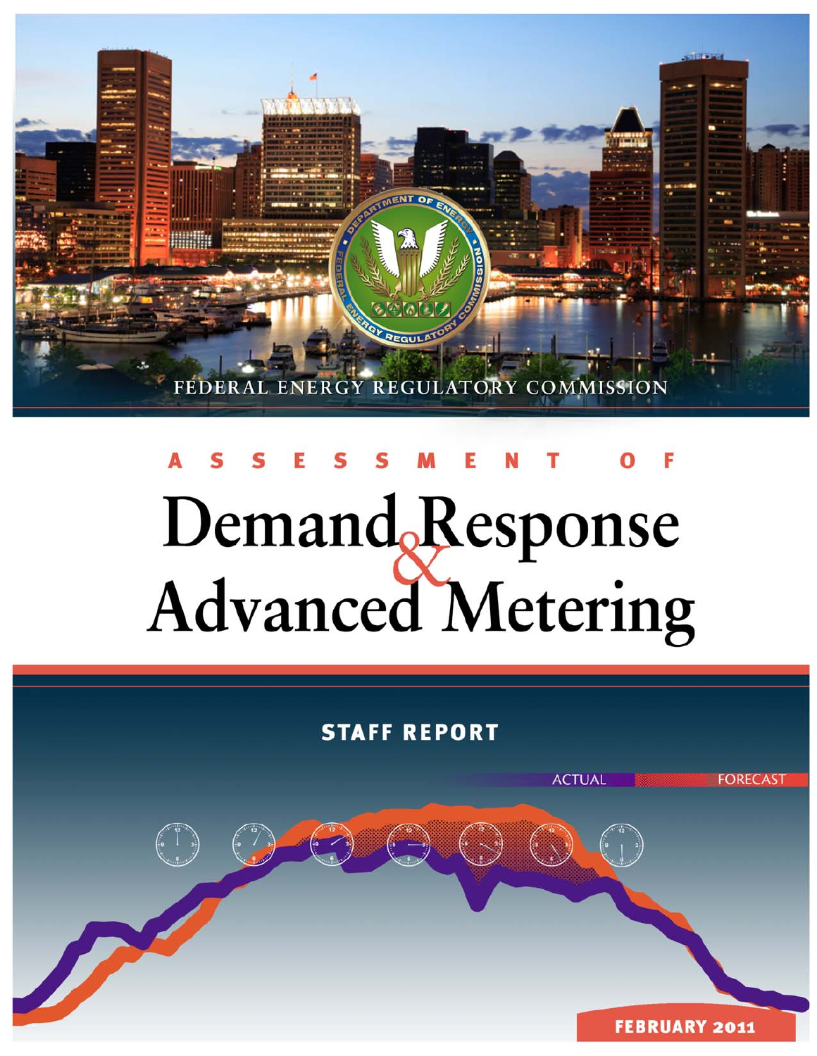FEDERAL ENERGY REGULATORY COMMISSION

# Assessment of Demand Response & Advanced Metering

## STAFF REPORT

ACTUAL

FORECAST

FEBRUARY 2011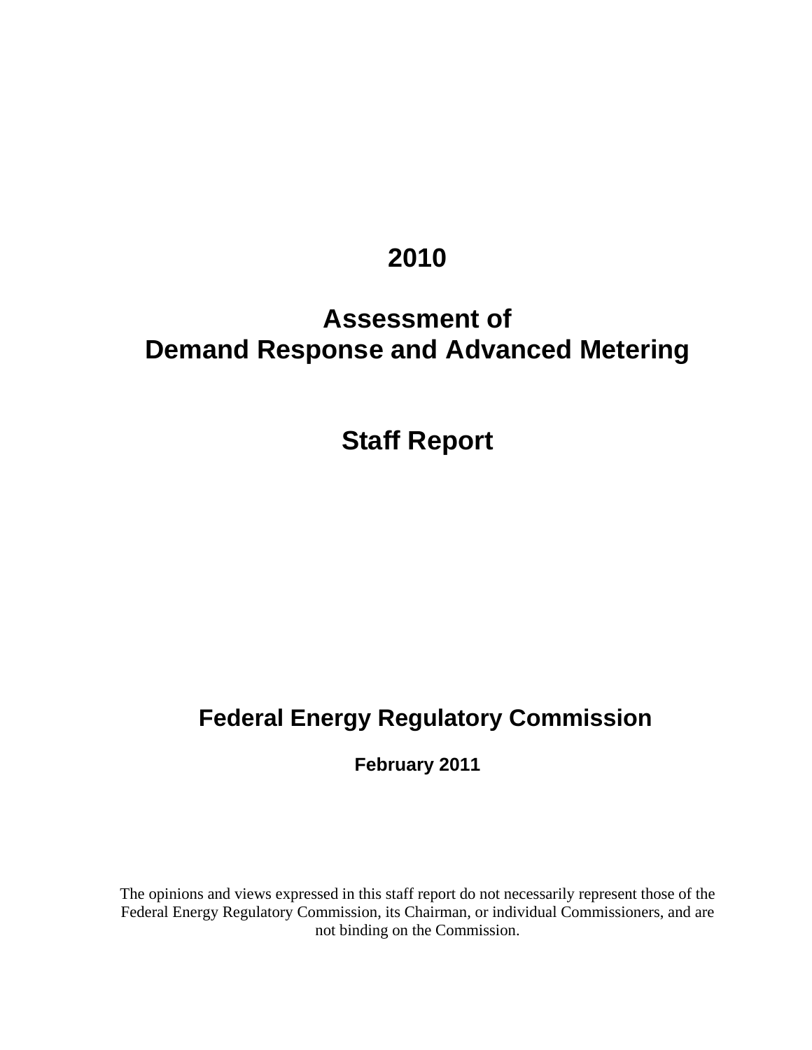# 2010

# Assessment of Demand Response and Advanced Metering

# Staff Report

## Federal Energy Regulatory Commission

**February 2011**

The opinions and views expressed in this staff report do not necessarily represent those of the Federal Energy Regulatory Commission, its Chairman, or individual Commissioners, and are not binding on the Commission.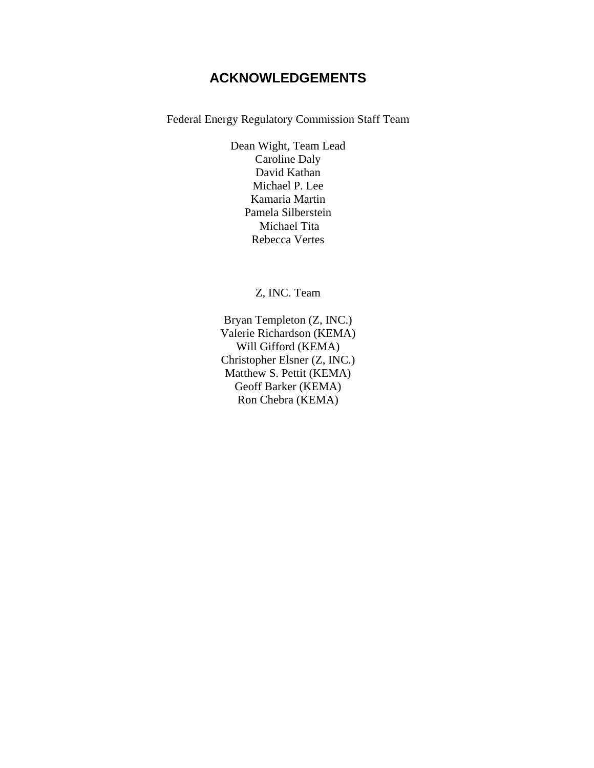# ACKNOWLEDGEMENTS

Federal Energy Regulatory Commission Staff Team

Dean Wight, Team Lead
Caroline Daly
David Kathan
Michael P. Lee
Kamaria Martin
Pamela Silberstein
Michael Tita
Rebecca Vertes

Z, INC. Team

Bryan Templeton (Z, INC.)
Valerie Richardson (KEMA)
Will Gifford (KEMA)
Christopher Elsner (Z, INC.)
Matthew S. Pettit (KEMA)
Geoff Barker (KEMA)
Ron Chebra (KEMA)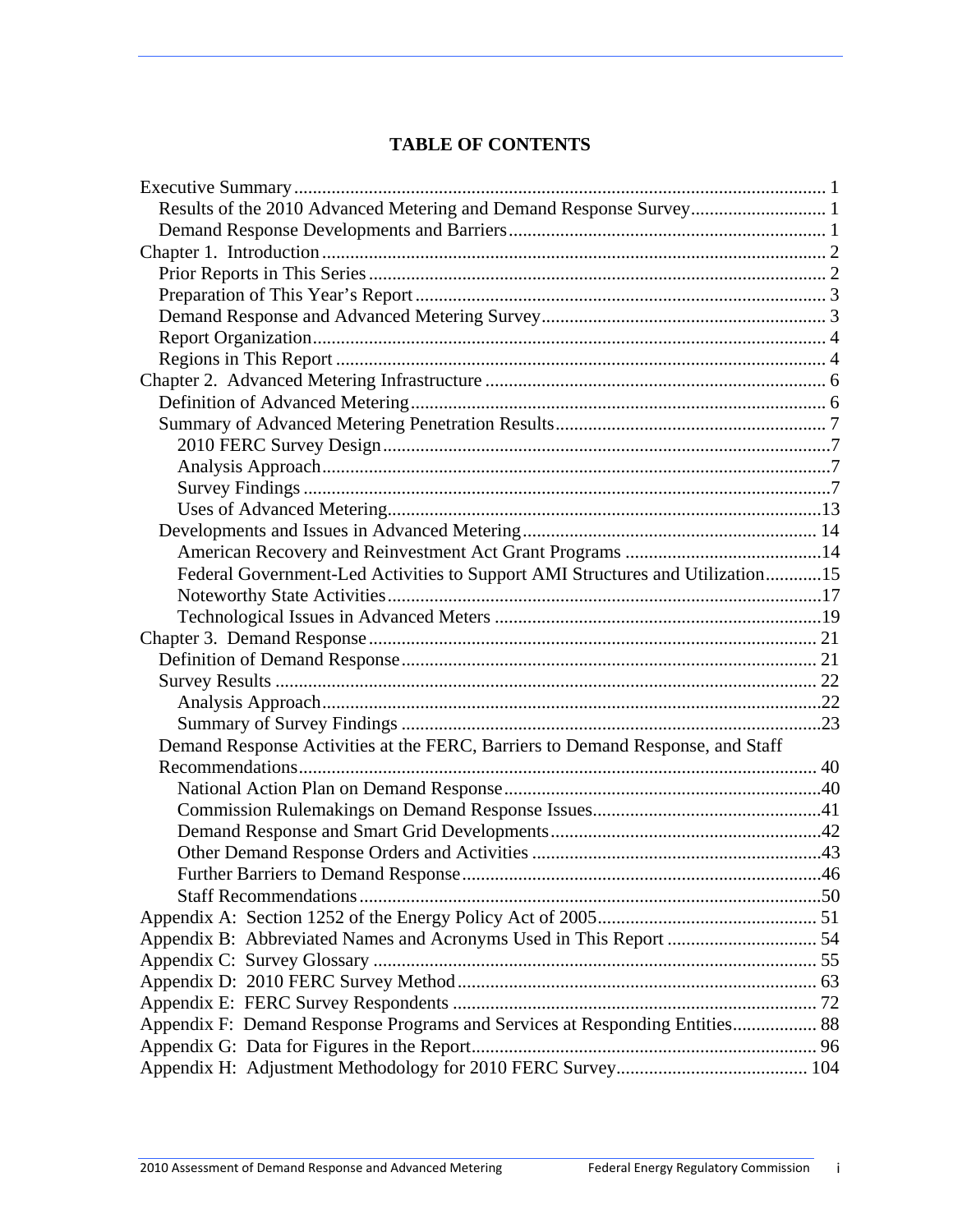# TABLE OF CONTENTS

- Executive Summary ... 1
  - Results of the 2010 Advanced Metering and Demand Response Survey ... 1
  - Demand Response Developments and Barriers ... 1
- Chapter 1. Introduction ... 2
  - Prior Reports in This Series ... 2
  - Preparation of This Year's Report ... 3
  - Demand Response and Advanced Metering Survey ... 3
  - Report Organization ... 4
  - Regions in This Report ... 4
- Chapter 2. Advanced Metering Infrastructure ... 6
  - Definition of Advanced Metering ... 6
  - Summary of Advanced Metering Penetration Results ... 7
    - 2010 FERC Survey Design ... 7
    - Analysis Approach ... 7
    - Survey Findings ... 7
    - Uses of Advanced Metering ... 13
  - Developments and Issues in Advanced Metering ... 14
    - American Recovery and Reinvestment Act Grant Programs ... 14
    - Federal Government-Led Activities to Support AMI Structures and Utilization ... 15
    - Noteworthy State Activities ... 17
    - Technological Issues in Advanced Meters ... 19
- Chapter 3. Demand Response ... 21
  - Definition of Demand Response ... 21
  - Survey Results ... 22
    - Analysis Approach ... 22
    - Summary of Survey Findings ... 23
  - Demand Response Activities at the FERC, Barriers to Demand Response, and Staff Recommendations ... 40
    - National Action Plan on Demand Response ... 40
    - Commission Rulemakings on Demand Response Issues ... 41
    - Demand Response and Smart Grid Developments ... 42
    - Other Demand Response Orders and Activities ... 43
    - Further Barriers to Demand Response ... 46
    - Staff Recommendations ... 50
- Appendix A: Section 1252 of the Energy Policy Act of 2005 ... 51
- Appendix B: Abbreviated Names and Acronyms Used in This Report ... 54
- Appendix C: Survey Glossary ... 55
- Appendix D: 2010 FERC Survey Method ... 63
- Appendix E: FERC Survey Respondents ... 72
- Appendix F: Demand Response Programs and Services at Responding Entities ... 88
- Appendix G: Data for Figures in the Report ... 96
- Appendix H: Adjustment Methodology for 2010 FERC Survey ... 104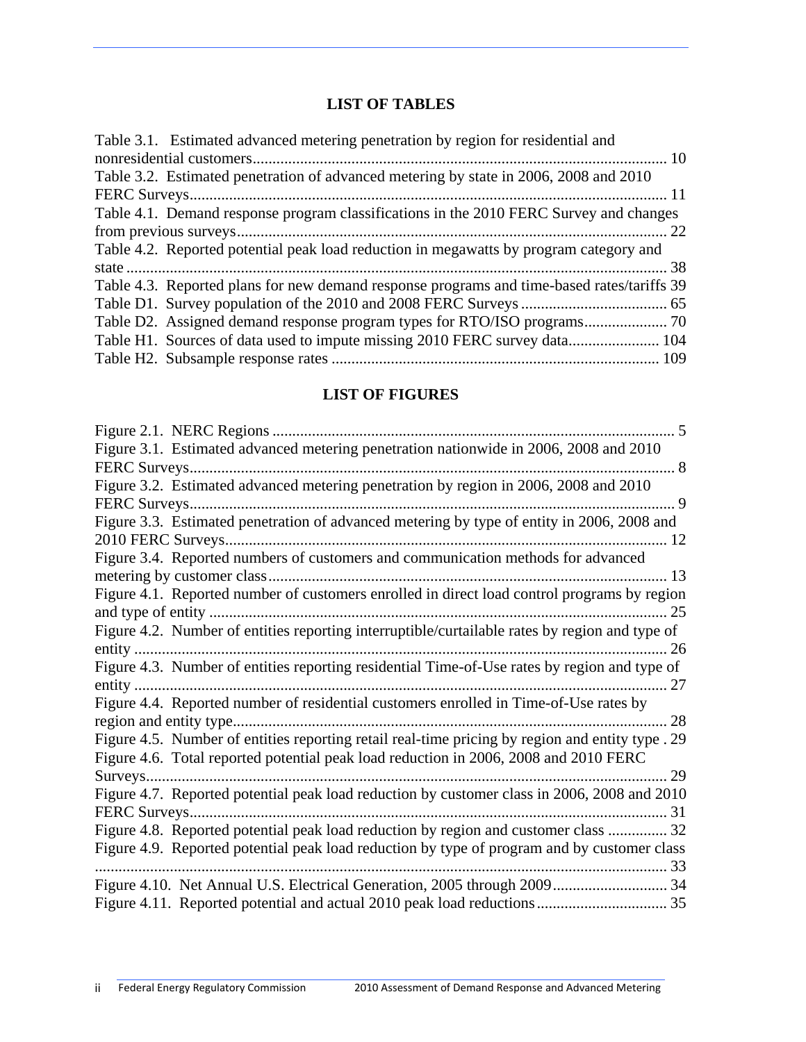## LIST OF TABLES

Table 3.1. Estimated advanced metering penetration by region for residential and nonresidential customers........................................................................................................ 10

Table 3.2. Estimated penetration of advanced metering by state in 2006, 2008 and 2010 FERC Surveys........................................................................................................ 11

Table 4.1. Demand response program classifications in the 2010 FERC Survey and changes from previous surveys........................................................................................................ 22

Table 4.2. Reported potential peak load reduction in megawatts by program category and state ........................................................................................................ 38

Table 4.3. Reported plans for new demand response programs and time-based rates/tariffs 39

Table D1. Survey population of the 2010 and 2008 FERC Surveys ..................................... 65

Table D2. Assigned demand response program types for RTO/ISO programs..................... 70

Table H1. Sources of data used to impute missing 2010 FERC survey data....................... 104

Table H2. Subsample response rates .................................................................................. 109

## LIST OF FIGURES

Figure 2.1. NERC Regions ........................................................................................................ 5

Figure 3.1. Estimated advanced metering penetration nationwide in 2006, 2008 and 2010 FERC Surveys........................................................................................................ 8

Figure 3.2. Estimated advanced metering penetration by region in 2006, 2008 and 2010 FERC Surveys........................................................................................................ 9

Figure 3.3. Estimated penetration of advanced metering by type of entity in 2006, 2008 and 2010 FERC Surveys........................................................................................................ 12

Figure 3.4. Reported numbers of customers and communication methods for advanced metering by customer class........................................................................................................ 13

Figure 4.1. Reported number of customers enrolled in direct load control programs by region and type of entity ........................................................................................................ 25

Figure 4.2. Number of entities reporting interruptible/curtailable rates by region and type of entity ........................................................................................................ 26

Figure 4.3. Number of entities reporting residential Time-of-Use rates by region and type of entity ........................................................................................................ 27

Figure 4.4. Reported number of residential customers enrolled in Time-of-Use rates by region and entity type........................................................................................................ 28

Figure 4.5. Number of entities reporting retail real-time pricing by region and entity type . 29

Figure 4.6. Total reported potential peak load reduction in 2006, 2008 and 2010 FERC Surveys........................................................................................................ 29

Figure 4.7. Reported potential peak load reduction by customer class in 2006, 2008 and 2010 FERC Surveys........................................................................................................ 31

Figure 4.8. Reported potential peak load reduction by region and customer class ............... 32

Figure 4.9. Reported potential peak load reduction by type of program and by customer class ........................................................................................................ 33

Figure 4.10. Net Annual U.S. Electrical Generation, 2005 through 2009............................. 34

Figure 4.11. Reported potential and actual 2010 peak load reductions................................. 35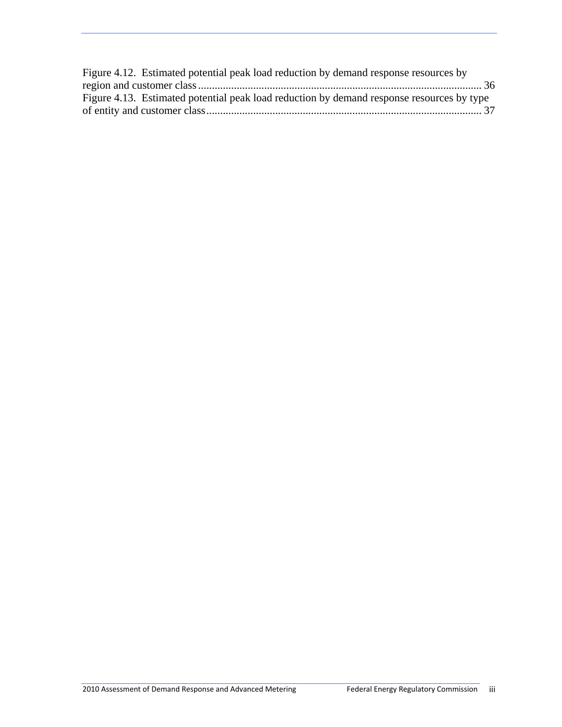Figure 4.12. Estimated potential peak load reduction by demand response resources by region and customer class ........................................................................................................ 36

Figure 4.13. Estimated potential peak load reduction by demand response resources by type of entity and customer class ..................................................................................................... 37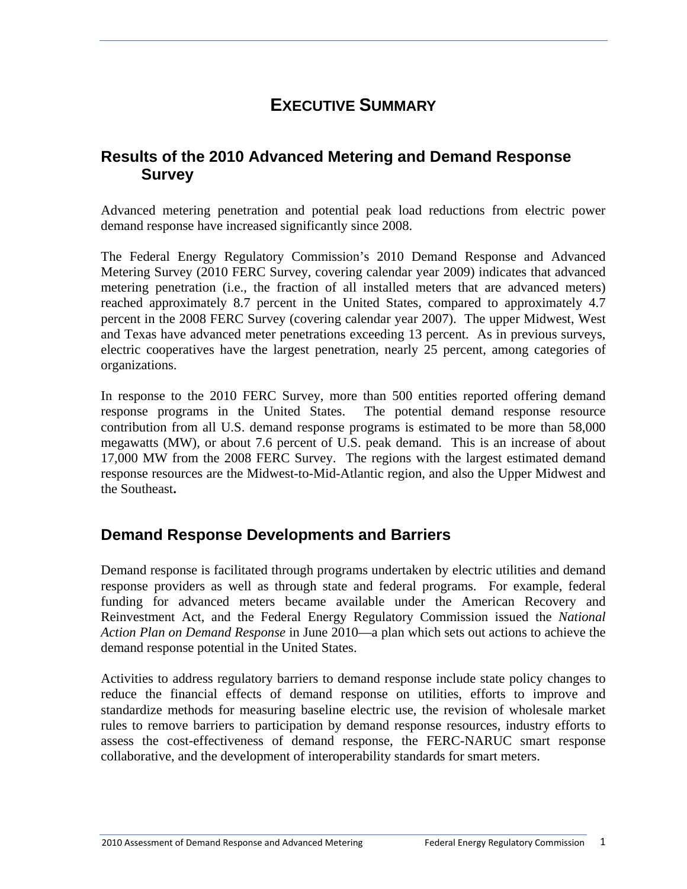# EXECUTIVE SUMMARY

## Results of the 2010 Advanced Metering and Demand Response Survey

Advanced metering penetration and potential peak load reductions from electric power demand response have increased significantly since 2008.

The Federal Energy Regulatory Commission's 2010 Demand Response and Advanced Metering Survey (2010 FERC Survey, covering calendar year 2009) indicates that advanced metering penetration (i.e., the fraction of all installed meters that are advanced meters) reached approximately 8.7 percent in the United States, compared to approximately 4.7 percent in the 2008 FERC Survey (covering calendar year 2007). The upper Midwest, West and Texas have advanced meter penetrations exceeding 13 percent. As in previous surveys, electric cooperatives have the largest penetration, nearly 25 percent, among categories of organizations.

In response to the 2010 FERC Survey, more than 500 entities reported offering demand response programs in the United States. The potential demand response resource contribution from all U.S. demand response programs is estimated to be more than 58,000 megawatts (MW), or about 7.6 percent of U.S. peak demand. This is an increase of about 17,000 MW from the 2008 FERC Survey. The regions with the largest estimated demand response resources are the Midwest-to-Mid-Atlantic region, and also the Upper Midwest and the Southeast**.**

## Demand Response Developments and Barriers

Demand response is facilitated through programs undertaken by electric utilities and demand response providers as well as through state and federal programs. For example, federal funding for advanced meters became available under the American Recovery and Reinvestment Act, and the Federal Energy Regulatory Commission issued the *National Action Plan on Demand Response* in June 2010—a plan which sets out actions to achieve the demand response potential in the United States.

Activities to address regulatory barriers to demand response include state policy changes to reduce the financial effects of demand response on utilities, efforts to improve and standardize methods for measuring baseline electric use, the revision of wholesale market rules to remove barriers to participation by demand response resources, industry efforts to assess the cost-effectiveness of demand response, the FERC-NARUC smart response collaborative, and the development of interoperability standards for smart meters.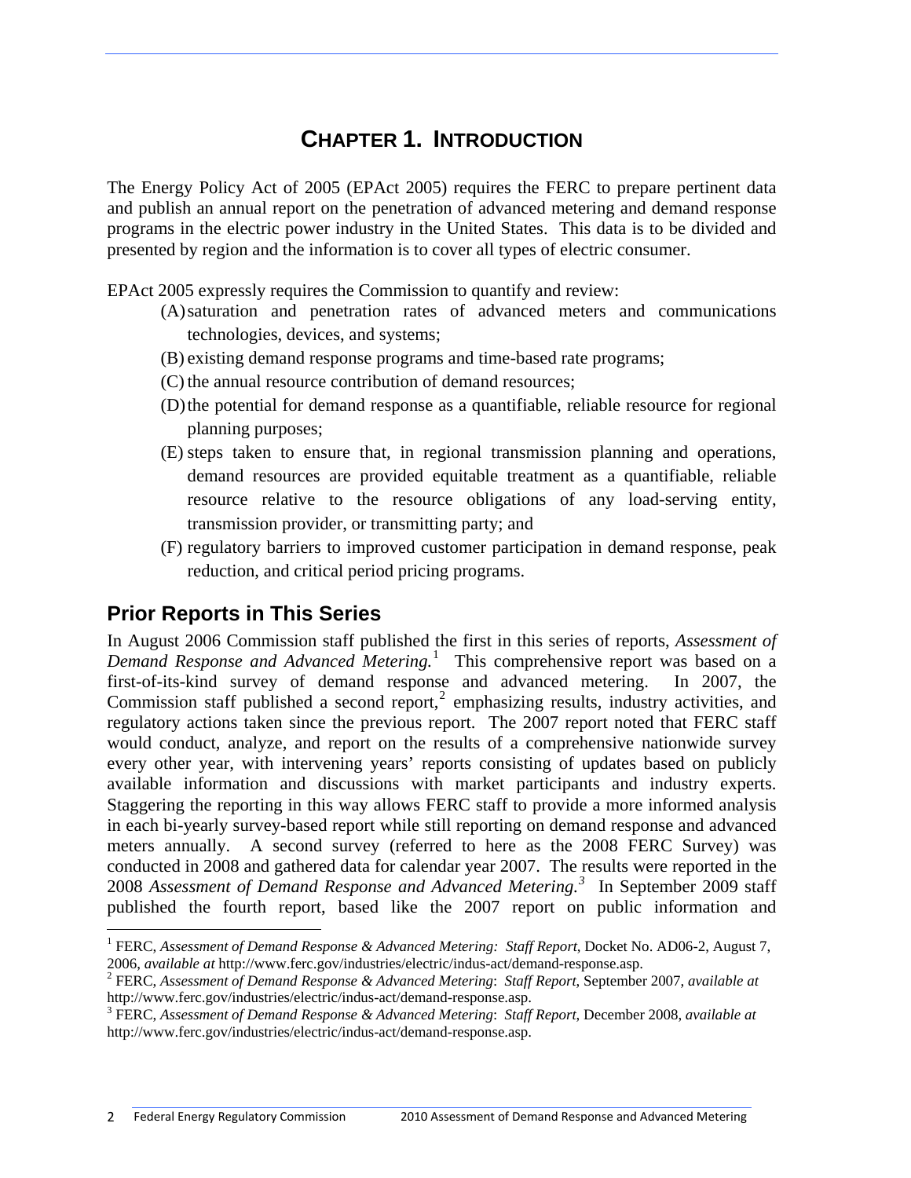# CHAPTER 1. INTRODUCTION

The Energy Policy Act of 2005 (EPAct 2005) requires the FERC to prepare pertinent data and publish an annual report on the penetration of advanced metering and demand response programs in the electric power industry in the United States. This data is to be divided and presented by region and the information is to cover all types of electric consumer.

EPAct 2005 expressly requires the Commission to quantify and review:

(A) saturation and penetration rates of advanced meters and communications technologies, devices, and systems;

(B) existing demand response programs and time-based rate programs;

(C) the annual resource contribution of demand resources;

(D) the potential for demand response as a quantifiable, reliable resource for regional planning purposes;

(E) steps taken to ensure that, in regional transmission planning and operations, demand resources are provided equitable treatment as a quantifiable, reliable resource relative to the resource obligations of any load-serving entity, transmission provider, or transmitting party; and

(F) regulatory barriers to improved customer participation in demand response, peak reduction, and critical period pricing programs.

## Prior Reports in This Series

In August 2006 Commission staff published the first in this series of reports, *Assessment of Demand Response and Advanced Metering.*[1] This comprehensive report was based on a first-of-its-kind survey of demand response and advanced metering. In 2007, the Commission staff published a second report,[2] emphasizing results, industry activities, and regulatory actions taken since the previous report. The 2007 report noted that FERC staff would conduct, analyze, and report on the results of a comprehensive nationwide survey every other year, with intervening years' reports consisting of updates based on publicly available information and discussions with market participants and industry experts. Staggering the reporting in this way allows FERC staff to provide a more informed analysis in each bi-yearly survey-based report while still reporting on demand response and advanced meters annually. A second survey (referred to here as the 2008 FERC Survey) was conducted in 2008 and gathered data for calendar year 2007. The results were reported in the 2008 *Assessment of Demand Response and Advanced Metering.*[3] In September 2009 staff published the fourth report, based like the 2007 report on public information and

[1] FERC, *Assessment of Demand Response & Advanced Metering: Staff Report*, Docket No. AD06-2, August 7, 2006, *available at* http://www.ferc.gov/industries/electric/indus-act/demand-response.asp.

[2] FERC, *Assessment of Demand Response & Advanced Metering*: *Staff Report*, September 2007, *available at* http://www.ferc.gov/industries/electric/indus-act/demand-response.asp.

[3] FERC, *Assessment of Demand Response & Advanced Metering*: *Staff Report*, December 2008, *available at* http://www.ferc.gov/industries/electric/indus-act/demand-response.asp.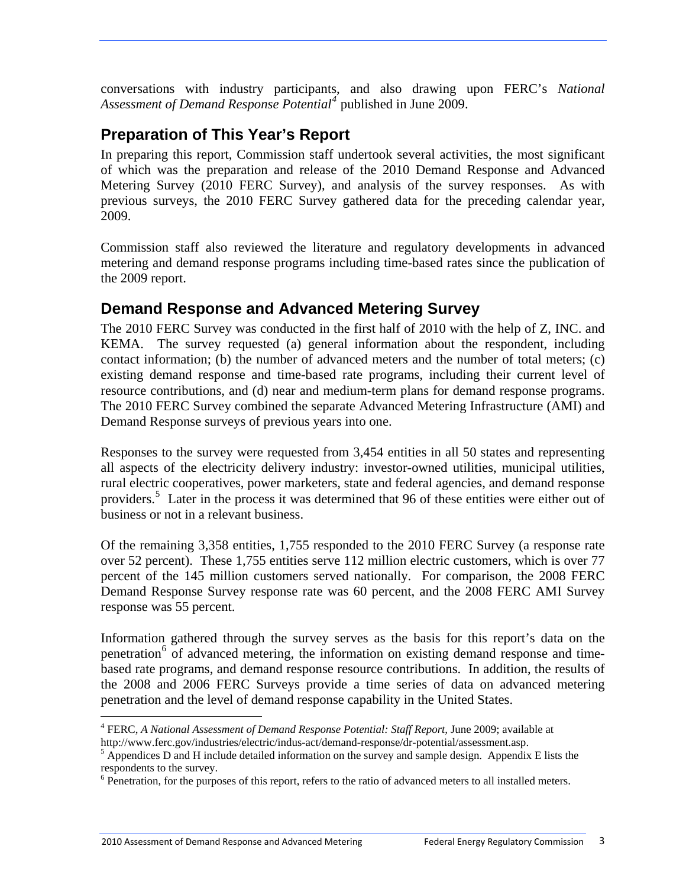conversations with industry participants, and also drawing upon FERC's *National Assessment of Demand Response Potential*[4] published in June 2009.

## Preparation of This Year's Report

In preparing this report, Commission staff undertook several activities, the most significant of which was the preparation and release of the 2010 Demand Response and Advanced Metering Survey (2010 FERC Survey), and analysis of the survey responses. As with previous surveys, the 2010 FERC Survey gathered data for the preceding calendar year, 2009.

Commission staff also reviewed the literature and regulatory developments in advanced metering and demand response programs including time-based rates since the publication of the 2009 report.

## Demand Response and Advanced Metering Survey

The 2010 FERC Survey was conducted in the first half of 2010 with the help of Z, INC. and KEMA. The survey requested (a) general information about the respondent, including contact information; (b) the number of advanced meters and the number of total meters; (c) existing demand response and time-based rate programs, including their current level of resource contributions, and (d) near and medium-term plans for demand response programs. The 2010 FERC Survey combined the separate Advanced Metering Infrastructure (AMI) and Demand Response surveys of previous years into one.

Responses to the survey were requested from 3,454 entities in all 50 states and representing all aspects of the electricity delivery industry: investor-owned utilities, municipal utilities, rural electric cooperatives, power marketers, state and federal agencies, and demand response providers.[5] Later in the process it was determined that 96 of these entities were either out of business or not in a relevant business.

Of the remaining 3,358 entities, 1,755 responded to the 2010 FERC Survey (a response rate over 52 percent). These 1,755 entities serve 112 million electric customers, which is over 77 percent of the 145 million customers served nationally. For comparison, the 2008 FERC Demand Response Survey response rate was 60 percent, and the 2008 FERC AMI Survey response was 55 percent.

Information gathered through the survey serves as the basis for this report's data on the penetration[6] of advanced metering, the information on existing demand response and time-based rate programs, and demand response resource contributions. In addition, the results of the 2008 and 2006 FERC Surveys provide a time series of data on advanced metering penetration and the level of demand response capability in the United States.

---

[4] FERC, *A National Assessment of Demand Response Potential: Staff Report,* June 2009; available at http://www.ferc.gov/industries/electric/indus-act/demand-response/dr-potential/assessment.asp.

[5] Appendices D and H include detailed information on the survey and sample design. Appendix E lists the respondents to the survey.

[6] Penetration, for the purposes of this report, refers to the ratio of advanced meters to all installed meters.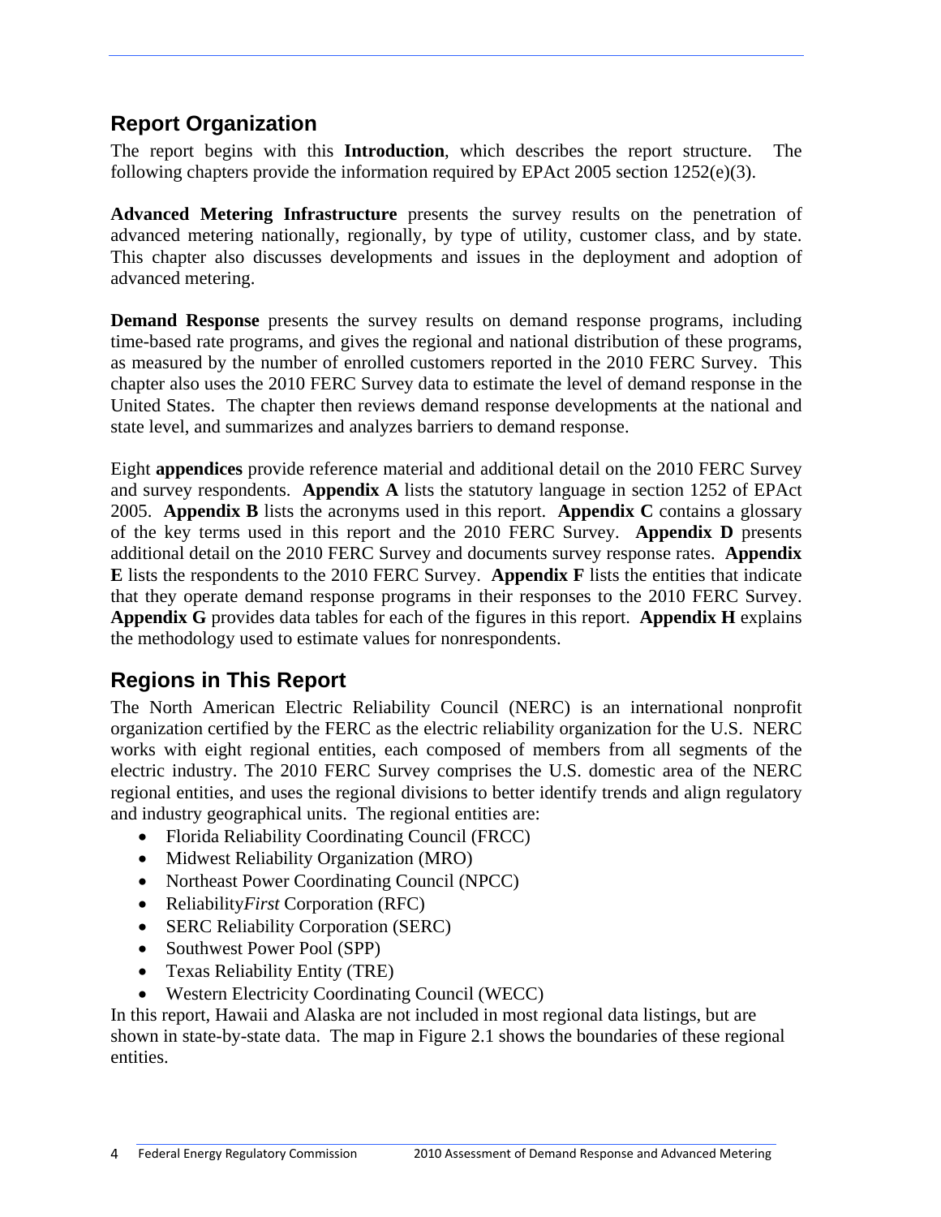## Report Organization

The report begins with this **Introduction**, which describes the report structure. The following chapters provide the information required by EPAct 2005 section 1252(e)(3).

**Advanced Metering Infrastructure** presents the survey results on the penetration of advanced metering nationally, regionally, by type of utility, customer class, and by state. This chapter also discusses developments and issues in the deployment and adoption of advanced metering.

**Demand Response** presents the survey results on demand response programs, including time-based rate programs, and gives the regional and national distribution of these programs, as measured by the number of enrolled customers reported in the 2010 FERC Survey. This chapter also uses the 2010 FERC Survey data to estimate the level of demand response in the United States. The chapter then reviews demand response developments at the national and state level, and summarizes and analyzes barriers to demand response.

Eight **appendices** provide reference material and additional detail on the 2010 FERC Survey and survey respondents. **Appendix A** lists the statutory language in section 1252 of EPAct 2005. **Appendix B** lists the acronyms used in this report. **Appendix C** contains a glossary of the key terms used in this report and the 2010 FERC Survey. **Appendix D** presents additional detail on the 2010 FERC Survey and documents survey response rates. **Appendix E** lists the respondents to the 2010 FERC Survey. **Appendix F** lists the entities that indicate that they operate demand response programs in their responses to the 2010 FERC Survey. **Appendix G** provides data tables for each of the figures in this report. **Appendix H** explains the methodology used to estimate values for nonrespondents.

## Regions in This Report

The North American Electric Reliability Council (NERC) is an international nonprofit organization certified by the FERC as the electric reliability organization for the U.S. NERC works with eight regional entities, each composed of members from all segments of the electric industry. The 2010 FERC Survey comprises the U.S. domestic area of the NERC regional entities, and uses the regional divisions to better identify trends and align regulatory and industry geographical units. The regional entities are:

- Florida Reliability Coordinating Council (FRCC)
- Midwest Reliability Organization (MRO)
- Northeast Power Coordinating Council (NPCC)
- Reliability*First* Corporation (RFC)
- SERC Reliability Corporation (SERC)
- Southwest Power Pool (SPP)
- Texas Reliability Entity (TRE)
- Western Electricity Coordinating Council (WECC)

In this report, Hawaii and Alaska are not included in most regional data listings, but are shown in state-by-state data. The map in Figure 2.1 shows the boundaries of these regional entities.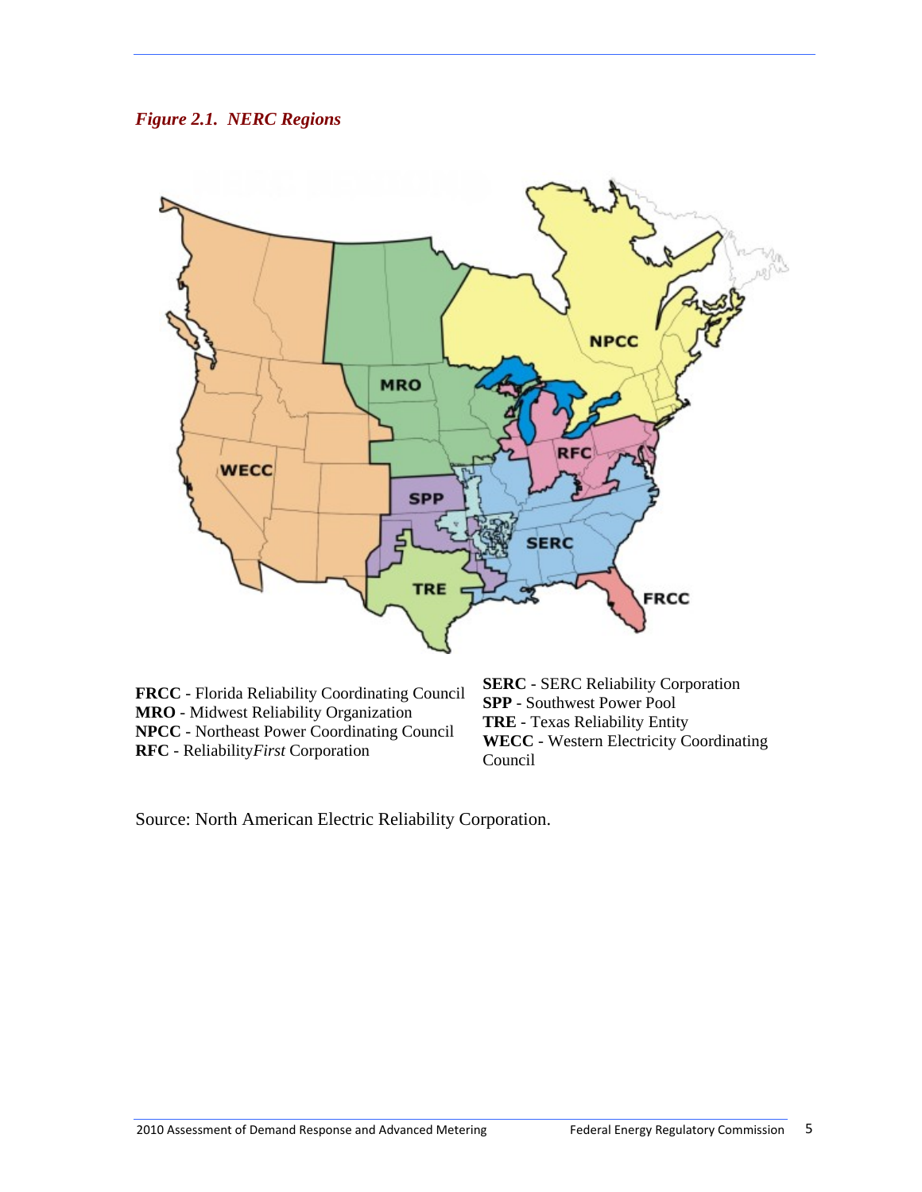*Figure 2.1. NERC Regions*

**FRCC** - Florida Reliability Coordinating Council
**MRO** - Midwest Reliability Organization
**NPCC** - Northeast Power Coordinating Council
**RFC** - Reliability*First* Corporation
**SERC** - SERC Reliability Corporation
**SPP** - Southwest Power Pool
**TRE** - Texas Reliability Entity
**WECC** - Western Electricity Coordinating Council

Source: North American Electric Reliability Corporation.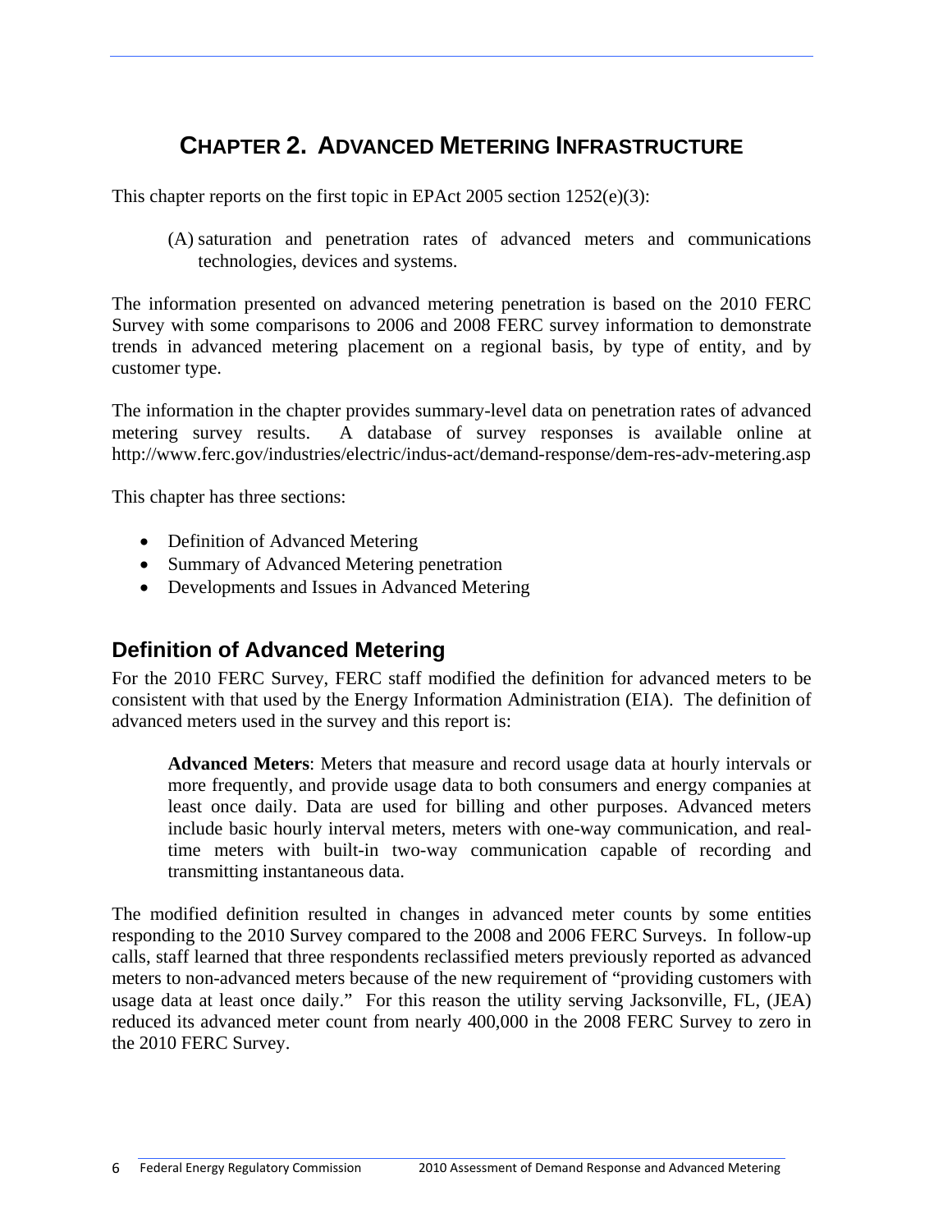# CHAPTER 2. ADVANCED METERING INFRASTRUCTURE

This chapter reports on the first topic in EPAct 2005 section 1252(e)(3):

> (A) saturation and penetration rates of advanced meters and communications technologies, devices and systems.

The information presented on advanced metering penetration is based on the 2010 FERC Survey with some comparisons to 2006 and 2008 FERC survey information to demonstrate trends in advanced metering placement on a regional basis, by type of entity, and by customer type.

The information in the chapter provides summary-level data on penetration rates of advanced metering survey results. A database of survey responses is available online at http://www.ferc.gov/industries/electric/indus-act/demand-response/dem-res-adv-metering.asp

This chapter has three sections:

- Definition of Advanced Metering
- Summary of Advanced Metering penetration
- Developments and Issues in Advanced Metering

## Definition of Advanced Metering

For the 2010 FERC Survey, FERC staff modified the definition for advanced meters to be consistent with that used by the Energy Information Administration (EIA). The definition of advanced meters used in the survey and this report is:

> **Advanced Meters**: Meters that measure and record usage data at hourly intervals or more frequently, and provide usage data to both consumers and energy companies at least once daily. Data are used for billing and other purposes. Advanced meters include basic hourly interval meters, meters with one-way communication, and real-time meters with built-in two-way communication capable of recording and transmitting instantaneous data.

The modified definition resulted in changes in advanced meter counts by some entities responding to the 2010 Survey compared to the 2008 and 2006 FERC Surveys. In follow-up calls, staff learned that three respondents reclassified meters previously reported as advanced meters to non-advanced meters because of the new requirement of "providing customers with usage data at least once daily." For this reason the utility serving Jacksonville, FL, (JEA) reduced its advanced meter count from nearly 400,000 in the 2008 FERC Survey to zero in the 2010 FERC Survey.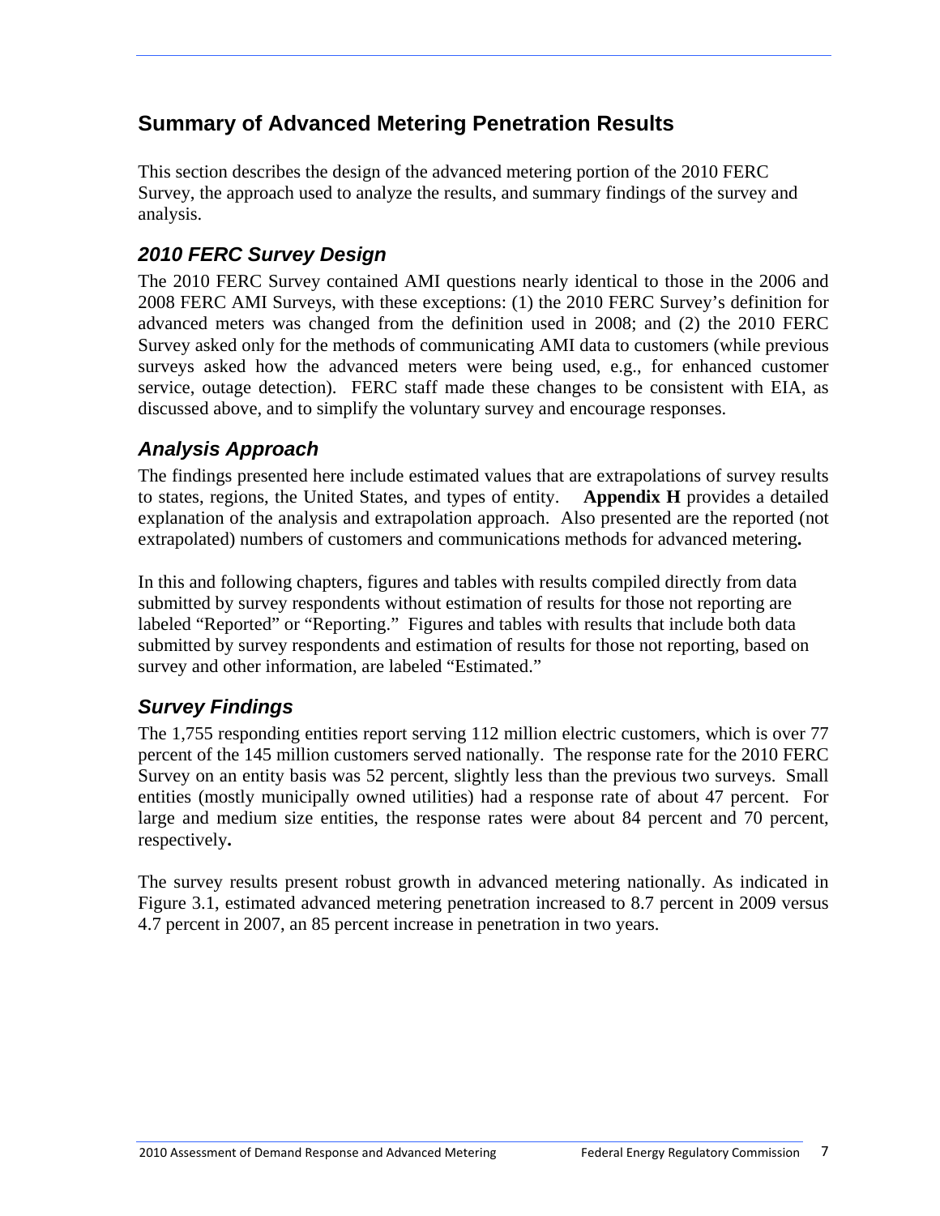## Summary of Advanced Metering Penetration Results

This section describes the design of the advanced metering portion of the 2010 FERC Survey, the approach used to analyze the results, and summary findings of the survey and analysis.

### *2010 FERC Survey Design*

The 2010 FERC Survey contained AMI questions nearly identical to those in the 2006 and 2008 FERC AMI Surveys, with these exceptions: (1) the 2010 FERC Survey's definition for advanced meters was changed from the definition used in 2008; and (2) the 2010 FERC Survey asked only for the methods of communicating AMI data to customers (while previous surveys asked how the advanced meters were being used, e.g., for enhanced customer service, outage detection). FERC staff made these changes to be consistent with EIA, as discussed above, and to simplify the voluntary survey and encourage responses.

### *Analysis Approach*

The findings presented here include estimated values that are extrapolations of survey results to states, regions, the United States, and types of entity. **Appendix H** provides a detailed explanation of the analysis and extrapolation approach. Also presented are the reported (not extrapolated) numbers of customers and communications methods for advanced metering**.**

In this and following chapters, figures and tables with results compiled directly from data submitted by survey respondents without estimation of results for those not reporting are labeled "Reported" or "Reporting." Figures and tables with results that include both data submitted by survey respondents and estimation of results for those not reporting, based on survey and other information, are labeled "Estimated."

### *Survey Findings*

The 1,755 responding entities report serving 112 million electric customers, which is over 77 percent of the 145 million customers served nationally. The response rate for the 2010 FERC Survey on an entity basis was 52 percent, slightly less than the previous two surveys. Small entities (mostly municipally owned utilities) had a response rate of about 47 percent. For large and medium size entities, the response rates were about 84 percent and 70 percent, respectively**.**

The survey results present robust growth in advanced metering nationally. As indicated in Figure 3.1, estimated advanced metering penetration increased to 8.7 percent in 2009 versus 4.7 percent in 2007, an 85 percent increase in penetration in two years.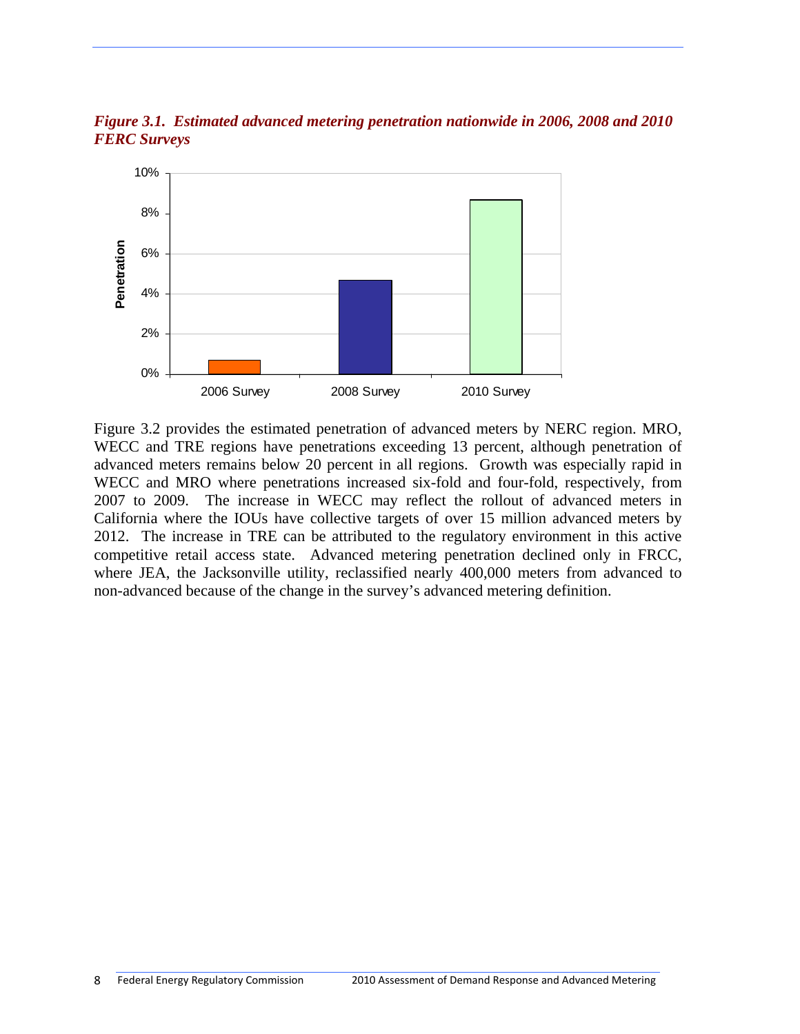*Figure 3.1. Estimated advanced metering penetration nationwide in 2006, 2008 and 2010 FERC Surveys*

Figure 3.2 provides the estimated penetration of advanced meters by NERC region. MRO, WECC and TRE regions have penetrations exceeding 13 percent, although penetration of advanced meters remains below 20 percent in all regions. Growth was especially rapid in WECC and MRO where penetrations increased six-fold and four-fold, respectively, from 2007 to 2009. The increase in WECC may reflect the rollout of advanced meters in California where the IOUs have collective targets of over 15 million advanced meters by 2012. The increase in TRE can be attributed to the regulatory environment in this active competitive retail access state. Advanced metering penetration declined only in FRCC, where JEA, the Jacksonville utility, reclassified nearly 400,000 meters from advanced to non-advanced because of the change in the survey's advanced metering definition.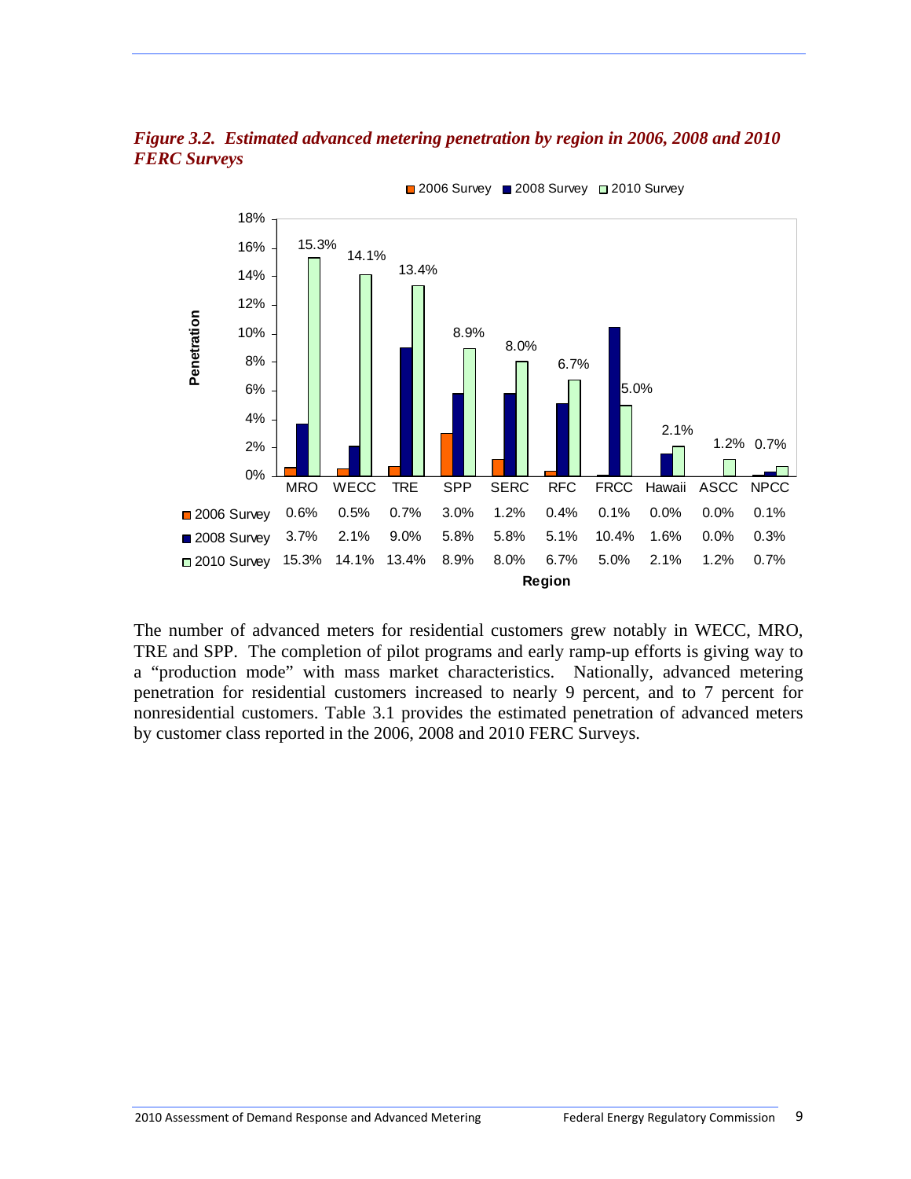***Figure 3.2. Estimated advanced metering penetration by region in 2006, 2008 and 2010 FERC Surveys***

| Region | MRO | WECC | TRE | SPP | SERC | RFC | FRCC | Hawaii | ASCC | NPCC |
|---|---|---|---|---|---|---|---|---|---|---|
| 2006 Survey | 0.6% | 0.5% | 0.7% | 3.0% | 1.2% | 0.4% | 0.1% | 0.0% | 0.0% | 0.1% |
| 2008 Survey | 3.7% | 2.1% | 9.0% | 5.8% | 5.8% | 5.1% | 10.4% | 1.6% | 0.0% | 0.3% |
| 2010 Survey | 15.3% | 14.1% | 13.4% | 8.9% | 8.0% | 6.7% | 5.0% | 2.1% | 1.2% | 0.7% |

The number of advanced meters for residential customers grew notably in WECC, MRO, TRE and SPP. The completion of pilot programs and early ramp-up efforts is giving way to a "production mode" with mass market characteristics. Nationally, advanced metering penetration for residential customers increased to nearly 9 percent, and to 7 percent for nonresidential customers. Table 3.1 provides the estimated penetration of advanced meters by customer class reported in the 2006, 2008 and 2010 FERC Surveys.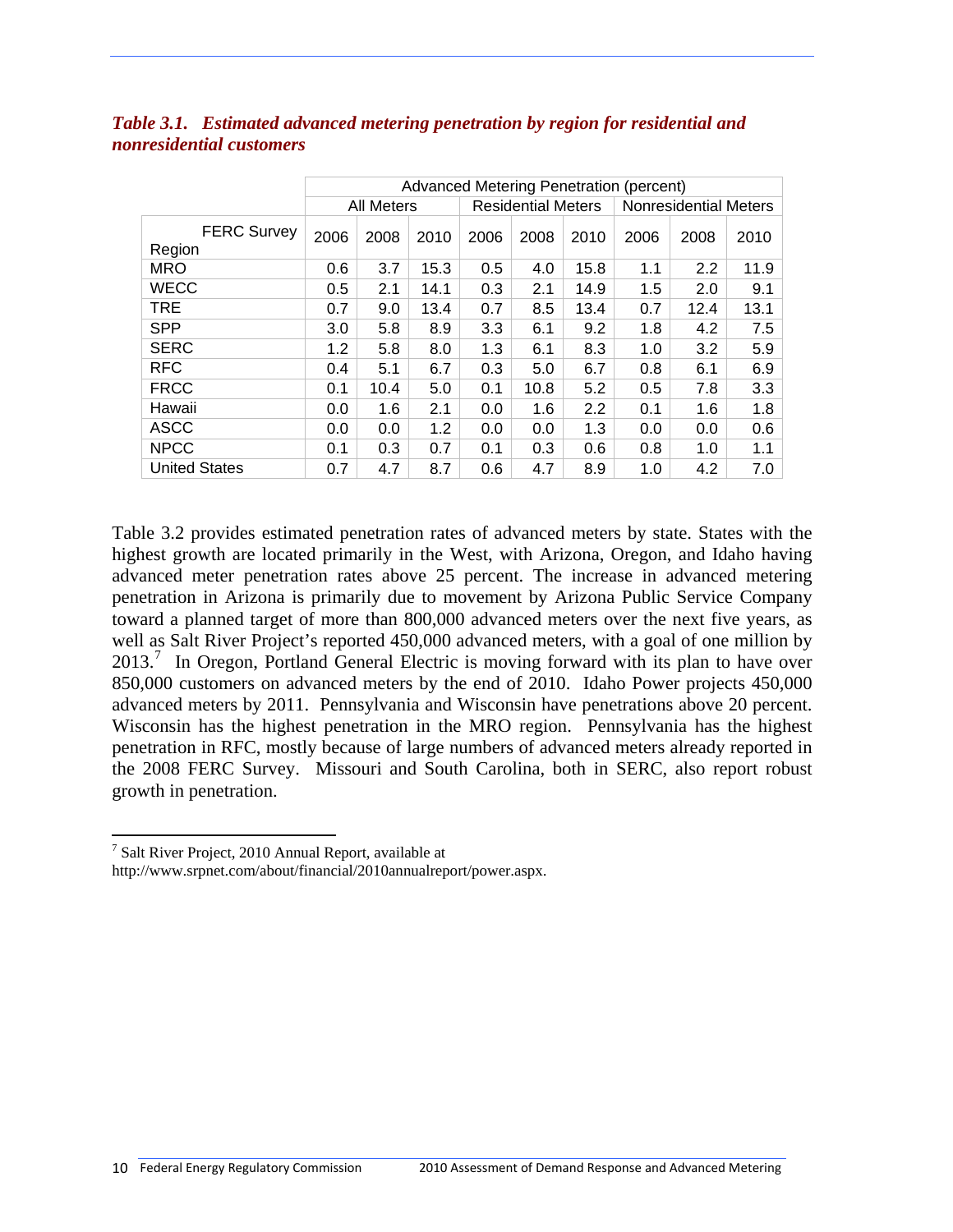***Table 3.1. Estimated advanced metering penetration by region for residential and nonresidential customers***

| | Advanced Metering Penetration (percent) | | | | | | | | |
|---|---|---|---|---|---|---|---|---|---|
| | All Meters | | | Residential Meters | | | Nonresidential Meters | | |
| FERC Survey Region | 2006 | 2008 | 2010 | 2006 | 2008 | 2010 | 2006 | 2008 | 2010 |
| MRO | 0.6 | 3.7 | 15.3 | 0.5 | 4.0 | 15.8 | 1.1 | 2.2 | 11.9 |
| WECC | 0.5 | 2.1 | 14.1 | 0.3 | 2.1 | 14.9 | 1.5 | 2.0 | 9.1 |
| TRE | 0.7 | 9.0 | 13.4 | 0.7 | 8.5 | 13.4 | 0.7 | 12.4 | 13.1 |
| SPP | 3.0 | 5.8 | 8.9 | 3.3 | 6.1 | 9.2 | 1.8 | 4.2 | 7.5 |
| SERC | 1.2 | 5.8 | 8.0 | 1.3 | 6.1 | 8.3 | 1.0 | 3.2 | 5.9 |
| RFC | 0.4 | 5.1 | 6.7 | 0.3 | 5.0 | 6.7 | 0.8 | 6.1 | 6.9 |
| FRCC | 0.1 | 10.4 | 5.0 | 0.1 | 10.8 | 5.2 | 0.5 | 7.8 | 3.3 |
| Hawaii | 0.0 | 1.6 | 2.1 | 0.0 | 1.6 | 2.2 | 0.1 | 1.6 | 1.8 |
| ASCC | 0.0 | 0.0 | 1.2 | 0.0 | 0.0 | 1.3 | 0.0 | 0.0 | 0.6 |
| NPCC | 0.1 | 0.3 | 0.7 | 0.1 | 0.3 | 0.6 | 0.8 | 1.0 | 1.1 |
| United States | 0.7 | 4.7 | 8.7 | 0.6 | 4.7 | 8.9 | 1.0 | 4.2 | 7.0 |

Table 3.2 provides estimated penetration rates of advanced meters by state. States with the highest growth are located primarily in the West, with Arizona, Oregon, and Idaho having advanced meter penetration rates above 25 percent. The increase in advanced metering penetration in Arizona is primarily due to movement by Arizona Public Service Company toward a planned target of more than 800,000 advanced meters over the next five years, as well as Salt River Project's reported 450,000 advanced meters, with a goal of one million by 2013.[7] In Oregon, Portland General Electric is moving forward with its plan to have over 850,000 customers on advanced meters by the end of 2010. Idaho Power projects 450,000 advanced meters by 2011. Pennsylvania and Wisconsin have penetrations above 20 percent. Wisconsin has the highest penetration in the MRO region. Pennsylvania has the highest penetration in RFC, mostly because of large numbers of advanced meters already reported in the 2008 FERC Survey. Missouri and South Carolina, both in SERC, also report robust growth in penetration.

[7] Salt River Project, 2010 Annual Report, available at http://www.srpnet.com/about/financial/2010annualreport/power.aspx.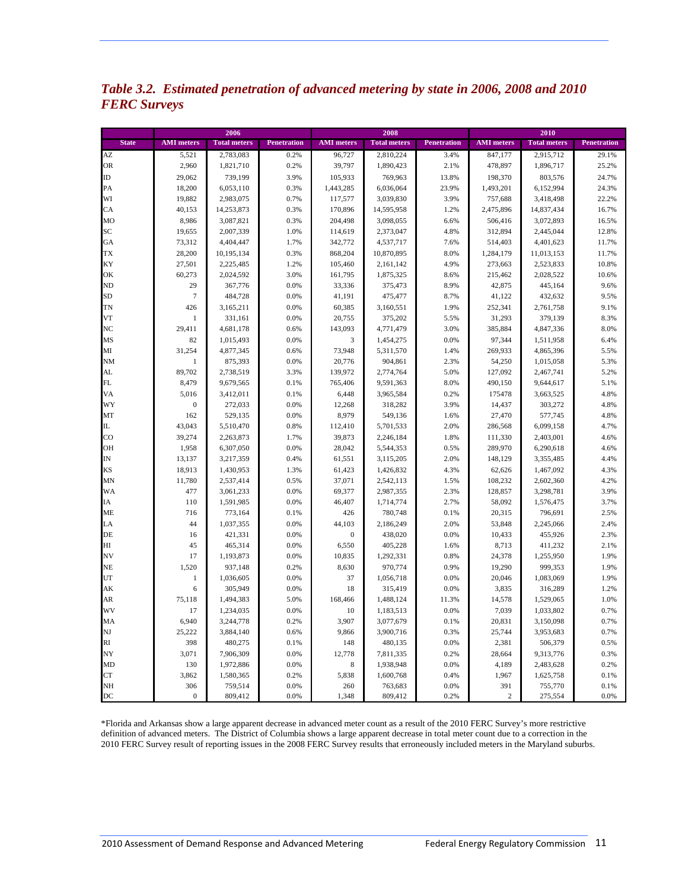## *Table 3.2. Estimated penetration of advanced metering by state in 2006, 2008 and 2010 FERC Surveys*

| | 2006 | | | 2008 | | | 2010 | | |
|---|---|---|---|---|---|---|---|---|---|
| **State** | **AMI meters** | **Total meters** | **Penetration** | **AMI meters** | **Total meters** | **Penetration** | **AMI meters** | **Total meters** | **Penetration** |
| AZ | 5,521 | 2,783,083 | 0.2% | 96,727 | 2,810,224 | 3.4% | 847,177 | 2,915,712 | 29.1% |
| OR | 2,960 | 1,821,710 | 0.2% | 39,797 | 1,890,423 | 2.1% | 478,897 | 1,896,717 | 25.2% |
| ID | 29,062 | 739,199 | 3.9% | 105,933 | 769,963 | 13.8% | 198,370 | 803,576 | 24.7% |
| PA | 18,200 | 6,053,110 | 0.3% | 1,443,285 | 6,036,064 | 23.9% | 1,493,201 | 6,152,994 | 24.3% |
| WI | 19,882 | 2,983,075 | 0.7% | 117,577 | 3,039,830 | 3.9% | 757,688 | 3,418,498 | 22.2% |
| CA | 40,153 | 14,253,873 | 0.3% | 170,896 | 14,595,958 | 1.2% | 2,475,896 | 14,837,434 | 16.7% |
| MO | 8,986 | 3,087,821 | 0.3% | 204,498 | 3,098,055 | 6.6% | 506,416 | 3,072,893 | 16.5% |
| SC | 19,655 | 2,007,339 | 1.0% | 114,619 | 2,373,047 | 4.8% | 312,894 | 2,445,044 | 12.8% |
| GA | 73,312 | 4,404,447 | 1.7% | 342,772 | 4,537,717 | 7.6% | 514,403 | 4,401,623 | 11.7% |
| TX | 28,200 | 10,195,134 | 0.3% | 868,204 | 10,870,895 | 8.0% | 1,284,179 | 11,013,153 | 11.7% |
| KY | 27,501 | 2,225,485 | 1.2% | 105,460 | 2,161,142 | 4.9% | 273,663 | 2,523,833 | 10.8% |
| OK | 60,273 | 2,024,592 | 3.0% | 161,795 | 1,875,325 | 8.6% | 215,462 | 2,028,522 | 10.6% |
| ND | 29 | 367,776 | 0.0% | 33,336 | 375,473 | 8.9% | 42,875 | 445,164 | 9.6% |
| SD | 7 | 484,728 | 0.0% | 41,191 | 475,477 | 8.7% | 41,122 | 432,632 | 9.5% |
| TN | 426 | 3,165,211 | 0.0% | 60,385 | 3,160,551 | 1.9% | 252,341 | 2,761,758 | 9.1% |
| VT | 1 | 331,161 | 0.0% | 20,755 | 375,202 | 5.5% | 31,293 | 379,139 | 8.3% |
| NC | 29,411 | 4,681,178 | 0.6% | 143,093 | 4,771,479 | 3.0% | 385,884 | 4,847,336 | 8.0% |
| MS | 82 | 1,015,493 | 0.0% | 3 | 1,454,275 | 0.0% | 97,344 | 1,511,958 | 6.4% |
| MI | 31,254 | 4,877,345 | 0.6% | 73,948 | 5,311,570 | 1.4% | 269,933 | 4,865,396 | 5.5% |
| NM | 1 | 875,393 | 0.0% | 20,776 | 904,861 | 2.3% | 54,250 | 1,015,058 | 5.3% |
| AL | 89,702 | 2,738,519 | 3.3% | 139,972 | 2,774,764 | 5.0% | 127,092 | 2,467,741 | 5.2% |
| FL | 8,479 | 9,679,565 | 0.1% | 765,406 | 9,591,363 | 8.0% | 490,150 | 9,644,617 | 5.1% |
| VA | 5,016 | 3,412,011 | 0.1% | 6,448 | 3,965,584 | 0.2% | 175478 | 3,663,525 | 4.8% |
| WY | 0 | 272,033 | 0.0% | 12,268 | 318,282 | 3.9% | 14,437 | 303,272 | 4.8% |
| MT | 162 | 529,135 | 0.0% | 8,979 | 549,136 | 1.6% | 27,470 | 577,745 | 4.8% |
| IL | 43,043 | 5,510,470 | 0.8% | 112,410 | 5,701,533 | 2.0% | 286,568 | 6,099,158 | 4.7% |
| CO | 39,274 | 2,263,873 | 1.7% | 39,873 | 2,246,184 | 1.8% | 111,330 | 2,403,001 | 4.6% |
| OH | 1,958 | 6,307,050 | 0.0% | 28,042 | 5,544,353 | 0.5% | 289,970 | 6,290,618 | 4.6% |
| IN | 13,137 | 3,217,359 | 0.4% | 61,551 | 3,115,205 | 2.0% | 148,129 | 3,355,485 | 4.4% |
| KS | 18,913 | 1,430,953 | 1.3% | 61,423 | 1,426,832 | 4.3% | 62,626 | 1,467,092 | 4.3% |
| MN | 11,780 | 2,537,414 | 0.5% | 37,071 | 2,542,113 | 1.5% | 108,232 | 2,602,360 | 4.2% |
| WA | 477 | 3,061,233 | 0.0% | 69,377 | 2,987,355 | 2.3% | 128,857 | 3,298,781 | 3.9% |
| IA | 110 | 1,591,985 | 0.0% | 46,407 | 1,714,774 | 2.7% | 58,092 | 1,576,475 | 3.7% |
| ME | 716 | 773,164 | 0.1% | 426 | 780,748 | 0.1% | 20,315 | 796,691 | 2.5% |
| LA | 44 | 1,037,355 | 0.0% | 44,103 | 2,186,249 | 2.0% | 53,848 | 2,245,066 | 2.4% |
| DE | 16 | 421,331 | 0.0% | 0 | 438,020 | 0.0% | 10,433 | 455,926 | 2.3% |
| HI | 45 | 465,314 | 0.0% | 6,550 | 405,228 | 1.6% | 8,713 | 411,232 | 2.1% |
| NV | 17 | 1,193,873 | 0.0% | 10,835 | 1,292,331 | 0.8% | 24,378 | 1,255,950 | 1.9% |
| NE | 1,520 | 937,148 | 0.2% | 8,630 | 970,774 | 0.9% | 19,290 | 999,353 | 1.9% |
| UT | 1 | 1,036,605 | 0.0% | 37 | 1,056,718 | 0.0% | 20,046 | 1,083,069 | 1.9% |
| AK | 6 | 305,949 | 0.0% | 18 | 315,419 | 0.0% | 3,835 | 316,289 | 1.2% |
| AR | 75,118 | 1,494,383 | 5.0% | 168,466 | 1,488,124 | 11.3% | 14,578 | 1,529,065 | 1.0% |
| WV | 17 | 1,234,035 | 0.0% | 10 | 1,183,513 | 0.0% | 7,039 | 1,033,802 | 0.7% |
| MA | 6,940 | 3,244,778 | 0.2% | 3,907 | 3,077,679 | 0.1% | 20,831 | 3,150,098 | 0.7% |
| NJ | 25,222 | 3,884,140 | 0.6% | 9,866 | 3,900,716 | 0.3% | 25,744 | 3,953,683 | 0.7% |
| RI | 398 | 480,275 | 0.1% | 148 | 480,135 | 0.0% | 2,381 | 506,379 | 0.5% |
| NY | 3,071 | 7,906,309 | 0.0% | 12,778 | 7,811,335 | 0.2% | 28,664 | 9,313,776 | 0.3% |
| MD | 130 | 1,972,886 | 0.0% | 8 | 1,938,948 | 0.0% | 4,189 | 2,483,628 | 0.2% |
| CT | 3,862 | 1,580,365 | 0.2% | 5,838 | 1,600,768 | 0.4% | 1,967 | 1,625,758 | 0.1% |
| NH | 306 | 759,514 | 0.0% | 260 | 763,683 | 0.0% | 391 | 755,770 | 0.1% |
| DC | 0 | 809,412 | 0.0% | 1,348 | 809,412 | 0.2% | 2 | 275,554 | 0.0% |

*Florida and Arkansas show a large apparent decrease in advanced meter count as a result of the 2010 FERC Survey's more restrictive definition of advanced meters. The District of Columbia shows a large apparent decrease in total meter count due to a correction in the 2010 FERC Survey result of reporting issues in the 2008 FERC Survey results that erroneously included meters in the Maryland suburbs.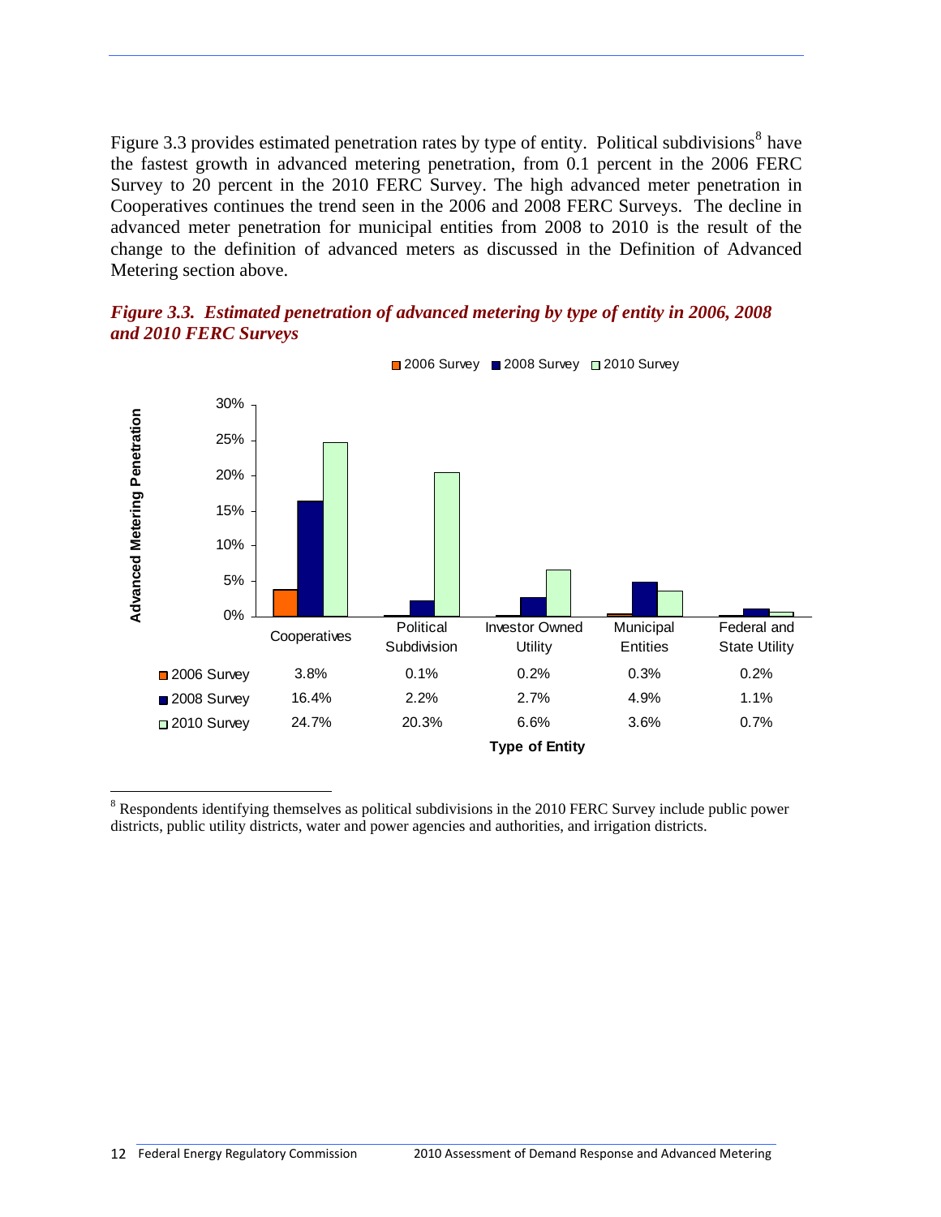Figure 3.3 provides estimated penetration rates by type of entity. Political subdivisions[8] have the fastest growth in advanced metering penetration, from 0.1 percent in the 2006 FERC Survey to 20 percent in the 2010 FERC Survey. The high advanced meter penetration in Cooperatives continues the trend seen in the 2006 and 2008 FERC Surveys. The decline in advanced meter penetration for municipal entities from 2008 to 2010 is the result of the change to the definition of advanced meters as discussed in the Definition of Advanced Metering section above.

***Figure 3.3. Estimated penetration of advanced metering by type of entity in 2006, 2008 and 2010 FERC Surveys***

| | Cooperatives | Political Subdivision | Investor Owned Utility | Municipal Entities | Federal and State Utility |
|---|---|---|---|---|---|
| 2006 Survey | 3.8% | 0.1% | 0.2% | 0.3% | 0.2% |
| 2008 Survey | 16.4% | 2.2% | 2.7% | 4.9% | 1.1% |
| 2010 Survey | 24.7% | 20.3% | 6.6% | 3.6% | 0.7% |

[8] Respondents identifying themselves as political subdivisions in the 2010 FERC Survey include public power districts, public utility districts, water and power agencies and authorities, and irrigation districts.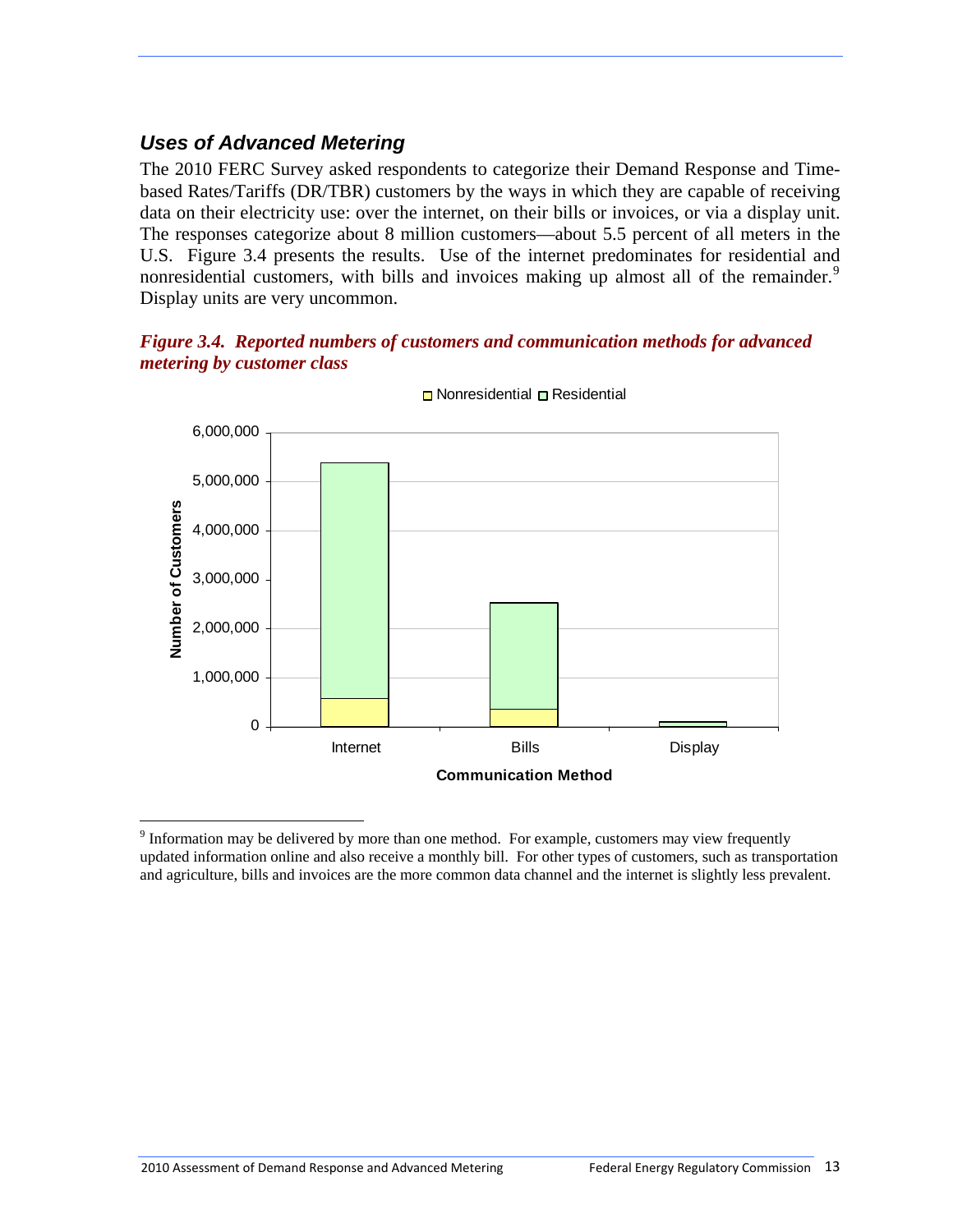## *Uses of Advanced Metering*

The 2010 FERC Survey asked respondents to categorize their Demand Response and Time-based Rates/Tariffs (DR/TBR) customers by the ways in which they are capable of receiving data on their electricity use: over the internet, on their bills or invoices, or via a display unit. The responses categorize about 8 million customers—about 5.5 percent of all meters in the U.S. Figure 3.4 presents the results. Use of the internet predominates for residential and nonresidential customers, with bills and invoices making up almost all of the remainder.[9] Display units are very uncommon.

***Figure 3.4. Reported numbers of customers and communication methods for advanced metering by customer class***

[9] Information may be delivered by more than one method. For example, customers may view frequently updated information online and also receive a monthly bill. For other types of customers, such as transportation and agriculture, bills and invoices are the more common data channel and the internet is slightly less prevalent.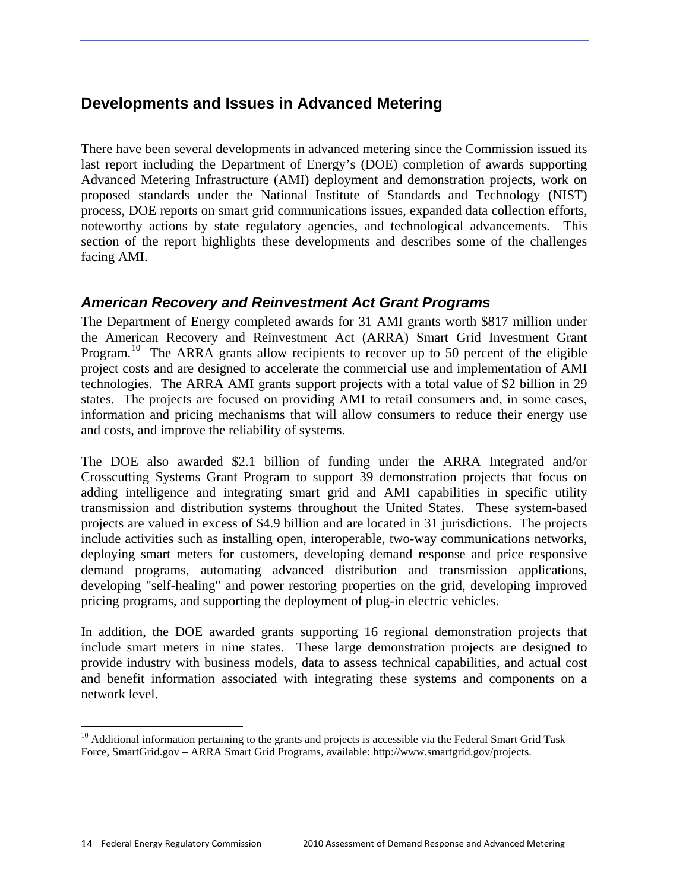## Developments and Issues in Advanced Metering

There have been several developments in advanced metering since the Commission issued its last report including the Department of Energy's (DOE) completion of awards supporting Advanced Metering Infrastructure (AMI) deployment and demonstration projects, work on proposed standards under the National Institute of Standards and Technology (NIST) process, DOE reports on smart grid communications issues, expanded data collection efforts, noteworthy actions by state regulatory agencies, and technological advancements. This section of the report highlights these developments and describes some of the challenges facing AMI.

### *American Recovery and Reinvestment Act Grant Programs*

The Department of Energy completed awards for 31 AMI grants worth $817 million under the American Recovery and Reinvestment Act (ARRA) Smart Grid Investment Grant Program.[10] The ARRA grants allow recipients to recover up to 50 percent of the eligible project costs and are designed to accelerate the commercial use and implementation of AMI technologies. The ARRA AMI grants support projects with a total value of $2 billion in 29 states. The projects are focused on providing AMI to retail consumers and, in some cases, information and pricing mechanisms that will allow consumers to reduce their energy use and costs, and improve the reliability of systems.

The DOE also awarded $2.1 billion of funding under the ARRA Integrated and/or Crosscutting Systems Grant Program to support 39 demonstration projects that focus on adding intelligence and integrating smart grid and AMI capabilities in specific utility transmission and distribution systems throughout the United States. These system-based projects are valued in excess of $4.9 billion and are located in 31 jurisdictions. The projects include activities such as installing open, interoperable, two-way communications networks, deploying smart meters for customers, developing demand response and price responsive demand programs, automating advanced distribution and transmission applications, developing "self-healing" and power restoring properties on the grid, developing improved pricing programs, and supporting the deployment of plug-in electric vehicles.

In addition, the DOE awarded grants supporting 16 regional demonstration projects that include smart meters in nine states. These large demonstration projects are designed to provide industry with business models, data to assess technical capabilities, and actual cost and benefit information associated with integrating these systems and components on a network level.

[10] Additional information pertaining to the grants and projects is accessible via the Federal Smart Grid Task Force, SmartGrid.gov – ARRA Smart Grid Programs, available: http://www.smartgrid.gov/projects.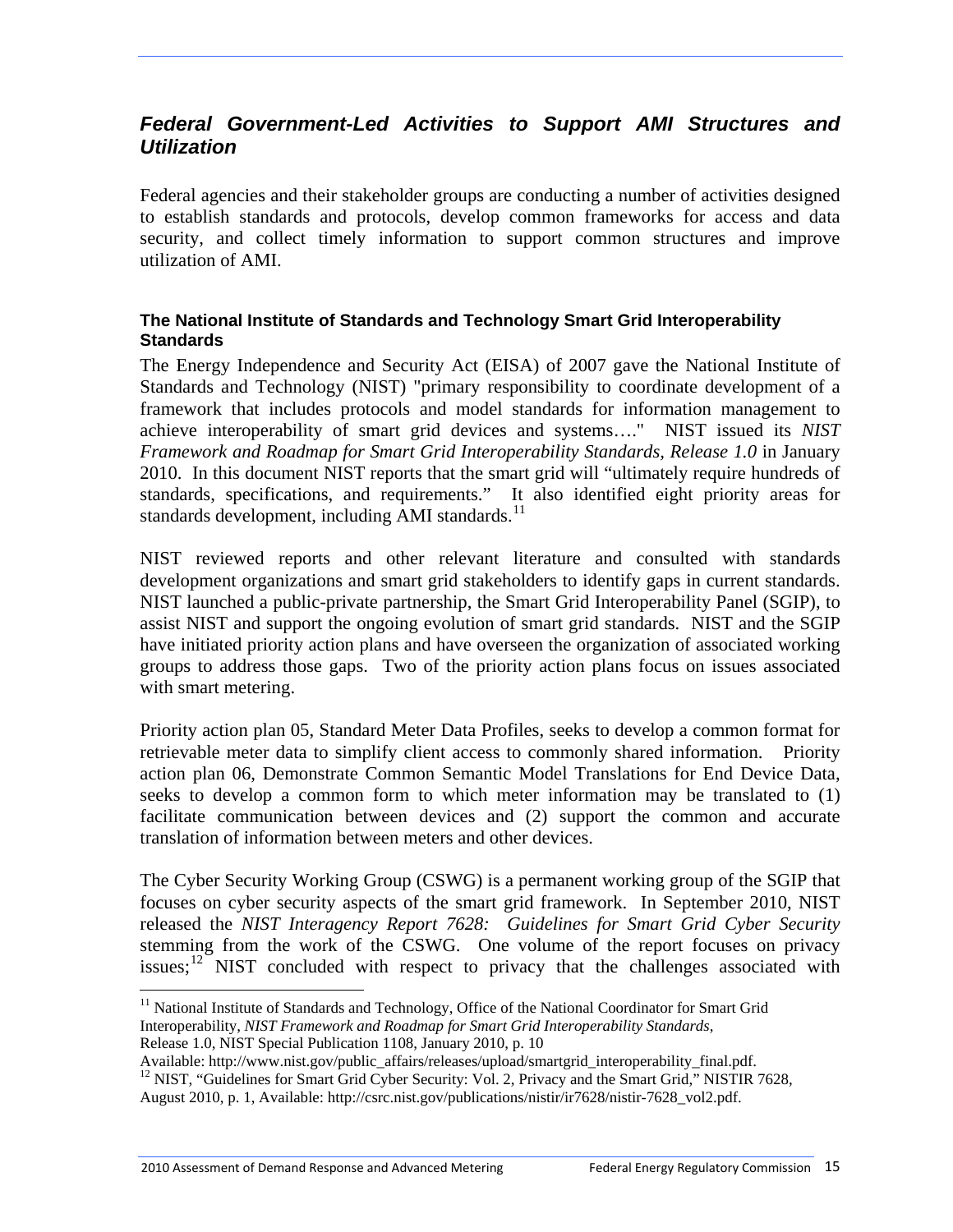## *Federal Government-Led Activities to Support AMI Structures and Utilization*

Federal agencies and their stakeholder groups are conducting a number of activities designed to establish standards and protocols, develop common frameworks for access and data security, and collect timely information to support common structures and improve utilization of AMI.

### The National Institute of Standards and Technology Smart Grid Interoperability Standards

The Energy Independence and Security Act (EISA) of 2007 gave the National Institute of Standards and Technology (NIST) "primary responsibility to coordinate development of a framework that includes protocols and model standards for information management to achieve interoperability of smart grid devices and systems…." NIST issued its *NIST Framework and Roadmap for Smart Grid Interoperability Standards, Release 1.0* in January 2010. In this document NIST reports that the smart grid will "ultimately require hundreds of standards, specifications, and requirements." It also identified eight priority areas for standards development, including AMI standards.[11]

NIST reviewed reports and other relevant literature and consulted with standards development organizations and smart grid stakeholders to identify gaps in current standards. NIST launched a public-private partnership, the Smart Grid Interoperability Panel (SGIP), to assist NIST and support the ongoing evolution of smart grid standards. NIST and the SGIP have initiated priority action plans and have overseen the organization of associated working groups to address those gaps. Two of the priority action plans focus on issues associated with smart metering.

Priority action plan 05, Standard Meter Data Profiles, seeks to develop a common format for retrievable meter data to simplify client access to commonly shared information. Priority action plan 06, Demonstrate Common Semantic Model Translations for End Device Data, seeks to develop a common form to which meter information may be translated to (1) facilitate communication between devices and (2) support the common and accurate translation of information between meters and other devices.

The Cyber Security Working Group (CSWG) is a permanent working group of the SGIP that focuses on cyber security aspects of the smart grid framework. In September 2010, NIST released the *NIST Interagency Report 7628: Guidelines for Smart Grid Cyber Security* stemming from the work of the CSWG. One volume of the report focuses on privacy issues;[12] NIST concluded with respect to privacy that the challenges associated with

---

[11] National Institute of Standards and Technology, Office of the National Coordinator for Smart Grid Interoperability, *NIST Framework and Roadmap for Smart Grid Interoperability Standards*, Release 1.0, NIST Special Publication 1108, January 2010, p. 10 Available: http://www.nist.gov/public_affairs/releases/upload/smartgrid_interoperability_final.pdf.

[12] NIST, "Guidelines for Smart Grid Cyber Security: Vol. 2, Privacy and the Smart Grid," NISTIR 7628, August 2010, p. 1, Available: http://csrc.nist.gov/publications/nistir/ir7628/nistir-7628_vol2.pdf.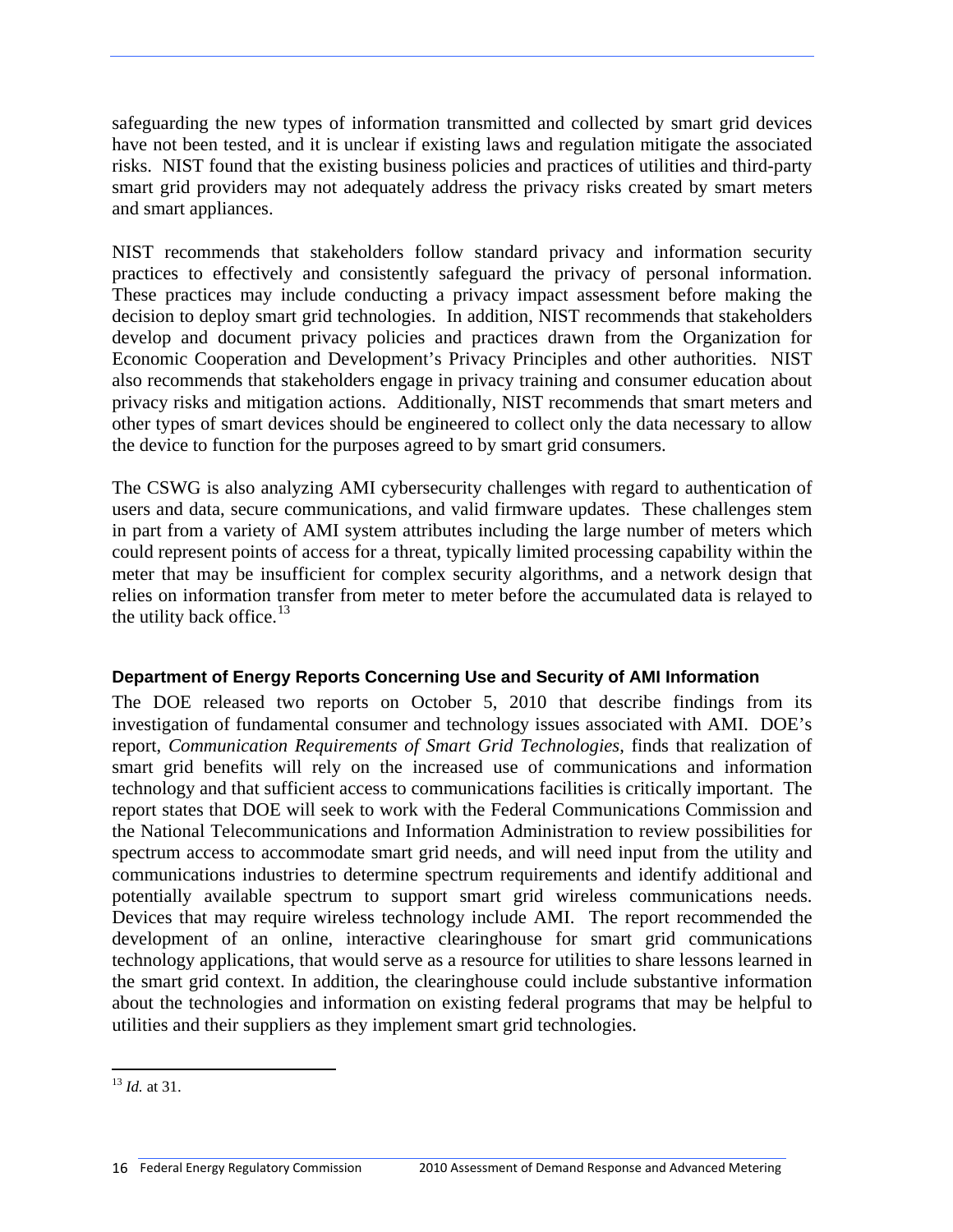safeguarding the new types of information transmitted and collected by smart grid devices have not been tested, and it is unclear if existing laws and regulation mitigate the associated risks. NIST found that the existing business policies and practices of utilities and third-party smart grid providers may not adequately address the privacy risks created by smart meters and smart appliances.

NIST recommends that stakeholders follow standard privacy and information security practices to effectively and consistently safeguard the privacy of personal information. These practices may include conducting a privacy impact assessment before making the decision to deploy smart grid technologies. In addition, NIST recommends that stakeholders develop and document privacy policies and practices drawn from the Organization for Economic Cooperation and Development's Privacy Principles and other authorities. NIST also recommends that stakeholders engage in privacy training and consumer education about privacy risks and mitigation actions. Additionally, NIST recommends that smart meters and other types of smart devices should be engineered to collect only the data necessary to allow the device to function for the purposes agreed to by smart grid consumers.

The CSWG is also analyzing AMI cybersecurity challenges with regard to authentication of users and data, secure communications, and valid firmware updates. These challenges stem in part from a variety of AMI system attributes including the large number of meters which could represent points of access for a threat, typically limited processing capability within the meter that may be insufficient for complex security algorithms, and a network design that relies on information transfer from meter to meter before the accumulated data is relayed to the utility back office.[13]

### Department of Energy Reports Concerning Use and Security of AMI Information

The DOE released two reports on October 5, 2010 that describe findings from its investigation of fundamental consumer and technology issues associated with AMI. DOE's report, *Communication Requirements of Smart Grid Technologies*, finds that realization of smart grid benefits will rely on the increased use of communications and information technology and that sufficient access to communications facilities is critically important. The report states that DOE will seek to work with the Federal Communications Commission and the National Telecommunications and Information Administration to review possibilities for spectrum access to accommodate smart grid needs, and will need input from the utility and communications industries to determine spectrum requirements and identify additional and potentially available spectrum to support smart grid wireless communications needs. Devices that may require wireless technology include AMI. The report recommended the development of an online, interactive clearinghouse for smart grid communications technology applications, that would serve as a resource for utilities to share lessons learned in the smart grid context. In addition, the clearinghouse could include substantive information about the technologies and information on existing federal programs that may be helpful to utilities and their suppliers as they implement smart grid technologies.

[13] *Id.* at 31.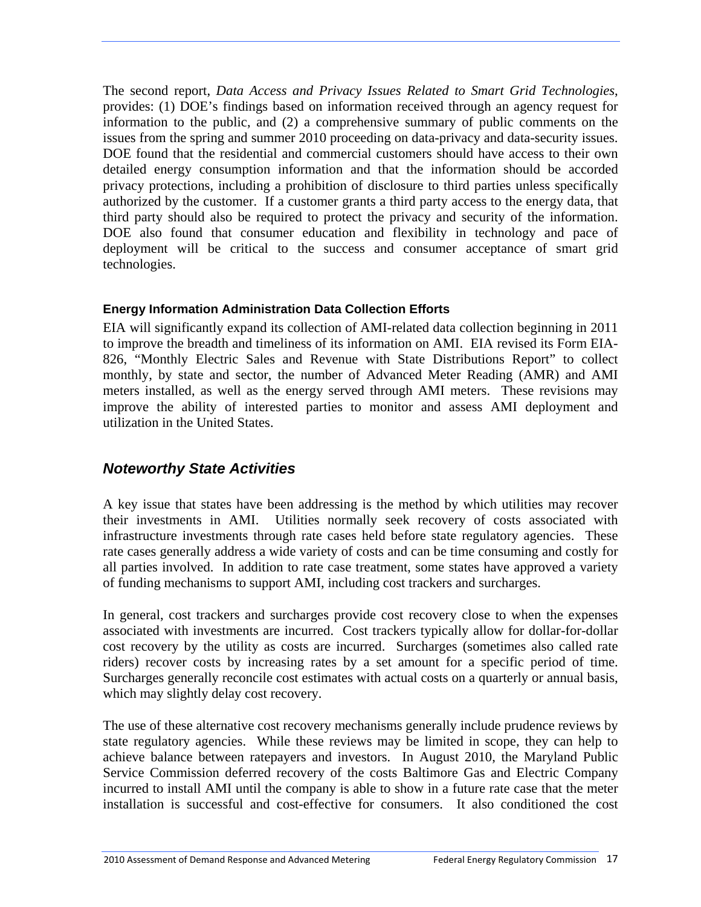The second report, *Data Access and Privacy Issues Related to Smart Grid Technologies*, provides: (1) DOE's findings based on information received through an agency request for information to the public, and (2) a comprehensive summary of public comments on the issues from the spring and summer 2010 proceeding on data-privacy and data-security issues. DOE found that the residential and commercial customers should have access to their own detailed energy consumption information and that the information should be accorded privacy protections, including a prohibition of disclosure to third parties unless specifically authorized by the customer. If a customer grants a third party access to the energy data, that third party should also be required to protect the privacy and security of the information. DOE also found that consumer education and flexibility in technology and pace of deployment will be critical to the success and consumer acceptance of smart grid technologies.

### Energy Information Administration Data Collection Efforts

EIA will significantly expand its collection of AMI-related data collection beginning in 2011 to improve the breadth and timeliness of its information on AMI. EIA revised its Form EIA-826, "Monthly Electric Sales and Revenue with State Distributions Report" to collect monthly, by state and sector, the number of Advanced Meter Reading (AMR) and AMI meters installed, as well as the energy served through AMI meters. These revisions may improve the ability of interested parties to monitor and assess AMI deployment and utilization in the United States.

## *Noteworthy State Activities*

A key issue that states have been addressing is the method by which utilities may recover their investments in AMI. Utilities normally seek recovery of costs associated with infrastructure investments through rate cases held before state regulatory agencies. These rate cases generally address a wide variety of costs and can be time consuming and costly for all parties involved. In addition to rate case treatment, some states have approved a variety of funding mechanisms to support AMI, including cost trackers and surcharges.

In general, cost trackers and surcharges provide cost recovery close to when the expenses associated with investments are incurred. Cost trackers typically allow for dollar-for-dollar cost recovery by the utility as costs are incurred. Surcharges (sometimes also called rate riders) recover costs by increasing rates by a set amount for a specific period of time. Surcharges generally reconcile cost estimates with actual costs on a quarterly or annual basis, which may slightly delay cost recovery.

The use of these alternative cost recovery mechanisms generally include prudence reviews by state regulatory agencies. While these reviews may be limited in scope, they can help to achieve balance between ratepayers and investors. In August 2010, the Maryland Public Service Commission deferred recovery of the costs Baltimore Gas and Electric Company incurred to install AMI until the company is able to show in a future rate case that the meter installation is successful and cost-effective for consumers. It also conditioned the cost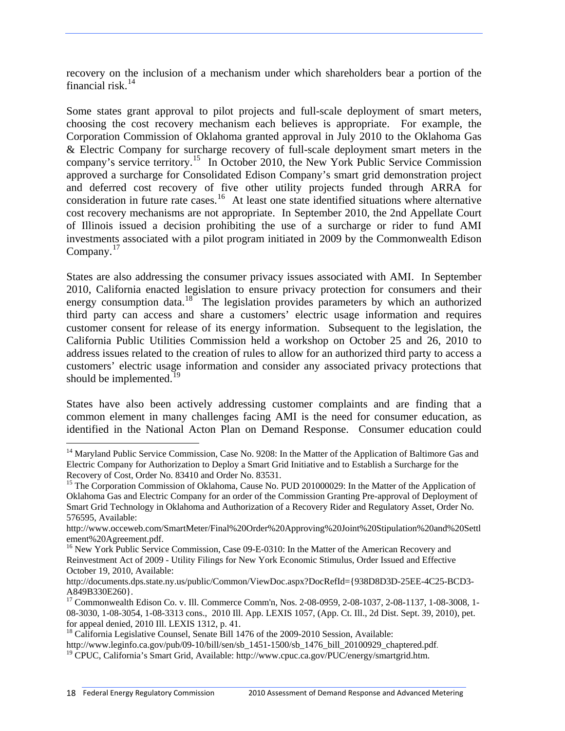recovery on the inclusion of a mechanism under which shareholders bear a portion of the financial risk.[14]

Some states grant approval to pilot projects and full-scale deployment of smart meters, choosing the cost recovery mechanism each believes is appropriate. For example, the Corporation Commission of Oklahoma granted approval in July 2010 to the Oklahoma Gas & Electric Company for surcharge recovery of full-scale deployment smart meters in the company's service territory.[15] In October 2010, the New York Public Service Commission approved a surcharge for Consolidated Edison Company's smart grid demonstration project and deferred cost recovery of five other utility projects funded through ARRA for consideration in future rate cases.[16] At least one state identified situations where alternative cost recovery mechanisms are not appropriate. In September 2010, the 2nd Appellate Court of Illinois issued a decision prohibiting the use of a surcharge or rider to fund AMI investments associated with a pilot program initiated in 2009 by the Commonwealth Edison Company.[17]

States are also addressing the consumer privacy issues associated with AMI. In September 2010, California enacted legislation to ensure privacy protection for consumers and their energy consumption data.[18] The legislation provides parameters by which an authorized third party can access and share a customers' electric usage information and requires customer consent for release of its energy information. Subsequent to the legislation, the California Public Utilities Commission held a workshop on October 25 and 26, 2010 to address issues related to the creation of rules to allow for an authorized third party to access a customers' electric usage information and consider any associated privacy protections that should be implemented.[19]

States have also been actively addressing customer complaints and are finding that a common element in many challenges facing AMI is the need for consumer education, as identified in the National Acton Plan on Demand Response. Consumer education could

---

[14] Maryland Public Service Commission, Case No. 9208: In the Matter of the Application of Baltimore Gas and Electric Company for Authorization to Deploy a Smart Grid Initiative and to Establish a Surcharge for the Recovery of Cost, Order No. 83410 and Order No. 83531.

[15] The Corporation Commission of Oklahoma, Cause No. PUD 201000029: In the Matter of the Application of Oklahoma Gas and Electric Company for an order of the Commission Granting Pre-approval of Deployment of Smart Grid Technology in Oklahoma and Authorization of a Recovery Rider and Regulatory Asset, Order No. 576595, Available: http://www.occeweb.com/SmartMeter/Final%20Order%20Approving%20Joint%20Stipulation%20and%20Settlement%20Agreement.pdf.

[16] New York Public Service Commission, Case 09-E-0310: In the Matter of the American Recovery and Reinvestment Act of 2009 - Utility Filings for New York Economic Stimulus, Order Issued and Effective October 19, 2010, Available: http://documents.dps.state.ny.us/public/Common/ViewDoc.aspx?DocRefId={938D8D3D-25EE-4C25-BCD3-A849B330E260}.

[17] Commonwealth Edison Co. v. Ill. Commerce Comm'n, Nos. 2-08-0959, 2-08-1037, 2-08-1137, 1-08-3008, 1-08-3030, 1-08-3054, 1-08-3313 cons., 2010 Ill. App. LEXIS 1057, (App. Ct. Ill., 2d Dist. Sept. 39, 2010), pet. for appeal denied, 2010 Ill. LEXIS 1312, p. 41.

[18] California Legislative Counsel, Senate Bill 1476 of the 2009-2010 Session, Available: http://www.leginfo.ca.gov/pub/09-10/bill/sen/sb_1451-1500/sb_1476_bill_20100929_chaptered.pdf.

[19] CPUC, California's Smart Grid, Available: http://www.cpuc.ca.gov/PUC/energy/smartgrid.htm.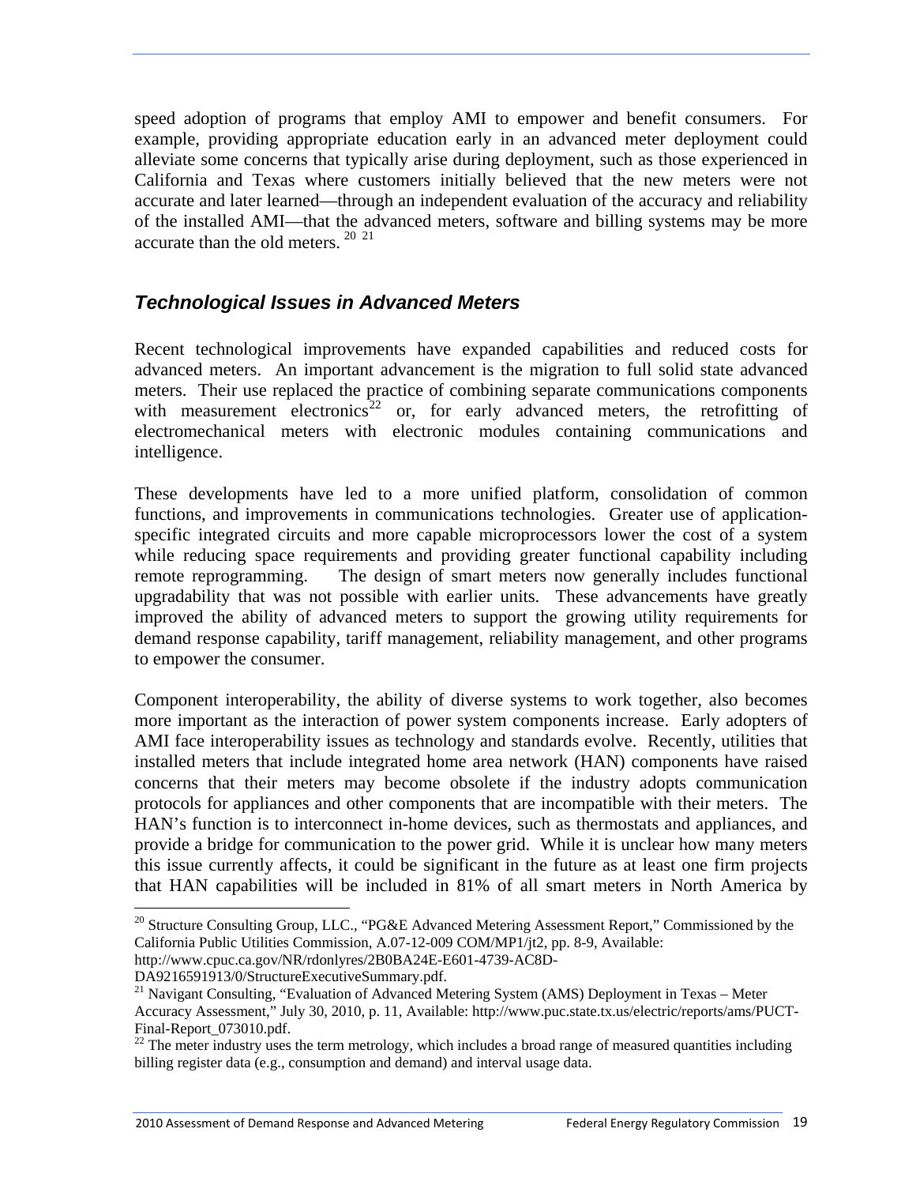speed adoption of programs that employ AMI to empower and benefit consumers. For example, providing appropriate education early in an advanced meter deployment could alleviate some concerns that typically arise during deployment, such as those experienced in California and Texas where customers initially believed that the new meters were not accurate and later learned—through an independent evaluation of the accuracy and reliability of the installed AMI—that the advanced meters, software and billing systems may be more accurate than the old meters. [20] [21]

## *Technological Issues in Advanced Meters*

Recent technological improvements have expanded capabilities and reduced costs for advanced meters. An important advancement is the migration to full solid state advanced meters. Their use replaced the practice of combining separate communications components with measurement electronics[22] or, for early advanced meters, the retrofitting of electromechanical meters with electronic modules containing communications and intelligence.

These developments have led to a more unified platform, consolidation of common functions, and improvements in communications technologies. Greater use of application-specific integrated circuits and more capable microprocessors lower the cost of a system while reducing space requirements and providing greater functional capability including remote reprogramming. The design of smart meters now generally includes functional upgradability that was not possible with earlier units. These advancements have greatly improved the ability of advanced meters to support the growing utility requirements for demand response capability, tariff management, reliability management, and other programs to empower the consumer.

Component interoperability, the ability of diverse systems to work together, also becomes more important as the interaction of power system components increase. Early adopters of AMI face interoperability issues as technology and standards evolve. Recently, utilities that installed meters that include integrated home area network (HAN) components have raised concerns that their meters may become obsolete if the industry adopts communication protocols for appliances and other components that are incompatible with their meters. The HAN's function is to interconnect in-home devices, such as thermostats and appliances, and provide a bridge for communication to the power grid. While it is unclear how many meters this issue currently affects, it could be significant in the future as at least one firm projects that HAN capabilities will be included in 81% of all smart meters in North America by

---

[20] Structure Consulting Group, LLC., "PG&E Advanced Metering Assessment Report," Commissioned by the California Public Utilities Commission, A.07-12-009 COM/MP1/jt2, pp. 8-9, Available: http://www.cpuc.ca.gov/NR/rdonlyres/2B0BA24E-E601-4739-AC8D-DA9216591913/0/StructureExecutiveSummary.pdf.

[21] Navigant Consulting, "Evaluation of Advanced Metering System (AMS) Deployment in Texas – Meter Accuracy Assessment," July 30, 2010, p. 11, Available: http://www.puc.state.tx.us/electric/reports/ams/PUCT-Final-Report_073010.pdf.

[22] The meter industry uses the term metrology, which includes a broad range of measured quantities including billing register data (e.g., consumption and demand) and interval usage data.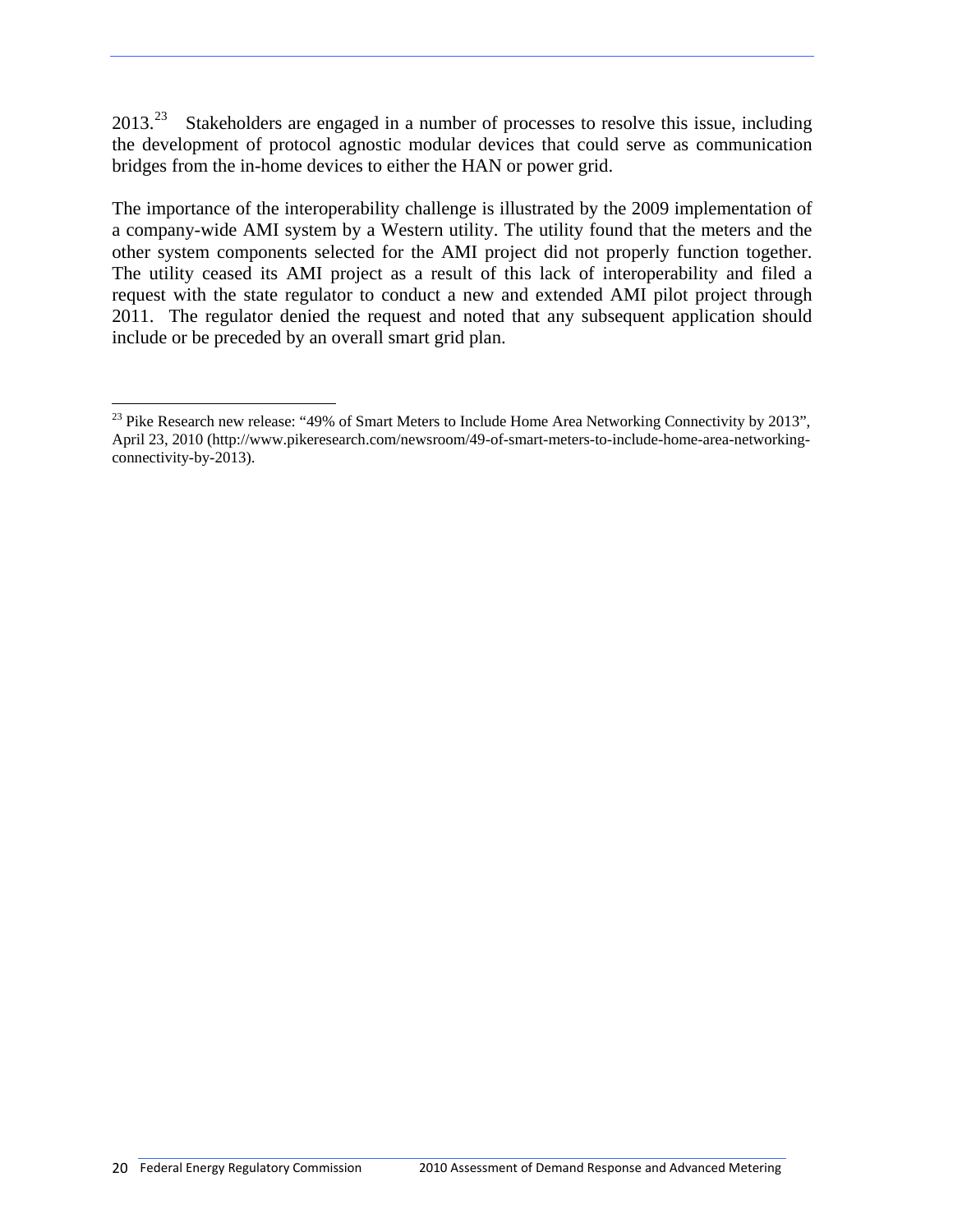2013.[23] Stakeholders are engaged in a number of processes to resolve this issue, including the development of protocol agnostic modular devices that could serve as communication bridges from the in-home devices to either the HAN or power grid.

The importance of the interoperability challenge is illustrated by the 2009 implementation of a company-wide AMI system by a Western utility. The utility found that the meters and the other system components selected for the AMI project did not properly function together. The utility ceased its AMI project as a result of this lack of interoperability and filed a request with the state regulator to conduct a new and extended AMI pilot project through 2011. The regulator denied the request and noted that any subsequent application should include or be preceded by an overall smart grid plan.

---

[23] Pike Research new release: "49% of Smart Meters to Include Home Area Networking Connectivity by 2013", April 23, 2010 (http://www.pikeresearch.com/newsroom/49-of-smart-meters-to-include-home-area-networking-connectivity-by-2013).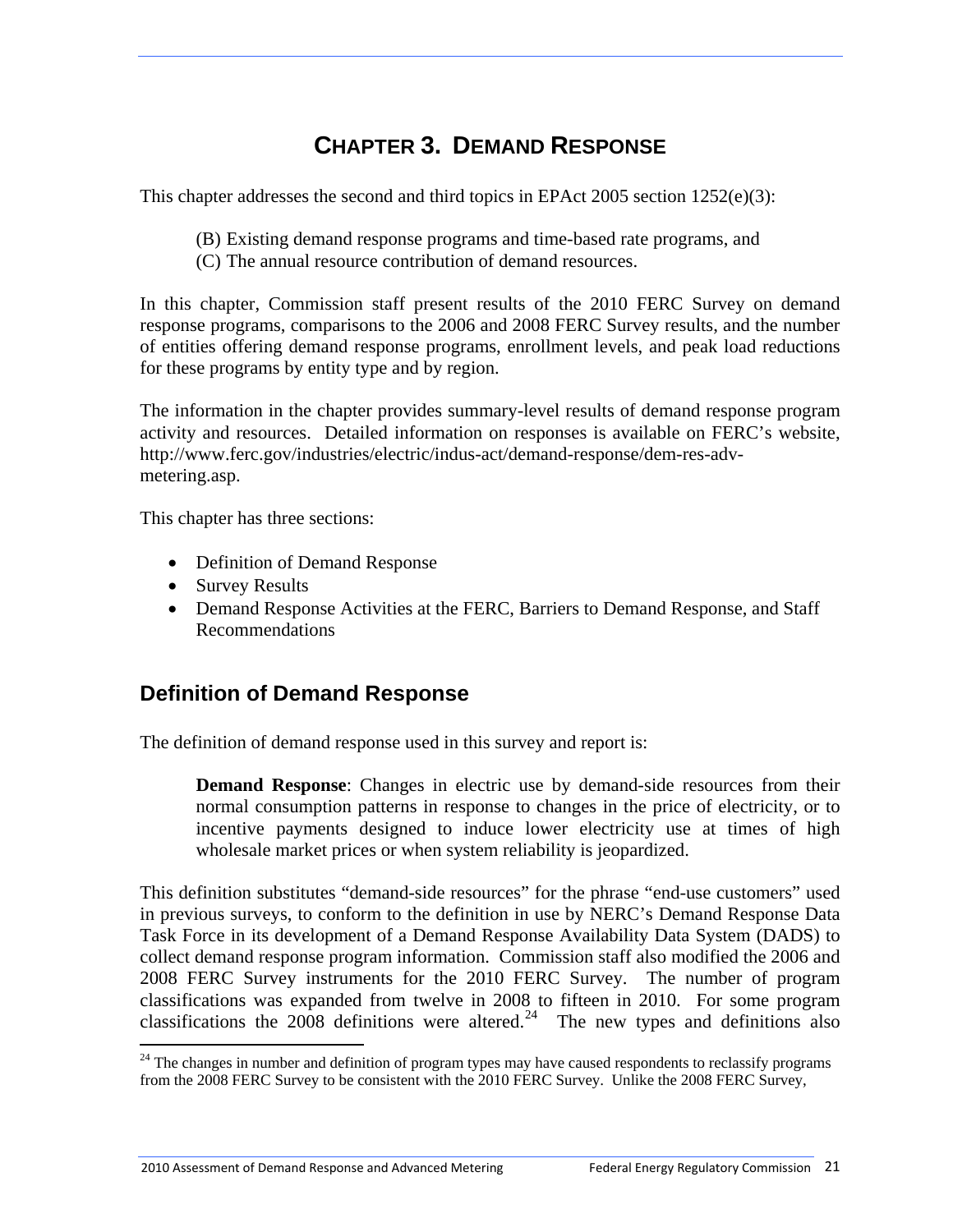# CHAPTER 3. DEMAND RESPONSE

This chapter addresses the second and third topics in EPAct 2005 section 1252(e)(3):

(B) Existing demand response programs and time-based rate programs, and
(C) The annual resource contribution of demand resources.

In this chapter, Commission staff present results of the 2010 FERC Survey on demand response programs, comparisons to the 2006 and 2008 FERC Survey results, and the number of entities offering demand response programs, enrollment levels, and peak load reductions for these programs by entity type and by region.

The information in the chapter provides summary-level results of demand response program activity and resources. Detailed information on responses is available on FERC's website, http://www.ferc.gov/industries/electric/indus-act/demand-response/dem-res-adv-metering.asp.

This chapter has three sections:

- Definition of Demand Response
- Survey Results
- Demand Response Activities at the FERC, Barriers to Demand Response, and Staff Recommendations

## Definition of Demand Response

The definition of demand response used in this survey and report is:

> **Demand Response**: Changes in electric use by demand-side resources from their normal consumption patterns in response to changes in the price of electricity, or to incentive payments designed to induce lower electricity use at times of high wholesale market prices or when system reliability is jeopardized.

This definition substitutes "demand-side resources" for the phrase "end-use customers" used in previous surveys, to conform to the definition in use by NERC's Demand Response Data Task Force in its development of a Demand Response Availability Data System (DADS) to collect demand response program information. Commission staff also modified the 2006 and 2008 FERC Survey instruments for the 2010 FERC Survey. The number of program classifications was expanded from twelve in 2008 to fifteen in 2010. For some program classifications the 2008 definitions were altered.[24] The new types and definitions also

[24] The changes in number and definition of program types may have caused respondents to reclassify programs from the 2008 FERC Survey to be consistent with the 2010 FERC Survey. Unlike the 2008 FERC Survey,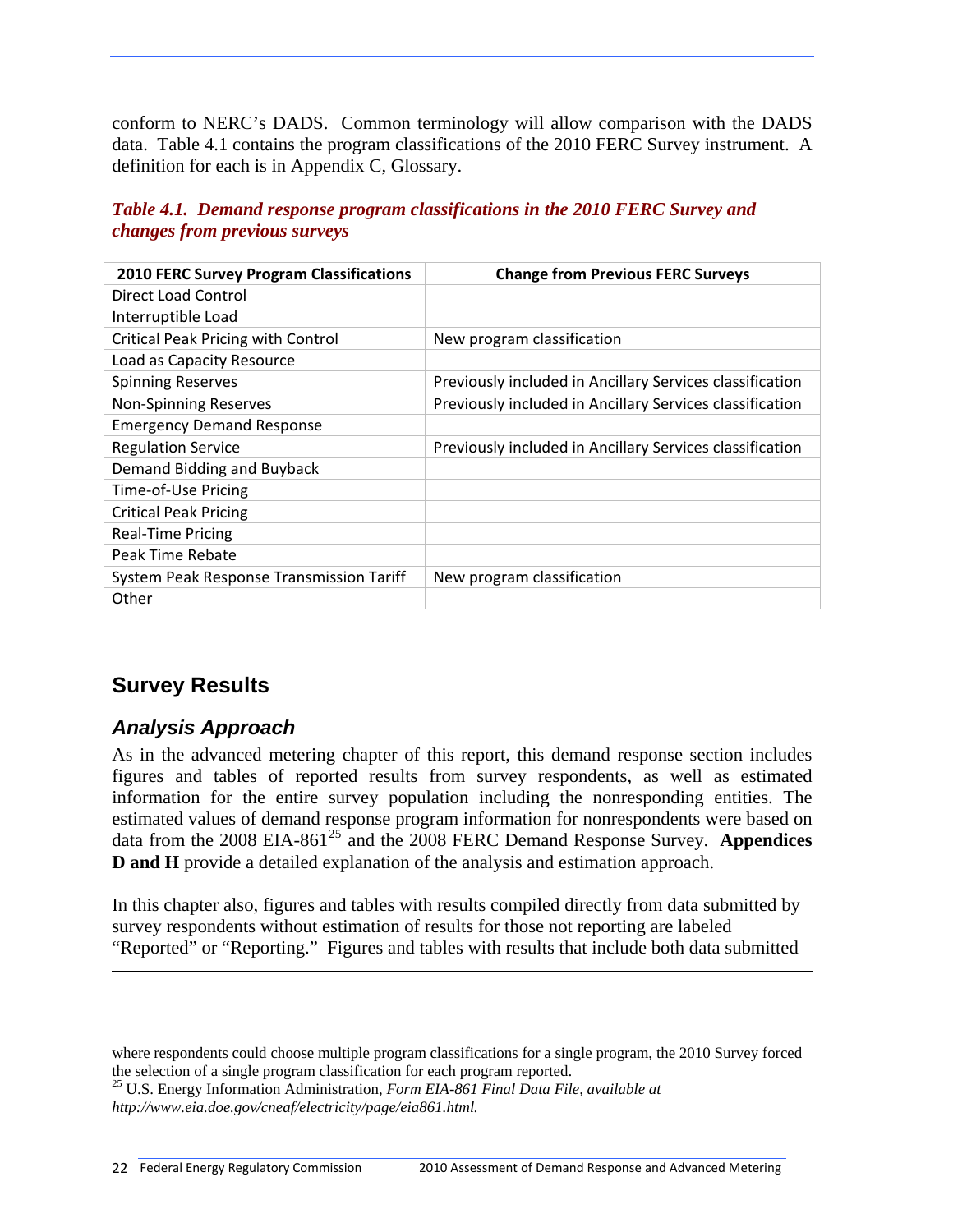conform to NERC's DADS. Common terminology will allow comparison with the DADS data. Table 4.1 contains the program classifications of the 2010 FERC Survey instrument. A definition for each is in Appendix C, Glossary.

***Table 4.1. Demand response program classifications in the 2010 FERC Survey and changes from previous surveys***

| 2010 FERC Survey Program Classifications | Change from Previous FERC Surveys |
|---|---|
| Direct Load Control | |
| Interruptible Load | |
| Critical Peak Pricing with Control | New program classification |
| Load as Capacity Resource | |
| Spinning Reserves | Previously included in Ancillary Services classification |
| Non-Spinning Reserves | Previously included in Ancillary Services classification |
| Emergency Demand Response | |
| Regulation Service | Previously included in Ancillary Services classification |
| Demand Bidding and Buyback | |
| Time-of-Use Pricing | |
| Critical Peak Pricing | |
| Real-Time Pricing | |
| Peak Time Rebate | |
| System Peak Response Transmission Tariff | New program classification |
| Other | |

## Survey Results

### *Analysis Approach*

As in the advanced metering chapter of this report, this demand response section includes figures and tables of reported results from survey respondents, as well as estimated information for the entire survey population including the nonresponding entities. The estimated values of demand response program information for nonrespondents were based on data from the 2008 EIA-861[25] and the 2008 FERC Demand Response Survey. **Appendices D and H** provide a detailed explanation of the analysis and estimation approach.

In this chapter also, figures and tables with results compiled directly from data submitted by survey respondents without estimation of results for those not reporting are labeled "Reported" or "Reporting." Figures and tables with results that include both data submitted

---

where respondents could choose multiple program classifications for a single program, the 2010 Survey forced the selection of a single program classification for each program reported.

[25] U.S. Energy Information Administration, *Form EIA-861 Final Data File, available at http://www.eia.doe.gov/cneaf/electricity/page/eia861.html.*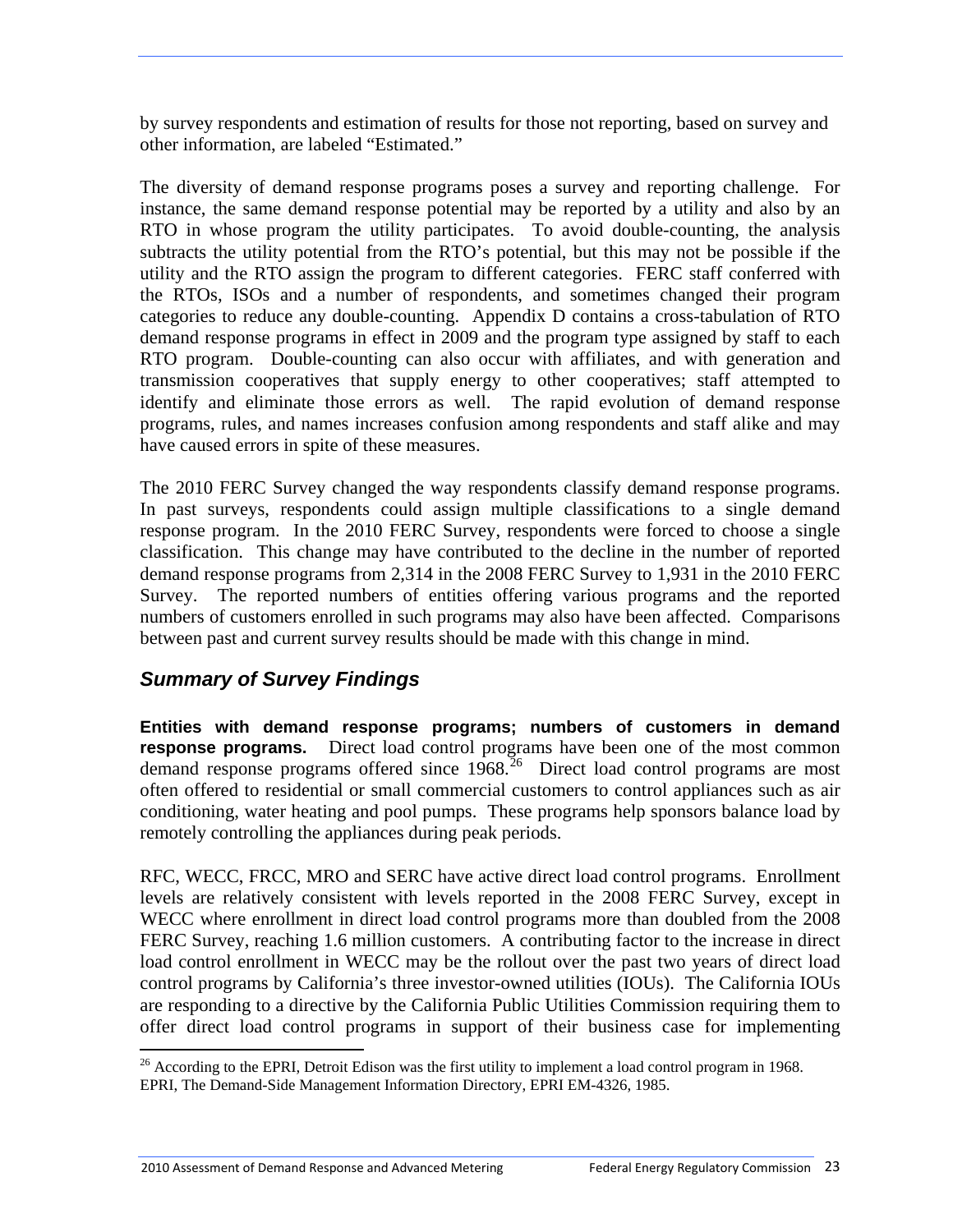by survey respondents and estimation of results for those not reporting, based on survey and other information, are labeled "Estimated."

The diversity of demand response programs poses a survey and reporting challenge. For instance, the same demand response potential may be reported by a utility and also by an RTO in whose program the utility participates. To avoid double-counting, the analysis subtracts the utility potential from the RTO's potential, but this may not be possible if the utility and the RTO assign the program to different categories. FERC staff conferred with the RTOs, ISOs and a number of respondents, and sometimes changed their program categories to reduce any double-counting. Appendix D contains a cross-tabulation of RTO demand response programs in effect in 2009 and the program type assigned by staff to each RTO program. Double-counting can also occur with affiliates, and with generation and transmission cooperatives that supply energy to other cooperatives; staff attempted to identify and eliminate those errors as well. The rapid evolution of demand response programs, rules, and names increases confusion among respondents and staff alike and may have caused errors in spite of these measures.

The 2010 FERC Survey changed the way respondents classify demand response programs. In past surveys, respondents could assign multiple classifications to a single demand response program. In the 2010 FERC Survey, respondents were forced to choose a single classification. This change may have contributed to the decline in the number of reported demand response programs from 2,314 in the 2008 FERC Survey to 1,931 in the 2010 FERC Survey. The reported numbers of entities offering various programs and the reported numbers of customers enrolled in such programs may also have been affected. Comparisons between past and current survey results should be made with this change in mind.

## *Summary of Survey Findings*

**Entities with demand response programs; numbers of customers in demand response programs.** Direct load control programs have been one of the most common demand response programs offered since 1968.[26] Direct load control programs are most often offered to residential or small commercial customers to control appliances such as air conditioning, water heating and pool pumps. These programs help sponsors balance load by remotely controlling the appliances during peak periods.

RFC, WECC, FRCC, MRO and SERC have active direct load control programs. Enrollment levels are relatively consistent with levels reported in the 2008 FERC Survey, except in WECC where enrollment in direct load control programs more than doubled from the 2008 FERC Survey, reaching 1.6 million customers. A contributing factor to the increase in direct load control enrollment in WECC may be the rollout over the past two years of direct load control programs by California's three investor-owned utilities (IOUs). The California IOUs are responding to a directive by the California Public Utilities Commission requiring them to offer direct load control programs in support of their business case for implementing

[26] According to the EPRI, Detroit Edison was the first utility to implement a load control program in 1968. EPRI, The Demand-Side Management Information Directory, EPRI EM-4326, 1985.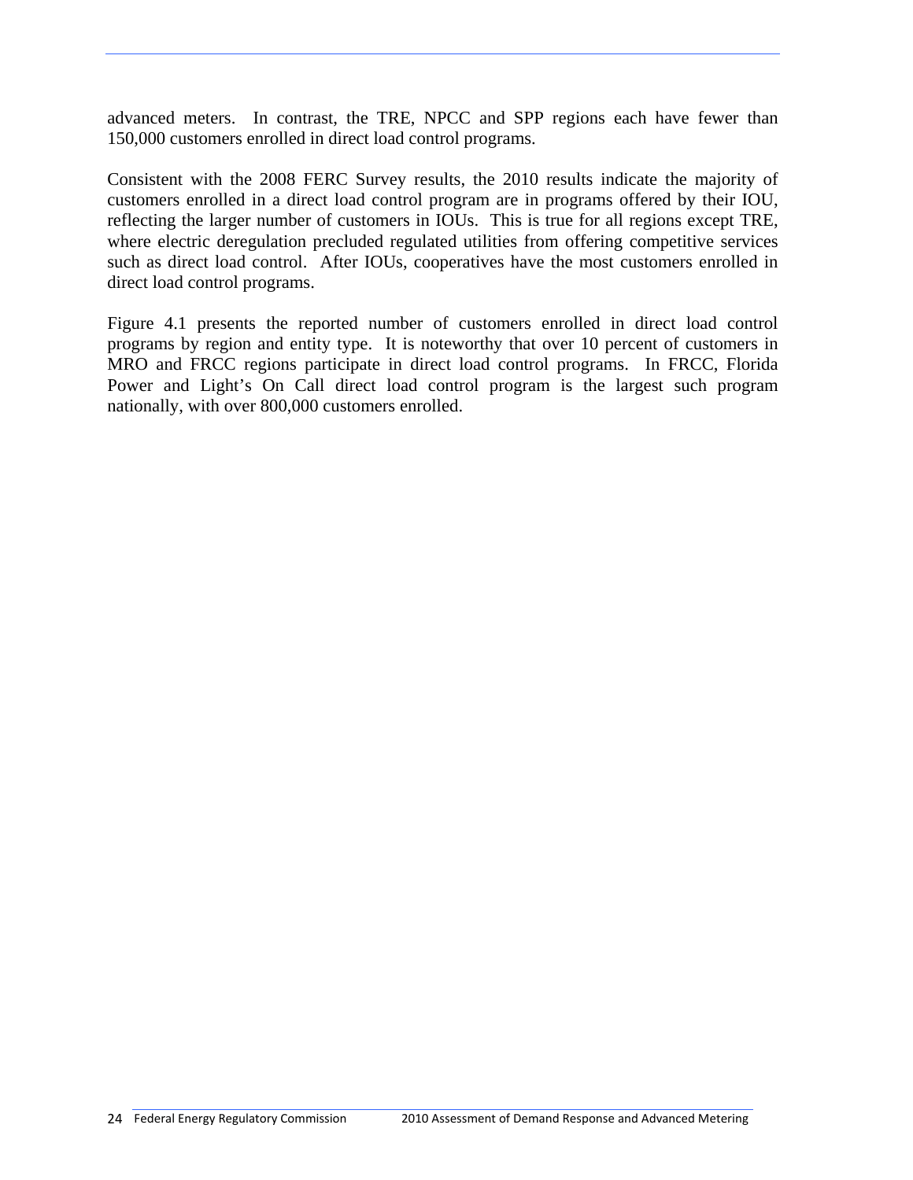advanced meters. In contrast, the TRE, NPCC and SPP regions each have fewer than 150,000 customers enrolled in direct load control programs.

Consistent with the 2008 FERC Survey results, the 2010 results indicate the majority of customers enrolled in a direct load control program are in programs offered by their IOU, reflecting the larger number of customers in IOUs. This is true for all regions except TRE, where electric deregulation precluded regulated utilities from offering competitive services such as direct load control. After IOUs, cooperatives have the most customers enrolled in direct load control programs.

Figure 4.1 presents the reported number of customers enrolled in direct load control programs by region and entity type. It is noteworthy that over 10 percent of customers in MRO and FRCC regions participate in direct load control programs. In FRCC, Florida Power and Light's On Call direct load control program is the largest such program nationally, with over 800,000 customers enrolled.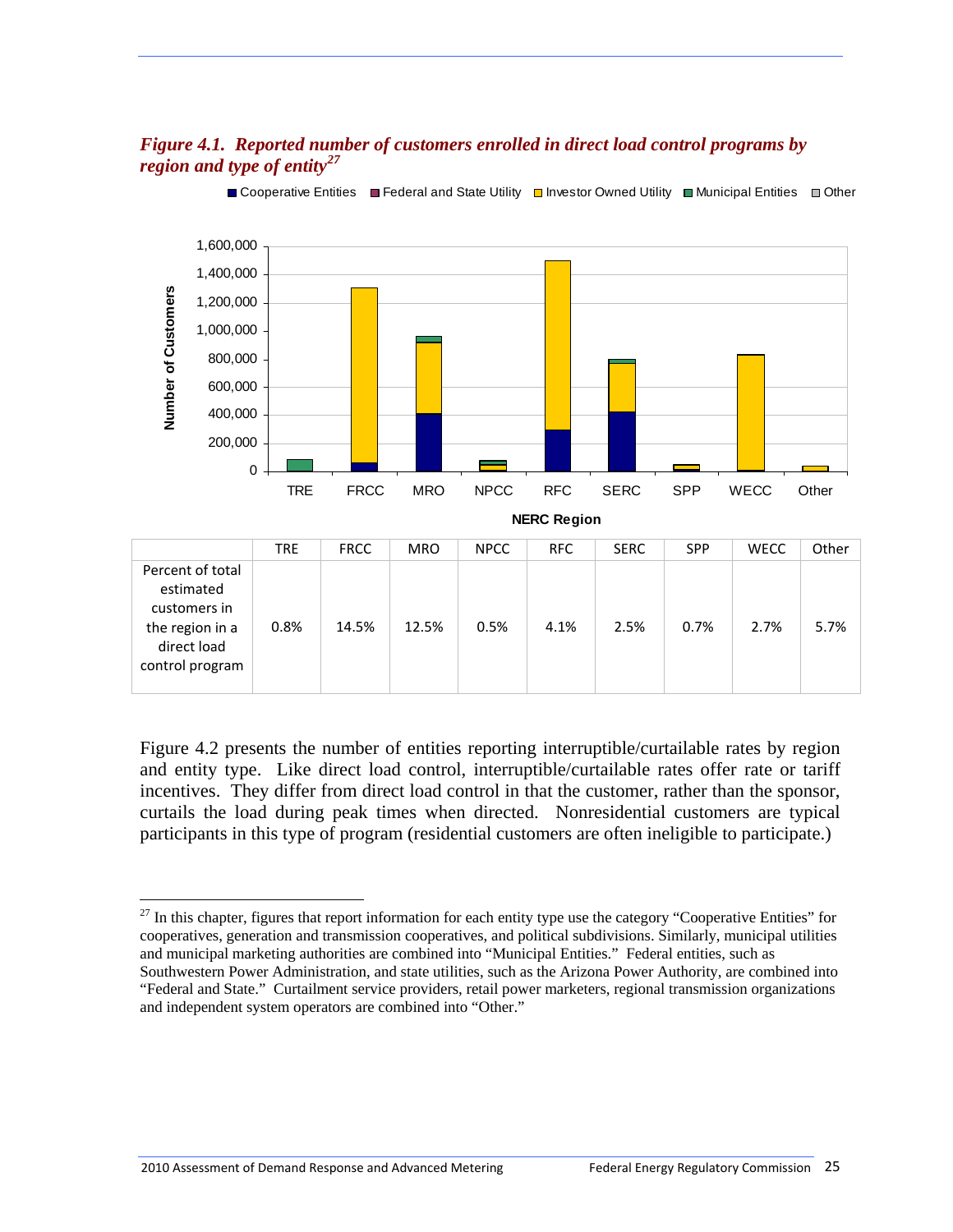*Figure 4.1. Reported number of customers enrolled in direct load control programs by region and type of entity[27]*

|  | TRE | FRCC | MRO | NPCC | RFC | SERC | SPP | WECC | Other |
|---|---|---|---|---|---|---|---|---|---|
| Percent of total estimated customers in the region in a direct load control program | 0.8% | 14.5% | 12.5% | 0.5% | 4.1% | 2.5% | 0.7% | 2.7% | 5.7% |

Figure 4.2 presents the number of entities reporting interruptible/curtailable rates by region and entity type. Like direct load control, interruptible/curtailable rates offer rate or tariff incentives. They differ from direct load control in that the customer, rather than the sponsor, curtails the load during peak times when directed. Nonresidential customers are typical participants in this type of program (residential customers are often ineligible to participate.)

[27] In this chapter, figures that report information for each entity type use the category "Cooperative Entities" for cooperatives, generation and transmission cooperatives, and political subdivisions. Similarly, municipal utilities and municipal marketing authorities are combined into "Municipal Entities." Federal entities, such as Southwestern Power Administration, and state utilities, such as the Arizona Power Authority, are combined into "Federal and State." Curtailment service providers, retail power marketers, regional transmission organizations and independent system operators are combined into "Other."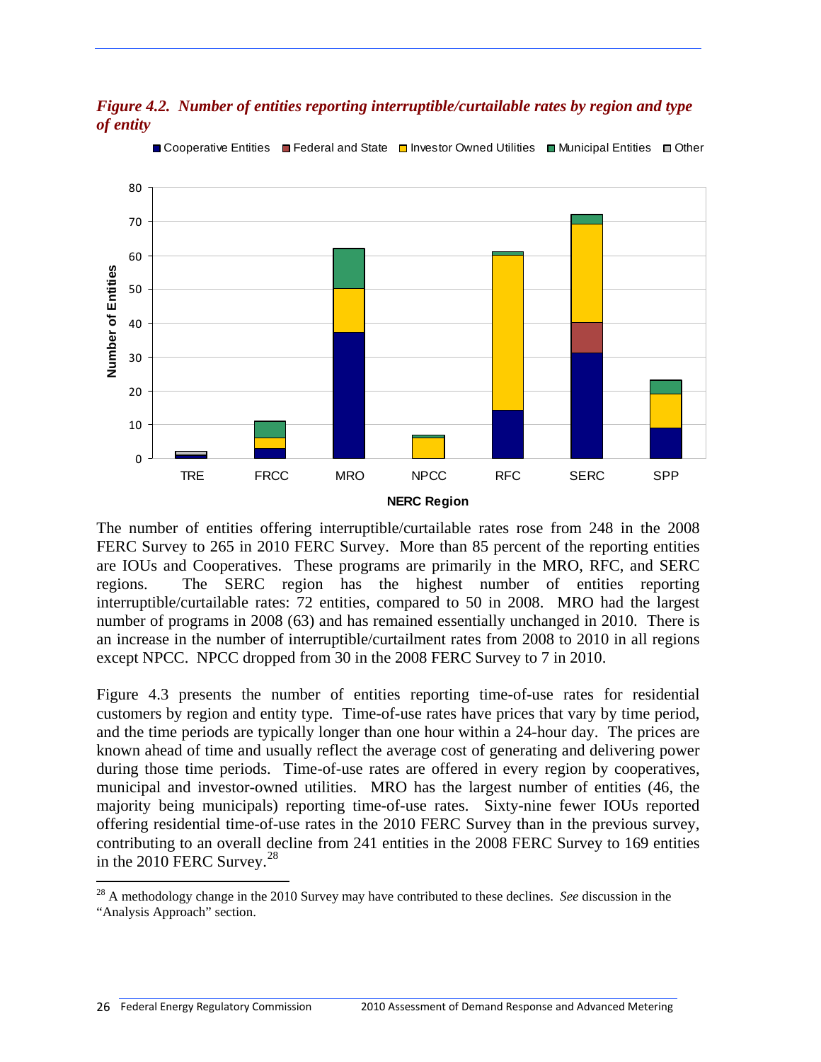*Figure 4.2. Number of entities reporting interruptible/curtailable rates by region and type of entity*

The number of entities offering interruptible/curtailable rates rose from 248 in the 2008 FERC Survey to 265 in 2010 FERC Survey. More than 85 percent of the reporting entities are IOUs and Cooperatives. These programs are primarily in the MRO, RFC, and SERC regions. The SERC region has the highest number of entities reporting interruptible/curtailable rates: 72 entities, compared to 50 in 2008. MRO had the largest number of programs in 2008 (63) and has remained essentially unchanged in 2010. There is an increase in the number of interruptible/curtailment rates from 2008 to 2010 in all regions except NPCC. NPCC dropped from 30 in the 2008 FERC Survey to 7 in 2010.

Figure 4.3 presents the number of entities reporting time-of-use rates for residential customers by region and entity type. Time-of-use rates have prices that vary by time period, and the time periods are typically longer than one hour within a 24-hour day. The prices are known ahead of time and usually reflect the average cost of generating and delivering power during those time periods. Time-of-use rates are offered in every region by cooperatives, municipal and investor-owned utilities. MRO has the largest number of entities (46, the majority being municipals) reporting time-of-use rates. Sixty-nine fewer IOUs reported offering residential time-of-use rates in the 2010 FERC Survey than in the previous survey, contributing to an overall decline from 241 entities in the 2008 FERC Survey to 169 entities in the 2010 FERC Survey.[28]

[28] A methodology change in the 2010 Survey may have contributed to these declines. *See* discussion in the "Analysis Approach" section.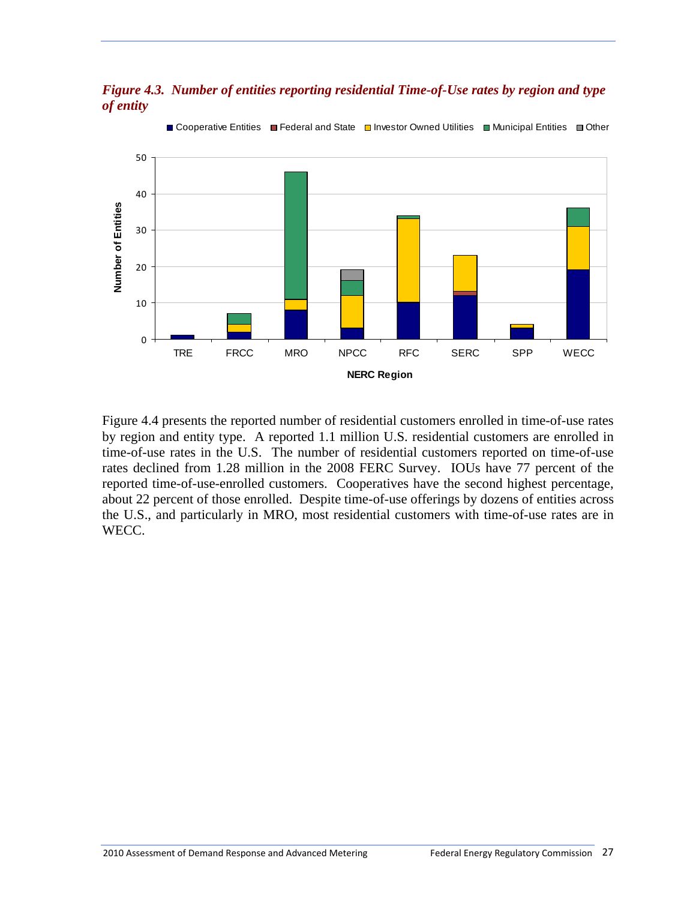*Figure 4.3. Number of entities reporting residential Time-of-Use rates by region and type of entity*

Figure 4.4 presents the reported number of residential customers enrolled in time-of-use rates by region and entity type. A reported 1.1 million U.S. residential customers are enrolled in time-of-use rates in the U.S. The number of residential customers reported on time-of-use rates declined from 1.28 million in the 2008 FERC Survey. IOUs have 77 percent of the reported time-of-use-enrolled customers. Cooperatives have the second highest percentage, about 22 percent of those enrolled. Despite time-of-use offerings by dozens of entities across the U.S., and particularly in MRO, most residential customers with time-of-use rates are in WECC.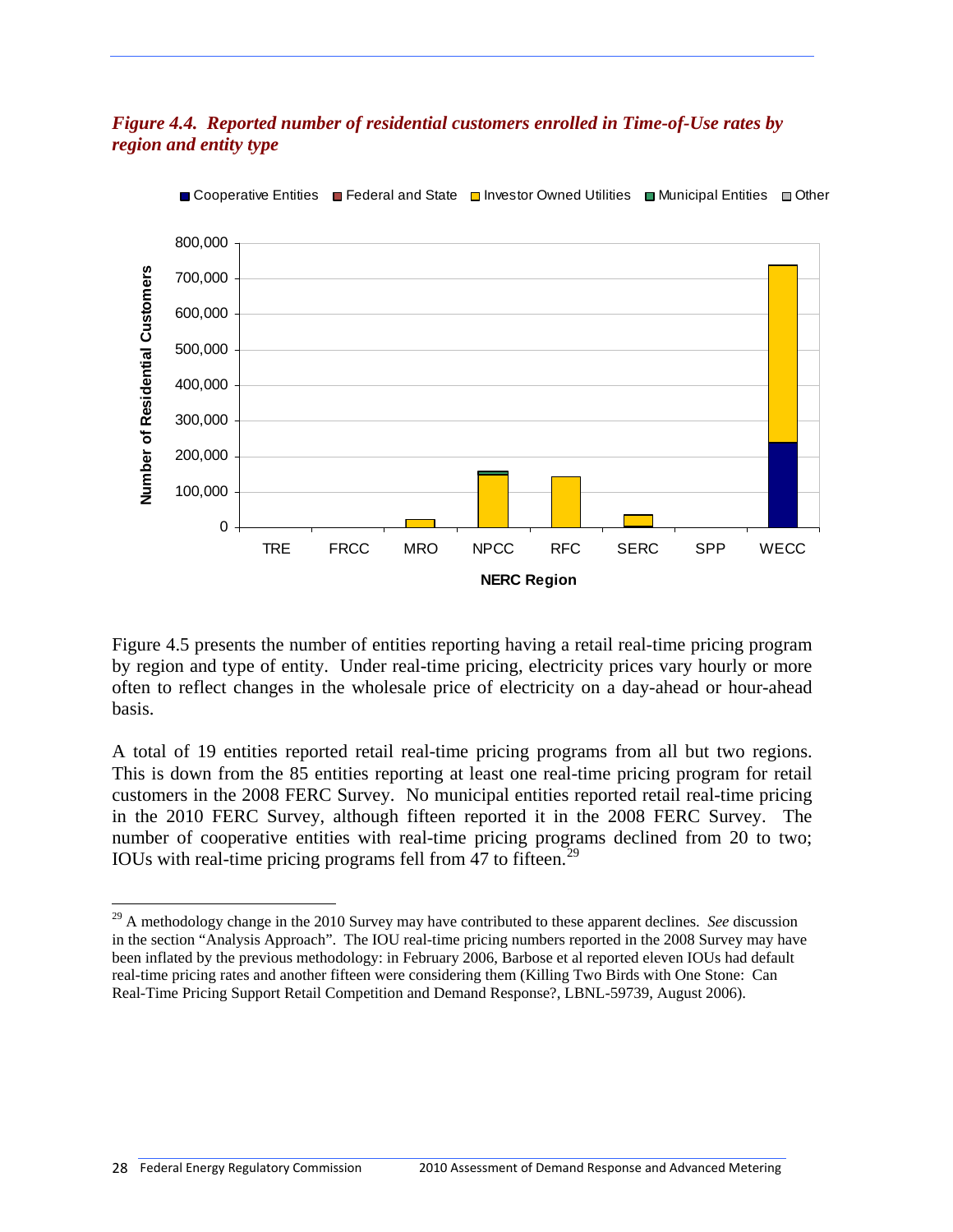***Figure 4.4. Reported number of residential customers enrolled in Time-of-Use rates by region and entity type***

Figure 4.5 presents the number of entities reporting having a retail real-time pricing program by region and type of entity. Under real-time pricing, electricity prices vary hourly or more often to reflect changes in the wholesale price of electricity on a day-ahead or hour-ahead basis.

A total of 19 entities reported retail real-time pricing programs from all but two regions. This is down from the 85 entities reporting at least one real-time pricing program for retail customers in the 2008 FERC Survey. No municipal entities reported retail real-time pricing in the 2010 FERC Survey, although fifteen reported it in the 2008 FERC Survey. The number of cooperative entities with real-time pricing programs declined from 20 to two; IOUs with real-time pricing programs fell from 47 to fifteen.[29]

[29] A methodology change in the 2010 Survey may have contributed to these apparent declines. *See* discussion in the section "Analysis Approach". The IOU real-time pricing numbers reported in the 2008 Survey may have been inflated by the previous methodology: in February 2006, Barbose et al reported eleven IOUs had default real-time pricing rates and another fifteen were considering them (Killing Two Birds with One Stone: Can Real-Time Pricing Support Retail Competition and Demand Response?, LBNL-59739, August 2006).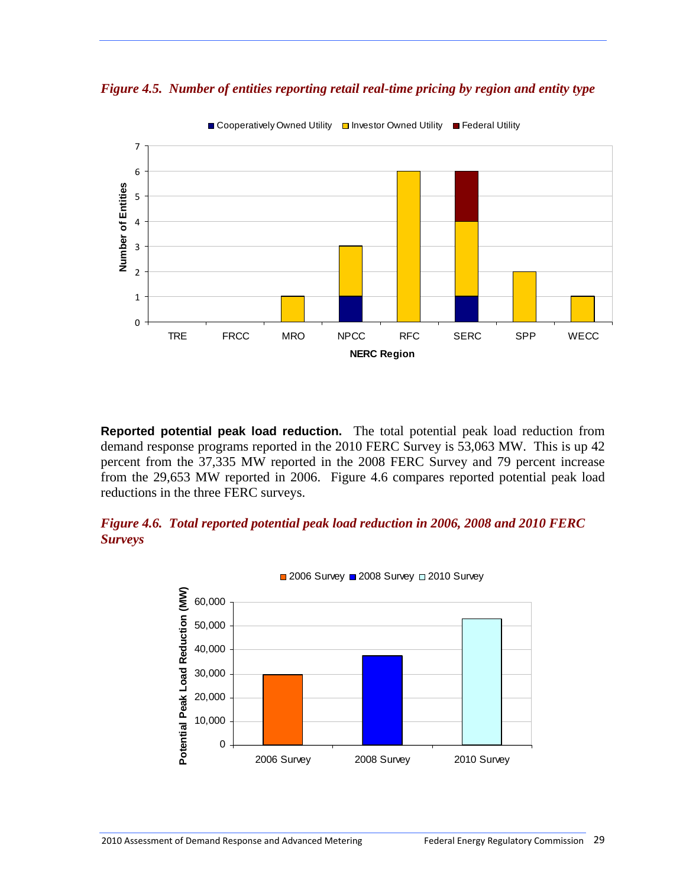*Figure 4.5. Number of entities reporting retail real-time pricing by region and entity type*

**Reported potential peak load reduction.** The total potential peak load reduction from demand response programs reported in the 2010 FERC Survey is 53,063 MW. This is up 42 percent from the 37,335 MW reported in the 2008 FERC Survey and 79 percent increase from the 29,653 MW reported in 2006. Figure 4.6 compares reported potential peak load reductions in the three FERC surveys.

*Figure 4.6. Total reported potential peak load reduction in 2006, 2008 and 2010 FERC Surveys*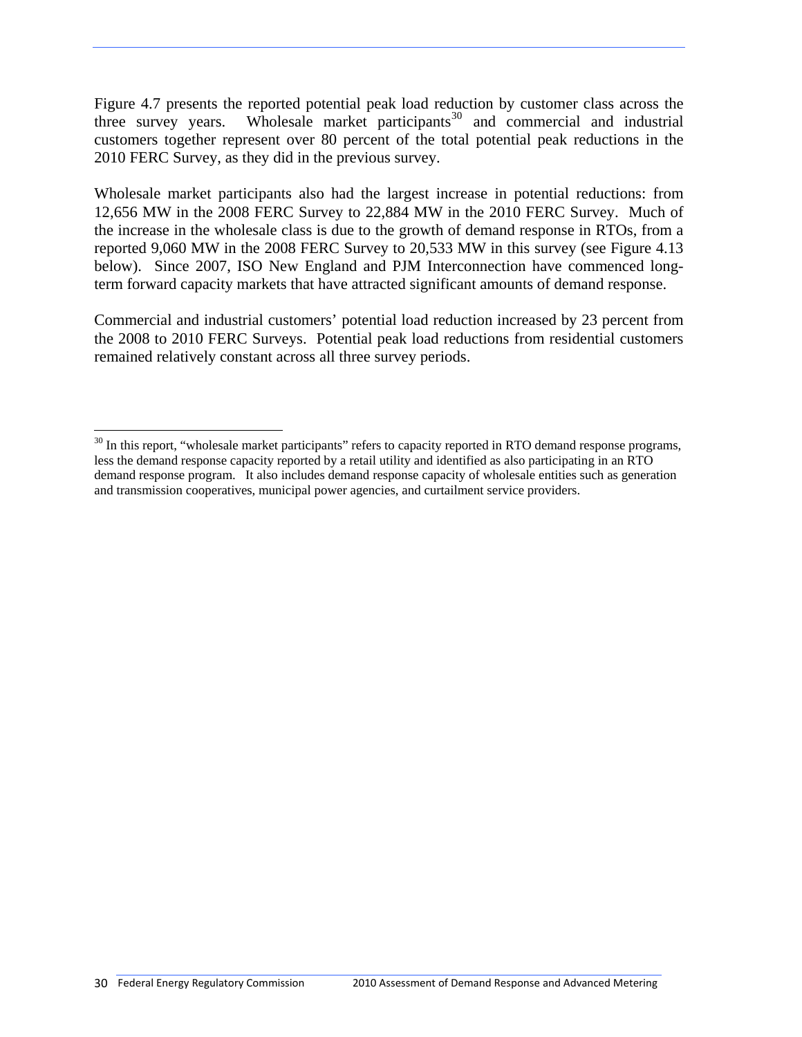Figure 4.7 presents the reported potential peak load reduction by customer class across the three survey years. Wholesale market participants[30] and commercial and industrial customers together represent over 80 percent of the total potential peak reductions in the 2010 FERC Survey, as they did in the previous survey.

Wholesale market participants also had the largest increase in potential reductions: from 12,656 MW in the 2008 FERC Survey to 22,884 MW in the 2010 FERC Survey. Much of the increase in the wholesale class is due to the growth of demand response in RTOs, from a reported 9,060 MW in the 2008 FERC Survey to 20,533 MW in this survey (see Figure 4.13 below). Since 2007, ISO New England and PJM Interconnection have commenced long-term forward capacity markets that have attracted significant amounts of demand response.

Commercial and industrial customers' potential load reduction increased by 23 percent from the 2008 to 2010 FERC Surveys. Potential peak load reductions from residential customers remained relatively constant across all three survey periods.

[30] In this report, "wholesale market participants" refers to capacity reported in RTO demand response programs, less the demand response capacity reported by a retail utility and identified as also participating in an RTO demand response program. It also includes demand response capacity of wholesale entities such as generation and transmission cooperatives, municipal power agencies, and curtailment service providers.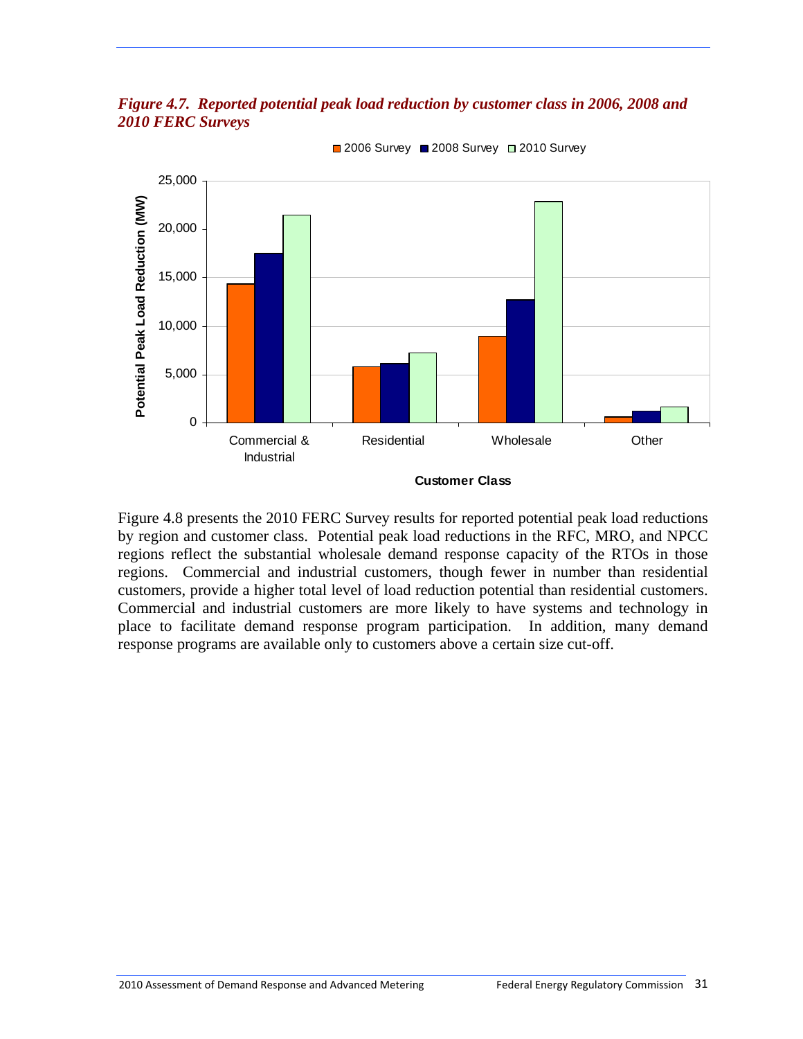*Figure 4.7. Reported potential peak load reduction by customer class in 2006, 2008 and 2010 FERC Surveys*

Figure 4.8 presents the 2010 FERC Survey results for reported potential peak load reductions by region and customer class. Potential peak load reductions in the RFC, MRO, and NPCC regions reflect the substantial wholesale demand response capacity of the RTOs in those regions. Commercial and industrial customers, though fewer in number than residential customers, provide a higher total level of load reduction potential than residential customers. Commercial and industrial customers are more likely to have systems and technology in place to facilitate demand response program participation. In addition, many demand response programs are available only to customers above a certain size cut-off.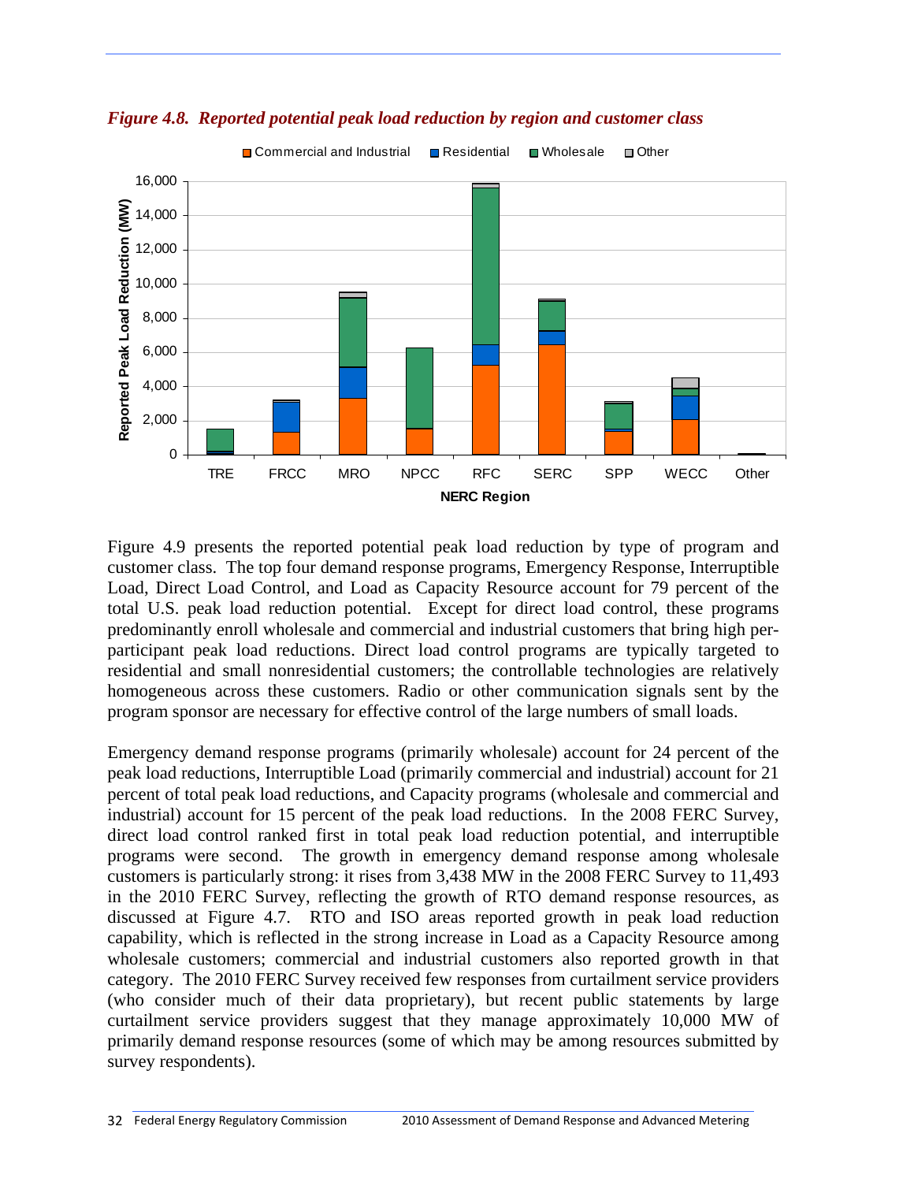*Figure 4.8. Reported potential peak load reduction by region and customer class*

Figure 4.9 presents the reported potential peak load reduction by type of program and customer class. The top four demand response programs, Emergency Response, Interruptible Load, Direct Load Control, and Load as Capacity Resource account for 79 percent of the total U.S. peak load reduction potential. Except for direct load control, these programs predominantly enroll wholesale and commercial and industrial customers that bring high per-participant peak load reductions. Direct load control programs are typically targeted to residential and small nonresidential customers; the controllable technologies are relatively homogeneous across these customers. Radio or other communication signals sent by the program sponsor are necessary for effective control of the large numbers of small loads.

Emergency demand response programs (primarily wholesale) account for 24 percent of the peak load reductions, Interruptible Load (primarily commercial and industrial) account for 21 percent of total peak load reductions, and Capacity programs (wholesale and commercial and industrial) account for 15 percent of the peak load reductions. In the 2008 FERC Survey, direct load control ranked first in total peak load reduction potential, and interruptible programs were second. The growth in emergency demand response among wholesale customers is particularly strong: it rises from 3,438 MW in the 2008 FERC Survey to 11,493 in the 2010 FERC Survey, reflecting the growth of RTO demand response resources, as discussed at Figure 4.7. RTO and ISO areas reported growth in peak load reduction capability, which is reflected in the strong increase in Load as a Capacity Resource among wholesale customers; commercial and industrial customers also reported growth in that category. The 2010 FERC Survey received few responses from curtailment service providers (who consider much of their data proprietary), but recent public statements by large curtailment service providers suggest that they manage approximately 10,000 MW of primarily demand response resources (some of which may be among resources submitted by survey respondents).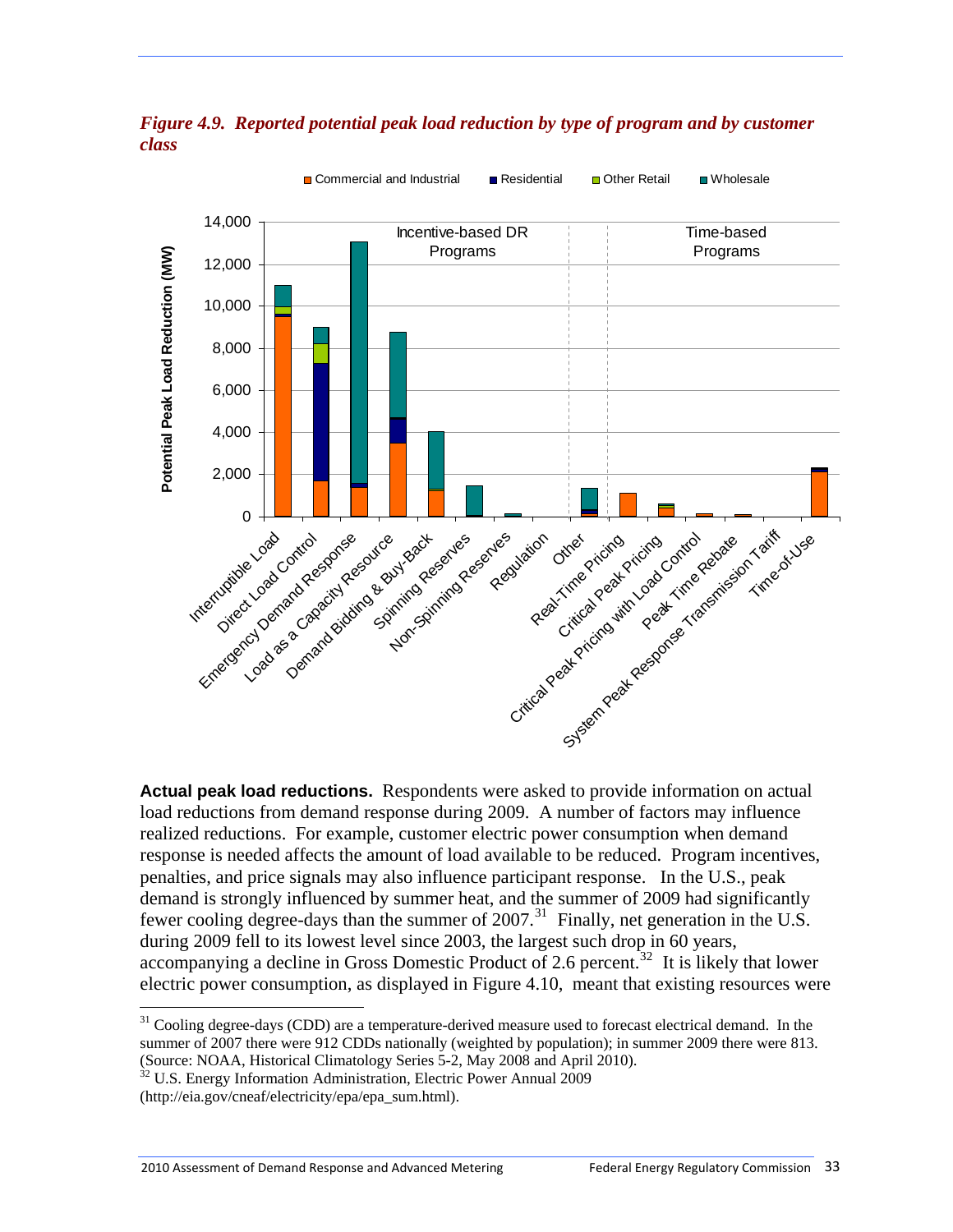*Figure 4.9. Reported potential peak load reduction by type of program and by customer class*

**Actual peak load reductions.** Respondents were asked to provide information on actual load reductions from demand response during 2009. A number of factors may influence realized reductions. For example, customer electric power consumption when demand response is needed affects the amount of load available to be reduced. Program incentives, penalties, and price signals may also influence participant response. In the U.S., peak demand is strongly influenced by summer heat, and the summer of 2009 had significantly fewer cooling degree-days than the summer of 2007.[31] Finally, net generation in the U.S. during 2009 fell to its lowest level since 2003, the largest such drop in 60 years, accompanying a decline in Gross Domestic Product of 2.6 percent.[32] It is likely that lower electric power consumption, as displayed in Figure 4.10, meant that existing resources were

---

[31] Cooling degree-days (CDD) are a temperature-derived measure used to forecast electrical demand. In the summer of 2007 there were 912 CDDs nationally (weighted by population); in summer 2009 there were 813. (Source: NOAA, Historical Climatology Series 5-2, May 2008 and April 2010).

[32] U.S. Energy Information Administration, Electric Power Annual 2009 (http://eia.gov/cneaf/electricity/epa/epa_sum.html).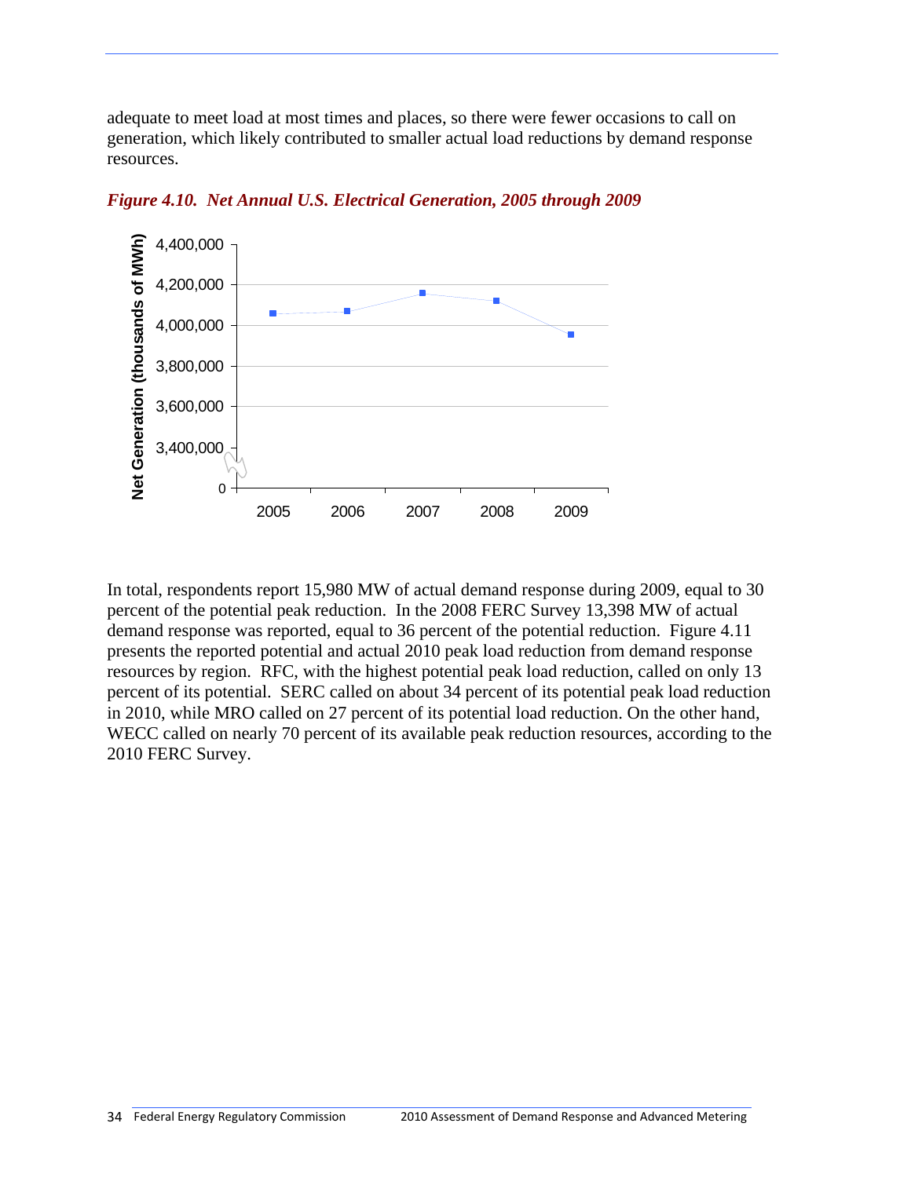adequate to meet load at most times and places, so there were fewer occasions to call on generation, which likely contributed to smaller actual load reductions by demand response resources.

***Figure 4.10. Net Annual U.S. Electrical Generation, 2005 through 2009***

In total, respondents report 15,980 MW of actual demand response during 2009, equal to 30 percent of the potential peak reduction. In the 2008 FERC Survey 13,398 MW of actual demand response was reported, equal to 36 percent of the potential reduction. Figure 4.11 presents the reported potential and actual 2010 peak load reduction from demand response resources by region. RFC, with the highest potential peak load reduction, called on only 13 percent of its potential. SERC called on about 34 percent of its potential peak load reduction in 2010, while MRO called on 27 percent of its potential load reduction. On the other hand, WECC called on nearly 70 percent of its available peak reduction resources, according to the 2010 FERC Survey.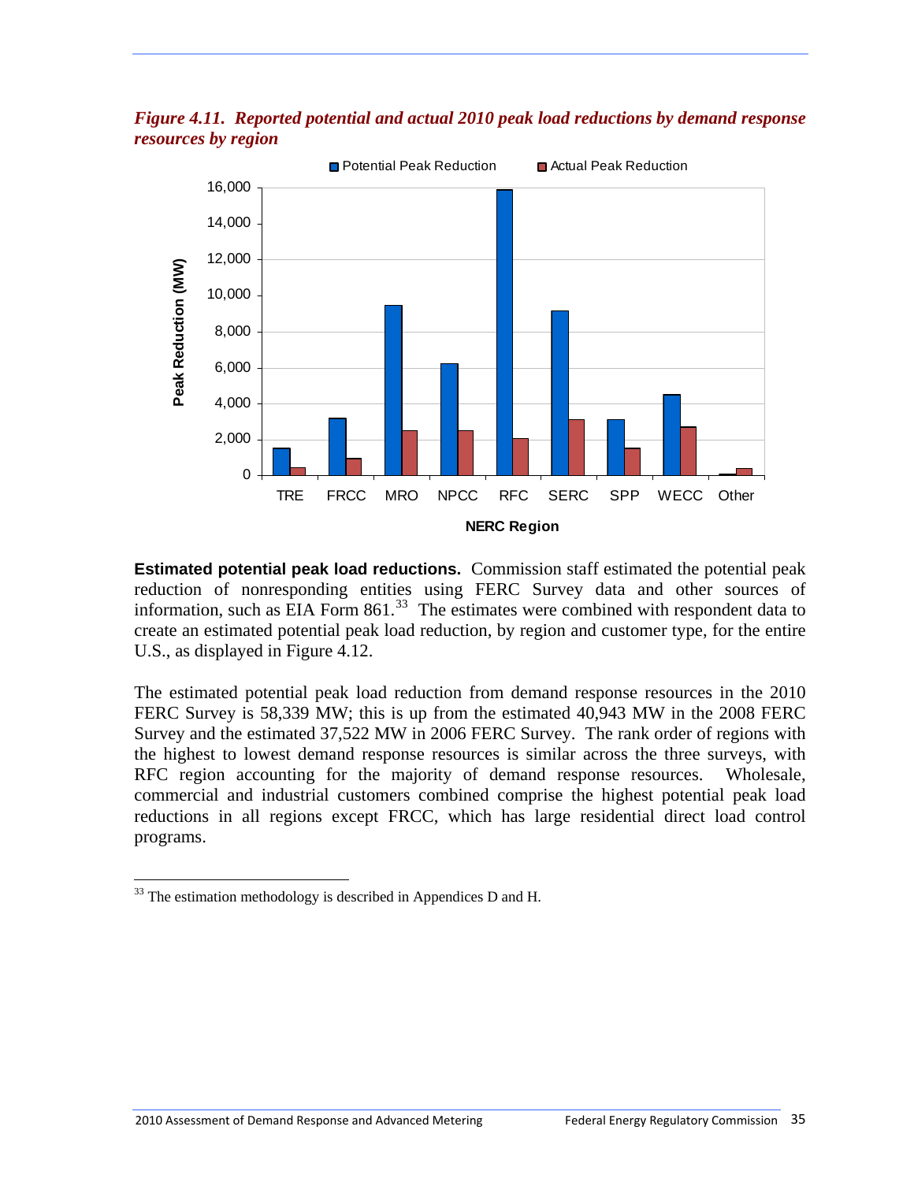*Figure 4.11. Reported potential and actual 2010 peak load reductions by demand response resources by region*

**Estimated potential peak load reductions.** Commission staff estimated the potential peak reduction of nonresponding entities using FERC Survey data and other sources of information, such as EIA Form 861.[33] The estimates were combined with respondent data to create an estimated potential peak load reduction, by region and customer type, for the entire U.S., as displayed in Figure 4.12.

The estimated potential peak load reduction from demand response resources in the 2010 FERC Survey is 58,339 MW; this is up from the estimated 40,943 MW in the 2008 FERC Survey and the estimated 37,522 MW in 2006 FERC Survey. The rank order of regions with the highest to lowest demand response resources is similar across the three surveys, with RFC region accounting for the majority of demand response resources. Wholesale, commercial and industrial customers combined comprise the highest potential peak load reductions in all regions except FRCC, which has large residential direct load control programs.

[33] The estimation methodology is described in Appendices D and H.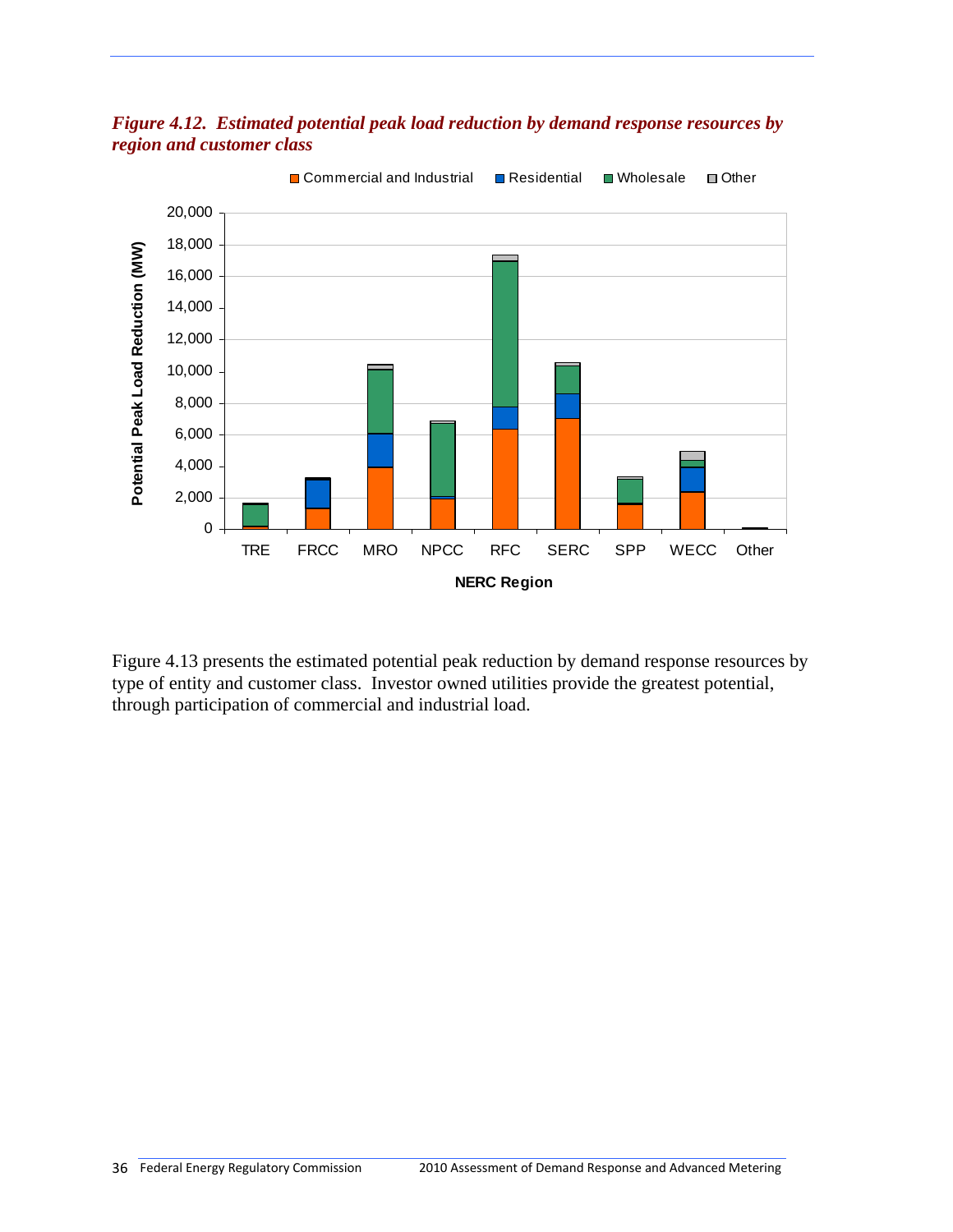*Figure 4.12. Estimated potential peak load reduction by demand response resources by region and customer class*

Figure 4.13 presents the estimated potential peak reduction by demand response resources by type of entity and customer class. Investor owned utilities provide the greatest potential, through participation of commercial and industrial load.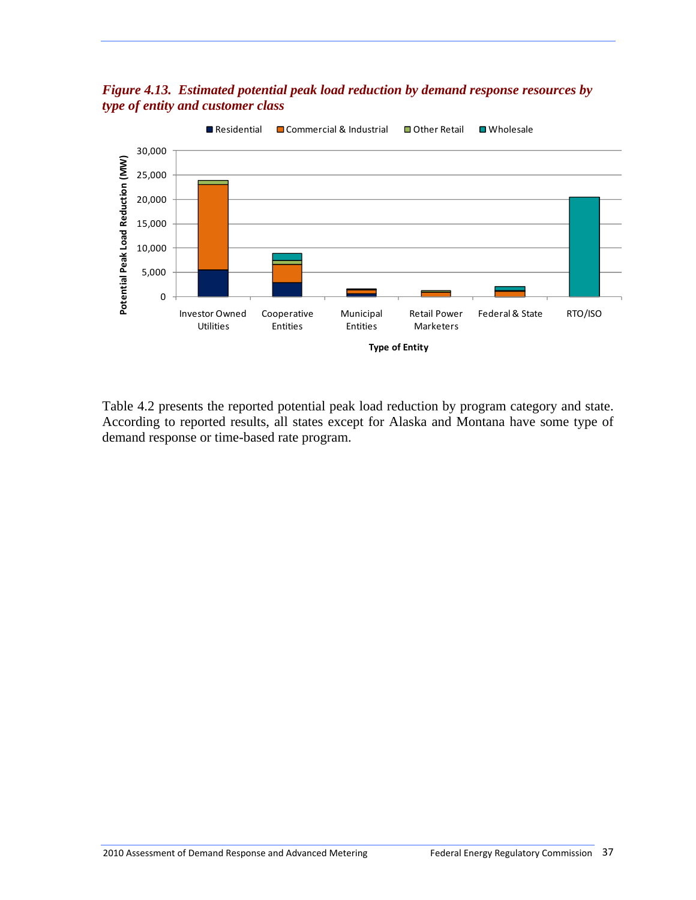*Figure 4.13. Estimated potential peak load reduction by demand response resources by type of entity and customer class*

Table 4.2 presents the reported potential peak load reduction by program category and state. According to reported results, all states except for Alaska and Montana have some type of demand response or time-based rate program.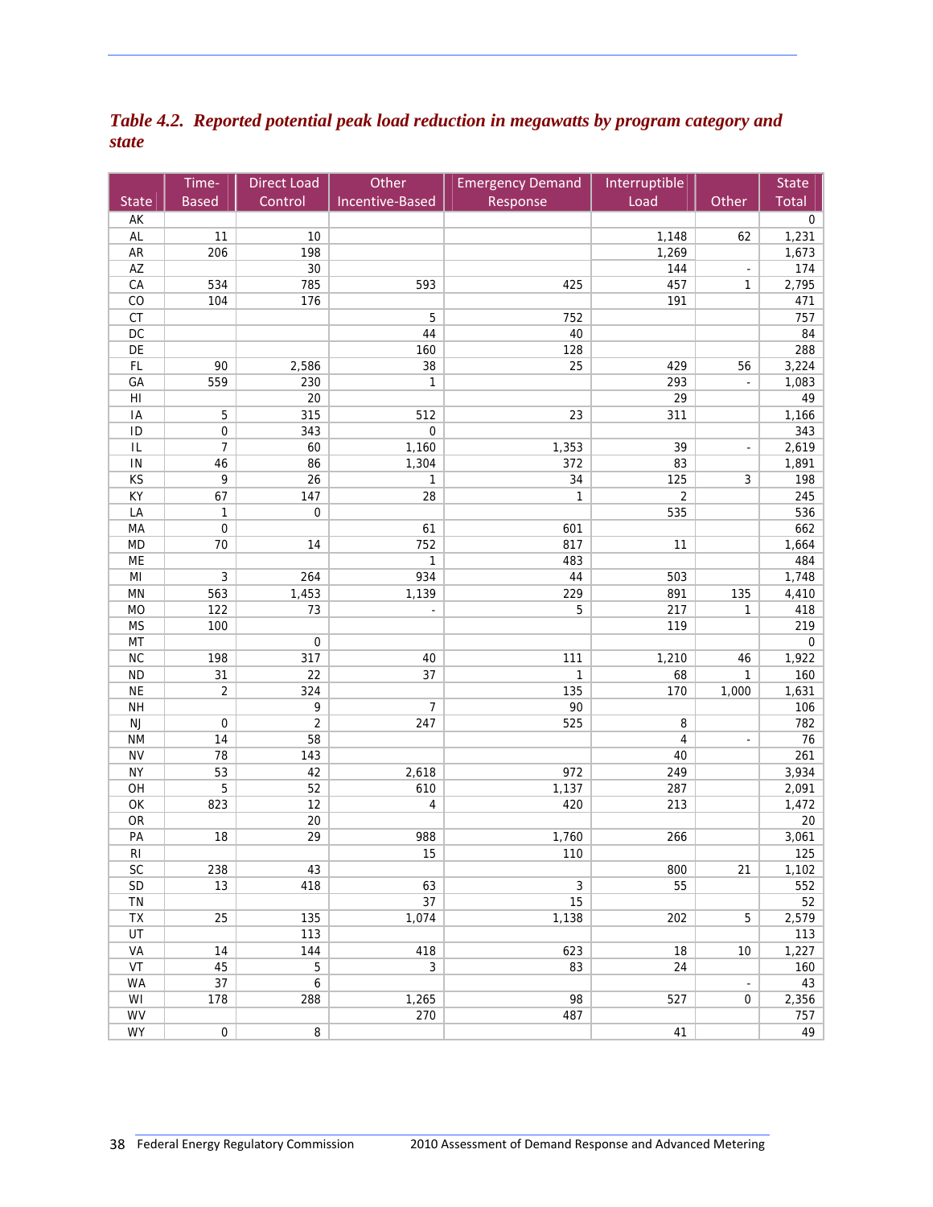*Table 4.2. Reported potential peak load reduction in megawatts by program category and state*

| State | Time-Based | Direct Load Control | Other Incentive-Based | Emergency Demand Response | Interruptible Load | Other | State Total |
|---|---|---|---|---|---|---|---|
| AK | | | | | | | 0 |
| AL | 11 | 10 | | | 1,148 | 62 | 1,231 |
| AR | 206 | 198 | | | 1,269 | | 1,673 |
| AZ | | 30 | | | 144 | - | 174 |
| CA | 534 | 785 | 593 | 425 | 457 | 1 | 2,795 |
| CO | 104 | 176 | | | 191 | | 471 |
| CT | | | 5 | 752 | | | 757 |
| DC | | | 44 | 40 | | | 84 |
| DE | | | 160 | 128 | | | 288 |
| FL | 90 | 2,586 | 38 | 25 | 429 | 56 | 3,224 |
| GA | 559 | 230 | 1 | | 293 | - | 1,083 |
| HI | | 20 | | | 29 | | 49 |
| IA | 5 | 315 | 512 | 23 | 311 | | 1,166 |
| ID | 0 | 343 | 0 | | | | 343 |
| IL | 7 | 60 | 1,160 | 1,353 | 39 | - | 2,619 |
| IN | 46 | 86 | 1,304 | 372 | 83 | | 1,891 |
| KS | 9 | 26 | 1 | 34 | 125 | 3 | 198 |
| KY | 67 | 147 | 28 | 1 | 2 | | 245 |
| LA | 1 | 0 | | | 535 | | 536 |
| MA | 0 | | 61 | 601 | | | 662 |
| MD | 70 | 14 | 752 | 817 | 11 | | 1,664 |
| ME | | | 1 | 483 | | | 484 |
| MI | 3 | 264 | 934 | 44 | 503 | | 1,748 |
| MN | 563 | 1,453 | 1,139 | 229 | 891 | 135 | 4,410 |
| MO | 122 | 73 | - | 5 | 217 | 1 | 418 |
| MS | 100 | | | | 119 | | 219 |
| MT | | 0 | | | | | 0 |
| NC | 198 | 317 | 40 | 111 | 1,210 | 46 | 1,922 |
| ND | 31 | 22 | 37 | 1 | 68 | 1 | 160 |
| NE | 2 | 324 | | 135 | 170 | 1,000 | 1,631 |
| NH | | 9 | 7 | 90 | | | 106 |
| NJ | 0 | 2 | 247 | 525 | 8 | | 782 |
| NM | 14 | 58 | | | 4 | - | 76 |
| NV | 78 | 143 | | | 40 | | 261 |
| NY | 53 | 42 | 2,618 | 972 | 249 | | 3,934 |
| OH | 5 | 52 | 610 | 1,137 | 287 | | 2,091 |
| OK | 823 | 12 | 4 | 420 | 213 | | 1,472 |
| OR | | 20 | | | | | 20 |
| PA | 18 | 29 | 988 | 1,760 | 266 | | 3,061 |
| RI | | | 15 | 110 | | | 125 |
| SC | 238 | 43 | | | 800 | 21 | 1,102 |
| SD | 13 | 418 | 63 | 3 | 55 | | 552 |
| TN | | | 37 | 15 | | | 52 |
| TX | 25 | 135 | 1,074 | 1,138 | 202 | 5 | 2,579 |
| UT | | 113 | | | | | 113 |
| VA | 14 | 144 | 418 | 623 | 18 | 10 | 1,227 |
| VT | 45 | 5 | 3 | 83 | 24 | | 160 |
| WA | 37 | 6 | | | | - | 43 |
| WI | 178 | 288 | 1,265 | 98 | 527 | 0 | 2,356 |
| WV | | | 270 | 487 | | | 757 |
| WY | 0 | 8 | | | 41 | | 49 |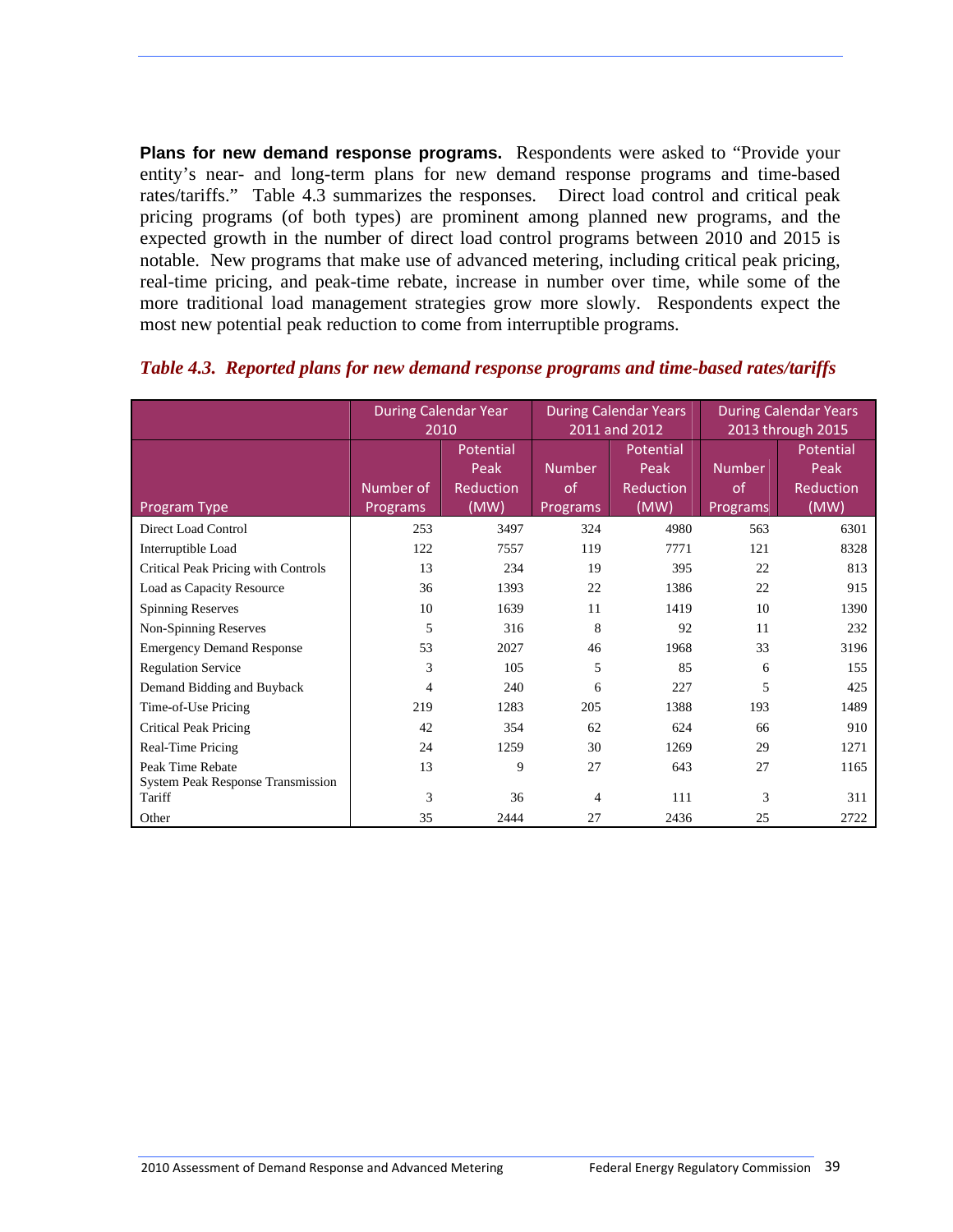**Plans for new demand response programs.** Respondents were asked to "Provide your entity's near- and long-term plans for new demand response programs and time-based rates/tariffs." Table 4.3 summarizes the responses. Direct load control and critical peak pricing programs (of both types) are prominent among planned new programs, and the expected growth in the number of direct load control programs between 2010 and 2015 is notable. New programs that make use of advanced metering, including critical peak pricing, real-time pricing, and peak-time rebate, increase in number over time, while some of the more traditional load management strategies grow more slowly. Respondents expect the most new potential peak reduction to come from interruptible programs.

***Table 4.3. Reported plans for new demand response programs and time-based rates/tariffs***

| | During Calendar Year 2010 | | During Calendar Years 2011 and 2012 | | During Calendar Years 2013 through 2015 | |
|---|---|---|---|---|---|---|
| Program Type | Number of Programs | Potential Peak Reduction (MW) | Number of Programs | Potential Peak Reduction (MW) | Number of Programs | Potential Peak Reduction (MW) |
| Direct Load Control | 253 | 3497 | 324 | 4980 | 563 | 6301 |
| Interruptible Load | 122 | 7557 | 119 | 7771 | 121 | 8328 |
| Critical Peak Pricing with Controls | 13 | 234 | 19 | 395 | 22 | 813 |
| Load as Capacity Resource | 36 | 1393 | 22 | 1386 | 22 | 915 |
| Spinning Reserves | 10 | 1639 | 11 | 1419 | 10 | 1390 |
| Non-Spinning Reserves | 5 | 316 | 8 | 92 | 11 | 232 |
| Emergency Demand Response | 53 | 2027 | 46 | 1968 | 33 | 3196 |
| Regulation Service | 3 | 105 | 5 | 85 | 6 | 155 |
| Demand Bidding and Buyback | 4 | 240 | 6 | 227 | 5 | 425 |
| Time-of-Use Pricing | 219 | 1283 | 205 | 1388 | 193 | 1489 |
| Critical Peak Pricing | 42 | 354 | 62 | 624 | 66 | 910 |
| Real-Time Pricing | 24 | 1259 | 30 | 1269 | 29 | 1271 |
| Peak Time Rebate | 13 | 9 | 27 | 643 | 27 | 1165 |
| System Peak Response Transmission Tariff | 3 | 36 | 4 | 111 | 3 | 311 |
| Other | 35 | 2444 | 27 | 2436 | 25 | 2722 |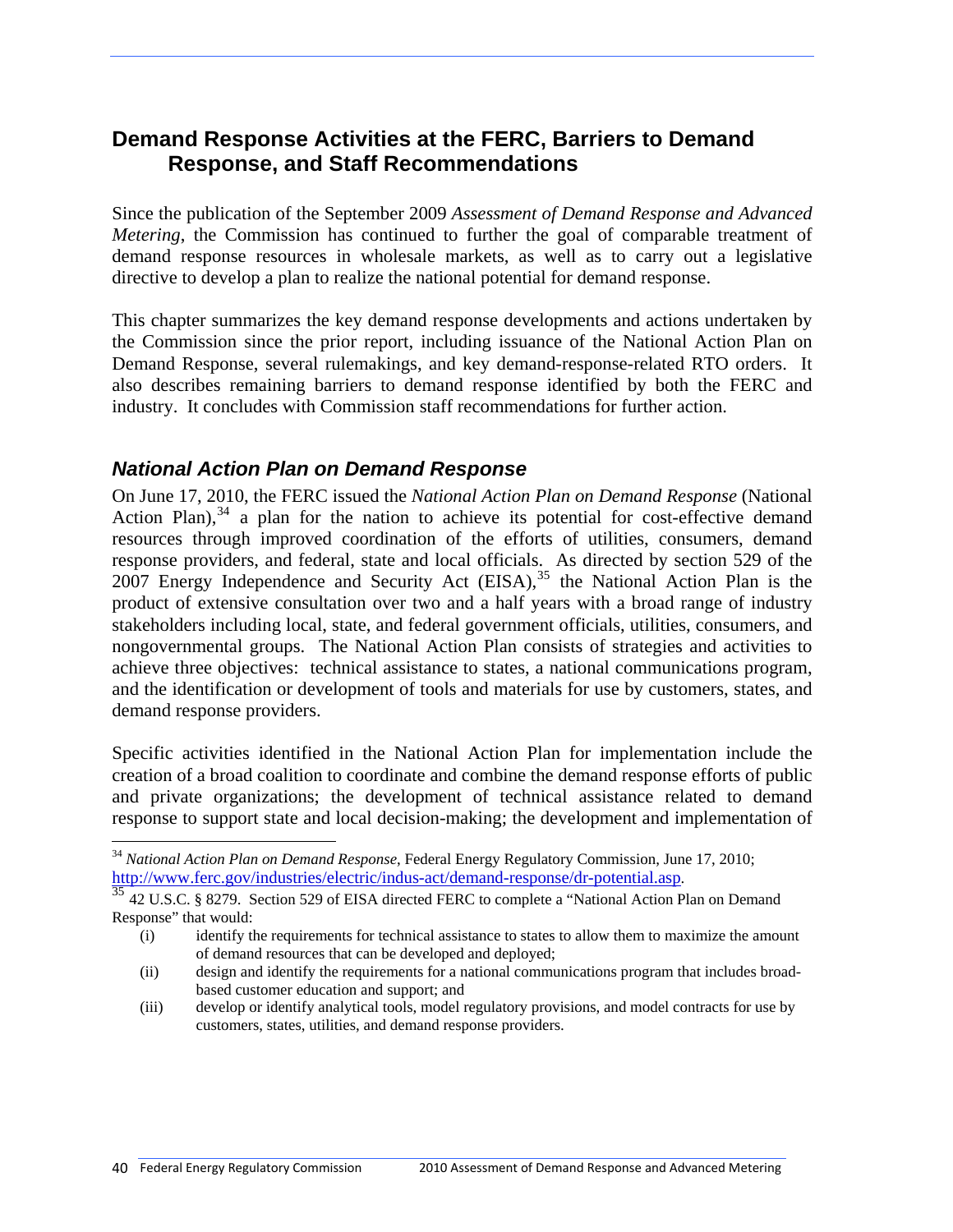## Demand Response Activities at the FERC, Barriers to Demand Response, and Staff Recommendations

Since the publication of the September 2009 *Assessment of Demand Response and Advanced Metering*, the Commission has continued to further the goal of comparable treatment of demand response resources in wholesale markets, as well as to carry out a legislative directive to develop a plan to realize the national potential for demand response.

This chapter summarizes the key demand response developments and actions undertaken by the Commission since the prior report, including issuance of the National Action Plan on Demand Response, several rulemakings, and key demand-response-related RTO orders. It also describes remaining barriers to demand response identified by both the FERC and industry. It concludes with Commission staff recommendations for further action.

### *National Action Plan on Demand Response*

On June 17, 2010, the FERC issued the *National Action Plan on Demand Response* (National Action Plan),[34] a plan for the nation to achieve its potential for cost-effective demand resources through improved coordination of the efforts of utilities, consumers, demand response providers, and federal, state and local officials. As directed by section 529 of the 2007 Energy Independence and Security Act (EISA),[35] the National Action Plan is the product of extensive consultation over two and a half years with a broad range of industry stakeholders including local, state, and federal government officials, utilities, consumers, and nongovernmental groups. The National Action Plan consists of strategies and activities to achieve three objectives: technical assistance to states, a national communications program, and the identification or development of tools and materials for use by customers, states, and demand response providers.

Specific activities identified in the National Action Plan for implementation include the creation of a broad coalition to coordinate and combine the demand response efforts of public and private organizations; the development of technical assistance related to demand response to support state and local decision-making; the development and implementation of

---

[34] *National Action Plan on Demand Response*, Federal Energy Regulatory Commission, June 17, 2010; http://www.ferc.gov/industries/electric/indus-act/demand-response/dr-potential.asp.

[35] 42 U.S.C. § 8279. Section 529 of EISA directed FERC to complete a "National Action Plan on Demand Response" that would:

(i) identify the requirements for technical assistance to states to allow them to maximize the amount of demand resources that can be developed and deployed;

(ii) design and identify the requirements for a national communications program that includes broad-based customer education and support; and

(iii) develop or identify analytical tools, model regulatory provisions, and model contracts for use by customers, states, utilities, and demand response providers.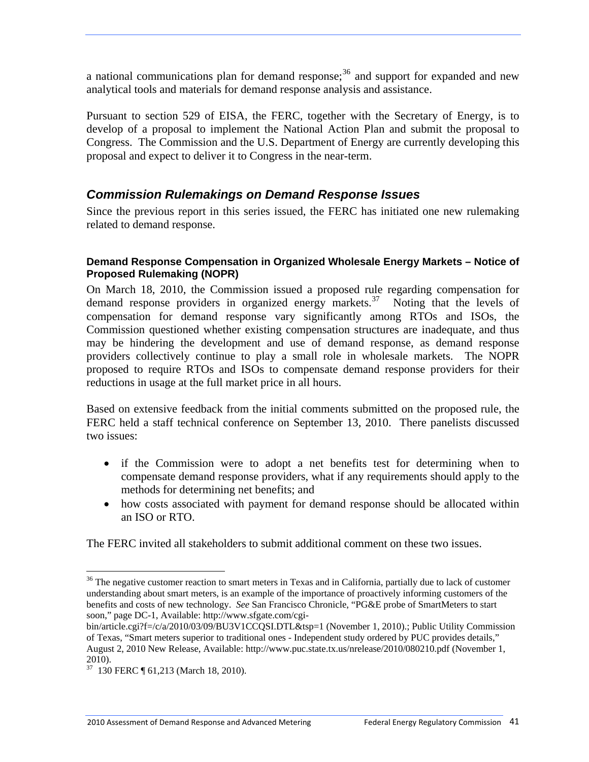a national communications plan for demand response;[36] and support for expanded and new analytical tools and materials for demand response analysis and assistance.

Pursuant to section 529 of EISA, the FERC, together with the Secretary of Energy, is to develop of a proposal to implement the National Action Plan and submit the proposal to Congress. The Commission and the U.S. Department of Energy are currently developing this proposal and expect to deliver it to Congress in the near-term.

## *Commission Rulemakings on Demand Response Issues*

Since the previous report in this series issued, the FERC has initiated one new rulemaking related to demand response.

### Demand Response Compensation in Organized Wholesale Energy Markets – Notice of Proposed Rulemaking (NOPR)

On March 18, 2010, the Commission issued a proposed rule regarding compensation for demand response providers in organized energy markets.[37] Noting that the levels of compensation for demand response vary significantly among RTOs and ISOs, the Commission questioned whether existing compensation structures are inadequate, and thus may be hindering the development and use of demand response, as demand response providers collectively continue to play a small role in wholesale markets. The NOPR proposed to require RTOs and ISOs to compensate demand response providers for their reductions in usage at the full market price in all hours.

Based on extensive feedback from the initial comments submitted on the proposed rule, the FERC held a staff technical conference on September 13, 2010. There panelists discussed two issues:

- if the Commission were to adopt a net benefits test for determining when to compensate demand response providers, what if any requirements should apply to the methods for determining net benefits; and
- how costs associated with payment for demand response should be allocated within an ISO or RTO.

The FERC invited all stakeholders to submit additional comment on these two issues.

---

[36] The negative customer reaction to smart meters in Texas and in California, partially due to lack of customer understanding about smart meters, is an example of the importance of proactively informing customers of the benefits and costs of new technology. *See* San Francisco Chronicle, "PG&E probe of SmartMeters to start soon," page DC-1, Available: http://www.sfgate.com/cgi-bin/article.cgi?f=/c/a/2010/03/09/BU3V1CCQSI.DTL&tsp=1 (November 1, 2010).; Public Utility Commission of Texas, "Smart meters superior to traditional ones - Independent study ordered by PUC provides details," August 2, 2010 New Release, Available: http://www.puc.state.tx.us/nrelease/2010/080210.pdf (November 1, 2010).

[37] 130 FERC ¶ 61,213 (March 18, 2010).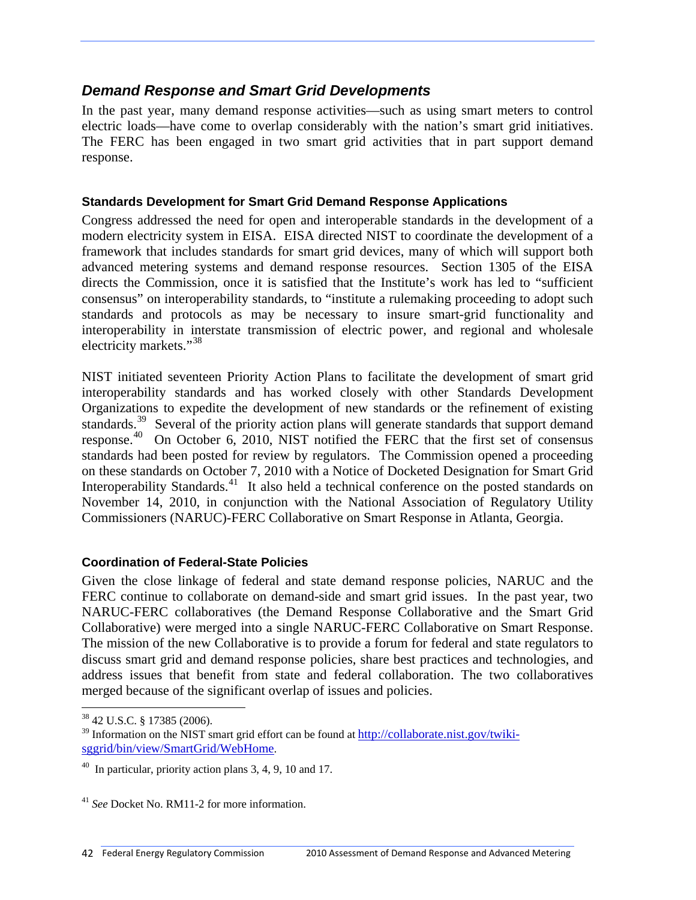## *Demand Response and Smart Grid Developments*

In the past year, many demand response activities—such as using smart meters to control electric loads—have come to overlap considerably with the nation's smart grid initiatives. The FERC has been engaged in two smart grid activities that in part support demand response.

### Standards Development for Smart Grid Demand Response Applications

Congress addressed the need for open and interoperable standards in the development of a modern electricity system in EISA. EISA directed NIST to coordinate the development of a framework that includes standards for smart grid devices, many of which will support both advanced metering systems and demand response resources. Section 1305 of the EISA directs the Commission, once it is satisfied that the Institute's work has led to "sufficient consensus" on interoperability standards, to "institute a rulemaking proceeding to adopt such standards and protocols as may be necessary to insure smart-grid functionality and interoperability in interstate transmission of electric power, and regional and wholesale electricity markets."[38]

NIST initiated seventeen Priority Action Plans to facilitate the development of smart grid interoperability standards and has worked closely with other Standards Development Organizations to expedite the development of new standards or the refinement of existing standards.[39] Several of the priority action plans will generate standards that support demand response.[40] On October 6, 2010, NIST notified the FERC that the first set of consensus standards had been posted for review by regulators. The Commission opened a proceeding on these standards on October 7, 2010 with a Notice of Docketed Designation for Smart Grid Interoperability Standards.[41] It also held a technical conference on the posted standards on November 14, 2010, in conjunction with the National Association of Regulatory Utility Commissioners (NARUC)-FERC Collaborative on Smart Response in Atlanta, Georgia.

### Coordination of Federal-State Policies

Given the close linkage of federal and state demand response policies, NARUC and the FERC continue to collaborate on demand-side and smart grid issues. In the past year, two NARUC-FERC collaboratives (the Demand Response Collaborative and the Smart Grid Collaborative) were merged into a single NARUC-FERC Collaborative on Smart Response. The mission of the new Collaborative is to provide a forum for federal and state regulators to discuss smart grid and demand response policies, share best practices and technologies, and address issues that benefit from state and federal collaboration. The two collaboratives merged because of the significant overlap of issues and policies.

---

[38] 42 U.S.C. § 17385 (2006).

[39] Information on the NIST smart grid effort can be found at http://collaborate.nist.gov/twiki-sggrid/bin/view/SmartGrid/WebHome.

[40] In particular, priority action plans 3, 4, 9, 10 and 17.

[41] *See* Docket No. RM11-2 for more information.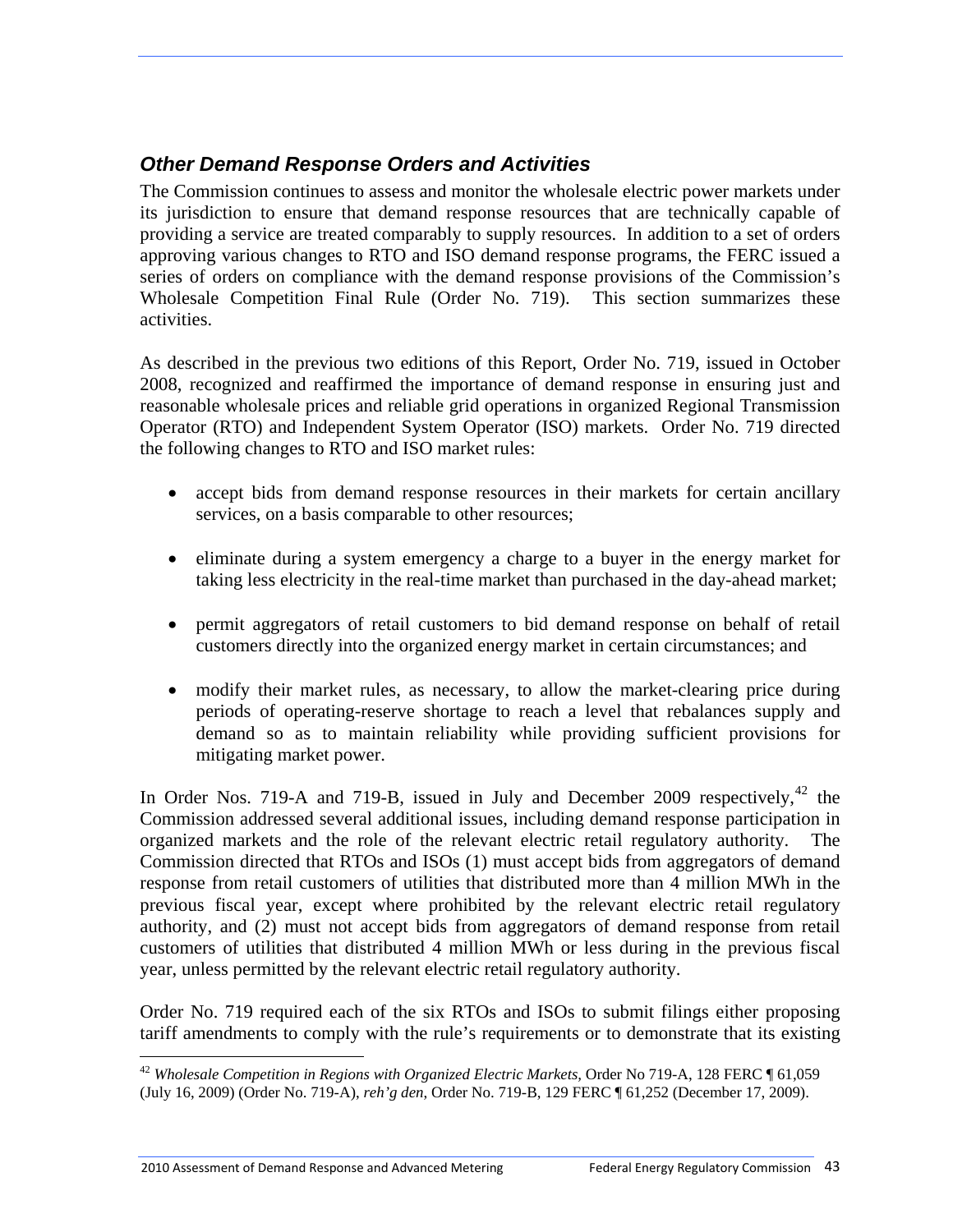### *Other Demand Response Orders and Activities*

The Commission continues to assess and monitor the wholesale electric power markets under its jurisdiction to ensure that demand response resources that are technically capable of providing a service are treated comparably to supply resources. In addition to a set of orders approving various changes to RTO and ISO demand response programs, the FERC issued a series of orders on compliance with the demand response provisions of the Commission's Wholesale Competition Final Rule (Order No. 719). This section summarizes these activities.

As described in the previous two editions of this Report, Order No. 719, issued in October 2008, recognized and reaffirmed the importance of demand response in ensuring just and reasonable wholesale prices and reliable grid operations in organized Regional Transmission Operator (RTO) and Independent System Operator (ISO) markets. Order No. 719 directed the following changes to RTO and ISO market rules:

- accept bids from demand response resources in their markets for certain ancillary services, on a basis comparable to other resources;
- eliminate during a system emergency a charge to a buyer in the energy market for taking less electricity in the real-time market than purchased in the day-ahead market;
- permit aggregators of retail customers to bid demand response on behalf of retail customers directly into the organized energy market in certain circumstances; and
- modify their market rules, as necessary, to allow the market-clearing price during periods of operating-reserve shortage to reach a level that rebalances supply and demand so as to maintain reliability while providing sufficient provisions for mitigating market power.

In Order Nos. 719-A and 719-B, issued in July and December 2009 respectively,[42] the Commission addressed several additional issues, including demand response participation in organized markets and the role of the relevant electric retail regulatory authority. The Commission directed that RTOs and ISOs (1) must accept bids from aggregators of demand response from retail customers of utilities that distributed more than 4 million MWh in the previous fiscal year, except where prohibited by the relevant electric retail regulatory authority, and (2) must not accept bids from aggregators of demand response from retail customers of utilities that distributed 4 million MWh or less during in the previous fiscal year, unless permitted by the relevant electric retail regulatory authority.

Order No. 719 required each of the six RTOs and ISOs to submit filings either proposing tariff amendments to comply with the rule's requirements or to demonstrate that its existing

[42] *Wholesale Competition in Regions with Organized Electric Markets,* Order No 719-A, 128 FERC ¶ 61,059 (July 16, 2009) (Order No. 719-A), *reh'g den*, Order No. 719-B, 129 FERC ¶ 61,252 (December 17, 2009).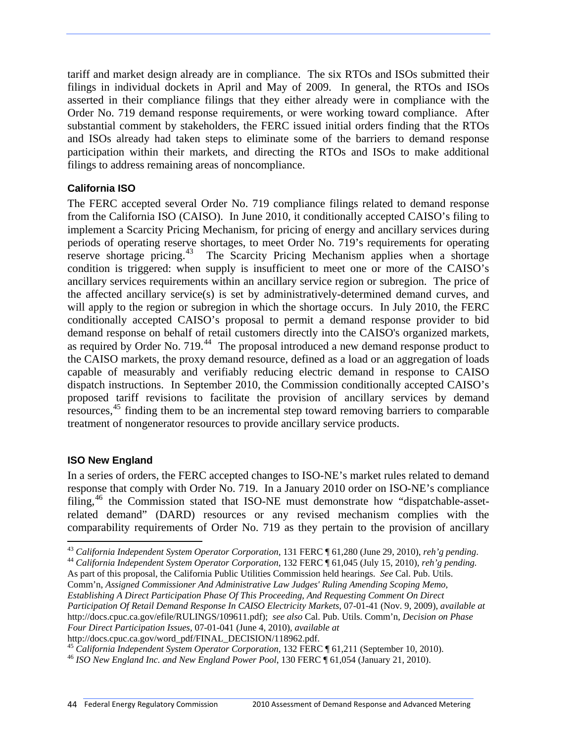tariff and market design already are in compliance. The six RTOs and ISOs submitted their filings in individual dockets in April and May of 2009. In general, the RTOs and ISOs asserted in their compliance filings that they either already were in compliance with the Order No. 719 demand response requirements, or were working toward compliance. After substantial comment by stakeholders, the FERC issued initial orders finding that the RTOs and ISOs already had taken steps to eliminate some of the barriers to demand response participation within their markets, and directing the RTOs and ISOs to make additional filings to address remaining areas of noncompliance.

### California ISO

The FERC accepted several Order No. 719 compliance filings related to demand response from the California ISO (CAISO). In June 2010, it conditionally accepted CAISO's filing to implement a Scarcity Pricing Mechanism, for pricing of energy and ancillary services during periods of operating reserve shortages, to meet Order No. 719's requirements for operating reserve shortage pricing.[43] The Scarcity Pricing Mechanism applies when a shortage condition is triggered: when supply is insufficient to meet one or more of the CAISO's ancillary services requirements within an ancillary service region or subregion. The price of the affected ancillary service(s) is set by administratively-determined demand curves, and will apply to the region or subregion in which the shortage occurs. In July 2010, the FERC conditionally accepted CAISO's proposal to permit a demand response provider to bid demand response on behalf of retail customers directly into the CAISO's organized markets, as required by Order No. 719.[44] The proposal introduced a new demand response product to the CAISO markets, the proxy demand resource, defined as a load or an aggregation of loads capable of measurably and verifiably reducing electric demand in response to CAISO dispatch instructions. In September 2010, the Commission conditionally accepted CAISO's proposed tariff revisions to facilitate the provision of ancillary services by demand resources,[45] finding them to be an incremental step toward removing barriers to comparable treatment of nongenerator resources to provide ancillary service products.

### ISO New England

In a series of orders, the FERC accepted changes to ISO-NE's market rules related to demand response that comply with Order No. 719. In a January 2010 order on ISO-NE's compliance filing,[46] the Commission stated that ISO-NE must demonstrate how "dispatchable-asset-related demand" (DARD) resources or any revised mechanism complies with the comparability requirements of Order No. 719 as they pertain to the provision of ancillary

---

[43] *California Independent System Operator Corporation*, 131 FERC ¶ 61,280 (June 29, 2010), *reh'g pending*.

[44] *California Independent System Operator Corporation*, 132 FERC ¶ 61,045 (July 15, 2010), *reh'g pending.* As part of this proposal, the California Public Utilities Commission held hearings. *See* Cal. Pub. Utils. Comm'n, *Assigned Commissioner And Administrative Law Judges' Ruling Amending Scoping Memo, Establishing A Direct Participation Phase Of This Proceeding, And Requesting Comment On Direct Participation Of Retail Demand Response In CAISO Electricity Markets*, 07-01-41 (Nov. 9, 2009), *available at* http://docs.cpuc.ca.gov/efile/RULINGS/109611.pdf); *see also* Cal. Pub. Utils. Comm'n, *Decision on Phase Four Direct Participation Issues*, 07-01-041 (June 4, 2010), *available at* http://docs.cpuc.ca.gov/word_pdf/FINAL_DECISION/118962.pdf.

[45] *California Independent System Operator Corporation*, 132 FERC ¶ 61,211 (September 10, 2010).

[46] *ISO New England Inc. and New England Power Pool*, 130 FERC ¶ 61,054 (January 21, 2010).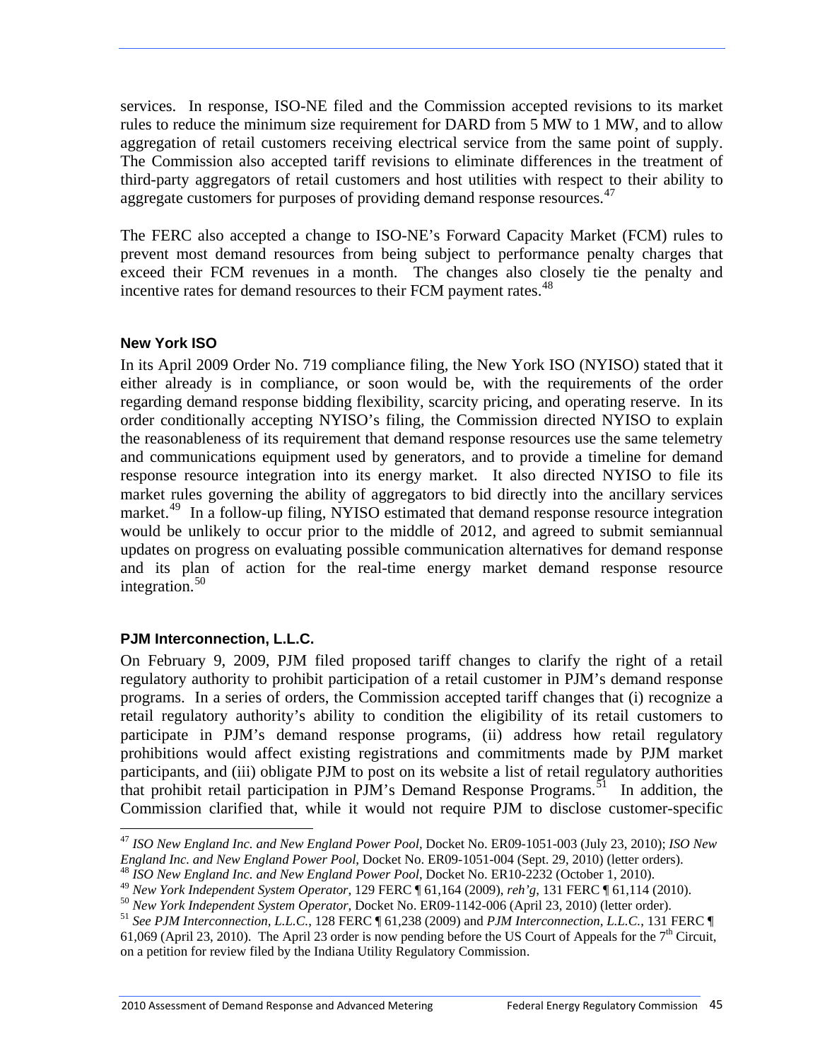services. In response, ISO-NE filed and the Commission accepted revisions to its market rules to reduce the minimum size requirement for DARD from 5 MW to 1 MW, and to allow aggregation of retail customers receiving electrical service from the same point of supply. The Commission also accepted tariff revisions to eliminate differences in the treatment of third-party aggregators of retail customers and host utilities with respect to their ability to aggregate customers for purposes of providing demand response resources.[47]

The FERC also accepted a change to ISO-NE's Forward Capacity Market (FCM) rules to prevent most demand resources from being subject to performance penalty charges that exceed their FCM revenues in a month. The changes also closely tie the penalty and incentive rates for demand resources to their FCM payment rates.[48]

### New York ISO

In its April 2009 Order No. 719 compliance filing, the New York ISO (NYISO) stated that it either already is in compliance, or soon would be, with the requirements of the order regarding demand response bidding flexibility, scarcity pricing, and operating reserve. In its order conditionally accepting NYISO's filing, the Commission directed NYISO to explain the reasonableness of its requirement that demand response resources use the same telemetry and communications equipment used by generators, and to provide a timeline for demand response resource integration into its energy market. It also directed NYISO to file its market rules governing the ability of aggregators to bid directly into the ancillary services market.[49] In a follow-up filing, NYISO estimated that demand response resource integration would be unlikely to occur prior to the middle of 2012, and agreed to submit semiannual updates on progress on evaluating possible communication alternatives for demand response and its plan of action for the real-time energy market demand response resource integration.[50]

### PJM Interconnection, L.L.C.

On February 9, 2009, PJM filed proposed tariff changes to clarify the right of a retail regulatory authority to prohibit participation of a retail customer in PJM's demand response programs. In a series of orders, the Commission accepted tariff changes that (i) recognize a retail regulatory authority's ability to condition the eligibility of its retail customers to participate in PJM's demand response programs, (ii) address how retail regulatory prohibitions would affect existing registrations and commitments made by PJM market participants, and (iii) obligate PJM to post on its website a list of retail regulatory authorities that prohibit retail participation in PJM's Demand Response Programs.[51] In addition, the Commission clarified that, while it would not require PJM to disclose customer-specific

---

[47] *ISO New England Inc. and New England Power Pool*, Docket No. ER09-1051-003 (July 23, 2010); *ISO New England Inc. and New England Power Pool*, Docket No. ER09-1051-004 (Sept. 29, 2010) (letter orders).

[48] *ISO New England Inc. and New England Power Pool*, Docket No. ER10-2232 (October 1, 2010).

[49] *New York Independent System Operator*, 129 FERC ¶ 61,164 (2009), *reh'g*, 131 FERC ¶ 61,114 (2010).

[50] *New York Independent System Operator,* Docket No. ER09-1142-006 (April 23, 2010) (letter order).

[51] *See PJM Interconnection, L.L.C.*, 128 FERC ¶ 61,238 (2009) and *PJM Interconnection, L.L.C.*, 131 FERC ¶ 61,069 (April 23, 2010). The April 23 order is now pending before the US Court of Appeals for the 7th Circuit, on a petition for review filed by the Indiana Utility Regulatory Commission.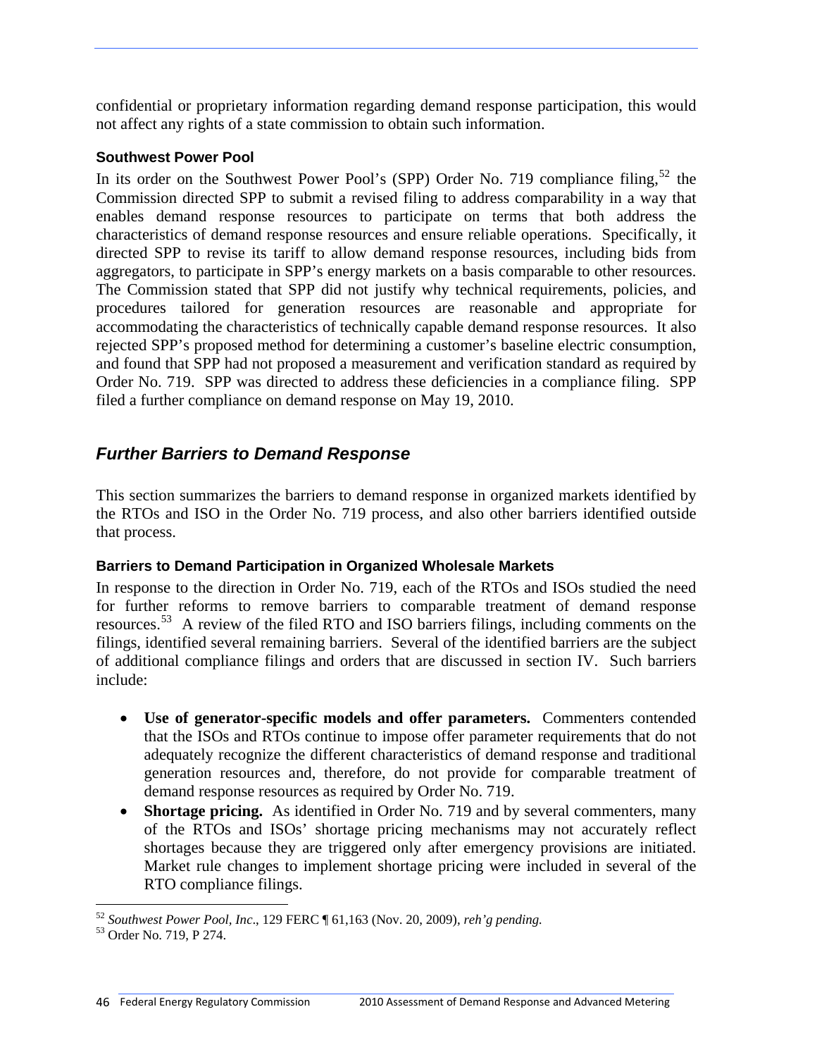confidential or proprietary information regarding demand response participation, this would not affect any rights of a state commission to obtain such information.

### Southwest Power Pool

In its order on the Southwest Power Pool's (SPP) Order No. 719 compliance filing,[52] the Commission directed SPP to submit a revised filing to address comparability in a way that enables demand response resources to participate on terms that both address the characteristics of demand response resources and ensure reliable operations. Specifically, it directed SPP to revise its tariff to allow demand response resources, including bids from aggregators, to participate in SPP's energy markets on a basis comparable to other resources. The Commission stated that SPP did not justify why technical requirements, policies, and procedures tailored for generation resources are reasonable and appropriate for accommodating the characteristics of technically capable demand response resources. It also rejected SPP's proposed method for determining a customer's baseline electric consumption, and found that SPP had not proposed a measurement and verification standard as required by Order No. 719. SPP was directed to address these deficiencies in a compliance filing. SPP filed a further compliance on demand response on May 19, 2010.

## *Further Barriers to Demand Response*

This section summarizes the barriers to demand response in organized markets identified by the RTOs and ISO in the Order No. 719 process, and also other barriers identified outside that process.

### Barriers to Demand Participation in Organized Wholesale Markets

In response to the direction in Order No. 719, each of the RTOs and ISOs studied the need for further reforms to remove barriers to comparable treatment of demand response resources.[53] A review of the filed RTO and ISO barriers filings, including comments on the filings, identified several remaining barriers. Several of the identified barriers are the subject of additional compliance filings and orders that are discussed in section IV. Such barriers include:

- **Use of generator-specific models and offer parameters.** Commenters contended that the ISOs and RTOs continue to impose offer parameter requirements that do not adequately recognize the different characteristics of demand response and traditional generation resources and, therefore, do not provide for comparable treatment of demand response resources as required by Order No. 719.
- **Shortage pricing.** As identified in Order No. 719 and by several commenters, many of the RTOs and ISOs' shortage pricing mechanisms may not accurately reflect shortages because they are triggered only after emergency provisions are initiated. Market rule changes to implement shortage pricing were included in several of the RTO compliance filings.

---

[52] *Southwest Power Pool, Inc*., 129 FERC ¶ 61,163 (Nov. 20, 2009), *reh'g pending.*

[53] Order No. 719, P 274.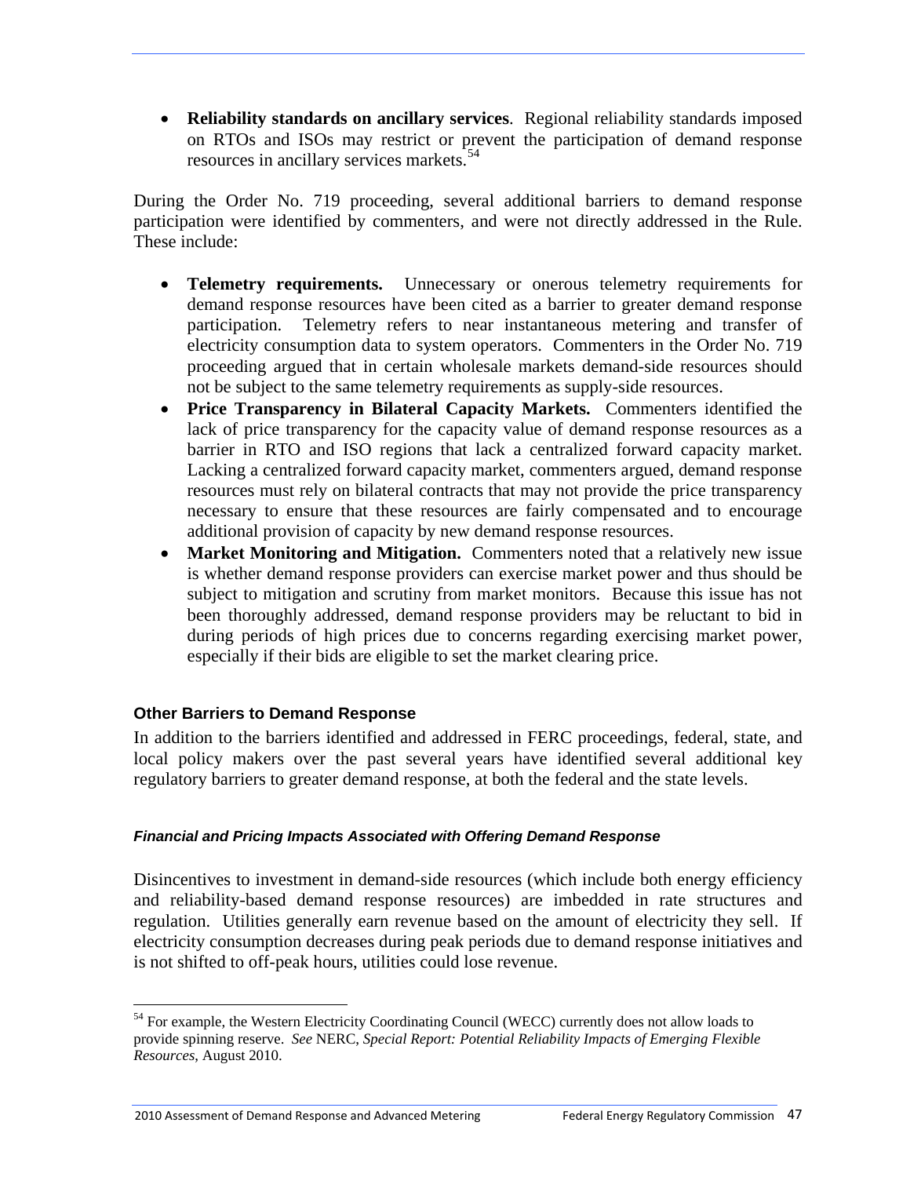- **Reliability standards on ancillary services**. Regional reliability standards imposed on RTOs and ISOs may restrict or prevent the participation of demand response resources in ancillary services markets.[54]

During the Order No. 719 proceeding, several additional barriers to demand response participation were identified by commenters, and were not directly addressed in the Rule. These include:

- **Telemetry requirements.** Unnecessary or onerous telemetry requirements for demand response resources have been cited as a barrier to greater demand response participation. Telemetry refers to near instantaneous metering and transfer of electricity consumption data to system operators. Commenters in the Order No. 719 proceeding argued that in certain wholesale markets demand-side resources should not be subject to the same telemetry requirements as supply-side resources.
- **Price Transparency in Bilateral Capacity Markets.** Commenters identified the lack of price transparency for the capacity value of demand response resources as a barrier in RTO and ISO regions that lack a centralized forward capacity market. Lacking a centralized forward capacity market, commenters argued, demand response resources must rely on bilateral contracts that may not provide the price transparency necessary to ensure that these resources are fairly compensated and to encourage additional provision of capacity by new demand response resources.
- **Market Monitoring and Mitigation.** Commenters noted that a relatively new issue is whether demand response providers can exercise market power and thus should be subject to mitigation and scrutiny from market monitors. Because this issue has not been thoroughly addressed, demand response providers may be reluctant to bid in during periods of high prices due to concerns regarding exercising market power, especially if their bids are eligible to set the market clearing price.

### Other Barriers to Demand Response

In addition to the barriers identified and addressed in FERC proceedings, federal, state, and local policy makers over the past several years have identified several additional key regulatory barriers to greater demand response, at both the federal and the state levels.

#### *Financial and Pricing Impacts Associated with Offering Demand Response*

Disincentives to investment in demand-side resources (which include both energy efficiency and reliability-based demand response resources) are imbedded in rate structures and regulation. Utilities generally earn revenue based on the amount of electricity they sell. If electricity consumption decreases during peak periods due to demand response initiatives and is not shifted to off-peak hours, utilities could lose revenue.

[54] For example, the Western Electricity Coordinating Council (WECC) currently does not allow loads to provide spinning reserve. *See* NERC, *Special Report: Potential Reliability Impacts of Emerging Flexible Resources*, August 2010.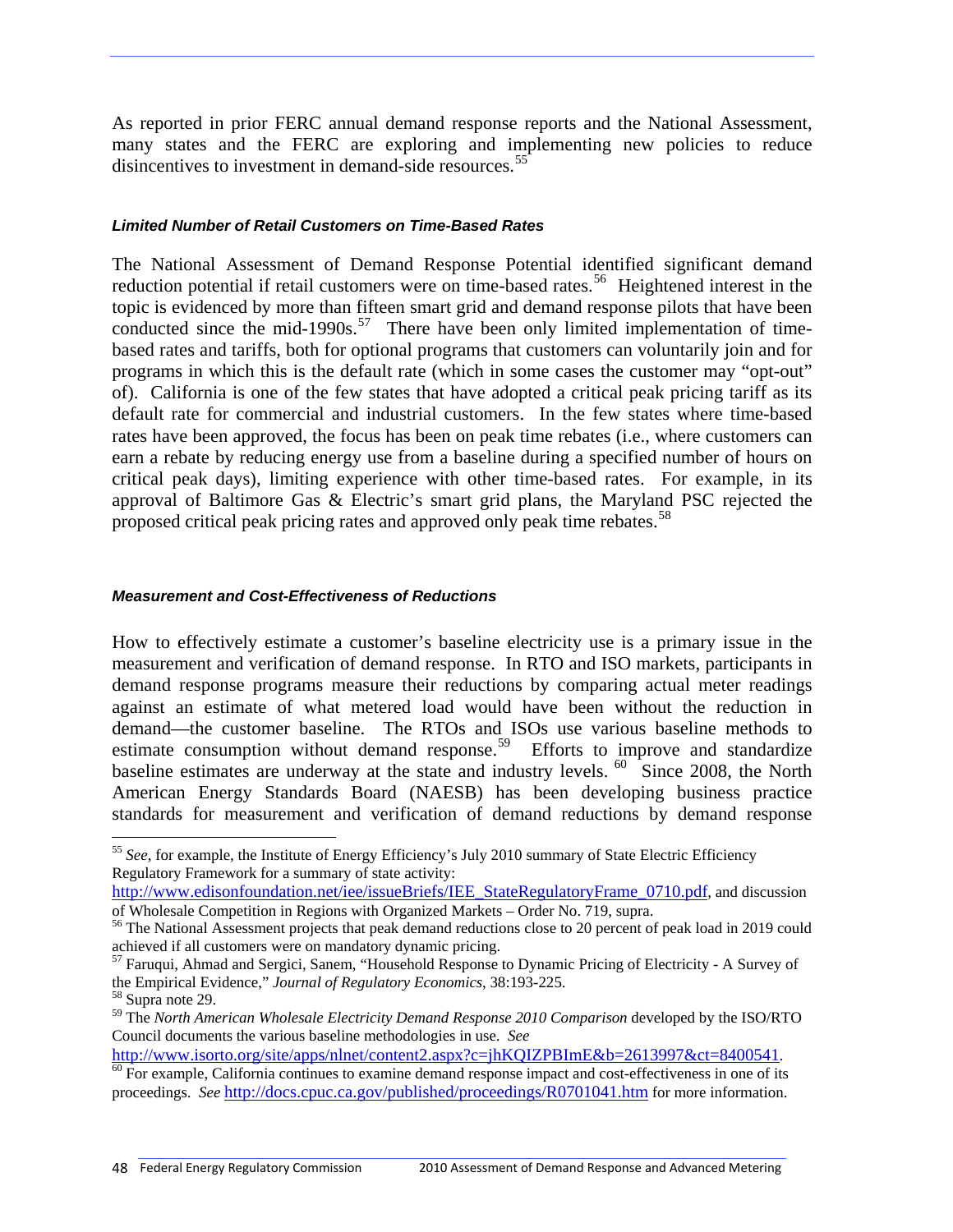As reported in prior FERC annual demand response reports and the National Assessment, many states and the FERC are exploring and implementing new policies to reduce disincentives to investment in demand-side resources.[55]

#### *Limited Number of Retail Customers on Time-Based Rates*

The National Assessment of Demand Response Potential identified significant demand reduction potential if retail customers were on time-based rates.[56] Heightened interest in the topic is evidenced by more than fifteen smart grid and demand response pilots that have been conducted since the mid-1990s.[57] There have been only limited implementation of time-based rates and tariffs, both for optional programs that customers can voluntarily join and for programs in which this is the default rate (which in some cases the customer may "opt-out" of). California is one of the few states that have adopted a critical peak pricing tariff as its default rate for commercial and industrial customers. In the few states where time-based rates have been approved, the focus has been on peak time rebates (i.e., where customers can earn a rebate by reducing energy use from a baseline during a specified number of hours on critical peak days), limiting experience with other time-based rates. For example, in its approval of Baltimore Gas & Electric's smart grid plans, the Maryland PSC rejected the proposed critical peak pricing rates and approved only peak time rebates.[58]

#### *Measurement and Cost-Effectiveness of Reductions*

How to effectively estimate a customer's baseline electricity use is a primary issue in the measurement and verification of demand response. In RTO and ISO markets, participants in demand response programs measure their reductions by comparing actual meter readings against an estimate of what metered load would have been without the reduction in demand—the customer baseline. The RTOs and ISOs use various baseline methods to estimate consumption without demand response.[59] Efforts to improve and standardize baseline estimates are underway at the state and industry levels.[60] Since 2008, the North American Energy Standards Board (NAESB) has been developing business practice standards for measurement and verification of demand reductions by demand response

---

[55] *See*, for example, the Institute of Energy Efficiency's July 2010 summary of State Electric Efficiency Regulatory Framework for a summary of state activity: http://www.edisonfoundation.net/iee/issueBriefs/IEE_StateRegulatoryFrame_0710.pdf, and discussion of Wholesale Competition in Regions with Organized Markets – Order No. 719, supra.

[56] The National Assessment projects that peak demand reductions close to 20 percent of peak load in 2019 could achieved if all customers were on mandatory dynamic pricing.

[57] Faruqui, Ahmad and Sergici, Sanem, "Household Response to Dynamic Pricing of Electricity - A Survey of the Empirical Evidence," *Journal of Regulatory Economics*, 38:193-225.

[58] Supra note 29.

[59] The *North American Wholesale Electricity Demand Response 2010 Comparison* developed by the ISO/RTO Council documents the various baseline methodologies in use. *See* http://www.isorto.org/site/apps/nlnet/content2.aspx?c=jhKQIZPBImE&b=2613997&ct=8400541.

[60] For example, California continues to examine demand response impact and cost-effectiveness in one of its proceedings. *See* http://docs.cpuc.ca.gov/published/proceedings/R0701041.htm for more information.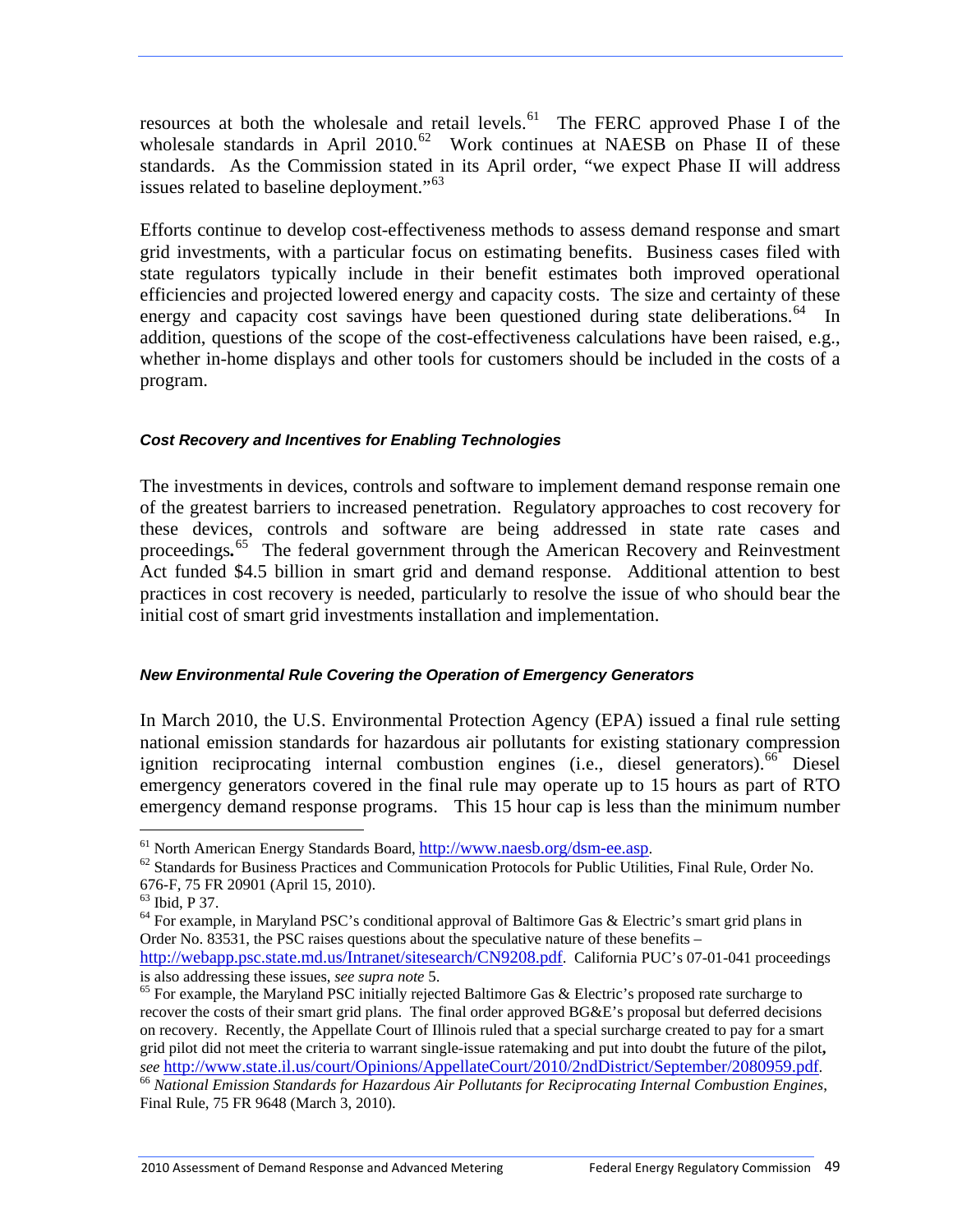resources at both the wholesale and retail levels.[61] The FERC approved Phase I of the wholesale standards in April 2010.[62] Work continues at NAESB on Phase II of these standards. As the Commission stated in its April order, "we expect Phase II will address issues related to baseline deployment."[63]

Efforts continue to develop cost-effectiveness methods to assess demand response and smart grid investments, with a particular focus on estimating benefits. Business cases filed with state regulators typically include in their benefit estimates both improved operational efficiencies and projected lowered energy and capacity costs. The size and certainty of these energy and capacity cost savings have been questioned during state deliberations.[64] In addition, questions of the scope of the cost-effectiveness calculations have been raised, e.g., whether in-home displays and other tools for customers should be included in the costs of a program.

#### *Cost Recovery and Incentives for Enabling Technologies*

The investments in devices, controls and software to implement demand response remain one of the greatest barriers to increased penetration. Regulatory approaches to cost recovery for these devices, controls and software are being addressed in state rate cases and proceedings**.**[65] The federal government through the American Recovery and Reinvestment Act funded $4.5 billion in smart grid and demand response. Additional attention to best practices in cost recovery is needed, particularly to resolve the issue of who should bear the initial cost of smart grid investments installation and implementation.

#### *New Environmental Rule Covering the Operation of Emergency Generators*

In March 2010, the U.S. Environmental Protection Agency (EPA) issued a final rule setting national emission standards for hazardous air pollutants for existing stationary compression ignition reciprocating internal combustion engines (i.e., diesel generators).[66] Diesel emergency generators covered in the final rule may operate up to 15 hours as part of RTO emergency demand response programs. This 15 hour cap is less than the minimum number

---

[61] North American Energy Standards Board, http://www.naesb.org/dsm-ee.asp.

[62] Standards for Business Practices and Communication Protocols for Public Utilities, Final Rule, Order No. 676-F, 75 FR 20901 (April 15, 2010).

[63] Ibid, P 37.

[64] For example, in Maryland PSC's conditional approval of Baltimore Gas & Electric's smart grid plans in Order No. 83531, the PSC raises questions about the speculative nature of these benefits – http://webapp.psc.state.md.us/Intranet/sitesearch/CN9208.pdf. California PUC's 07-01-041 proceedings is also addressing these issues, *see supra note* 5.

[65] For example, the Maryland PSC initially rejected Baltimore Gas & Electric's proposed rate surcharge to recover the costs of their smart grid plans. The final order approved BG&E's proposal but deferred decisions on recovery. Recently, the Appellate Court of Illinois ruled that a special surcharge created to pay for a smart grid pilot did not meet the criteria to warrant single-issue ratemaking and put into doubt the future of the pilot**,** *see* http://www.state.il.us/court/Opinions/AppellateCourt/2010/2ndDistrict/September/2080959.pdf.

[66] *National Emission Standards for Hazardous Air Pollutants for Reciprocating Internal Combustion Engines*, Final Rule, 75 FR 9648 (March 3, 2010).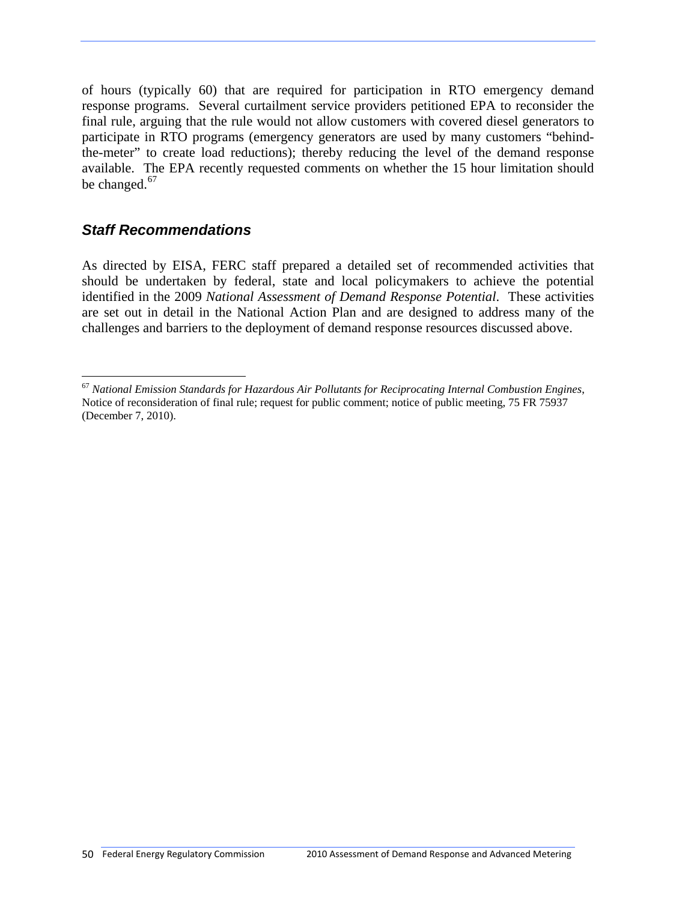of hours (typically 60) that are required for participation in RTO emergency demand response programs. Several curtailment service providers petitioned EPA to reconsider the final rule, arguing that the rule would not allow customers with covered diesel generators to participate in RTO programs (emergency generators are used by many customers "behind-the-meter" to create load reductions); thereby reducing the level of the demand response available. The EPA recently requested comments on whether the 15 hour limitation should be changed.[67]

### *Staff Recommendations*

As directed by EISA, FERC staff prepared a detailed set of recommended activities that should be undertaken by federal, state and local policymakers to achieve the potential identified in the 2009 *National Assessment of Demand Response Potential*. These activities are set out in detail in the National Action Plan and are designed to address many of the challenges and barriers to the deployment of demand response resources discussed above.

---

[67] *National Emission Standards for Hazardous Air Pollutants for Reciprocating Internal Combustion Engines*, Notice of reconsideration of final rule; request for public comment; notice of public meeting, 75 FR 75937 (December 7, 2010).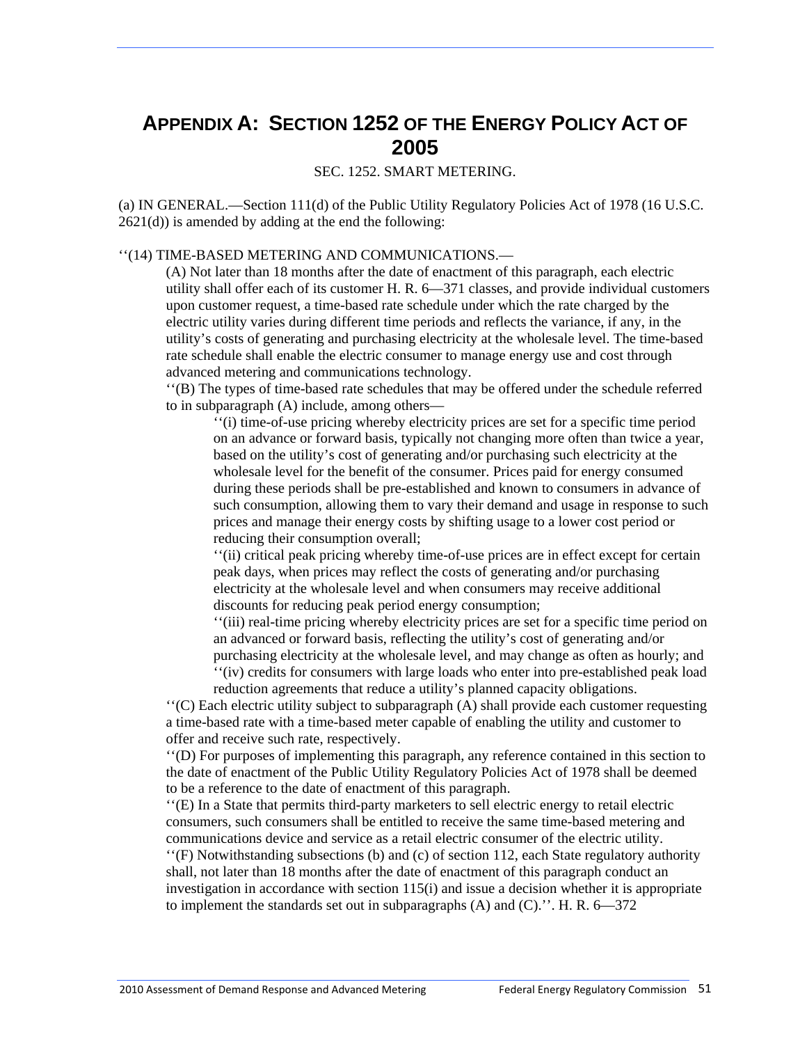# APPENDIX A: SECTION 1252 OF THE ENERGY POLICY ACT OF 2005

SEC. 1252. SMART METERING.

(a) IN GENERAL.—Section 111(d) of the Public Utility Regulatory Policies Act of 1978 (16 U.S.C. 2621(d)) is amended by adding at the end the following:

''(14) TIME-BASED METERING AND COMMUNICATIONS.—

(A) Not later than 18 months after the date of enactment of this paragraph, each electric utility shall offer each of its customer H. R. 6—371 classes, and provide individual customers upon customer request, a time-based rate schedule under which the rate charged by the electric utility varies during different time periods and reflects the variance, if any, in the utility's costs of generating and purchasing electricity at the wholesale level. The time-based rate schedule shall enable the electric consumer to manage energy use and cost through advanced metering and communications technology.

''(B) The types of time-based rate schedules that may be offered under the schedule referred to in subparagraph (A) include, among others—

''(i) time-of-use pricing whereby electricity prices are set for a specific time period on an advance or forward basis, typically not changing more often than twice a year, based on the utility's cost of generating and/or purchasing such electricity at the wholesale level for the benefit of the consumer. Prices paid for energy consumed during these periods shall be pre-established and known to consumers in advance of such consumption, allowing them to vary their demand and usage in response to such prices and manage their energy costs by shifting usage to a lower cost period or reducing their consumption overall;

''(ii) critical peak pricing whereby time-of-use prices are in effect except for certain peak days, when prices may reflect the costs of generating and/or purchasing electricity at the wholesale level and when consumers may receive additional discounts for reducing peak period energy consumption;

''(iii) real-time pricing whereby electricity prices are set for a specific time period on an advanced or forward basis, reflecting the utility's cost of generating and/or purchasing electricity at the wholesale level, and may change as often as hourly; and

''(iv) credits for consumers with large loads who enter into pre-established peak load reduction agreements that reduce a utility's planned capacity obligations.

''(C) Each electric utility subject to subparagraph (A) shall provide each customer requesting a time-based rate with a time-based meter capable of enabling the utility and customer to offer and receive such rate, respectively.

''(D) For purposes of implementing this paragraph, any reference contained in this section to the date of enactment of the Public Utility Regulatory Policies Act of 1978 shall be deemed to be a reference to the date of enactment of this paragraph.

''(E) In a State that permits third-party marketers to sell electric energy to retail electric consumers, such consumers shall be entitled to receive the same time-based metering and communications device and service as a retail electric consumer of the electric utility.

''(F) Notwithstanding subsections (b) and (c) of section 112, each State regulatory authority shall, not later than 18 months after the date of enactment of this paragraph conduct an investigation in accordance with section 115(i) and issue a decision whether it is appropriate to implement the standards set out in subparagraphs (A) and (C).''. H. R. 6—372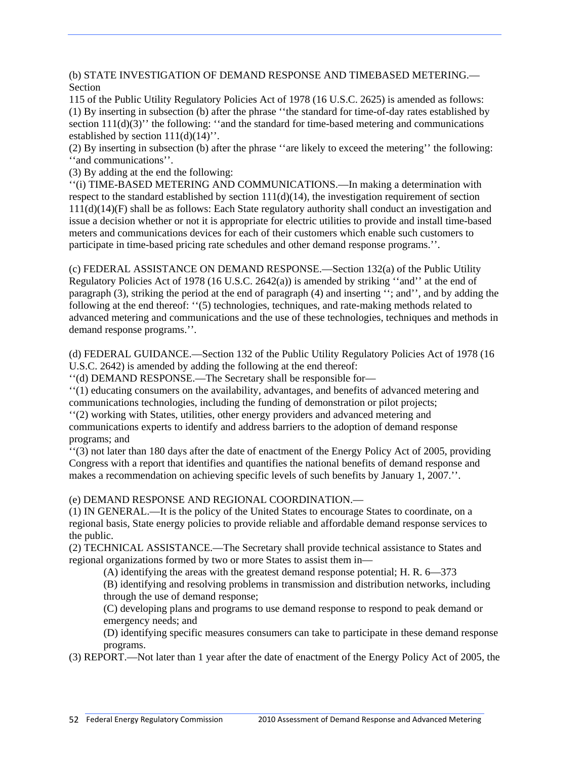(b) STATE INVESTIGATION OF DEMAND RESPONSE AND TIMEBASED METERING.—Section
115 of the Public Utility Regulatory Policies Act of 1978 (16 U.S.C. 2625) is amended as follows:
(1) By inserting in subsection (b) after the phrase ''the standard for time-of-day rates established by section 111(d)(3)'' the following: ''and the standard for time-based metering and communications established by section 111(d)(14)''.
(2) By inserting in subsection (b) after the phrase ''are likely to exceed the metering'' the following: ''and communications''.
(3) By adding at the end the following:
''(i) TIME-BASED METERING AND COMMUNICATIONS.—In making a determination with respect to the standard established by section 111(d)(14), the investigation requirement of section 111(d)(14)(F) shall be as follows: Each State regulatory authority shall conduct an investigation and issue a decision whether or not it is appropriate for electric utilities to provide and install time-based meters and communications devices for each of their customers which enable such customers to participate in time-based pricing rate schedules and other demand response programs.''.

(c) FEDERAL ASSISTANCE ON DEMAND RESPONSE.—Section 132(a) of the Public Utility Regulatory Policies Act of 1978 (16 U.S.C. 2642(a)) is amended by striking ''and'' at the end of paragraph (3), striking the period at the end of paragraph (4) and inserting ''; and'', and by adding the following at the end thereof: ''(5) technologies, techniques, and rate-making methods related to advanced metering and communications and the use of these technologies, techniques and methods in demand response programs.''.

(d) FEDERAL GUIDANCE.—Section 132 of the Public Utility Regulatory Policies Act of 1978 (16 U.S.C. 2642) is amended by adding the following at the end thereof:
''(d) DEMAND RESPONSE.—The Secretary shall be responsible for—
''(1) educating consumers on the availability, advantages, and benefits of advanced metering and communications technologies, including the funding of demonstration or pilot projects;
''(2) working with States, utilities, other energy providers and advanced metering and communications experts to identify and address barriers to the adoption of demand response programs; and
''(3) not later than 180 days after the date of enactment of the Energy Policy Act of 2005, providing Congress with a report that identifies and quantifies the national benefits of demand response and makes a recommendation on achieving specific levels of such benefits by January 1, 2007.''.

(e) DEMAND RESPONSE AND REGIONAL COORDINATION.—
(1) IN GENERAL.—It is the policy of the United States to encourage States to coordinate, on a regional basis, State energy policies to provide reliable and affordable demand response services to the public.
(2) TECHNICAL ASSISTANCE.—The Secretary shall provide technical assistance to States and regional organizations formed by two or more States to assist them in—

(A) identifying the areas with the greatest demand response potential; H. R. 6—373

(B) identifying and resolving problems in transmission and distribution networks, including through the use of demand response;

(C) developing plans and programs to use demand response to respond to peak demand or emergency needs; and

(D) identifying specific measures consumers can take to participate in these demand response programs.

(3) REPORT.—Not later than 1 year after the date of enactment of the Energy Policy Act of 2005, the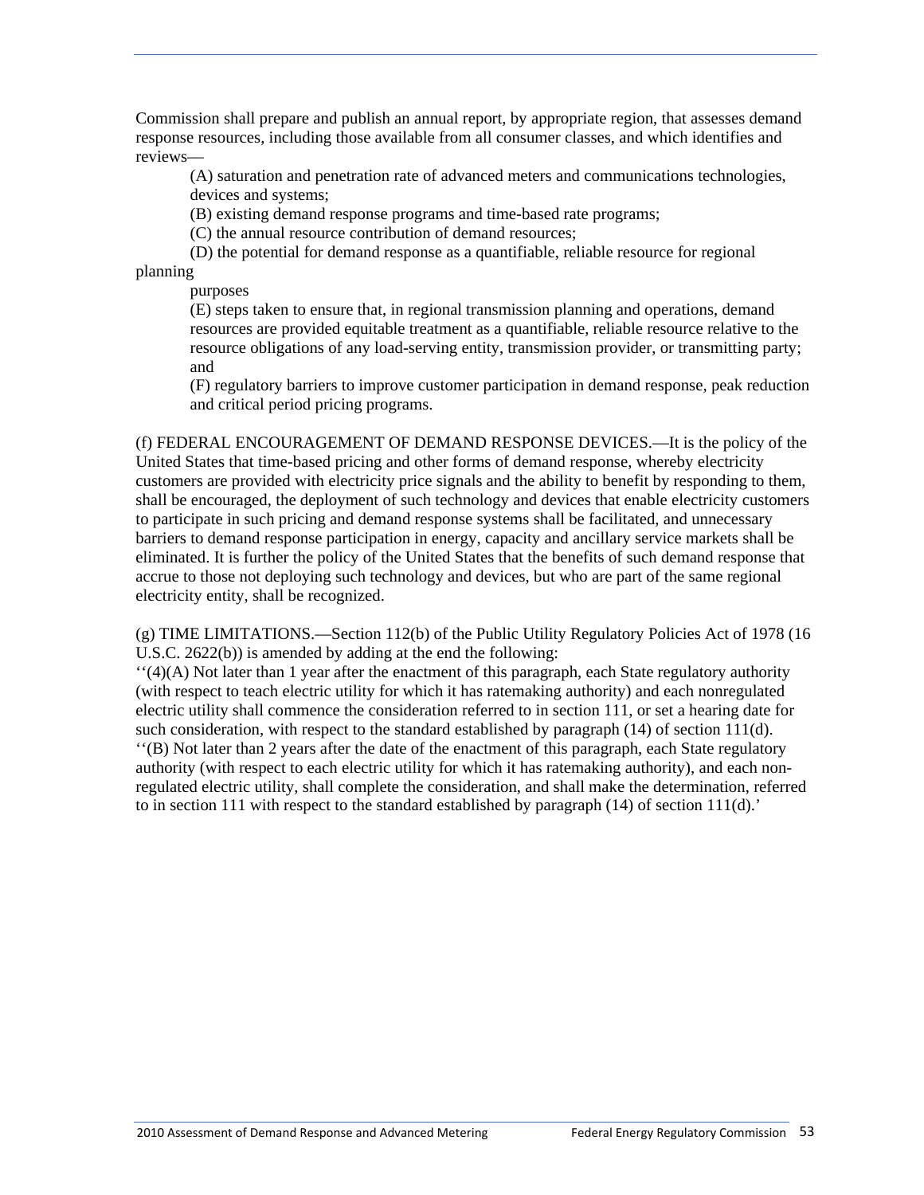Commission shall prepare and publish an annual report, by appropriate region, that assesses demand response resources, including those available from all consumer classes, and which identifies and reviews—

(A) saturation and penetration rate of advanced meters and communications technologies, devices and systems;

(B) existing demand response programs and time-based rate programs;

(C) the annual resource contribution of demand resources;

(D) the potential for demand response as a quantifiable, reliable resource for regional planning purposes

(E) steps taken to ensure that, in regional transmission planning and operations, demand resources are provided equitable treatment as a quantifiable, reliable resource relative to the resource obligations of any load-serving entity, transmission provider, or transmitting party; and

(F) regulatory barriers to improve customer participation in demand response, peak reduction and critical period pricing programs.

(f) FEDERAL ENCOURAGEMENT OF DEMAND RESPONSE DEVICES.—It is the policy of the United States that time-based pricing and other forms of demand response, whereby electricity customers are provided with electricity price signals and the ability to benefit by responding to them, shall be encouraged, the deployment of such technology and devices that enable electricity customers to participate in such pricing and demand response systems shall be facilitated, and unnecessary barriers to demand response participation in energy, capacity and ancillary service markets shall be eliminated. It is further the policy of the United States that the benefits of such demand response that accrue to those not deploying such technology and devices, but who are part of the same regional electricity entity, shall be recognized.

(g) TIME LIMITATIONS.—Section 112(b) of the Public Utility Regulatory Policies Act of 1978 (16 U.S.C. 2622(b)) is amended by adding at the end the following:
''(4)(A) Not later than 1 year after the enactment of this paragraph, each State regulatory authority (with respect to teach electric utility for which it has ratemaking authority) and each nonregulated electric utility shall commence the consideration referred to in section 111, or set a hearing date for such consideration, with respect to the standard established by paragraph (14) of section 111(d).
''(B) Not later than 2 years after the date of the enactment of this paragraph, each State regulatory authority (with respect to each electric utility for which it has ratemaking authority), and each non-regulated electric utility, shall complete the consideration, and shall make the determination, referred to in section 111 with respect to the standard established by paragraph (14) of section 111(d).'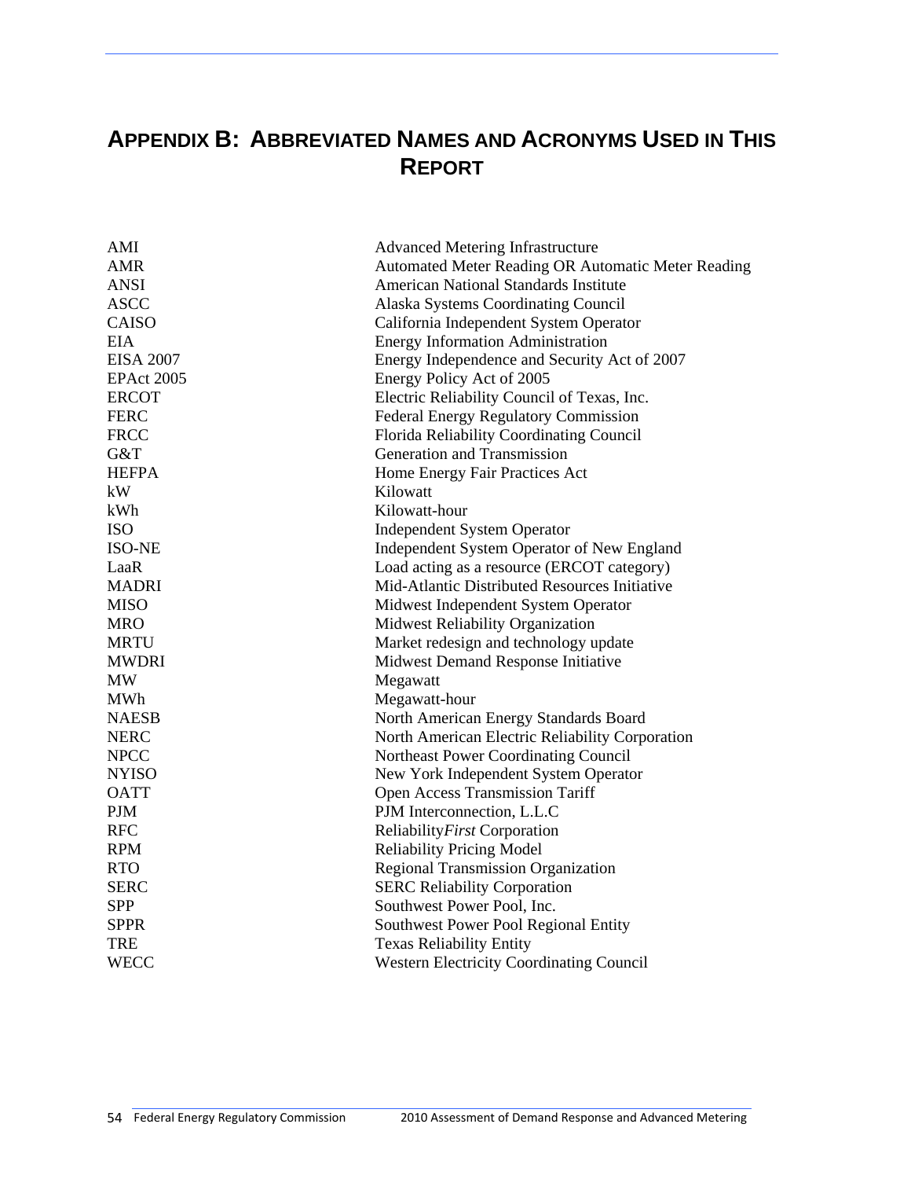# APPENDIX B: ABBREVIATED NAMES AND ACRONYMS USED IN THIS REPORT

| | |
|---|---|
| AMI | Advanced Metering Infrastructure |
| AMR | Automated Meter Reading OR Automatic Meter Reading |
| ANSI | American National Standards Institute |
| ASCC | Alaska Systems Coordinating Council |
| CAISO | California Independent System Operator |
| EIA | Energy Information Administration |
| EISA 2007 | Energy Independence and Security Act of 2007 |
| EPAct 2005 | Energy Policy Act of 2005 |
| ERCOT | Electric Reliability Council of Texas, Inc. |
| FERC | Federal Energy Regulatory Commission |
| FRCC | Florida Reliability Coordinating Council |
| G&T | Generation and Transmission |
| HEFPA | Home Energy Fair Practices Act |
| kW | Kilowatt |
| kWh | Kilowatt-hour |
| ISO | Independent System Operator |
| ISO-NE | Independent System Operator of New England |
| LaaR | Load acting as a resource (ERCOT category) |
| MADRI | Mid-Atlantic Distributed Resources Initiative |
| MISO | Midwest Independent System Operator |
| MRO | Midwest Reliability Organization |
| MRTU | Market redesign and technology update |
| MWDRI | Midwest Demand Response Initiative |
| MW | Megawatt |
| MWh | Megawatt-hour |
| NAESB | North American Energy Standards Board |
| NERC | North American Electric Reliability Corporation |
| NPCC | Northeast Power Coordinating Council |
| NYISO | New York Independent System Operator |
| OATT | Open Access Transmission Tariff |
| PJM | PJM Interconnection, L.L.C |
| RFC | Reliability*First* Corporation |
| RPM | Reliability Pricing Model |
| RTO | Regional Transmission Organization |
| SERC | SERC Reliability Corporation |
| SPP | Southwest Power Pool, Inc. |
| SPPR | Southwest Power Pool Regional Entity |
| TRE | Texas Reliability Entity |
| WECC | Western Electricity Coordinating Council |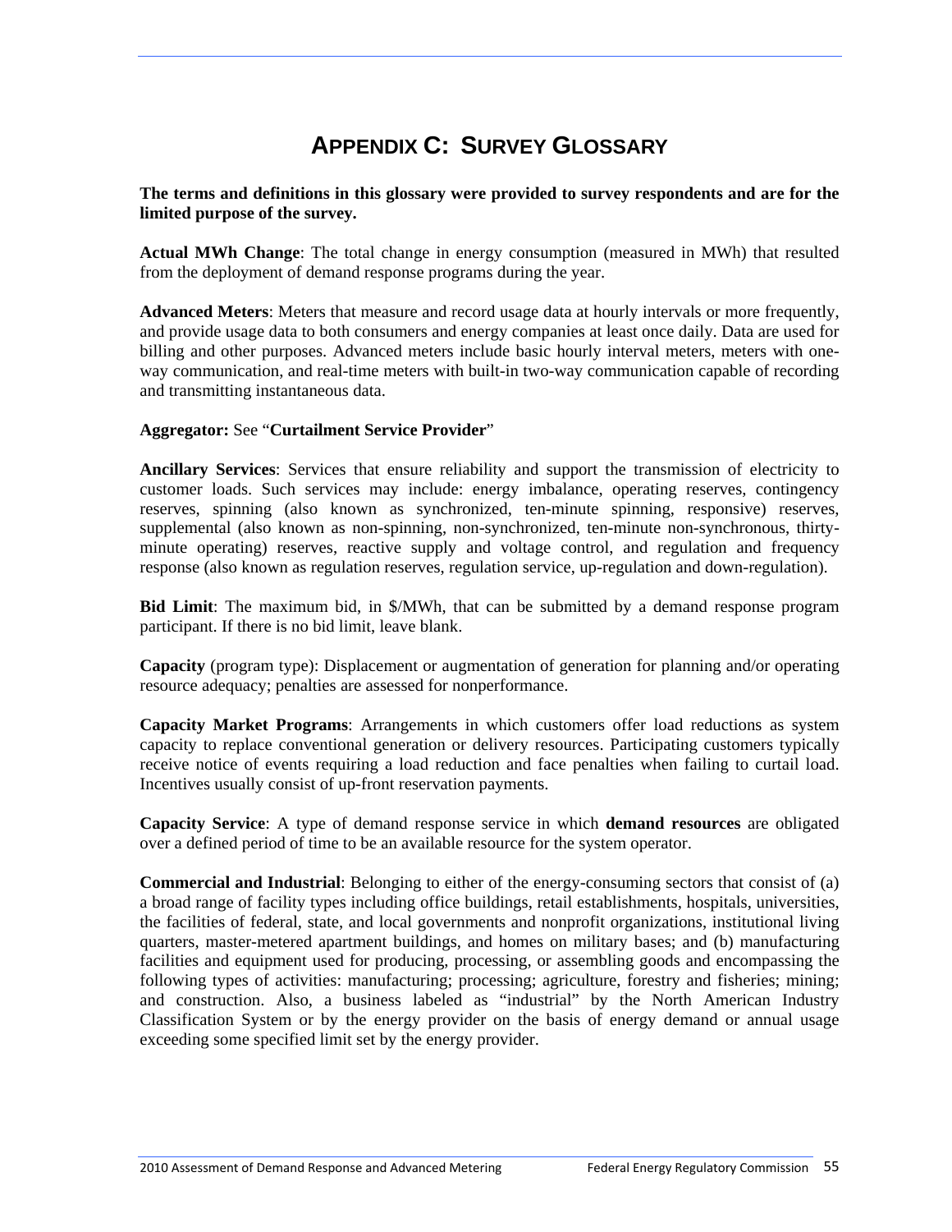# Appendix C: Survey Glossary

**The terms and definitions in this glossary were provided to survey respondents and are for the limited purpose of the survey.**

**Actual MWh Change**: The total change in energy consumption (measured in MWh) that resulted from the deployment of demand response programs during the year.

**Advanced Meters**: Meters that measure and record usage data at hourly intervals or more frequently, and provide usage data to both consumers and energy companies at least once daily. Data are used for billing and other purposes. Advanced meters include basic hourly interval meters, meters with one-way communication, and real-time meters with built-in two-way communication capable of recording and transmitting instantaneous data.

**Aggregator:** See "**Curtailment Service Provider**"

**Ancillary Services**: Services that ensure reliability and support the transmission of electricity to customer loads. Such services may include: energy imbalance, operating reserves, contingency reserves, spinning (also known as synchronized, ten-minute spinning, responsive) reserves, supplemental (also known as non-spinning, non-synchronized, ten-minute non-synchronous, thirty-minute operating) reserves, reactive supply and voltage control, and regulation and frequency response (also known as regulation reserves, regulation service, up-regulation and down-regulation).

**Bid Limit**: The maximum bid, in $/MWh, that can be submitted by a demand response program participant. If there is no bid limit, leave blank.

**Capacity** (program type): Displacement or augmentation of generation for planning and/or operating resource adequacy; penalties are assessed for nonperformance.

**Capacity Market Programs**: Arrangements in which customers offer load reductions as system capacity to replace conventional generation or delivery resources. Participating customers typically receive notice of events requiring a load reduction and face penalties when failing to curtail load. Incentives usually consist of up-front reservation payments.

**Capacity Service**: A type of demand response service in which **demand resources** are obligated over a defined period of time to be an available resource for the system operator.

**Commercial and Industrial**: Belonging to either of the energy-consuming sectors that consist of (a) a broad range of facility types including office buildings, retail establishments, hospitals, universities, the facilities of federal, state, and local governments and nonprofit organizations, institutional living quarters, master-metered apartment buildings, and homes on military bases; and (b) manufacturing facilities and equipment used for producing, processing, or assembling goods and encompassing the following types of activities: manufacturing; processing; agriculture, forestry and fisheries; mining; and construction. Also, a business labeled as "industrial" by the North American Industry Classification System or by the energy provider on the basis of energy demand or annual usage exceeding some specified limit set by the energy provider.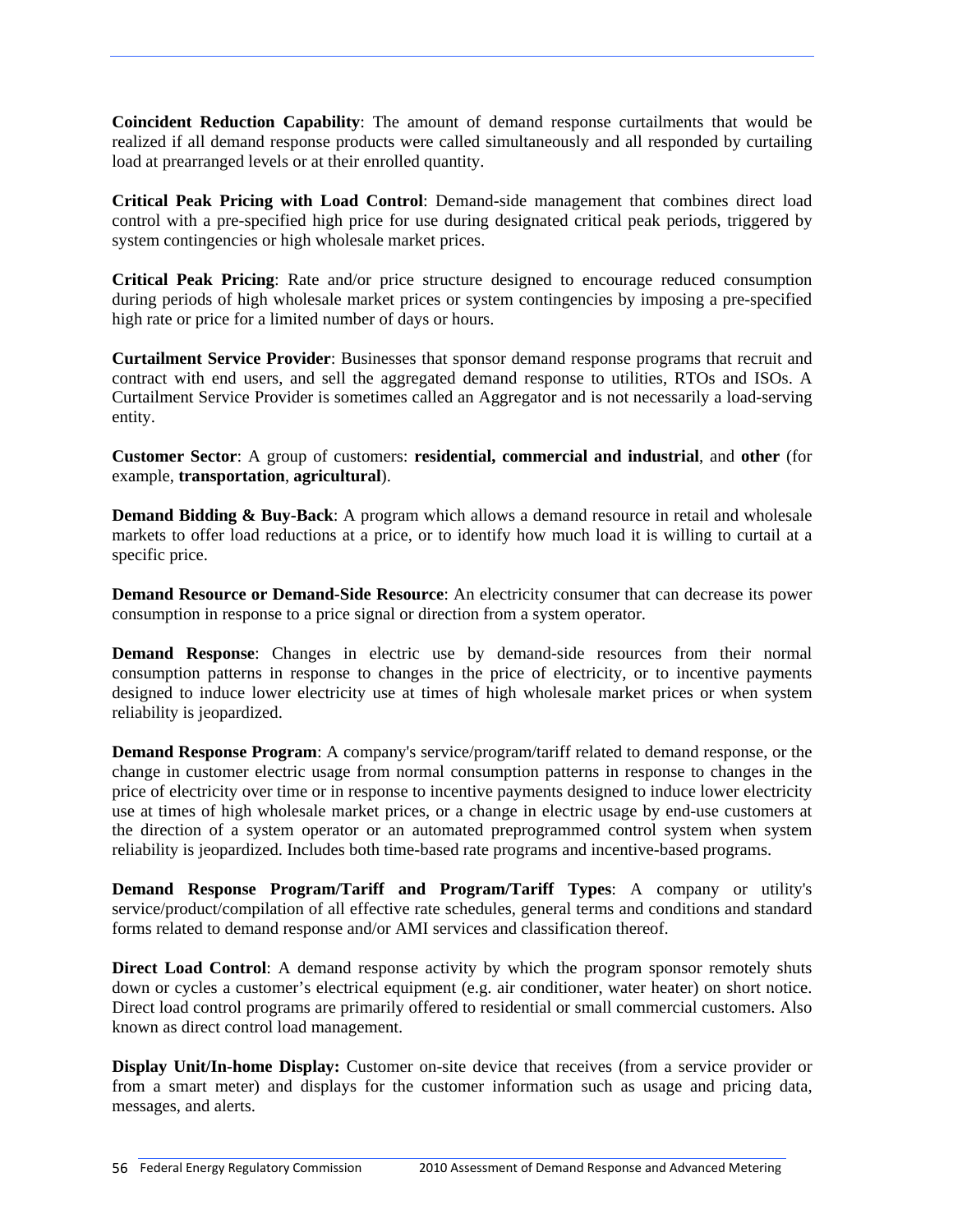**Coincident Reduction Capability**: The amount of demand response curtailments that would be realized if all demand response products were called simultaneously and all responded by curtailing load at prearranged levels or at their enrolled quantity.

**Critical Peak Pricing with Load Control**: Demand-side management that combines direct load control with a pre-specified high price for use during designated critical peak periods, triggered by system contingencies or high wholesale market prices.

**Critical Peak Pricing**: Rate and/or price structure designed to encourage reduced consumption during periods of high wholesale market prices or system contingencies by imposing a pre-specified high rate or price for a limited number of days or hours.

**Curtailment Service Provider**: Businesses that sponsor demand response programs that recruit and contract with end users, and sell the aggregated demand response to utilities, RTOs and ISOs. A Curtailment Service Provider is sometimes called an Aggregator and is not necessarily a load-serving entity.

**Customer Sector**: A group of customers: **residential, commercial and industrial**, and **other** (for example, **transportation**, **agricultural**).

**Demand Bidding & Buy-Back**: A program which allows a demand resource in retail and wholesale markets to offer load reductions at a price, or to identify how much load it is willing to curtail at a specific price.

**Demand Resource or Demand-Side Resource**: An electricity consumer that can decrease its power consumption in response to a price signal or direction from a system operator.

**Demand Response**: Changes in electric use by demand-side resources from their normal consumption patterns in response to changes in the price of electricity, or to incentive payments designed to induce lower electricity use at times of high wholesale market prices or when system reliability is jeopardized.

**Demand Response Program**: A company's service/program/tariff related to demand response, or the change in customer electric usage from normal consumption patterns in response to changes in the price of electricity over time or in response to incentive payments designed to induce lower electricity use at times of high wholesale market prices, or a change in electric usage by end-use customers at the direction of a system operator or an automated preprogrammed control system when system reliability is jeopardized. Includes both time-based rate programs and incentive-based programs.

**Demand Response Program/Tariff and Program/Tariff Types**: A company or utility's service/product/compilation of all effective rate schedules, general terms and conditions and standard forms related to demand response and/or AMI services and classification thereof.

**Direct Load Control**: A demand response activity by which the program sponsor remotely shuts down or cycles a customer's electrical equipment (e.g. air conditioner, water heater) on short notice. Direct load control programs are primarily offered to residential or small commercial customers. Also known as direct control load management.

**Display Unit/In-home Display:** Customer on-site device that receives (from a service provider or from a smart meter) and displays for the customer information such as usage and pricing data, messages, and alerts.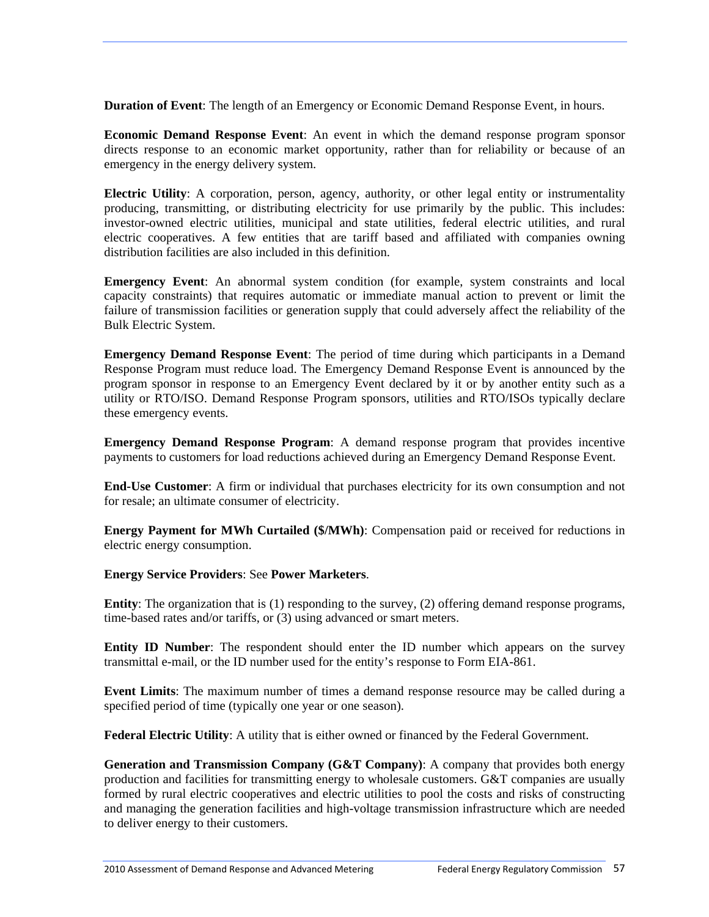**Duration of Event**: The length of an Emergency or Economic Demand Response Event, in hours.

**Economic Demand Response Event**: An event in which the demand response program sponsor directs response to an economic market opportunity, rather than for reliability or because of an emergency in the energy delivery system.

**Electric Utility**: A corporation, person, agency, authority, or other legal entity or instrumentality producing, transmitting, or distributing electricity for use primarily by the public. This includes: investor-owned electric utilities, municipal and state utilities, federal electric utilities, and rural electric cooperatives. A few entities that are tariff based and affiliated with companies owning distribution facilities are also included in this definition.

**Emergency Event**: An abnormal system condition (for example, system constraints and local capacity constraints) that requires automatic or immediate manual action to prevent or limit the failure of transmission facilities or generation supply that could adversely affect the reliability of the Bulk Electric System.

**Emergency Demand Response Event**: The period of time during which participants in a Demand Response Program must reduce load. The Emergency Demand Response Event is announced by the program sponsor in response to an Emergency Event declared by it or by another entity such as a utility or RTO/ISO. Demand Response Program sponsors, utilities and RTO/ISOs typically declare these emergency events.

**Emergency Demand Response Program**: A demand response program that provides incentive payments to customers for load reductions achieved during an Emergency Demand Response Event.

**End-Use Customer**: A firm or individual that purchases electricity for its own consumption and not for resale; an ultimate consumer of electricity.

**Energy Payment for MWh Curtailed ($/MWh)**: Compensation paid or received for reductions in electric energy consumption.

**Energy Service Providers**: See **Power Marketers**.

**Entity**: The organization that is (1) responding to the survey, (2) offering demand response programs, time-based rates and/or tariffs, or (3) using advanced or smart meters.

**Entity ID Number**: The respondent should enter the ID number which appears on the survey transmittal e-mail, or the ID number used for the entity's response to Form EIA-861.

**Event Limits**: The maximum number of times a demand response resource may be called during a specified period of time (typically one year or one season).

**Federal Electric Utility**: A utility that is either owned or financed by the Federal Government.

**Generation and Transmission Company (G&T Company)**: A company that provides both energy production and facilities for transmitting energy to wholesale customers. G&T companies are usually formed by rural electric cooperatives and electric utilities to pool the costs and risks of constructing and managing the generation facilities and high-voltage transmission infrastructure which are needed to deliver energy to their customers.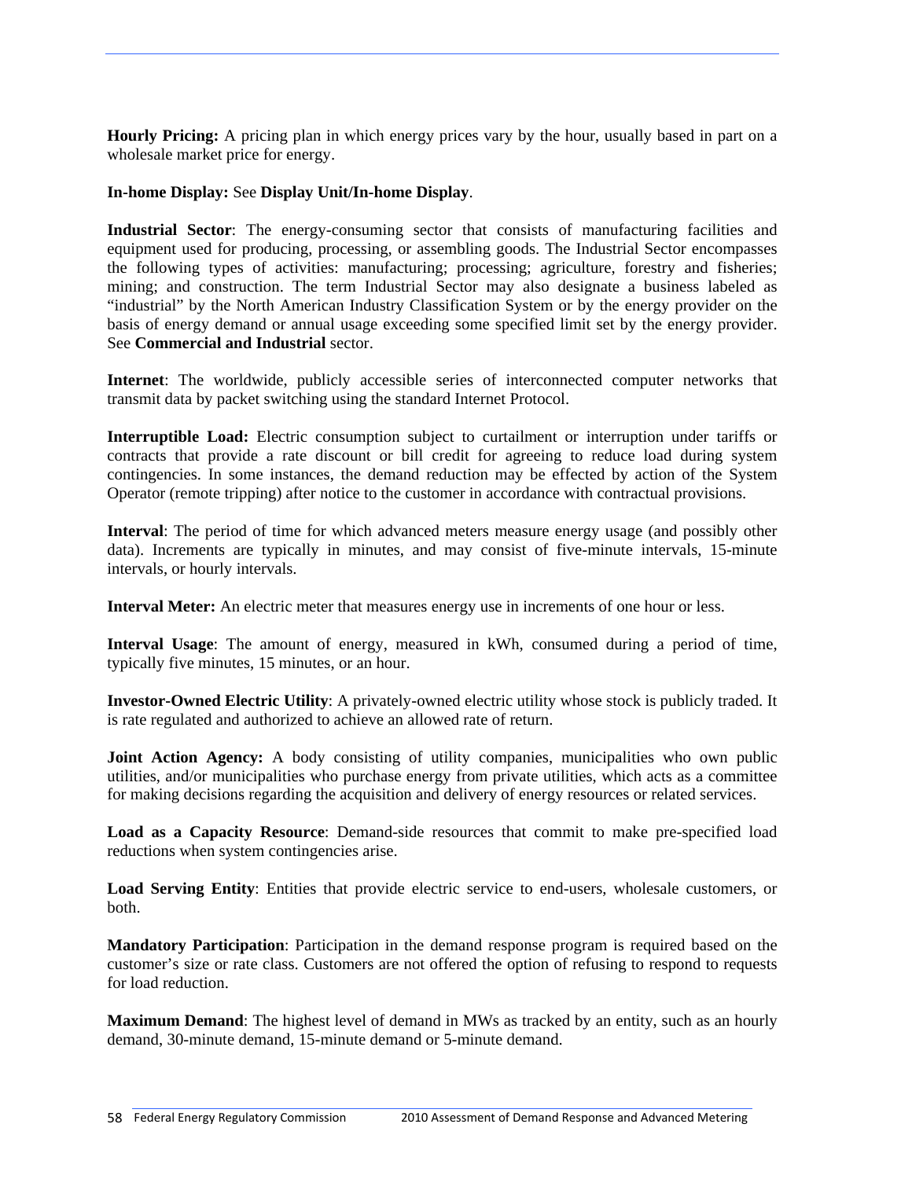**Hourly Pricing:** A pricing plan in which energy prices vary by the hour, usually based in part on a wholesale market price for energy.

**In-home Display:** See **Display Unit/In-home Display**.

**Industrial Sector**: The energy-consuming sector that consists of manufacturing facilities and equipment used for producing, processing, or assembling goods. The Industrial Sector encompasses the following types of activities: manufacturing; processing; agriculture, forestry and fisheries; mining; and construction. The term Industrial Sector may also designate a business labeled as "industrial" by the North American Industry Classification System or by the energy provider on the basis of energy demand or annual usage exceeding some specified limit set by the energy provider. See **Commercial and Industrial** sector.

**Internet**: The worldwide, publicly accessible series of interconnected computer networks that transmit data by packet switching using the standard Internet Protocol.

**Interruptible Load:** Electric consumption subject to curtailment or interruption under tariffs or contracts that provide a rate discount or bill credit for agreeing to reduce load during system contingencies. In some instances, the demand reduction may be effected by action of the System Operator (remote tripping) after notice to the customer in accordance with contractual provisions.

**Interval**: The period of time for which advanced meters measure energy usage (and possibly other data). Increments are typically in minutes, and may consist of five-minute intervals, 15-minute intervals, or hourly intervals.

**Interval Meter:** An electric meter that measures energy use in increments of one hour or less.

**Interval Usage**: The amount of energy, measured in kWh, consumed during a period of time, typically five minutes, 15 minutes, or an hour.

**Investor-Owned Electric Utility**: A privately-owned electric utility whose stock is publicly traded. It is rate regulated and authorized to achieve an allowed rate of return.

**Joint Action Agency:** A body consisting of utility companies, municipalities who own public utilities, and/or municipalities who purchase energy from private utilities, which acts as a committee for making decisions regarding the acquisition and delivery of energy resources or related services.

**Load as a Capacity Resource**: Demand-side resources that commit to make pre-specified load reductions when system contingencies arise.

**Load Serving Entity**: Entities that provide electric service to end-users, wholesale customers, or both.

**Mandatory Participation**: Participation in the demand response program is required based on the customer's size or rate class. Customers are not offered the option of refusing to respond to requests for load reduction.

**Maximum Demand**: The highest level of demand in MWs as tracked by an entity, such as an hourly demand, 30-minute demand, 15-minute demand or 5-minute demand.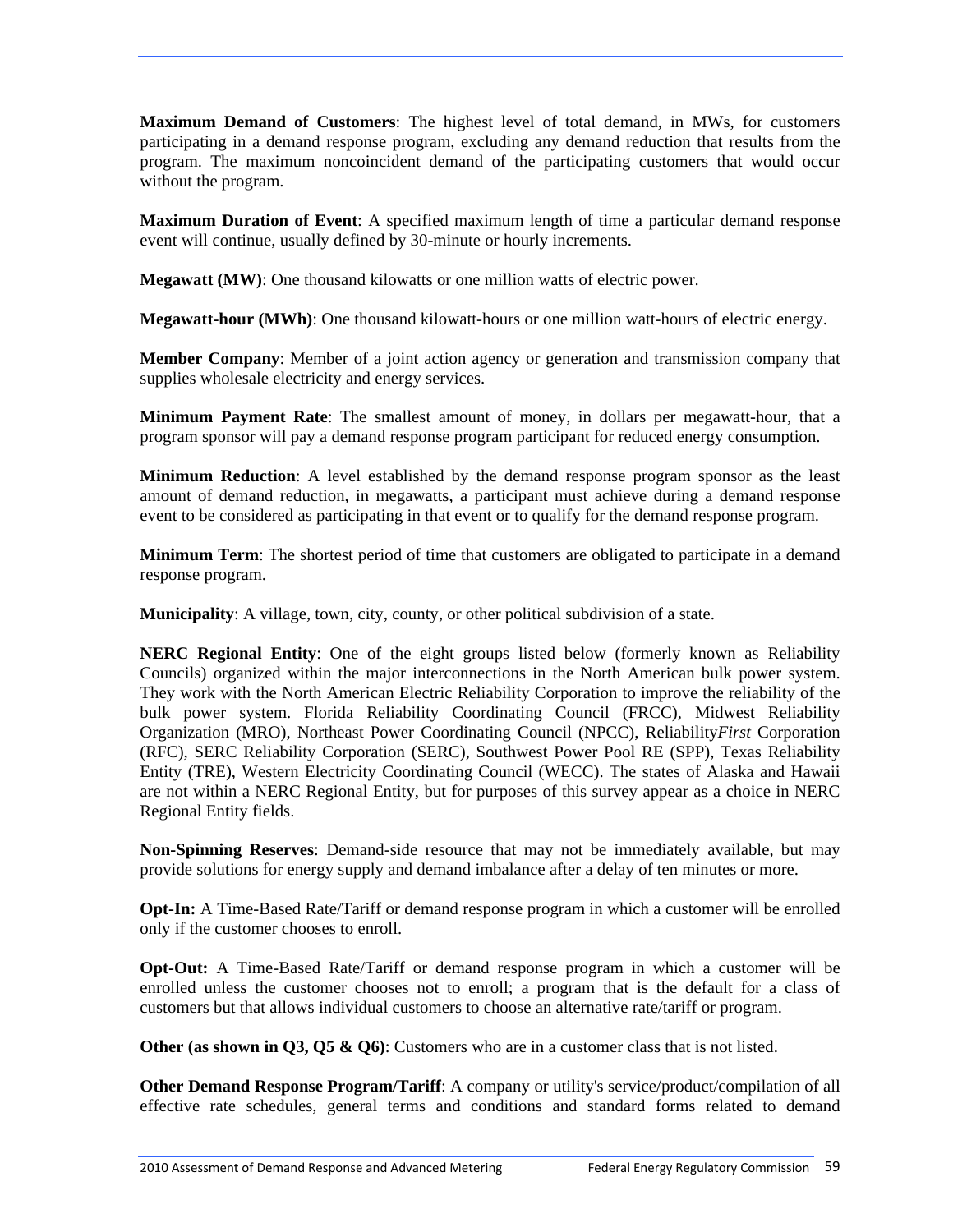**Maximum Demand of Customers**: The highest level of total demand, in MWs, for customers participating in a demand response program, excluding any demand reduction that results from the program. The maximum noncoincident demand of the participating customers that would occur without the program.

**Maximum Duration of Event**: A specified maximum length of time a particular demand response event will continue, usually defined by 30-minute or hourly increments.

**Megawatt (MW)**: One thousand kilowatts or one million watts of electric power.

**Megawatt-hour (MWh)**: One thousand kilowatt-hours or one million watt-hours of electric energy.

**Member Company**: Member of a joint action agency or generation and transmission company that supplies wholesale electricity and energy services.

**Minimum Payment Rate**: The smallest amount of money, in dollars per megawatt-hour, that a program sponsor will pay a demand response program participant for reduced energy consumption.

**Minimum Reduction**: A level established by the demand response program sponsor as the least amount of demand reduction, in megawatts, a participant must achieve during a demand response event to be considered as participating in that event or to qualify for the demand response program.

**Minimum Term**: The shortest period of time that customers are obligated to participate in a demand response program.

**Municipality**: A village, town, city, county, or other political subdivision of a state.

**NERC Regional Entity**: One of the eight groups listed below (formerly known as Reliability Councils) organized within the major interconnections in the North American bulk power system. They work with the North American Electric Reliability Corporation to improve the reliability of the bulk power system. Florida Reliability Coordinating Council (FRCC), Midwest Reliability Organization (MRO), Northeast Power Coordinating Council (NPCC), Reliability*First* Corporation (RFC), SERC Reliability Corporation (SERC), Southwest Power Pool RE (SPP), Texas Reliability Entity (TRE), Western Electricity Coordinating Council (WECC). The states of Alaska and Hawaii are not within a NERC Regional Entity, but for purposes of this survey appear as a choice in NERC Regional Entity fields.

**Non-Spinning Reserves**: Demand-side resource that may not be immediately available, but may provide solutions for energy supply and demand imbalance after a delay of ten minutes or more.

**Opt-In:** A Time-Based Rate/Tariff or demand response program in which a customer will be enrolled only if the customer chooses to enroll.

**Opt-Out:** A Time-Based Rate/Tariff or demand response program in which a customer will be enrolled unless the customer chooses not to enroll; a program that is the default for a class of customers but that allows individual customers to choose an alternative rate/tariff or program.

**Other (as shown in Q3, Q5 & Q6)**: Customers who are in a customer class that is not listed.

**Other Demand Response Program/Tariff**: A company or utility's service/product/compilation of all effective rate schedules, general terms and conditions and standard forms related to demand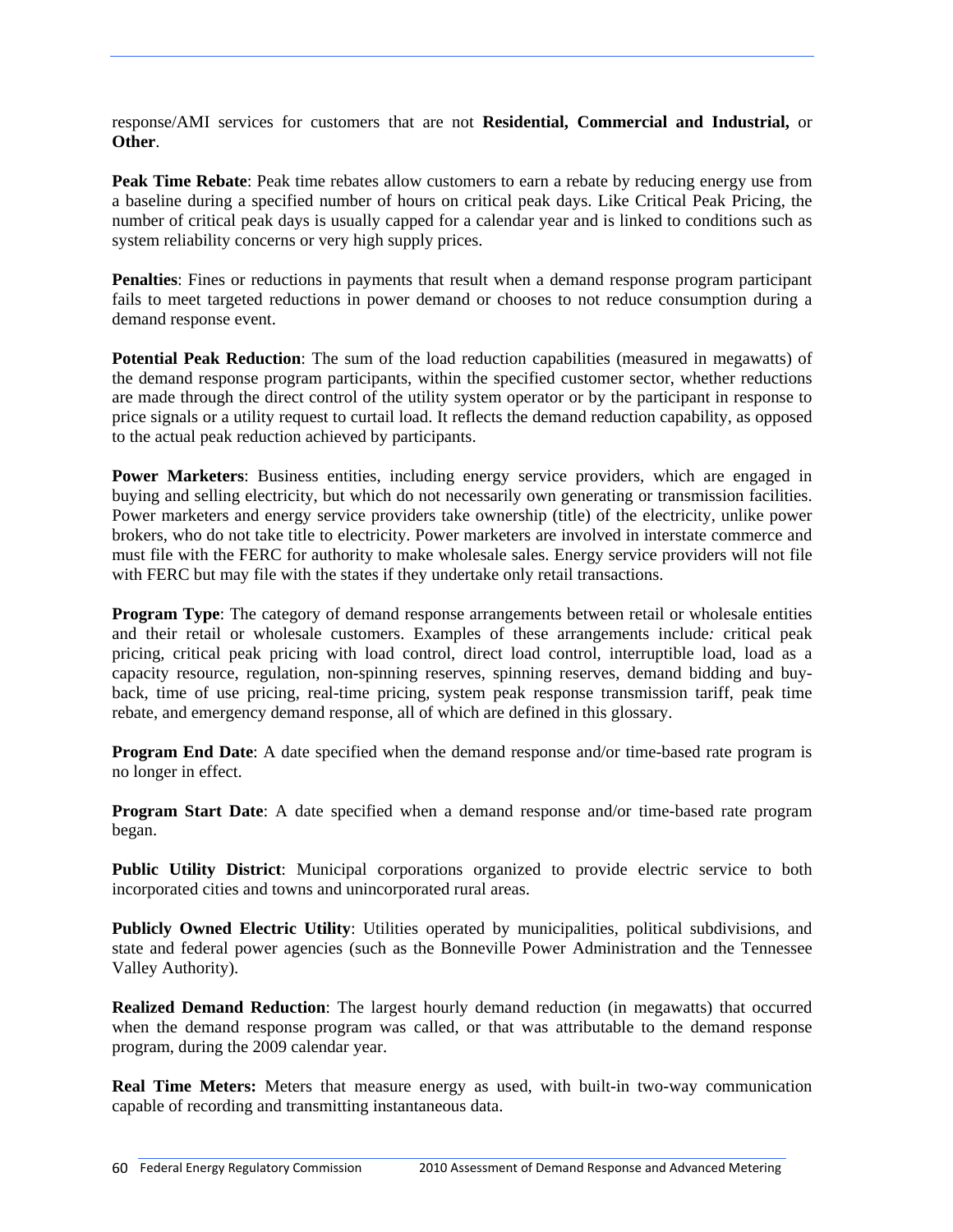response/AMI services for customers that are not **Residential, Commercial and Industrial,** or **Other**.

**Peak Time Rebate**: Peak time rebates allow customers to earn a rebate by reducing energy use from a baseline during a specified number of hours on critical peak days. Like Critical Peak Pricing, the number of critical peak days is usually capped for a calendar year and is linked to conditions such as system reliability concerns or very high supply prices.

**Penalties**: Fines or reductions in payments that result when a demand response program participant fails to meet targeted reductions in power demand or chooses to not reduce consumption during a demand response event.

**Potential Peak Reduction**: The sum of the load reduction capabilities (measured in megawatts) of the demand response program participants, within the specified customer sector, whether reductions are made through the direct control of the utility system operator or by the participant in response to price signals or a utility request to curtail load. It reflects the demand reduction capability, as opposed to the actual peak reduction achieved by participants.

**Power Marketers**: Business entities, including energy service providers, which are engaged in buying and selling electricity, but which do not necessarily own generating or transmission facilities. Power marketers and energy service providers take ownership (title) of the electricity, unlike power brokers, who do not take title to electricity. Power marketers are involved in interstate commerce and must file with the FERC for authority to make wholesale sales. Energy service providers will not file with FERC but may file with the states if they undertake only retail transactions.

**Program Type**: The category of demand response arrangements between retail or wholesale entities and their retail or wholesale customers. Examples of these arrangements include*:* critical peak pricing, critical peak pricing with load control, direct load control, interruptible load, load as a capacity resource, regulation, non-spinning reserves, spinning reserves, demand bidding and buy-back, time of use pricing, real-time pricing, system peak response transmission tariff, peak time rebate, and emergency demand response, all of which are defined in this glossary.

**Program End Date**: A date specified when the demand response and/or time-based rate program is no longer in effect.

**Program Start Date**: A date specified when a demand response and/or time-based rate program began.

**Public Utility District**: Municipal corporations organized to provide electric service to both incorporated cities and towns and unincorporated rural areas.

**Publicly Owned Electric Utility**: Utilities operated by municipalities, political subdivisions, and state and federal power agencies (such as the Bonneville Power Administration and the Tennessee Valley Authority).

**Realized Demand Reduction**: The largest hourly demand reduction (in megawatts) that occurred when the demand response program was called, or that was attributable to the demand response program, during the 2009 calendar year.

**Real Time Meters:** Meters that measure energy as used, with built-in two-way communication capable of recording and transmitting instantaneous data.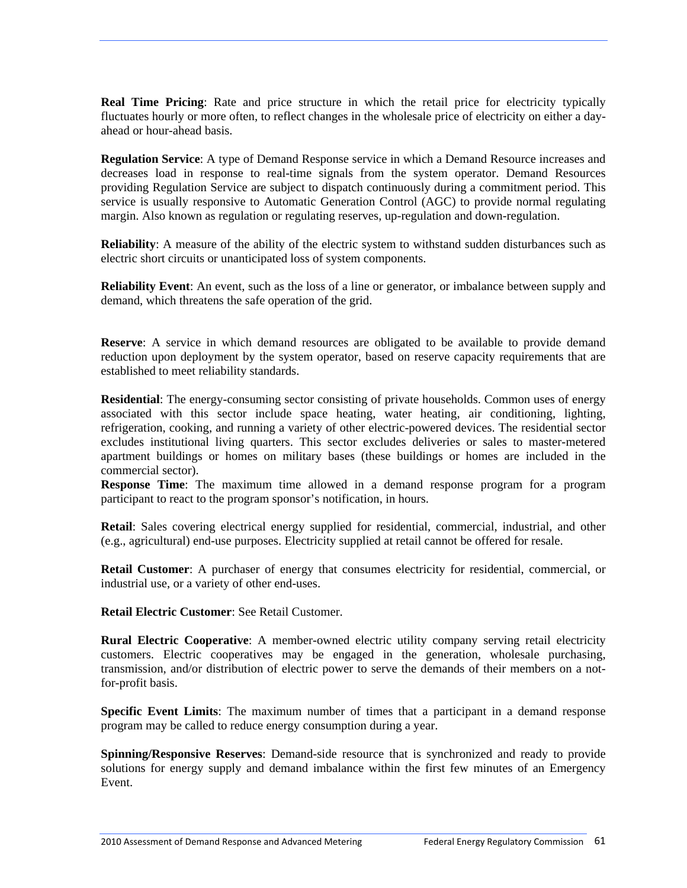**Real Time Pricing**: Rate and price structure in which the retail price for electricity typically fluctuates hourly or more often, to reflect changes in the wholesale price of electricity on either a day-ahead or hour-ahead basis.

**Regulation Service**: A type of Demand Response service in which a Demand Resource increases and decreases load in response to real-time signals from the system operator. Demand Resources providing Regulation Service are subject to dispatch continuously during a commitment period. This service is usually responsive to Automatic Generation Control (AGC) to provide normal regulating margin. Also known as regulation or regulating reserves, up-regulation and down-regulation.

**Reliability**: A measure of the ability of the electric system to withstand sudden disturbances such as electric short circuits or unanticipated loss of system components.

**Reliability Event**: An event, such as the loss of a line or generator, or imbalance between supply and demand, which threatens the safe operation of the grid.

**Reserve**: A service in which demand resources are obligated to be available to provide demand reduction upon deployment by the system operator, based on reserve capacity requirements that are established to meet reliability standards.

**Residential**: The energy-consuming sector consisting of private households. Common uses of energy associated with this sector include space heating, water heating, air conditioning, lighting, refrigeration, cooking, and running a variety of other electric-powered devices. The residential sector excludes institutional living quarters. This sector excludes deliveries or sales to master-metered apartment buildings or homes on military bases (these buildings or homes are included in the commercial sector).

**Response Time**: The maximum time allowed in a demand response program for a program participant to react to the program sponsor's notification, in hours.

**Retail**: Sales covering electrical energy supplied for residential, commercial, industrial, and other (e.g., agricultural) end-use purposes. Electricity supplied at retail cannot be offered for resale.

**Retail Customer**: A purchaser of energy that consumes electricity for residential, commercial, or industrial use, or a variety of other end-uses.

**Retail Electric Customer**: See Retail Customer.

**Rural Electric Cooperative**: A member-owned electric utility company serving retail electricity customers. Electric cooperatives may be engaged in the generation, wholesale purchasing, transmission, and/or distribution of electric power to serve the demands of their members on a not-for-profit basis.

**Specific Event Limits**: The maximum number of times that a participant in a demand response program may be called to reduce energy consumption during a year.

**Spinning/Responsive Reserves**: Demand-side resource that is synchronized and ready to provide solutions for energy supply and demand imbalance within the first few minutes of an Emergency Event.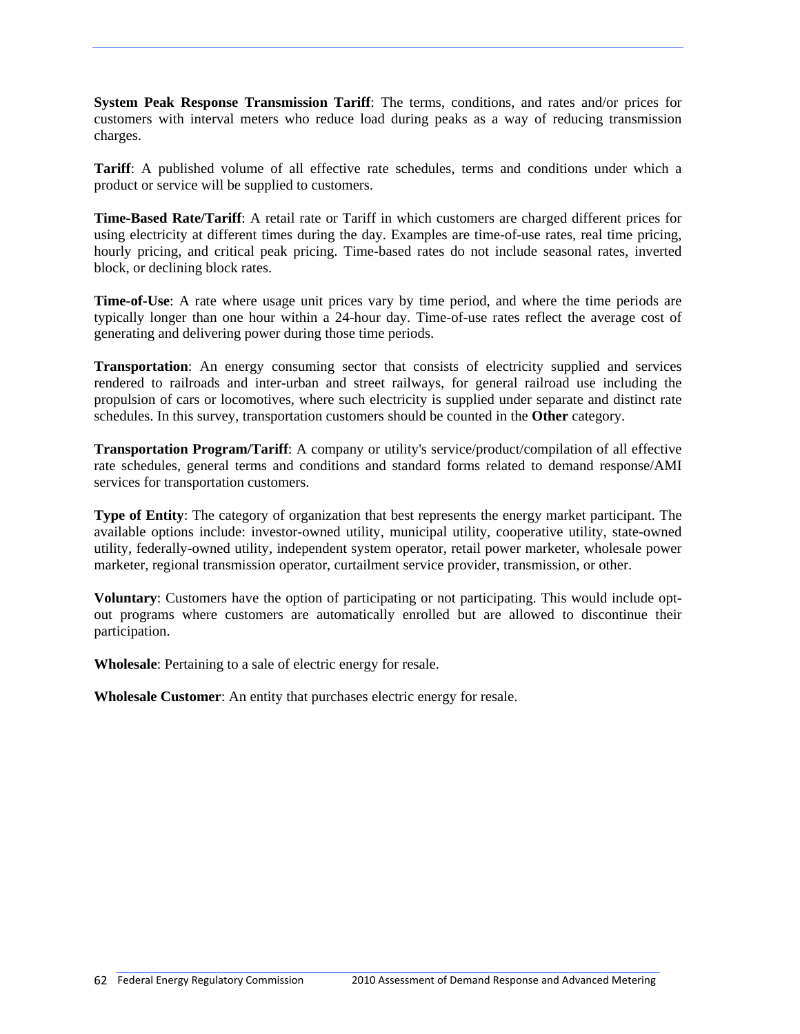**System Peak Response Transmission Tariff**: The terms, conditions, and rates and/or prices for customers with interval meters who reduce load during peaks as a way of reducing transmission charges.

**Tariff**: A published volume of all effective rate schedules, terms and conditions under which a product or service will be supplied to customers.

**Time-Based Rate/Tariff**: A retail rate or Tariff in which customers are charged different prices for using electricity at different times during the day. Examples are time-of-use rates, real time pricing, hourly pricing, and critical peak pricing. Time-based rates do not include seasonal rates, inverted block, or declining block rates.

**Time-of-Use**: A rate where usage unit prices vary by time period, and where the time periods are typically longer than one hour within a 24-hour day. Time-of-use rates reflect the average cost of generating and delivering power during those time periods.

**Transportation**: An energy consuming sector that consists of electricity supplied and services rendered to railroads and inter-urban and street railways, for general railroad use including the propulsion of cars or locomotives, where such electricity is supplied under separate and distinct rate schedules. In this survey, transportation customers should be counted in the **Other** category.

**Transportation Program/Tariff**: A company or utility's service/product/compilation of all effective rate schedules, general terms and conditions and standard forms related to demand response/AMI services for transportation customers.

**Type of Entity**: The category of organization that best represents the energy market participant. The available options include: investor-owned utility, municipal utility, cooperative utility, state-owned utility, federally-owned utility, independent system operator, retail power marketer, wholesale power marketer, regional transmission operator, curtailment service provider, transmission, or other.

**Voluntary**: Customers have the option of participating or not participating. This would include opt-out programs where customers are automatically enrolled but are allowed to discontinue their participation.

**Wholesale**: Pertaining to a sale of electric energy for resale.

**Wholesale Customer**: An entity that purchases electric energy for resale.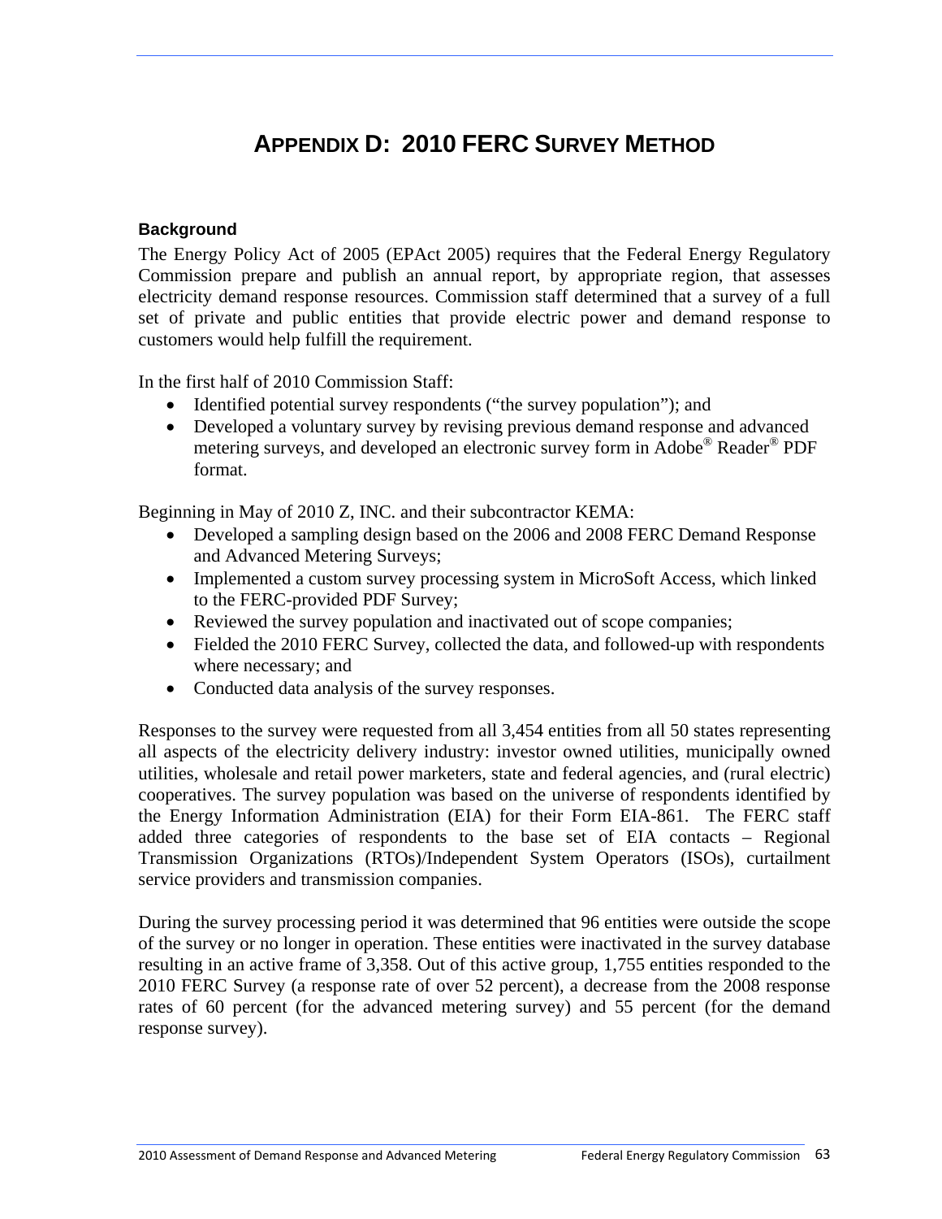# APPENDIX D: 2010 FERC SURVEY METHOD

### Background

The Energy Policy Act of 2005 (EPAct 2005) requires that the Federal Energy Regulatory Commission prepare and publish an annual report, by appropriate region, that assesses electricity demand response resources. Commission staff determined that a survey of a full set of private and public entities that provide electric power and demand response to customers would help fulfill the requirement.

In the first half of 2010 Commission Staff:

- Identified potential survey respondents ("the survey population"); and
- Developed a voluntary survey by revising previous demand response and advanced metering surveys, and developed an electronic survey form in Adobe® Reader® PDF format.

Beginning in May of 2010 Z, INC. and their subcontractor KEMA:

- Developed a sampling design based on the 2006 and 2008 FERC Demand Response and Advanced Metering Surveys;
- Implemented a custom survey processing system in MicroSoft Access, which linked to the FERC-provided PDF Survey;
- Reviewed the survey population and inactivated out of scope companies;
- Fielded the 2010 FERC Survey, collected the data, and followed-up with respondents where necessary; and
- Conducted data analysis of the survey responses.

Responses to the survey were requested from all 3,454 entities from all 50 states representing all aspects of the electricity delivery industry: investor owned utilities, municipally owned utilities, wholesale and retail power marketers, state and federal agencies, and (rural electric) cooperatives. The survey population was based on the universe of respondents identified by the Energy Information Administration (EIA) for their Form EIA-861. The FERC staff added three categories of respondents to the base set of EIA contacts – Regional Transmission Organizations (RTOs)/Independent System Operators (ISOs), curtailment service providers and transmission companies.

During the survey processing period it was determined that 96 entities were outside the scope of the survey or no longer in operation. These entities were inactivated in the survey database resulting in an active frame of 3,358. Out of this active group, 1,755 entities responded to the 2010 FERC Survey (a response rate of over 52 percent), a decrease from the 2008 response rates of 60 percent (for the advanced metering survey) and 55 percent (for the demand response survey).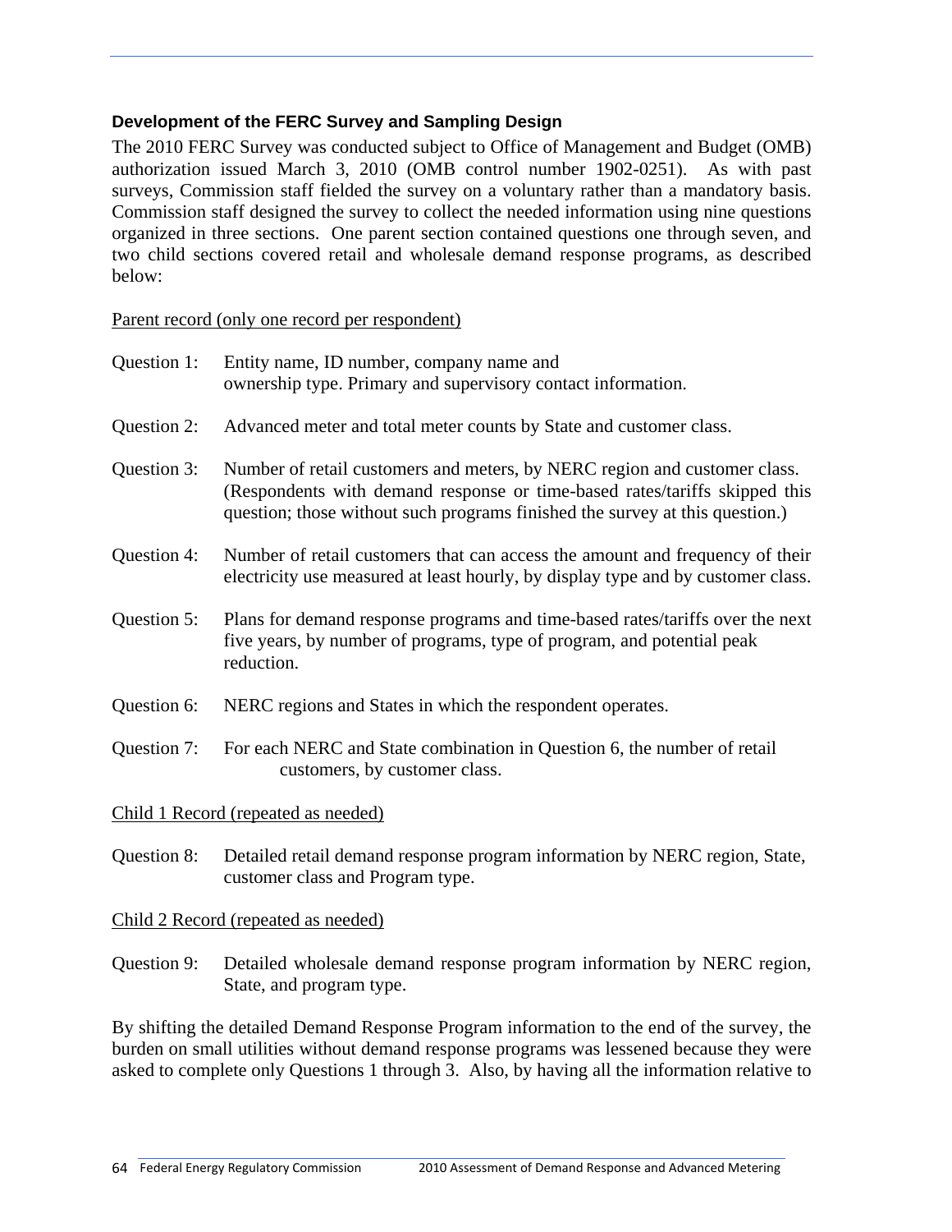### Development of the FERC Survey and Sampling Design

The 2010 FERC Survey was conducted subject to Office of Management and Budget (OMB) authorization issued March 3, 2010 (OMB control number 1902-0251). As with past surveys, Commission staff fielded the survey on a voluntary rather than a mandatory basis. Commission staff designed the survey to collect the needed information using nine questions organized in three sections. One parent section contained questions one through seven, and two child sections covered retail and wholesale demand response programs, as described below:

Parent record (only one record per respondent)

Question 1: Entity name, ID number, company name and ownership type. Primary and supervisory contact information.

Question 2: Advanced meter and total meter counts by State and customer class.

Question 3: Number of retail customers and meters, by NERC region and customer class. (Respondents with demand response or time-based rates/tariffs skipped this question; those without such programs finished the survey at this question.)

Question 4: Number of retail customers that can access the amount and frequency of their electricity use measured at least hourly, by display type and by customer class.

Question 5: Plans for demand response programs and time-based rates/tariffs over the next five years, by number of programs, type of program, and potential peak reduction.

Question 6: NERC regions and States in which the respondent operates.

Question 7: For each NERC and State combination in Question 6, the number of retail customers, by customer class.

Child 1 Record (repeated as needed)

Question 8: Detailed retail demand response program information by NERC region, State, customer class and Program type.

Child 2 Record (repeated as needed)

Question 9: Detailed wholesale demand response program information by NERC region, State, and program type.

By shifting the detailed Demand Response Program information to the end of the survey, the burden on small utilities without demand response programs was lessened because they were asked to complete only Questions 1 through 3. Also, by having all the information relative to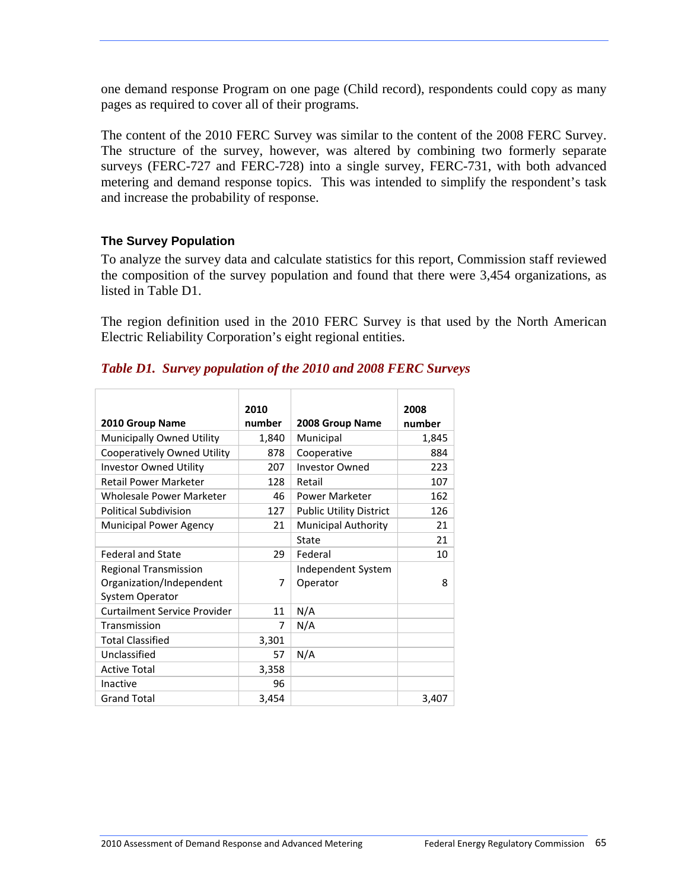one demand response Program on one page (Child record), respondents could copy as many pages as required to cover all of their programs.

The content of the 2010 FERC Survey was similar to the content of the 2008 FERC Survey. The structure of the survey, however, was altered by combining two formerly separate surveys (FERC-727 and FERC-728) into a single survey, FERC-731, with both advanced metering and demand response topics. This was intended to simplify the respondent's task and increase the probability of response.

### The Survey Population

To analyze the survey data and calculate statistics for this report, Commission staff reviewed the composition of the survey population and found that there were 3,454 organizations, as listed in Table D1.

The region definition used in the 2010 FERC Survey is that used by the North American Electric Reliability Corporation's eight regional entities.

***Table D1. Survey population of the 2010 and 2008 FERC Surveys***

| 2010 Group Name | 2010 number | 2008 Group Name | 2008 number |
|---|---|---|---|
| Municipally Owned Utility | 1,840 | Municipal | 1,845 |
| Cooperatively Owned Utility | 878 | Cooperative | 884 |
| Investor Owned Utility | 207 | Investor Owned | 223 |
| Retail Power Marketer | 128 | Retail | 107 |
| Wholesale Power Marketer | 46 | Power Marketer | 162 |
| Political Subdivision | 127 | Public Utility District | 126 |
| Municipal Power Agency | 21 | Municipal Authority | 21 |
| | | State | 21 |
| Federal and State | 29 | Federal | 10 |
| Regional Transmission Organization/Independent System Operator | 7 | Independent System Operator | 8 |
| Curtailment Service Provider | 11 | N/A | |
| Transmission | 7 | N/A | |
| Total Classified | 3,301 | | |
| Unclassified | 57 | N/A | |
| Active Total | 3,358 | | |
| Inactive | 96 | | |
| Grand Total | 3,454 | | 3,407 |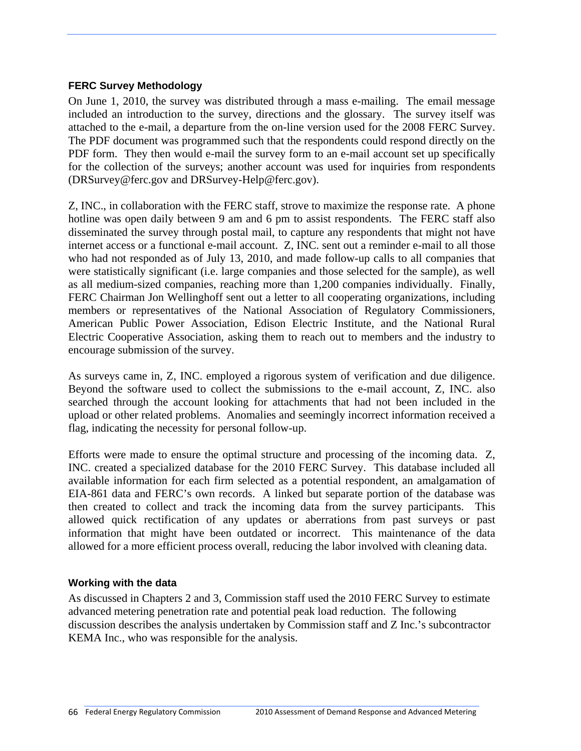### FERC Survey Methodology

On June 1, 2010, the survey was distributed through a mass e-mailing. The email message included an introduction to the survey, directions and the glossary. The survey itself was attached to the e-mail, a departure from the on-line version used for the 2008 FERC Survey. The PDF document was programmed such that the respondents could respond directly on the PDF form. They then would e-mail the survey form to an e-mail account set up specifically for the collection of the surveys; another account was used for inquiries from respondents (DRSurvey@ferc.gov and DRSurvey-Help@ferc.gov).

Z, INC., in collaboration with the FERC staff, strove to maximize the response rate. A phone hotline was open daily between 9 am and 6 pm to assist respondents. The FERC staff also disseminated the survey through postal mail, to capture any respondents that might not have internet access or a functional e-mail account. Z, INC. sent out a reminder e-mail to all those who had not responded as of July 13, 2010, and made follow-up calls to all companies that were statistically significant (i.e. large companies and those selected for the sample), as well as all medium-sized companies, reaching more than 1,200 companies individually. Finally, FERC Chairman Jon Wellinghoff sent out a letter to all cooperating organizations, including members or representatives of the National Association of Regulatory Commissioners, American Public Power Association, Edison Electric Institute, and the National Rural Electric Cooperative Association, asking them to reach out to members and the industry to encourage submission of the survey.

As surveys came in, Z, INC. employed a rigorous system of verification and due diligence. Beyond the software used to collect the submissions to the e-mail account, Z, INC. also searched through the account looking for attachments that had not been included in the upload or other related problems. Anomalies and seemingly incorrect information received a flag, indicating the necessity for personal follow-up.

Efforts were made to ensure the optimal structure and processing of the incoming data. Z, INC. created a specialized database for the 2010 FERC Survey. This database included all available information for each firm selected as a potential respondent, an amalgamation of EIA-861 data and FERC's own records. A linked but separate portion of the database was then created to collect and track the incoming data from the survey participants. This allowed quick rectification of any updates or aberrations from past surveys or past information that might have been outdated or incorrect. This maintenance of the data allowed for a more efficient process overall, reducing the labor involved with cleaning data.

### Working with the data

As discussed in Chapters 2 and 3, Commission staff used the 2010 FERC Survey to estimate advanced metering penetration rate and potential peak load reduction. The following discussion describes the analysis undertaken by Commission staff and Z Inc.'s subcontractor KEMA Inc., who was responsible for the analysis.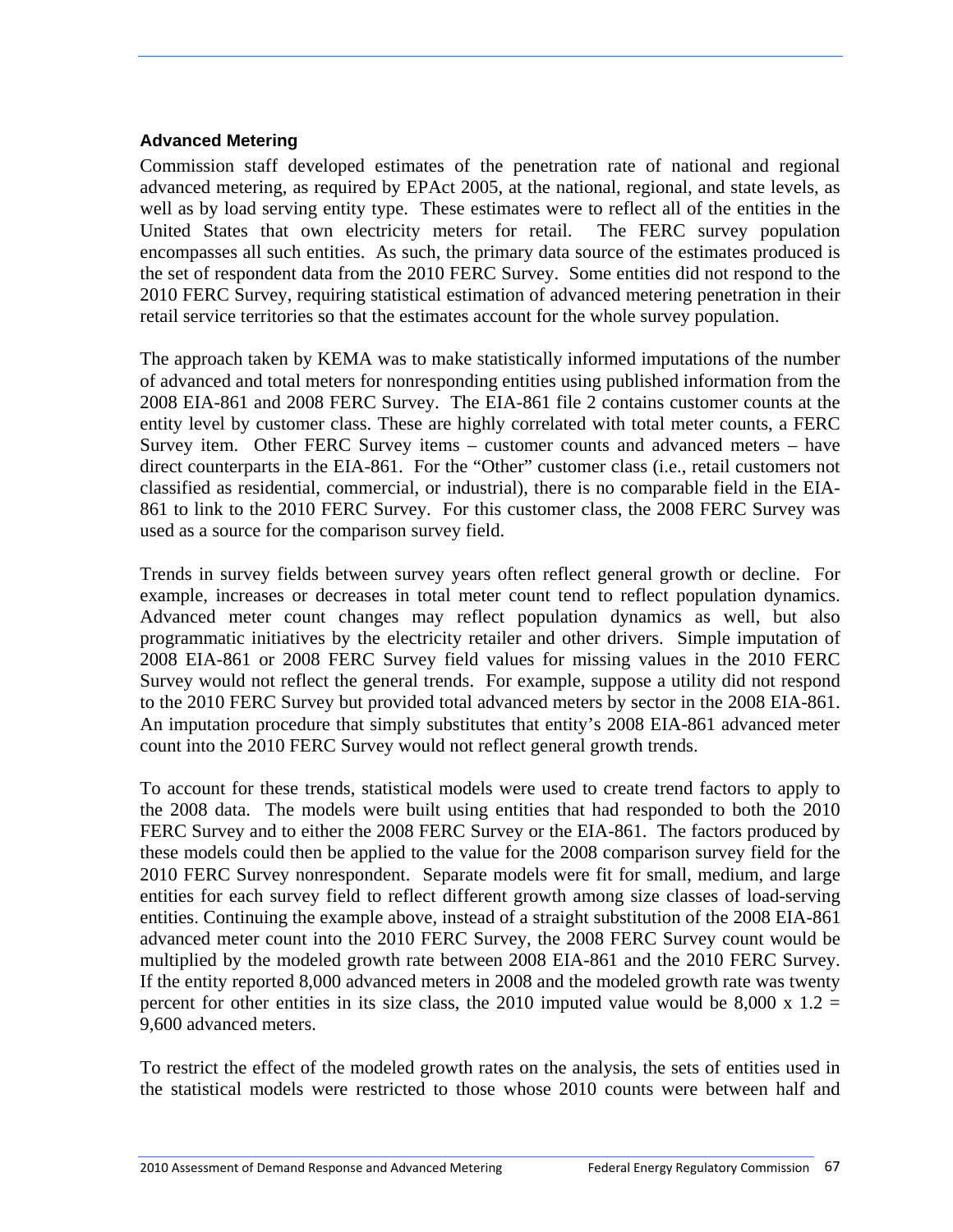### Advanced Metering

Commission staff developed estimates of the penetration rate of national and regional advanced metering, as required by EPAct 2005, at the national, regional, and state levels, as well as by load serving entity type. These estimates were to reflect all of the entities in the United States that own electricity meters for retail. The FERC survey population encompasses all such entities. As such, the primary data source of the estimates produced is the set of respondent data from the 2010 FERC Survey. Some entities did not respond to the 2010 FERC Survey, requiring statistical estimation of advanced metering penetration in their retail service territories so that the estimates account for the whole survey population.

The approach taken by KEMA was to make statistically informed imputations of the number of advanced and total meters for nonresponding entities using published information from the 2008 EIA-861 and 2008 FERC Survey. The EIA-861 file 2 contains customer counts at the entity level by customer class. These are highly correlated with total meter counts, a FERC Survey item. Other FERC Survey items – customer counts and advanced meters – have direct counterparts in the EIA-861. For the "Other" customer class (i.e., retail customers not classified as residential, commercial, or industrial), there is no comparable field in the EIA-861 to link to the 2010 FERC Survey. For this customer class, the 2008 FERC Survey was used as a source for the comparison survey field.

Trends in survey fields between survey years often reflect general growth or decline. For example, increases or decreases in total meter count tend to reflect population dynamics. Advanced meter count changes may reflect population dynamics as well, but also programmatic initiatives by the electricity retailer and other drivers. Simple imputation of 2008 EIA-861 or 2008 FERC Survey field values for missing values in the 2010 FERC Survey would not reflect the general trends. For example, suppose a utility did not respond to the 2010 FERC Survey but provided total advanced meters by sector in the 2008 EIA-861. An imputation procedure that simply substitutes that entity's 2008 EIA-861 advanced meter count into the 2010 FERC Survey would not reflect general growth trends.

To account for these trends, statistical models were used to create trend factors to apply to the 2008 data. The models were built using entities that had responded to both the 2010 FERC Survey and to either the 2008 FERC Survey or the EIA-861. The factors produced by these models could then be applied to the value for the 2008 comparison survey field for the 2010 FERC Survey nonrespondent. Separate models were fit for small, medium, and large entities for each survey field to reflect different growth among size classes of load-serving entities. Continuing the example above, instead of a straight substitution of the 2008 EIA-861 advanced meter count into the 2010 FERC Survey, the 2008 FERC Survey count would be multiplied by the modeled growth rate between 2008 EIA-861 and the 2010 FERC Survey. If the entity reported 8,000 advanced meters in 2008 and the modeled growth rate was twenty percent for other entities in its size class, the 2010 imputed value would be 8,000 x 1.2 = 9,600 advanced meters.

To restrict the effect of the modeled growth rates on the analysis, the sets of entities used in the statistical models were restricted to those whose 2010 counts were between half and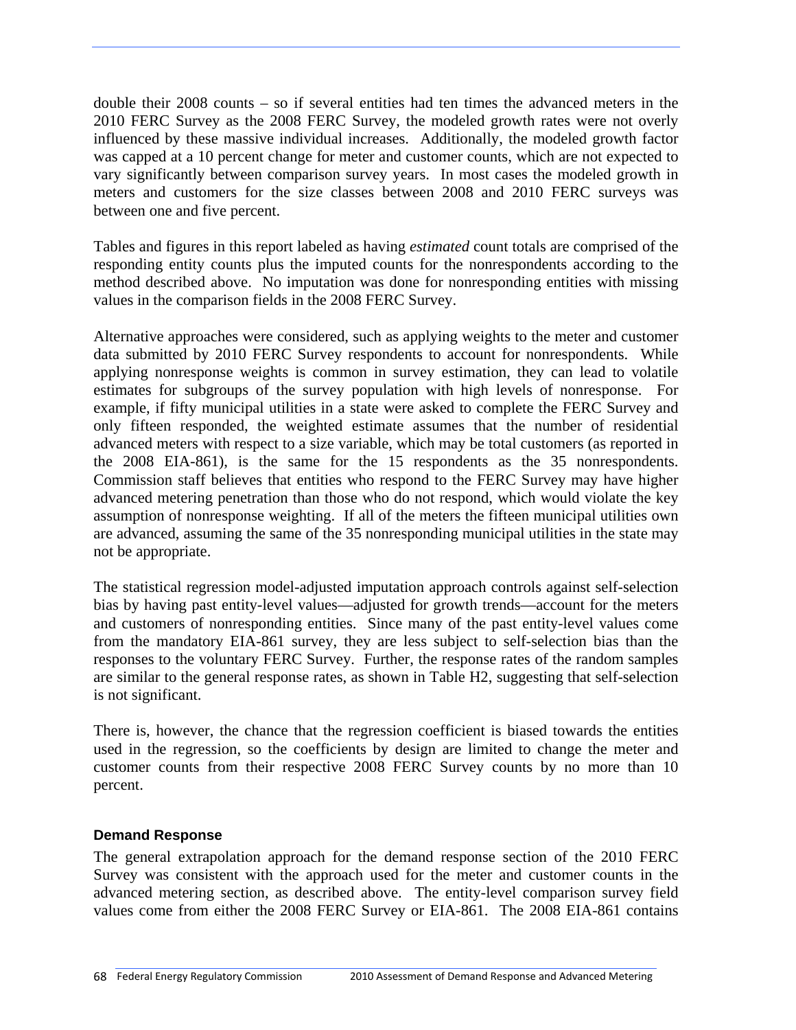double their 2008 counts – so if several entities had ten times the advanced meters in the 2010 FERC Survey as the 2008 FERC Survey, the modeled growth rates were not overly influenced by these massive individual increases. Additionally, the modeled growth factor was capped at a 10 percent change for meter and customer counts, which are not expected to vary significantly between comparison survey years. In most cases the modeled growth in meters and customers for the size classes between 2008 and 2010 FERC surveys was between one and five percent.

Tables and figures in this report labeled as having *estimated* count totals are comprised of the responding entity counts plus the imputed counts for the nonrespondents according to the method described above. No imputation was done for nonresponding entities with missing values in the comparison fields in the 2008 FERC Survey.

Alternative approaches were considered, such as applying weights to the meter and customer data submitted by 2010 FERC Survey respondents to account for nonrespondents. While applying nonresponse weights is common in survey estimation, they can lead to volatile estimates for subgroups of the survey population with high levels of nonresponse. For example, if fifty municipal utilities in a state were asked to complete the FERC Survey and only fifteen responded, the weighted estimate assumes that the number of residential advanced meters with respect to a size variable, which may be total customers (as reported in the 2008 EIA-861), is the same for the 15 respondents as the 35 nonrespondents. Commission staff believes that entities who respond to the FERC Survey may have higher advanced metering penetration than those who do not respond, which would violate the key assumption of nonresponse weighting. If all of the meters the fifteen municipal utilities own are advanced, assuming the same of the 35 nonresponding municipal utilities in the state may not be appropriate.

The statistical regression model-adjusted imputation approach controls against self-selection bias by having past entity-level values—adjusted for growth trends—account for the meters and customers of nonresponding entities. Since many of the past entity-level values come from the mandatory EIA-861 survey, they are less subject to self-selection bias than the responses to the voluntary FERC Survey. Further, the response rates of the random samples are similar to the general response rates, as shown in Table H2, suggesting that self-selection is not significant.

There is, however, the chance that the regression coefficient is biased towards the entities used in the regression, so the coefficients by design are limited to change the meter and customer counts from their respective 2008 FERC Survey counts by no more than 10 percent.

### Demand Response

The general extrapolation approach for the demand response section of the 2010 FERC Survey was consistent with the approach used for the meter and customer counts in the advanced metering section, as described above. The entity-level comparison survey field values come from either the 2008 FERC Survey or EIA-861. The 2008 EIA-861 contains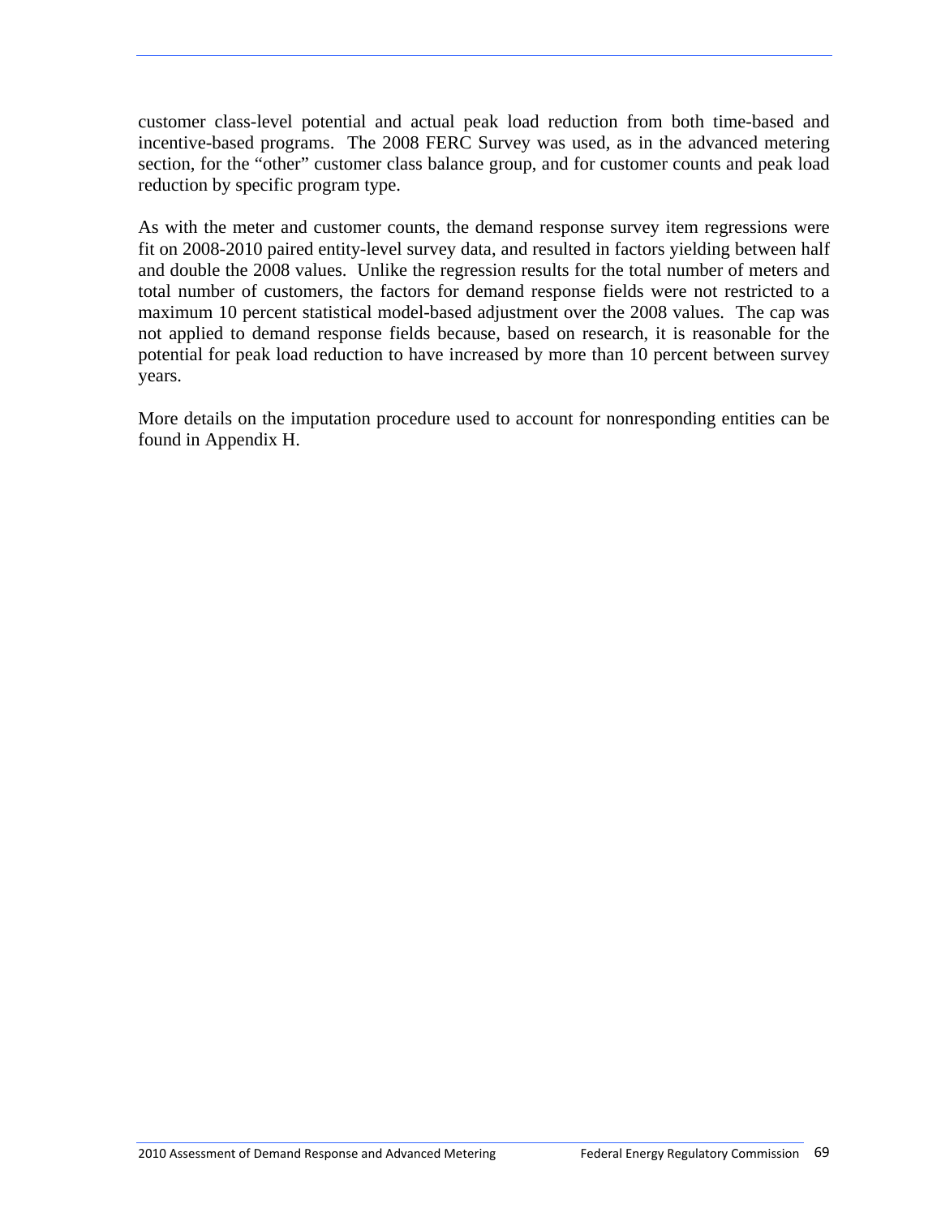customer class-level potential and actual peak load reduction from both time-based and incentive-based programs. The 2008 FERC Survey was used, as in the advanced metering section, for the "other" customer class balance group, and for customer counts and peak load reduction by specific program type.

As with the meter and customer counts, the demand response survey item regressions were fit on 2008-2010 paired entity-level survey data, and resulted in factors yielding between half and double the 2008 values. Unlike the regression results for the total number of meters and total number of customers, the factors for demand response fields were not restricted to a maximum 10 percent statistical model-based adjustment over the 2008 values. The cap was not applied to demand response fields because, based on research, it is reasonable for the potential for peak load reduction to have increased by more than 10 percent between survey years.

More details on the imputation procedure used to account for nonresponding entities can be found in Appendix H.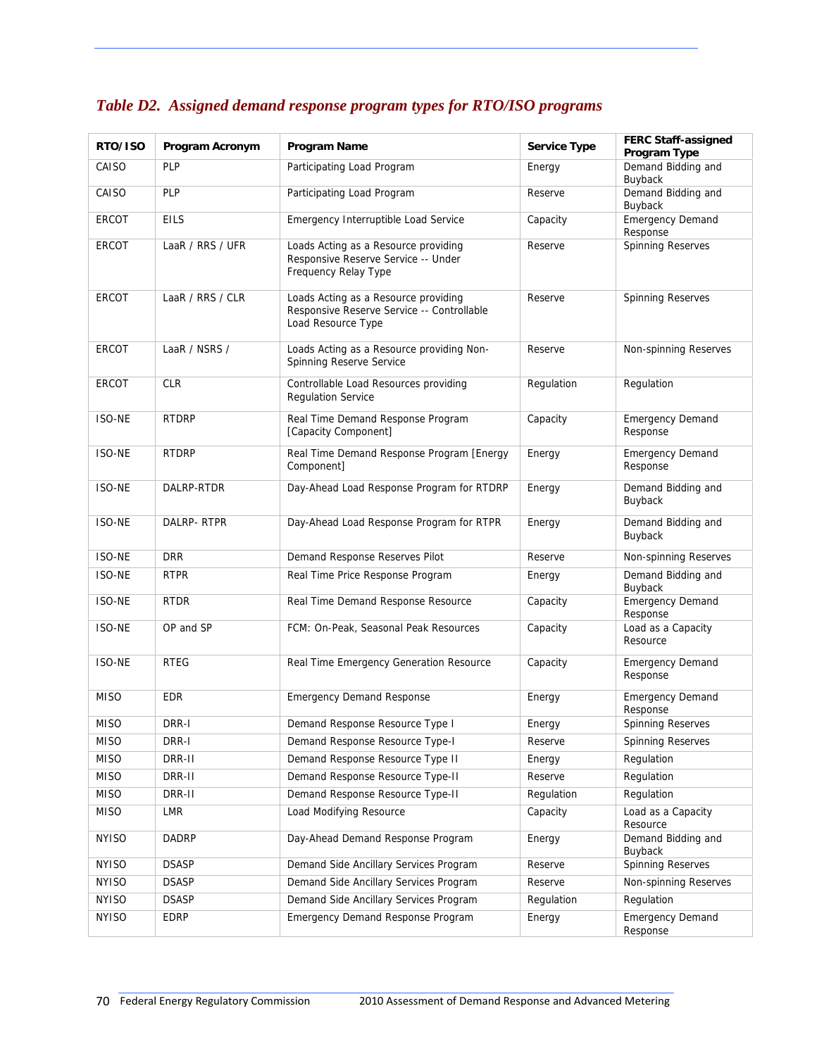### *Table D2. Assigned demand response program types for RTO/ISO programs*

| RTO/ISO | Program Acronym | Program Name | Service Type | FERC Staff-assigned Program Type |
|---|---|---|---|---|
| CAISO | PLP | Participating Load Program | Energy | Demand Bidding and Buyback |
| CAISO | PLP | Participating Load Program | Reserve | Demand Bidding and Buyback |
| ERCOT | EILS | Emergency Interruptible Load Service | Capacity | Emergency Demand Response |
| ERCOT | LaaR / RRS / UFR | Loads Acting as a Resource providing Responsive Reserve Service -- Under Frequency Relay Type | Reserve | Spinning Reserves |
| ERCOT | LaaR / RRS / CLR | Loads Acting as a Resource providing Responsive Reserve Service -- Controllable Load Resource Type | Reserve | Spinning Reserves |
| ERCOT | LaaR / NSRS / | Loads Acting as a Resource providing Non-Spinning Reserve Service | Reserve | Non-spinning Reserves |
| ERCOT | CLR | Controllable Load Resources providing Regulation Service | Regulation | Regulation |
| ISO-NE | RTDRP | Real Time Demand Response Program [Capacity Component] | Capacity | Emergency Demand Response |
| ISO-NE | RTDRP | Real Time Demand Response Program [Energy Component] | Energy | Emergency Demand Response |
| ISO-NE | DALRP-RTDR | Day-Ahead Load Response Program for RTDRP | Energy | Demand Bidding and Buyback |
| ISO-NE | DALRP- RTPR | Day-Ahead Load Response Program for RTPR | Energy | Demand Bidding and Buyback |
| ISO-NE | DRR | Demand Response Reserves Pilot | Reserve | Non-spinning Reserves |
| ISO-NE | RTPR | Real Time Price Response Program | Energy | Demand Bidding and Buyback |
| ISO-NE | RTDR | Real Time Demand Response Resource | Capacity | Emergency Demand Response |
| ISO-NE | OP and SP | FCM: On-Peak, Seasonal Peak Resources | Capacity | Load as a Capacity Resource |
| ISO-NE | RTEG | Real Time Emergency Generation Resource | Capacity | Emergency Demand Response |
| MISO | EDR | Emergency Demand Response | Energy | Emergency Demand Response |
| MISO | DRR-I | Demand Response Resource Type I | Energy | Spinning Reserves |
| MISO | DRR-I | Demand Response Resource Type-I | Reserve | Spinning Reserves |
| MISO | DRR-II | Demand Response Resource Type II | Energy | Regulation |
| MISO | DRR-II | Demand Response Resource Type-II | Reserve | Regulation |
| MISO | DRR-II | Demand Response Resource Type-II | Regulation | Regulation |
| MISO | LMR | Load Modifying Resource | Capacity | Load as a Capacity Resource |
| NYISO | DADRP | Day-Ahead Demand Response Program | Energy | Demand Bidding and Buyback |
| NYISO | DSASP | Demand Side Ancillary Services Program | Reserve | Spinning Reserves |
| NYISO | DSASP | Demand Side Ancillary Services Program | Reserve | Non-spinning Reserves |
| NYISO | DSASP | Demand Side Ancillary Services Program | Regulation | Regulation |
| NYISO | EDRP | Emergency Demand Response Program | Energy | Emergency Demand Response |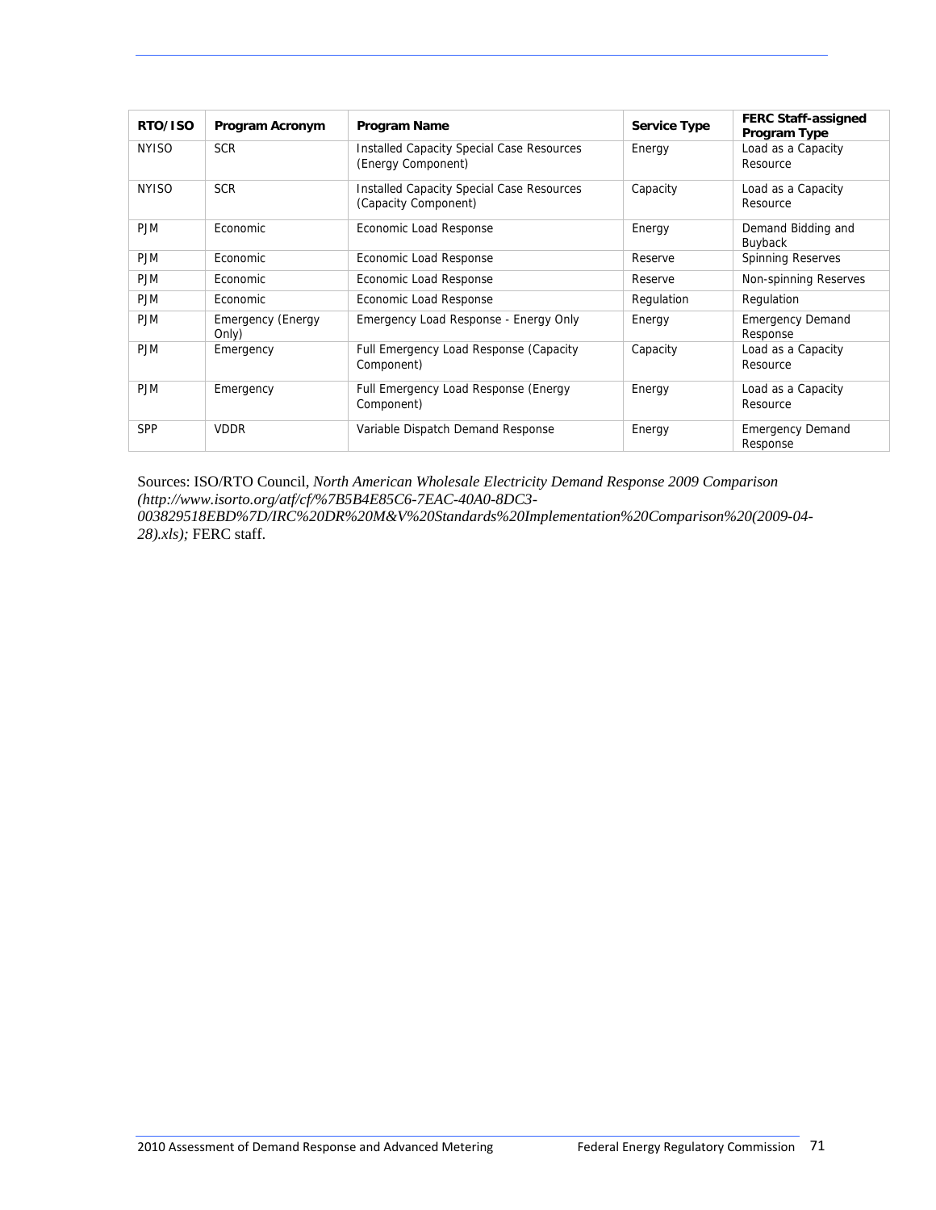| RTO/ISO | Program Acronym | Program Name | Service Type | FERC Staff-assigned Program Type |
|---|---|---|---|---|
| NYISO | SCR | Installed Capacity Special Case Resources (Energy Component) | Energy | Load as a Capacity Resource |
| NYISO | SCR | Installed Capacity Special Case Resources (Capacity Component) | Capacity | Load as a Capacity Resource |
| PJM | Economic | Economic Load Response | Energy | Demand Bidding and Buyback |
| PJM | Economic | Economic Load Response | Reserve | Spinning Reserves |
| PJM | Economic | Economic Load Response | Reserve | Non-spinning Reserves |
| PJM | Economic | Economic Load Response | Regulation | Regulation |
| PJM | Emergency (Energy Only) | Emergency Load Response - Energy Only | Energy | Emergency Demand Response |
| PJM | Emergency | Full Emergency Load Response (Capacity Component) | Capacity | Load as a Capacity Resource |
| PJM | Emergency | Full Emergency Load Response (Energy Component) | Energy | Load as a Capacity Resource |
| SPP | VDDR | Variable Dispatch Demand Response | Energy | Emergency Demand Response |

Sources: ISO/RTO Council, *North American Wholesale Electricity Demand Response 2009 Comparison (http://www.isorto.org/atf/cf/%7B5B4E85C6-7EAC-40A0-8DC3-003829518EBD%7D/IRC%20DR%20M&V%20Standards%20Implementation%20Comparison%20(2009-04-28).xls);* FERC staff.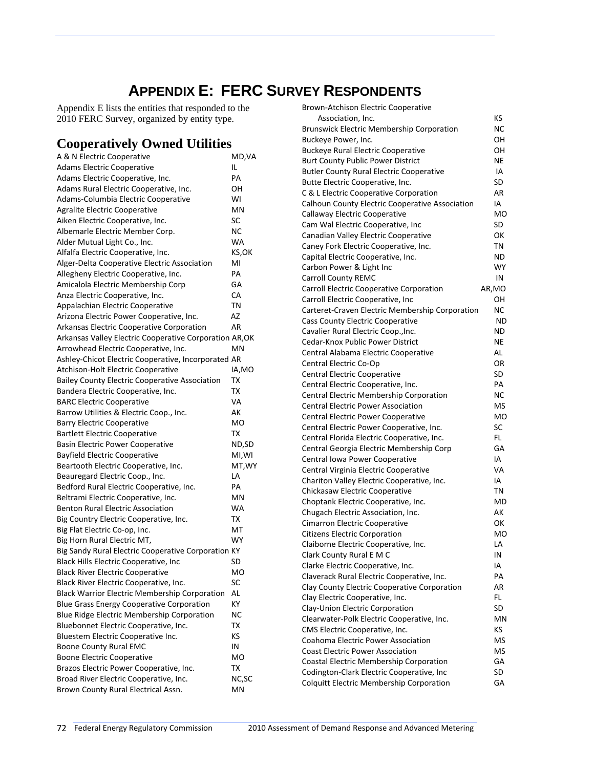# APPENDIX E: FERC SURVEY RESPONDENTS

Appendix E lists the entities that responded to the 2010 FERC Survey, organized by entity type.

## Cooperatively Owned Utilities

| Entity | State |
|---|---|
| A & N Electric Cooperative | MD,VA |
| Adams Electric Cooperative | IL |
| Adams Electric Cooperative, Inc. | PA |
| Adams Rural Electric Cooperative, Inc. | OH |
| Adams-Columbia Electric Cooperative | WI |
| Agralite Electric Cooperative | MN |
| Aiken Electric Cooperative, Inc. | SC |
| Albemarle Electric Member Corp. | NC |
| Alder Mutual Light Co., Inc. | WA |
| Alfalfa Electric Cooperative, Inc. | KS,OK |
| Alger-Delta Cooperative Electric Association | MI |
| Allegheny Electric Cooperative, Inc. | PA |
| Amicalola Electric Membership Corp | GA |
| Anza Electric Cooperative, Inc. | CA |
| Appalachian Electric Cooperative | TN |
| Arizona Electric Power Cooperative, Inc. | AZ |
| Arkansas Electric Cooperative Corporation | AR |
| Arkansas Valley Electric Cooperative Corporation | AR,OK |
| Arrowhead Electric Cooperative, Inc. | MN |
| Ashley-Chicot Electric Cooperative, Incorporated | AR |
| Atchison-Holt Electric Cooperative | IA,MO |
| Bailey County Electric Cooperative Association | TX |
| Bandera Electric Cooperative, Inc. | TX |
| BARC Electric Cooperative | VA |
| Barrow Utilities & Electric Coop., Inc. | AK |
| Barry Electric Cooperative | MO |
| Bartlett Electric Cooperative | TX |
| Basin Electric Power Cooperative | ND,SD |
| Bayfield Electric Cooperative | MI,WI |
| Beartooth Electric Cooperative, Inc. | MT,WY |
| Beauregard Electric Coop., Inc. | LA |
| Bedford Rural Electric Cooperative, Inc. | PA |
| Beltrami Electric Cooperative, Inc. | MN |
| Benton Rural Electric Association | WA |
| Big Country Electric Cooperative, Inc. | TX |
| Big Flat Electric Co-op, Inc. | MT |
| Big Horn Rural Electric MT, | WY |
| Big Sandy Rural Electric Cooperative Corporation | KY |
| Black Hills Electric Cooperative, Inc | SD |
| Black River Electric Cooperative | MO |
| Black River Electric Cooperative, Inc. | SC |
| Black Warrior Electric Membership Corporation | AL |
| Blue Grass Energy Cooperative Corporation | KY |
| Blue Ridge Electric Membership Corporation | NC |
| Bluebonnet Electric Cooperative, Inc. | TX |
| Bluestem Electric Cooperative Inc. | KS |
| Boone County Rural EMC | IN |
| Boone Electric Cooperative | MO |
| Brazos Electric Power Cooperative, Inc. | TX |
| Broad River Electric Cooperative, Inc. | NC,SC |
| Brown County Rural Electrical Assn. | MN |
| Brown-Atchison Electric Cooperative Association, Inc. | KS |
| Brunswick Electric Membership Corporation | NC |
| Buckeye Power, Inc. | OH |
| Buckeye Rural Electric Cooperative | OH |
| Burt County Public Power District | NE |
| Butler County Rural Electric Cooperative | IA |
| Butte Electric Cooperative, Inc. | SD |
| C & L Electric Cooperative Corporation | AR |
| Calhoun County Electric Cooperative Association | IA |
| Callaway Electric Cooperative | MO |
| Cam Wal Electric Cooperative, Inc | SD |
| Canadian Valley Electric Cooperative | OK |
| Caney Fork Electric Cooperative, Inc. | TN |
| Capital Electric Cooperative, Inc. | ND |
| Carbon Power & Light Inc | WY |
| Carroll County REMC | IN |
| Carroll Electric Cooperative Corporation | AR,MO |
| Carroll Electric Cooperative, Inc | OH |
| Carteret-Craven Electric Membership Corporation | NC |
| Cass County Electric Cooperative | ND |
| Cavalier Rural Electric Coop.,Inc. | ND |
| Cedar-Knox Public Power District | NE |
| Central Alabama Electric Cooperative | AL |
| Central Electric Co-Op | OR |
| Central Electric Cooperative | SD |
| Central Electric Cooperative, Inc. | PA |
| Central Electric Membership Corporation | NC |
| Central Electric Power Association | MS |
| Central Electric Power Cooperative | MO |
| Central Electric Power Cooperative, Inc. | SC |
| Central Florida Electric Cooperative, Inc. | FL |
| Central Georgia Electric Membership Corp | GA |
| Central Iowa Power Cooperative | IA |
| Central Virginia Electric Cooperative | VA |
| Chariton Valley Electric Cooperative, Inc. | IA |
| Chickasaw Electric Cooperative | TN |
| Choptank Electric Cooperative, Inc. | MD |
| Chugach Electric Association, Inc. | AK |
| Cimarron Electric Cooperative | OK |
| Citizens Electric Corporation | MO |
| Claiborne Electric Cooperative, Inc. | LA |
| Clark County Rural E M C | IN |
| Clarke Electric Cooperative, Inc. | IA |
| Claverack Rural Electric Cooperative, Inc. | PA |
| Clay County Electric Cooperative Corporation | AR |
| Clay Electric Cooperative, Inc. | FL |
| Clay-Union Electric Corporation | SD |
| Clearwater-Polk Electric Cooperative, Inc. | MN |
| CMS Electric Cooperative, Inc. | KS |
| Coahoma Electric Power Association | MS |
| Coast Electric Power Association | MS |
| Coastal Electric Membership Corporation | GA |
| Codington-Clark Electric Cooperative, Inc | SD |
| Colquitt Electric Membership Corporation | GA |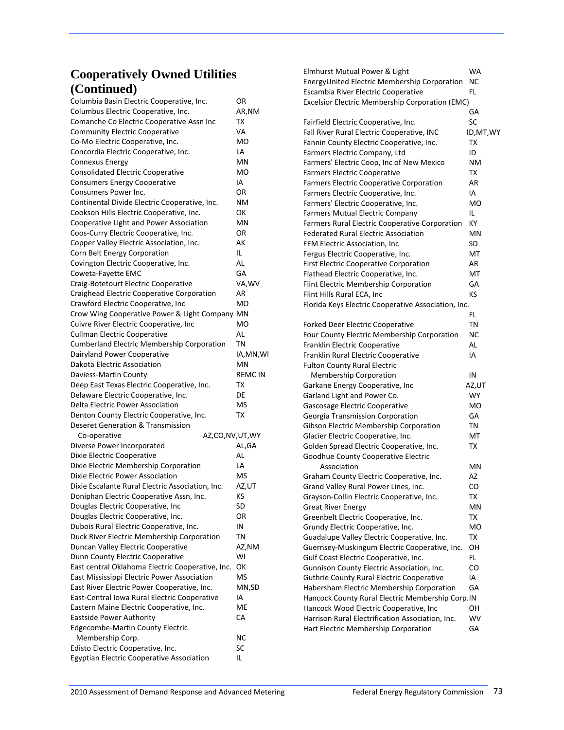## Cooperatively Owned Utilities (Continued)

| Utility | State |
|---|---|
| Columbia Basin Electric Cooperative, Inc. | OR |
| Columbus Electric Cooperative, Inc. | AR,NM |
| Comanche Co Electric Cooperative Assn Inc | TX |
| Community Electric Cooperative | VA |
| Co-Mo Electric Cooperative, Inc. | MO |
| Concordia Electric Cooperative, Inc. | LA |
| Connexus Energy | MN |
| Consolidated Electric Cooperative | MO |
| Consumers Energy Cooperative | IA |
| Consumers Power Inc. | OR |
| Continental Divide Electric Cooperative, Inc. | NM |
| Cookson Hills Electric Cooperative, Inc. | OK |
| Cooperative Light and Power Association | MN |
| Coos-Curry Electric Cooperative, Inc. | OR |
| Copper Valley Electric Association, Inc. | AK |
| Corn Belt Energy Corporation | IL |
| Covington Electric Cooperative, Inc. | AL |
| Coweta-Fayette EMC | GA |
| Craig-Botetourt Electric Cooperative | VA,WV |
| Craighead Electric Cooperative Corporation | AR |
| Crawford Electric Cooperative, Inc | MO |
| Crow Wing Cooperative Power & Light Company | MN |
| Cuivre River Electric Cooperative, Inc | MO |
| Cullman Electric Cooperative | AL |
| Cumberland Electric Membership Corporation | TN |
| Dairyland Power Cooperative | IA,MN,WI |
| Dakota Electric Association | MN |
| Daviess-Martin County | REMC IN |
| Deep East Texas Electric Cooperative, Inc. | TX |
| Delaware Electric Cooperative, Inc. | DE |
| Delta Electric Power Association | MS |
| Denton County Electric Cooperative, Inc. | TX |
| Deseret Generation & Transmission Co-operative | AZ,CO,NV,UT,WY |
| Diverse Power Incorporated | AL,GA |
| Dixie Electric Cooperative | AL |
| Dixie Electric Membership Corporation | LA |
| Dixie Electric Power Association | MS |
| Dixie Escalante Rural Electric Association, Inc. | AZ,UT |
| Doniphan Electric Cooperative Assn, Inc. | KS |
| Douglas Electric Cooperative, Inc | SD |
| Douglas Electric Cooperative, Inc. | OR |
| Dubois Rural Electric Cooperative, Inc. | IN |
| Duck River Electric Membership Corporation | TN |
| Duncan Valley Electric Cooperative | AZ,NM |
| Dunn County Electric Cooperative | WI |
| East central Oklahoma Electric Cooperative, Inc. | OK |
| East Mississippi Electric Power Association | MS |
| East River Electric Power Cooperative, Inc. | MN,SD |
| East-Central Iowa Rural Electric Cooperative | IA |
| Eastern Maine Electric Cooperative, Inc. | ME |
| Eastside Power Authority | CA |
| Edgecombe-Martin County Electric Membership Corp. | NC |
| Edisto Electric Cooperative, Inc. | SC |
| Egyptian Electric Cooperative Association | IL |
| Elmhurst Mutual Power & Light | WA |
| EnergyUnited Electric Membership Corporation | NC |
| Escambia River Electric Cooperative | FL |
| Excelsior Electric Membership Corporation (EMC) | GA |
| Fairfield Electric Cooperative, Inc. | SC |
| Fall River Rural Electric Cooperative, INC | ID,MT,WY |
| Fannin County Electric Cooperative, Inc. | TX |
| Farmers Electric Company, Ltd | ID |
| Farmers' Electric Coop, Inc of New Mexico | NM |
| Farmers Electric Cooperative | TX |
| Farmers Electric Cooperative Corporation | AR |
| Farmers Electric Cooperative, Inc. | IA |
| Farmers' Electric Cooperative, Inc. | MO |
| Farmers Mutual Electric Company | IL |
| Farmers Rural Electric Cooperative Corporation | KY |
| Federated Rural Electric Association | MN |
| FEM Electric Association, Inc | SD |
| Fergus Electric Cooperative, Inc. | MT |
| First Electric Cooperative Corporation | AR |
| Flathead Electric Cooperative, Inc. | MT |
| Flint Electric Membership Corporation | GA |
| Flint Hills Rural ECA, Inc | KS |
| Florida Keys Electric Cooperative Association, Inc. | FL |
| Forked Deer Electric Cooperative | TN |
| Four County Electric Membership Corporation | NC |
| Franklin Electric Cooperative | AL |
| Franklin Rural Electric Cooperative | IA |
| Fulton County Rural Electric Membership Corporation | IN |
| Garkane Energy Cooperative, Inc | AZ,UT |
| Garland Light and Power Co. | WY |
| Gascosage Electric Cooperative | MO |
| Georgia Transmission Corporation | GA |
| Gibson Electric Membership Corporation | TN |
| Glacier Electric Cooperative, Inc. | MT |
| Golden Spread Electric Cooperative, Inc. | TX |
| Goodhue County Cooperative Electric Association | MN |
| Graham County Electric Cooperative, Inc. | AZ |
| Grand Valley Rural Power Lines, Inc. | CO |
| Grayson-Collin Electric Cooperative, Inc. | TX |
| Great River Energy | MN |
| Greenbelt Electric Cooperative, Inc. | TX |
| Grundy Electric Cooperative, Inc. | MO |
| Guadalupe Valley Electric Cooperative, Inc. | TX |
| Guernsey-Muskingum Electric Cooperative, Inc. | OH |
| Gulf Coast Electric Cooperative, Inc. | FL |
| Gunnison County Electric Association, Inc. | CO |
| Guthrie County Rural Electric Cooperative | IA |
| Habersham Electric Membership Corporation | GA |
| Hancock County Rural Electric Membership Corp. | IN |
| Hancock Wood Electric Cooperative, Inc | OH |
| Harrison Rural Electrification Association, Inc. | WV |
| Hart Electric Membership Corporation | GA |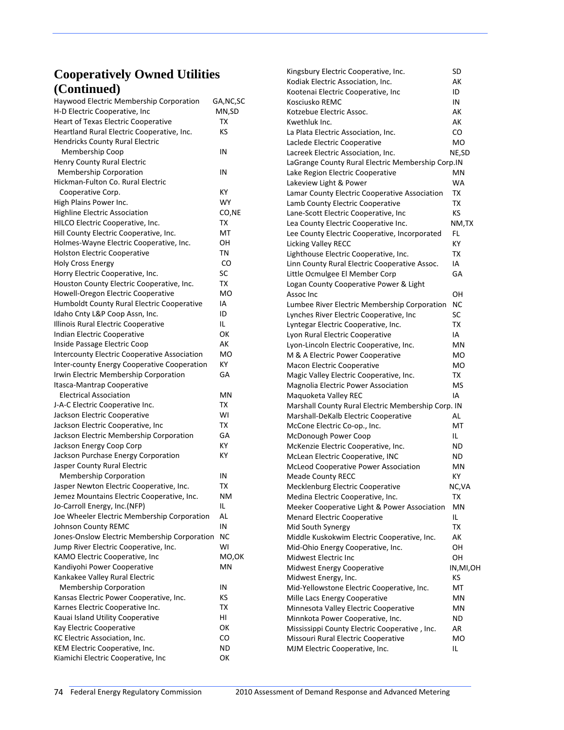## Cooperatively Owned Utilities (Continued)

| Utility | State |
|---|---|
| Haywood Electric Membership Corporation | GA,NC,SC |
| H-D Electric Cooperative, Inc | MN,SD |
| Heart of Texas Electric Cooperative | TX |
| Heartland Rural Electric Cooperative, Inc. | KS |
| Hendricks County Rural Electric Membership Coop | IN |
| Henry County Rural Electric Membership Corporation | IN |
| Hickman-Fulton Co. Rural Electric Cooperative Corp. | KY |
| High Plains Power Inc. | WY |
| Highline Electric Association | CO,NE |
| HILCO Electric Cooperative, Inc. | TX |
| Hill County Electric Cooperative, Inc. | MT |
| Holmes-Wayne Electric Cooperative, Inc. | OH |
| Holston Electric Cooperative | TN |
| Holy Cross Energy | CO |
| Horry Electric Cooperative, Inc. | SC |
| Houston County Electric Cooperative, Inc. | TX |
| Howell-Oregon Electric Cooperative | MO |
| Humboldt County Rural Electric Cooperative | IA |
| Idaho Cnty L&P Coop Assn, Inc. | ID |
| Illinois Rural Electric Cooperative | IL |
| Indian Electric Cooperative | OK |
| Inside Passage Electric Coop | AK |
| Intercounty Electric Cooperative Association | MO |
| Inter-county Energy Cooperative Cooperation | KY |
| Irwin Electric Membership Corporation | GA |
| Itasca-Mantrap Cooperative Electrical Association | MN |
| J-A-C Electric Cooperative Inc. | TX |
| Jackson Electric Cooperative | WI |
| Jackson Electric Cooperative, Inc | TX |
| Jackson Electric Membership Corporation | GA |
| Jackson Energy Coop Corp | KY |
| Jackson Purchase Energy Corporation | KY |
| Jasper County Rural Electric Membership Corporation | IN |
| Jasper Newton Electric Cooperative, Inc. | TX |
| Jemez Mountains Electric Cooperative, Inc. | NM |
| Jo-Carroll Energy, Inc.(NFP) | IL |
| Joe Wheeler Electric Membership Corporation | AL |
| Johnson County REMC | IN |
| Jones-Onslow Electric Membership Corporation | NC |
| Jump River Electric Cooperative, Inc. | WI |
| KAMO Electric Cooperative, Inc | MO,OK |
| Kandiyohi Power Cooperative | MN |
| Kankakee Valley Rural Electric Membership Corporation | IN |
| Kansas Electric Power Cooperative, Inc. | KS |
| Karnes Electric Cooperative Inc. | TX |
| Kauai Island Utility Cooperative | HI |
| Kay Electric Cooperative | OK |
| KC Electric Association, Inc. | CO |
| KEM Electric Cooperative, Inc. | ND |
| Kiamichi Electric Cooperative, Inc | OK |
| Kingsbury Electric Cooperative, Inc. | SD |
| Kodiak Electric Association, Inc. | AK |
| Kootenai Electric Cooperative, Inc | ID |
| Kosciusko REMC | IN |
| Kotzebue Electric Assoc. | AK |
| Kwethluk Inc. | AK |
| La Plata Electric Association, Inc. | CO |
| Laclede Electric Cooperative | MO |
| Lacreek Electric Association, Inc. | NE,SD |
| LaGrange County Rural Electric Membership Corp. | IN |
| Lake Region Electric Cooperative | MN |
| Lakeview Light & Power | WA |
| Lamar County Electric Cooperative Association | TX |
| Lamb County Electric Cooperative | TX |
| Lane-Scott Electric Cooperative, Inc | KS |
| Lea County Electric Cooperative Inc. | NM,TX |
| Lee County Electric Cooperative, Incorporated | FL |
| Licking Valley RECC | KY |
| Lighthouse Electric Cooperative, Inc. | TX |
| Linn County Rural Electric Cooperative Assoc. | IA |
| Little Ocmulgee El Member Corp | GA |
| Logan County Cooperative Power & Light Assoc Inc | OH |
| Lumbee River Electric Membership Corporation | NC |
| Lynches River Electric Cooperative, Inc | SC |
| Lyntegar Electric Cooperative, Inc. | TX |
| Lyon Rural Electric Cooperative | IA |
| Lyon-Lincoln Electric Cooperative, Inc. | MN |
| M & A Electric Power Cooperative | MO |
| Macon Electric Cooperative | MO |
| Magic Valley Electric Cooperative, Inc. | TX |
| Magnolia Electric Power Association | MS |
| Maquoketa Valley REC | IA |
| Marshall County Rural Electric Membership Corp. | IN |
| Marshall-DeKalb Electric Cooperative | AL |
| McCone Electric Co-op., Inc. | MT |
| McDonough Power Coop | IL |
| McKenzie Electric Cooperative, Inc. | ND |
| McLean Electric Cooperative, INC | ND |
| McLeod Cooperative Power Association | MN |
| Meade County RECC | KY |
| Mecklenburg Electric Cooperative | NC,VA |
| Medina Electric Cooperative, Inc. | TX |
| Meeker Cooperative Light & Power Association | MN |
| Menard Electric Cooperative | IL |
| Mid South Synergy | TX |
| Middle Kuskokwim Electric Cooperative, Inc. | AK |
| Mid-Ohio Energy Cooperative, Inc. | OH |
| Midwest Electric Inc | OH |
| Midwest Energy Cooperative | IN,MI,OH |
| Midwest Energy, Inc. | KS |
| Mid-Yellowstone Electric Cooperative, Inc. | MT |
| Mille Lacs Energy Cooperative | MN |
| Minnesota Valley Electric Cooperative | MN |
| Minnkota Power Cooperative, Inc. | ND |
| Mississippi County Electric Cooperative , Inc. | AR |
| Missouri Rural Electric Cooperative | MO |
| MJM Electric Cooperative, Inc. | IL |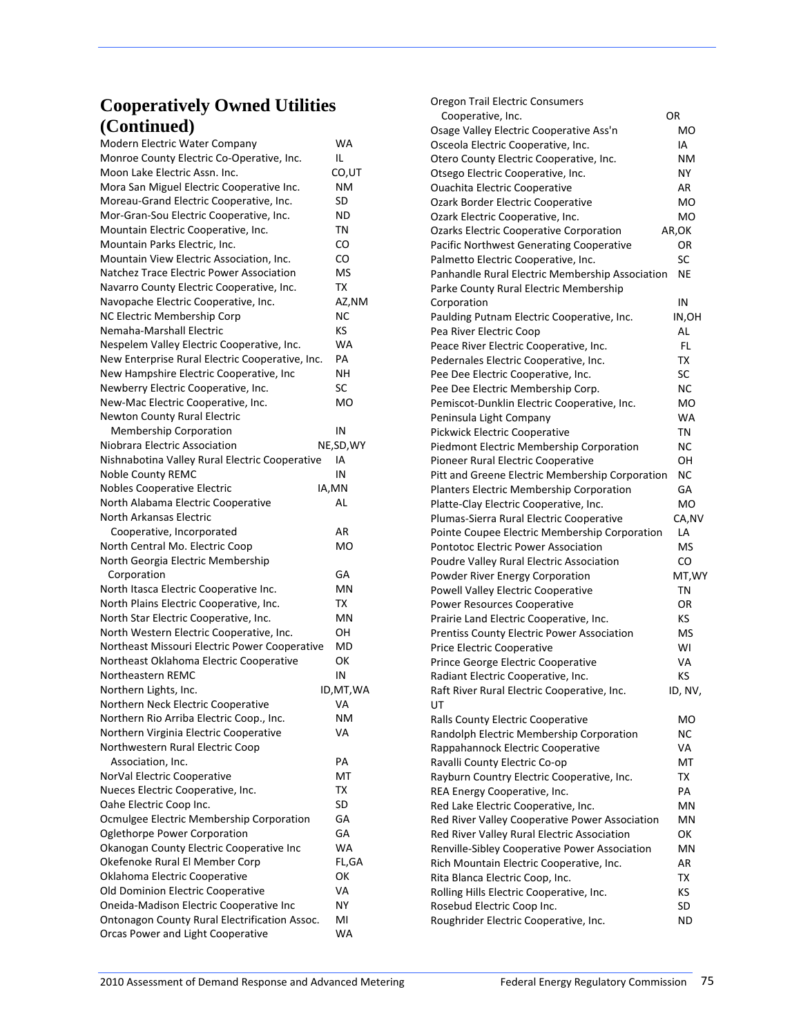## Cooperatively Owned Utilities (Continued)

| Utility | State |
|---|---|
| Modern Electric Water Company | WA |
| Monroe County Electric Co-Operative, Inc. | IL |
| Moon Lake Electric Assn. Inc. | CO,UT |
| Mora San Miguel Electric Cooperative Inc. | NM |
| Moreau-Grand Electric Cooperative, Inc. | SD |
| Mor-Gran-Sou Electric Cooperative, Inc. | ND |
| Mountain Electric Cooperative, Inc. | TN |
| Mountain Parks Electric, Inc. | CO |
| Mountain View Electric Association, Inc. | CO |
| Natchez Trace Electric Power Association | MS |
| Navarro County Electric Cooperative, Inc. | TX |
| Navopache Electric Cooperative, Inc. | AZ,NM |
| NC Electric Membership Corp | NC |
| Nemaha-Marshall Electric | KS |
| Nespelem Valley Electric Cooperative, Inc. | WA |
| New Enterprise Rural Electric Cooperative, Inc. | PA |
| New Hampshire Electric Cooperative, Inc | NH |
| Newberry Electric Cooperative, Inc. | SC |
| New-Mac Electric Cooperative, Inc. | MO |
| Newton County Rural Electric Membership Corporation | IN |
| Niobrara Electric Association | NE,SD,WY |
| Nishnabotina Valley Rural Electric Cooperative | IA |
| Noble County REMC | IN |
| Nobles Cooperative Electric | IA,MN |
| North Alabama Electric Cooperative | AL |
| North Arkansas Electric Cooperative, Incorporated | AR |
| North Central Mo. Electric Coop | MO |
| North Georgia Electric Membership Corporation | GA |
| North Itasca Electric Cooperative Inc. | MN |
| North Plains Electric Cooperative, Inc. | TX |
| North Star Electric Cooperative, Inc. | MN |
| North Western Electric Cooperative, Inc. | OH |
| Northeast Missouri Electric Power Cooperative | MD |
| Northeast Oklahoma Electric Cooperative | OK |
| Northeastern REMC | IN |
| Northern Lights, Inc. | ID,MT,WA |
| Northern Neck Electric Cooperative | VA |
| Northern Rio Arriba Electric Coop., Inc. | NM |
| Northern Virginia Electric Cooperative | VA |
| Northwestern Rural Electric Coop Association, Inc. | PA |
| NorVal Electric Cooperative | MT |
| Nueces Electric Cooperative, Inc. | TX |
| Oahe Electric Coop Inc. | SD |
| Ocmulgee Electric Membership Corporation | GA |
| Oglethorpe Power Corporation | GA |
| Okanogan County Electric Cooperative Inc | WA |
| Okefenoke Rural El Member Corp | FL,GA |
| Oklahoma Electric Cooperative | OK |
| Old Dominion Electric Cooperative | VA |
| Oneida-Madison Electric Cooperative Inc | NY |
| Ontonagon County Rural Electrification Assoc. | MI |
| Orcas Power and Light Cooperative | WA |
| Oregon Trail Electric Consumers Cooperative, Inc. | OR |
| Osage Valley Electric Cooperative Ass'n | MO |
| Osceola Electric Cooperative, Inc. | IA |
| Otero County Electric Cooperative, Inc. | NM |
| Otsego Electric Cooperative, Inc. | NY |
| Ouachita Electric Cooperative | AR |
| Ozark Border Electric Cooperative | MO |
| Ozark Electric Cooperative, Inc. | MO |
| Ozarks Electric Cooperative Corporation | AR,OK |
| Pacific Northwest Generating Cooperative | OR |
| Palmetto Electric Cooperative, Inc. | SC |
| Panhandle Rural Electric Membership Association | NE |
| Parke County Rural Electric Membership Corporation | IN |
| Paulding Putnam Electric Cooperative, Inc. | IN,OH |
| Pea River Electric Coop | AL |
| Peace River Electric Cooperative, Inc. | FL |
| Pedernales Electric Cooperative, Inc. | TX |
| Pee Dee Electric Cooperative, Inc. | SC |
| Pee Dee Electric Membership Corp. | NC |
| Pemiscot-Dunklin Electric Cooperative, Inc. | MO |
| Peninsula Light Company | WA |
| Pickwick Electric Cooperative | TN |
| Piedmont Electric Membership Corporation | NC |
| Pioneer Rural Electric Cooperative | OH |
| Pitt and Greene Electric Membership Corporation | NC |
| Planters Electric Membership Corporation | GA |
| Platte-Clay Electric Cooperative, Inc. | MO |
| Plumas-Sierra Rural Electric Cooperative | CA,NV |
| Pointe Coupee Electric Membership Corporation | LA |
| Pontotoc Electric Power Association | MS |
| Poudre Valley Rural Electric Association | CO |
| Powder River Energy Corporation | MT,WY |
| Powell Valley Electric Cooperative | TN |
| Power Resources Cooperative | OR |
| Prairie Land Electric Cooperative, Inc. | KS |
| Prentiss County Electric Power Association | MS |
| Price Electric Cooperative | WI |
| Prince George Electric Cooperative | VA |
| Radiant Electric Cooperative, Inc. | KS |
| Raft River Rural Electric Cooperative, Inc. | ID, NV, UT |
| Ralls County Electric Cooperative | MO |
| Randolph Electric Membership Corporation | NC |
| Rappahannock Electric Cooperative | VA |
| Ravalli County Electric Co-op | MT |
| Rayburn Country Electric Cooperative, Inc. | TX |
| REA Energy Cooperative, Inc. | PA |
| Red Lake Electric Cooperative, Inc. | MN |
| Red River Valley Cooperative Power Association | MN |
| Red River Valley Rural Electric Association | OK |
| Renville-Sibley Cooperative Power Association | MN |
| Rich Mountain Electric Cooperative, Inc. | AR |
| Rita Blanca Electric Coop, Inc. | TX |
| Rolling Hills Electric Cooperative, Inc. | KS |
| Rosebud Electric Coop Inc. | SD |
| Roughrider Electric Cooperative, Inc. | ND |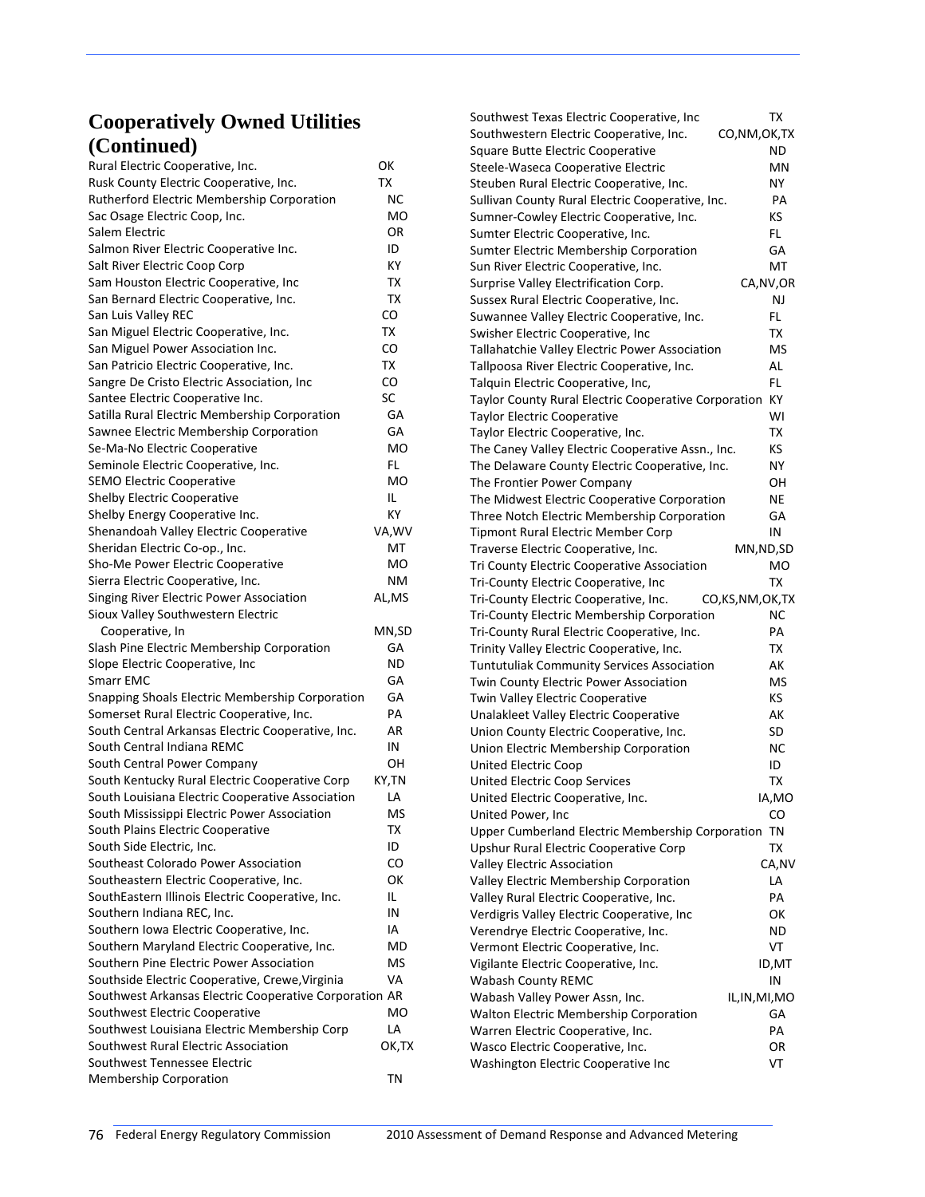## Cooperatively Owned Utilities (Continued)

| Utility | State |
|---|---|
| Rural Electric Cooperative, Inc. | OK |
| Rusk County Electric Cooperative, Inc. | TX |
| Rutherford Electric Membership Corporation | NC |
| Sac Osage Electric Coop, Inc. | MO |
| Salem Electric | OR |
| Salmon River Electric Cooperative Inc. | ID |
| Salt River Electric Coop Corp | KY |
| Sam Houston Electric Cooperative, Inc | TX |
| San Bernard Electric Cooperative, Inc. | TX |
| San Luis Valley REC | CO |
| San Miguel Electric Cooperative, Inc. | TX |
| San Miguel Power Association Inc. | CO |
| San Patricio Electric Cooperative, Inc. | TX |
| Sangre De Cristo Electric Association, Inc | CO |
| Santee Electric Cooperative Inc. | SC |
| Satilla Rural Electric Membership Corporation | GA |
| Sawnee Electric Membership Corporation | GA |
| Se-Ma-No Electric Cooperative | MO |
| Seminole Electric Cooperative, Inc. | FL |
| SEMO Electric Cooperative | MO |
| Shelby Electric Cooperative | IL |
| Shelby Energy Cooperative Inc. | KY |
| Shenandoah Valley Electric Cooperative | VA,WV |
| Sheridan Electric Co-op., Inc. | MT |
| Sho-Me Power Electric Cooperative | MO |
| Sierra Electric Cooperative, Inc. | NM |
| Singing River Electric Power Association | AL,MS |
| Sioux Valley Southwestern Electric Cooperative, In | MN,SD |
| Slash Pine Electric Membership Corporation | GA |
| Slope Electric Cooperative, Inc | ND |
| Smarr EMC | GA |
| Snapping Shoals Electric Membership Corporation | GA |
| Somerset Rural Electric Cooperative, Inc. | PA |
| South Central Arkansas Electric Cooperative, Inc. | AR |
| South Central Indiana REMC | IN |
| South Central Power Company | OH |
| South Kentucky Rural Electric Cooperative Corp | KY,TN |
| South Louisiana Electric Cooperative Association | LA |
| South Mississippi Electric Power Association | MS |
| South Plains Electric Cooperative | TX |
| South Side Electric, Inc. | ID |
| Southeast Colorado Power Association | CO |
| Southeastern Electric Cooperative, Inc. | OK |
| SouthEastern Illinois Electric Cooperative, Inc. | IL |
| Southern Indiana REC, Inc. | IN |
| Southern Iowa Electric Cooperative, Inc. | IA |
| Southern Maryland Electric Cooperative, Inc. | MD |
| Southern Pine Electric Power Association | MS |
| Southside Electric Cooperative, Crewe,Virginia | VA |
| Southwest Arkansas Electric Cooperative Corporation | AR |
| Southwest Electric Cooperative | MO |
| Southwest Louisiana Electric Membership Corp | LA |
| Southwest Rural Electric Association | OK,TX |
| Southwest Tennessee Electric Membership Corporation | TN |
| Southwest Texas Electric Cooperative, Inc | TX |
| Southwestern Electric Cooperative, Inc. | CO,NM,OK,TX |
| Square Butte Electric Cooperative | ND |
| Steele-Waseca Cooperative Electric | MN |
| Steuben Rural Electric Cooperative, Inc. | NY |
| Sullivan County Rural Electric Cooperative, Inc. | PA |
| Sumner-Cowley Electric Cooperative, Inc. | KS |
| Sumter Electric Cooperative, Inc. | FL |
| Sumter Electric Membership Corporation | GA |
| Sun River Electric Cooperative, Inc. | MT |
| Surprise Valley Electrification Corp. | CA,NV,OR |
| Sussex Rural Electric Cooperative, Inc. | NJ |
| Suwannee Valley Electric Cooperative, Inc. | FL |
| Swisher Electric Cooperative, Inc | TX |
| Tallahatchie Valley Electric Power Association | MS |
| Tallapoosa River Electric Cooperative, Inc. | AL |
| Talquin Electric Cooperative, Inc, | FL |
| Taylor County Rural Electric Cooperative Corporation | KY |
| Taylor Electric Cooperative | WI |
| Taylor Electric Cooperative, Inc. | TX |
| The Caney Valley Electric Cooperative Assn., Inc. | KS |
| The Delaware County Electric Cooperative, Inc. | NY |
| The Frontier Power Company | OH |
| The Midwest Electric Cooperative Corporation | NE |
| Three Notch Electric Membership Corporation | GA |
| Tipmont Rural Electric Member Corp | IN |
| Traverse Electric Cooperative, Inc. | MN,ND,SD |
| Tri County Electric Cooperative Association | MO |
| Tri-County Electric Cooperative, Inc | TX |
| Tri-County Electric Cooperative, Inc. | CO,KS,NM,OK,TX |
| Tri-County Electric Membership Corporation | NC |
| Tri-County Rural Electric Cooperative, Inc. | PA |
| Trinity Valley Electric Cooperative, Inc. | TX |
| Tuntutuliak Community Services Association | AK |
| Twin County Electric Power Association | MS |
| Twin Valley Electric Cooperative | KS |
| Unalakleet Valley Electric Cooperative | AK |
| Union County Electric Cooperative, Inc. | SD |
| Union Electric Membership Corporation | NC |
| United Electric Coop | ID |
| United Electric Coop Services | TX |
| United Electric Cooperative, Inc. | IA,MO |
| United Power, Inc | CO |
| Upper Cumberland Electric Membership Corporation | TN |
| Upshur Rural Electric Cooperative Corp | TX |
| Valley Electric Association | CA,NV |
| Valley Electric Membership Corporation | LA |
| Valley Rural Electric Cooperative, Inc. | PA |
| Verdigris Valley Electric Cooperative, Inc | OK |
| Verendrye Electric Cooperative, Inc. | ND |
| Vermont Electric Cooperative, Inc. | VT |
| Vigilante Electric Cooperative, Inc. | ID,MT |
| Wabash County REMC | IN |
| Wabash Valley Power Assn, Inc. | IL,IN,MI,MO |
| Walton Electric Membership Corporation | GA |
| Warren Electric Cooperative, Inc. | PA |
| Wasco Electric Cooperative, Inc. | OR |
| Washington Electric Cooperative Inc | VT |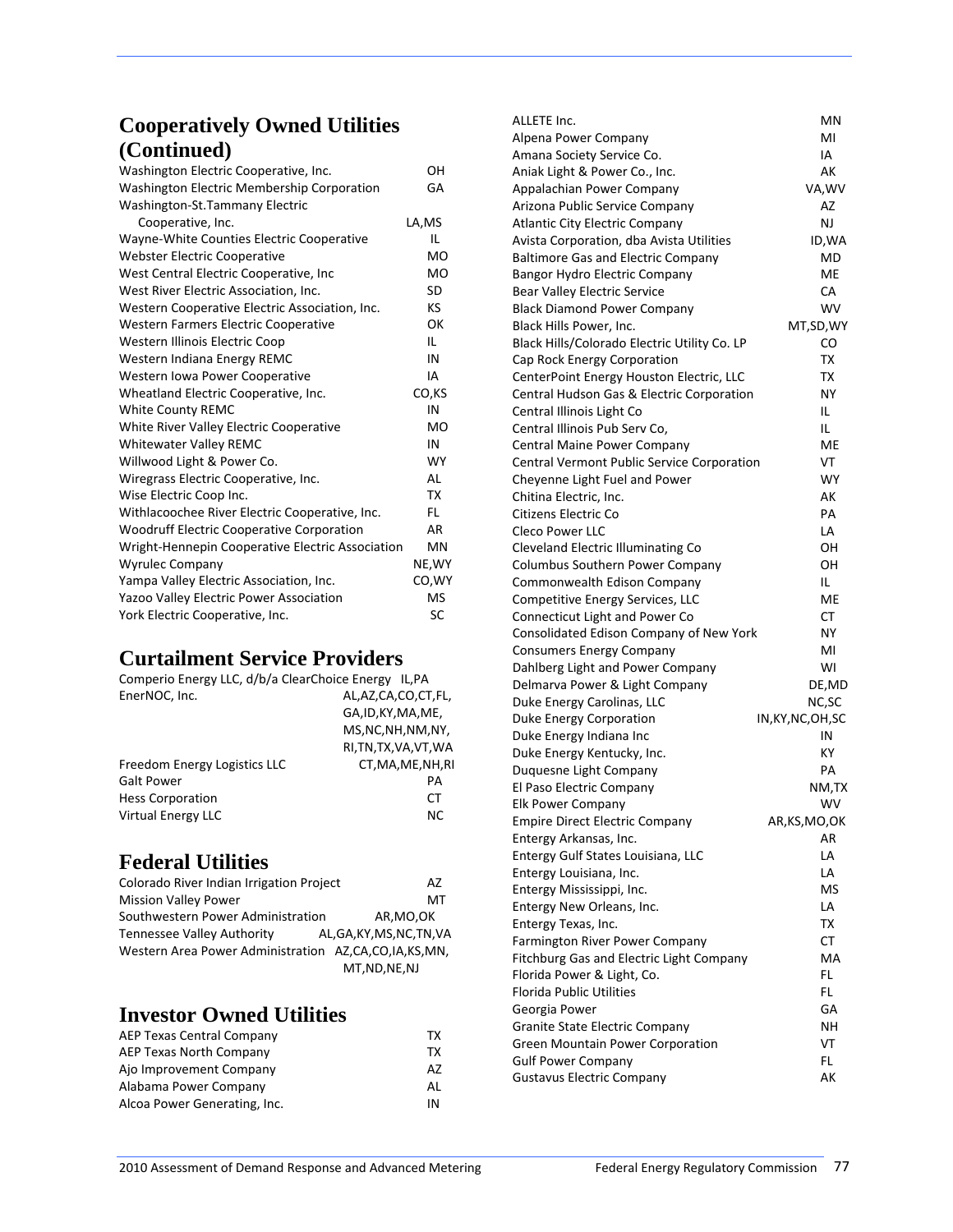## Cooperatively Owned Utilities (Continued)

| | |
|---|---|
| Washington Electric Cooperative, Inc. | OH |
| Washington Electric Membership Corporation | GA |
| Washington-St.Tammany Electric Cooperative, Inc. | LA,MS |
| Wayne-White Counties Electric Cooperative | IL |
| Webster Electric Cooperative | MO |
| West Central Electric Cooperative, Inc | MO |
| West River Electric Association, Inc. | SD |
| Western Cooperative Electric Association, Inc. | KS |
| Western Farmers Electric Cooperative | OK |
| Western Illinois Electric Coop | IL |
| Western Indiana Energy REMC | IN |
| Western Iowa Power Cooperative | IA |
| Wheatland Electric Cooperative, Inc. | CO,KS |
| White County REMC | IN |
| White River Valley Electric Cooperative | MO |
| Whitewater Valley REMC | IN |
| Willwood Light & Power Co. | WY |
| Wiregrass Electric Cooperative, Inc. | AL |
| Wise Electric Coop Inc. | TX |
| Withlacoochee River Electric Cooperative, Inc. | FL |
| Woodruff Electric Cooperative Corporation | AR |
| Wright-Hennepin Cooperative Electric Association | MN |
| Wyrulec Company | NE,WY |
| Yampa Valley Electric Association, Inc. | CO,WY |
| Yazoo Valley Electric Power Association | MS |
| York Electric Cooperative, Inc. | SC |

## Curtailment Service Providers

| | |
|---|---|
| Comperio Energy LLC, d/b/a ClearChoice Energy | IL,PA |
| EnerNOC, Inc. | AL,AZ,CA,CO,CT,FL, GA,ID,KY,MA,ME, MS,NC,NH,NM,NY, RI,TN,TX,VA,VT,WA |
| Freedom Energy Logistics LLC | CT,MA,ME,NH,RI |
| Galt Power | PA |
| Hess Corporation | CT |
| Virtual Energy LLC | NC |

## Federal Utilities

| | |
|---|---|
| Colorado River Indian Irrigation Project | AZ |
| Mission Valley Power | MT |
| Southwestern Power Administration | AR,MO,OK |
| Tennessee Valley Authority | AL,GA,KY,MS,NC,TN,VA |
| Western Area Power Administration | AZ,CA,CO,IA,KS,MN, MT,ND,NE,NJ |

## Investor Owned Utilities

| | |
|---|---|
| AEP Texas Central Company | TX |
| AEP Texas North Company | TX |
| Ajo Improvement Company | AZ |
| Alabama Power Company | AL |
| Alcoa Power Generating, Inc. | IN |
| ALLETE Inc. | MN |
| Alpena Power Company | MI |
| Amana Society Service Co. | IA |
| Aniak Light & Power Co., Inc. | AK |
| Appalachian Power Company | VA,WV |
| Arizona Public Service Company | AZ |
| Atlantic City Electric Company | NJ |
| Avista Corporation, dba Avista Utilities | ID,WA |
| Baltimore Gas and Electric Company | MD |
| Bangor Hydro Electric Company | ME |
| Bear Valley Electric Service | CA |
| Black Diamond Power Company | WV |
| Black Hills Power, Inc. | MT,SD,WY |
| Black Hills/Colorado Electric Utility Co. LP | CO |
| Cap Rock Energy Corporation | TX |
| CenterPoint Energy Houston Electric, LLC | TX |
| Central Hudson Gas & Electric Corporation | NY |
| Central Illinois Light Co | IL |
| Central Illinois Pub Serv Co, | IL |
| Central Maine Power Company | ME |
| Central Vermont Public Service Corporation | VT |
| Cheyenne Light Fuel and Power | WY |
| Chitina Electric, Inc. | AK |
| Citizens Electric Co | PA |
| Cleco Power LLC | LA |
| Cleveland Electric Illuminating Co | OH |
| Columbus Southern Power Company | OH |
| Commonwealth Edison Company | IL |
| Competitive Energy Services, LLC | ME |
| Connecticut Light and Power Co | CT |
| Consolidated Edison Company of New York | NY |
| Consumers Energy Company | MI |
| Dahlberg Light and Power Company | WI |
| Delmarva Power & Light Company | DE,MD |
| Duke Energy Carolinas, LLC | NC,SC |
| Duke Energy Corporation | IN,KY,NC,OH,SC |
| Duke Energy Indiana Inc | IN |
| Duke Energy Kentucky, Inc. | KY |
| Duquesne Light Company | PA |
| El Paso Electric Company | NM,TX |
| Elk Power Company | WV |
| Empire Direct Electric Company | AR,KS,MO,OK |
| Entergy Arkansas, Inc. | AR |
| Entergy Gulf States Louisiana, LLC | LA |
| Entergy Louisiana, Inc. | LA |
| Entergy Mississippi, Inc. | MS |
| Entergy New Orleans, Inc. | LA |
| Entergy Texas, Inc. | TX |
| Farmington River Power Company | CT |
| Fitchburg Gas and Electric Light Company | MA |
| Florida Power & Light, Co. | FL |
| Florida Public Utilities | FL |
| Georgia Power | GA |
| Granite State Electric Company | NH |
| Green Mountain Power Corporation | VT |
| Gulf Power Company | FL |
| Gustavus Electric Company | AK |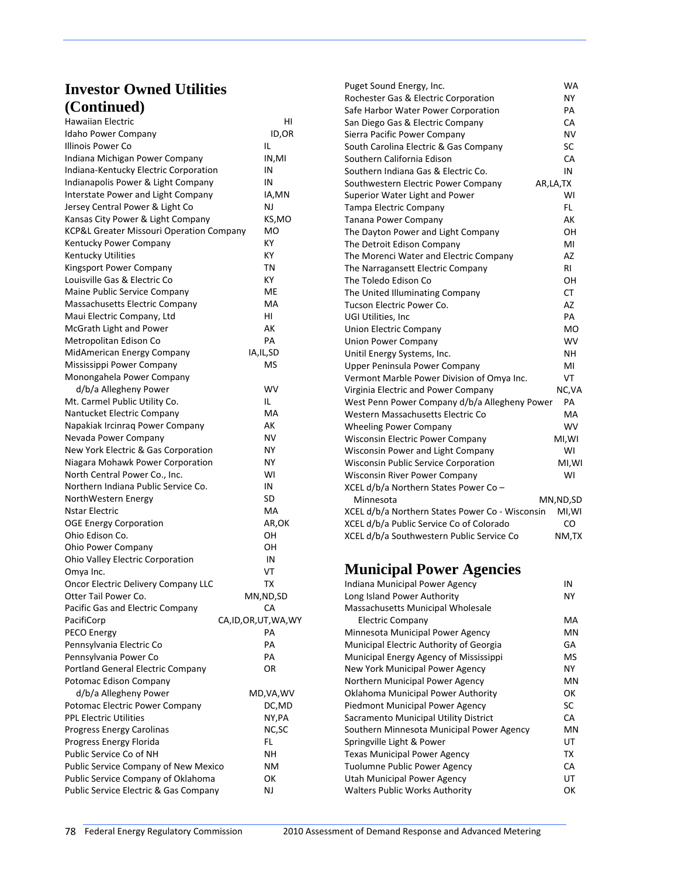## Investor Owned Utilities (Continued)

| Utility | State |
|---|---|
| Hawaiian Electric | HI |
| Idaho Power Company | ID,OR |
| Illinois Power Co | IL |
| Indiana Michigan Power Company | IN,MI |
| Indiana-Kentucky Electric Corporation | IN |
| Indianapolis Power & Light Company | IN |
| Interstate Power and Light Company | IA,MN |
| Jersey Central Power & Light Co | NJ |
| Kansas City Power & Light Company | KS,MO |
| KCP&L Greater Missouri Operation Company | MO |
| Kentucky Power Company | KY |
| Kentucky Utilities | KY |
| Kingsport Power Company | TN |
| Louisville Gas & Electric Co | KY |
| Maine Public Service Company | ME |
| Massachusetts Electric Company | MA |
| Maui Electric Company, Ltd | HI |
| McGrath Light and Power | AK |
| Metropolitan Edison Co | PA |
| MidAmerican Energy Company | IA,IL,SD |
| Mississippi Power Company | MS |
| Monongahela Power Company d/b/a Allegheny Power | WV |
| Mt. Carmel Public Utility Co. | IL |
| Nantucket Electric Company | MA |
| Napakiak Ircinraq Power Company | AK |
| Nevada Power Company | NV |
| New York Electric & Gas Corporation | NY |
| Niagara Mohawk Power Corporation | NY |
| North Central Power Co., Inc. | WI |
| Northern Indiana Public Service Co. | IN |
| NorthWestern Energy | SD |
| Nstar Electric | MA |
| OGE Energy Corporation | AR,OK |
| Ohio Edison Co. | OH |
| Ohio Power Company | OH |
| Ohio Valley Electric Corporation | IN |
| Omya Inc. | VT |
| Oncor Electric Delivery Company LLC | TX |
| Otter Tail Power Co. | MN,ND,SD |
| Pacific Gas and Electric Company | CA |
| PacifiCorp | CA,ID,OR,UT,WA,WY |
| PECO Energy | PA |
| Pennsylvania Electric Co | PA |
| Pennsylvania Power Co | PA |
| Portland General Electric Company | OR |
| Potomac Edison Company d/b/a Allegheny Power | MD,VA,WV |
| Potomac Electric Power Company | DC,MD |
| PPL Electric Utilities | NY,PA |
| Progress Energy Carolinas | NC,SC |
| Progress Energy Florida | FL |
| Public Service Co of NH | NH |
| Public Service Company of New Mexico | NM |
| Public Service Company of Oklahoma | OK |
| Public Service Electric & Gas Company | NJ |
| Puget Sound Energy, Inc. | WA |
| Rochester Gas & Electric Corporation | NY |
| Safe Harbor Water Power Corporation | PA |
| San Diego Gas & Electric Company | CA |
| Sierra Pacific Power Company | NV |
| South Carolina Electric & Gas Company | SC |
| Southern California Edison | CA |
| Southern Indiana Gas & Electric Co. | IN |
| Southwestern Electric Power Company | AR,LA,TX |
| Superior Water Light and Power | WI |
| Tampa Electric Company | FL |
| Tanana Power Company | AK |
| The Dayton Power and Light Company | OH |
| The Detroit Edison Company | MI |
| The Morenci Water and Electric Company | AZ |
| The Narragansett Electric Company | RI |
| The Toledo Edison Co | OH |
| The United Illuminating Company | CT |
| Tucson Electric Power Co. | AZ |
| UGI Utilities, Inc | PA |
| Union Electric Company | MO |
| Union Power Company | WV |
| Unitil Energy Systems, Inc. | NH |
| Upper Peninsula Power Company | MI |
| Vermont Marble Power Division of Omya Inc. | VT |
| Virginia Electric and Power Company | NC,VA |
| West Penn Power Company d/b/a Allegheny Power | PA |
| Western Massachusetts Electric Co | MA |
| Wheeling Power Company | WV |
| Wisconsin Electric Power Company | MI,WI |
| Wisconsin Power and Light Company | WI |
| Wisconsin Public Service Corporation | MI,WI |
| Wisconsin River Power Company | WI |
| XCEL d/b/a Northern States Power Co – Minnesota | MN,ND,SD |
| XCEL d/b/a Northern States Power Co - Wisconsin | MI,WI |
| XCEL d/b/a Public Service Co of Colorado | CO |
| XCEL d/b/a Southwestern Public Service Co | NM,TX |

## Municipal Power Agencies

| Agency | State |
|---|---|
| Indiana Municipal Power Agency | IN |
| Long Island Power Authority | NY |
| Massachusetts Municipal Wholesale Electric Company | MA |
| Minnesota Municipal Power Agency | MN |
| Municipal Electric Authority of Georgia | GA |
| Municipal Energy Agency of Mississippi | MS |
| New York Municipal Power Agency | NY |
| Northern Municipal Power Agency | MN |
| Oklahoma Municipal Power Authority | OK |
| Piedmont Municipal Power Agency | SC |
| Sacramento Municipal Utility District | CA |
| Southern Minnesota Municipal Power Agency | MN |
| Springville Light & Power | UT |
| Texas Municipal Power Agency | TX |
| Tuolumne Public Power Agency | CA |
| Utah Municipal Power Agency | UT |
| Walters Public Works Authority | OK |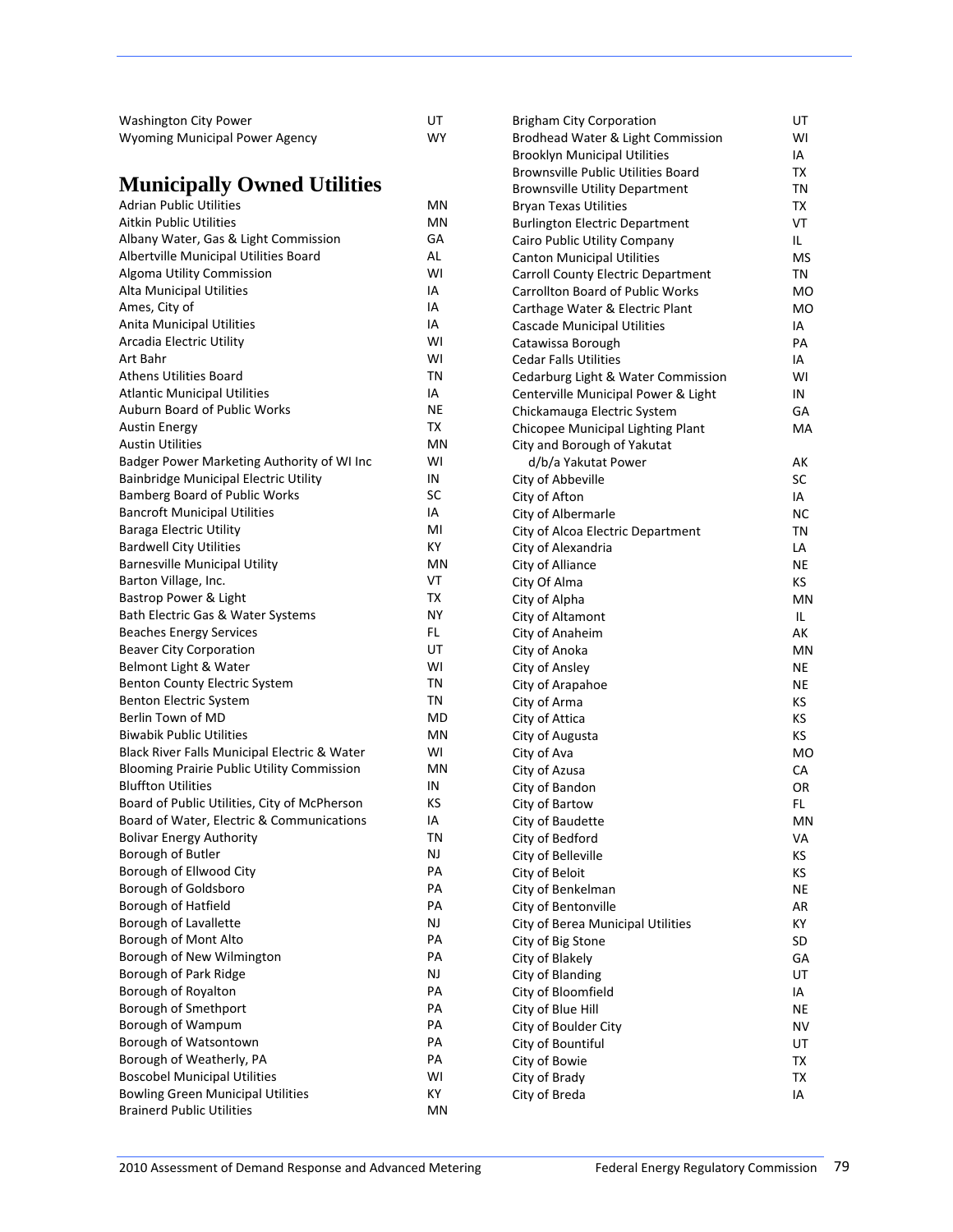| | |
|---|---|
| Washington City Power | UT |
| Wyoming Municipal Power Agency | WY |

## Municipally Owned Utilities

| | |
|---|---|
| Adrian Public Utilities | MN |
| Aitkin Public Utilities | MN |
| Albany Water, Gas & Light Commission | GA |
| Albertville Municipal Utilities Board | AL |
| Algoma Utility Commission | WI |
| Alta Municipal Utilities | IA |
| Ames, City of | IA |
| Anita Municipal Utilities | IA |
| Arcadia Electric Utility | WI |
| Art Bahr | WI |
| Athens Utilities Board | TN |
| Atlantic Municipal Utilities | IA |
| Auburn Board of Public Works | NE |
| Austin Energy | TX |
| Austin Utilities | MN |
| Badger Power Marketing Authority of WI Inc | WI |
| Bainbridge Municipal Electric Utility | IN |
| Bamberg Board of Public Works | SC |
| Bancroft Municipal Utilities | IA |
| Baraga Electric Utility | MI |
| Bardwell City Utilities | KY |
| Barnesville Municipal Utility | MN |
| Barton Village, Inc. | VT |
| Bastrop Power & Light | TX |
| Bath Electric Gas & Water Systems | NY |
| Beaches Energy Services | FL |
| Beaver City Corporation | UT |
| Belmont Light & Water | WI |
| Benton County Electric System | TN |
| Benton Electric System | TN |
| Berlin Town of MD | MD |
| Biwabik Public Utilities | MN |
| Black River Falls Municipal Electric & Water | WI |
| Blooming Prairie Public Utility Commission | MN |
| Bluffton Utilities | IN |
| Board of Public Utilities, City of McPherson | KS |
| Board of Water, Electric & Communications | IA |
| Bolivar Energy Authority | TN |
| Borough of Butler | NJ |
| Borough of Ellwood City | PA |
| Borough of Goldsboro | PA |
| Borough of Hatfield | PA |
| Borough of Lavallette | NJ |
| Borough of Mont Alto | PA |
| Borough of New Wilmington | PA |
| Borough of Park Ridge | NJ |
| Borough of Royalton | PA |
| Borough of Smethport | PA |
| Borough of Wampum | PA |
| Borough of Watsontown | PA |
| Borough of Weatherly, PA | PA |
| Boscobel Municipal Utilities | WI |
| Bowling Green Municipal Utilities | KY |
| Brainerd Public Utilities | MN |
| Brigham City Corporation | UT |
| Brodhead Water & Light Commission | WI |
| Brooklyn Municipal Utilities | IA |
| Brownsville Public Utilities Board | TX |
| Brownsville Utility Department | TN |
| Bryan Texas Utilities | TX |
| Burlington Electric Department | VT |
| Cairo Public Utility Company | IL |
| Canton Municipal Utilities | MS |
| Carroll County Electric Department | TN |
| Carrollton Board of Public Works | MO |
| Carthage Water & Electric Plant | MO |
| Cascade Municipal Utilities | IA |
| Catawissa Borough | PA |
| Cedar Falls Utilities | IA |
| Cedarburg Light & Water Commission | WI |
| Centerville Municipal Power & Light | IN |
| Chickamauga Electric System | GA |
| Chicopee Municipal Lighting Plant | MA |
| City and Borough of Yakutat d/b/a Yakutat Power | AK |
| City of Abbeville | SC |
| City of Afton | IA |
| City of Albermarle | NC |
| City of Alcoa Electric Department | TN |
| City of Alexandria | LA |
| City of Alliance | NE |
| City Of Alma | KS |
| City of Alpha | MN |
| City of Altamont | IL |
| City of Anaheim | AK |
| City of Anoka | MN |
| City of Ansley | NE |
| City of Arapahoe | NE |
| City of Arma | KS |
| City of Attica | KS |
| City of Augusta | KS |
| City of Ava | MO |
| City of Azusa | CA |
| City of Bandon | OR |
| City of Bartow | FL |
| City of Baudette | MN |
| City of Bedford | VA |
| City of Belleville | KS |
| City of Beloit | KS |
| City of Benkelman | NE |
| City of Bentonville | AR |
| City of Berea Municipal Utilities | KY |
| City of Big Stone | SD |
| City of Blakely | GA |
| City of Blanding | UT |
| City of Bloomfield | IA |
| City of Blue Hill | NE |
| City of Boulder City | NV |
| City of Bountiful | UT |
| City of Bowie | TX |
| City of Brady | TX |
| City of Breda | IA |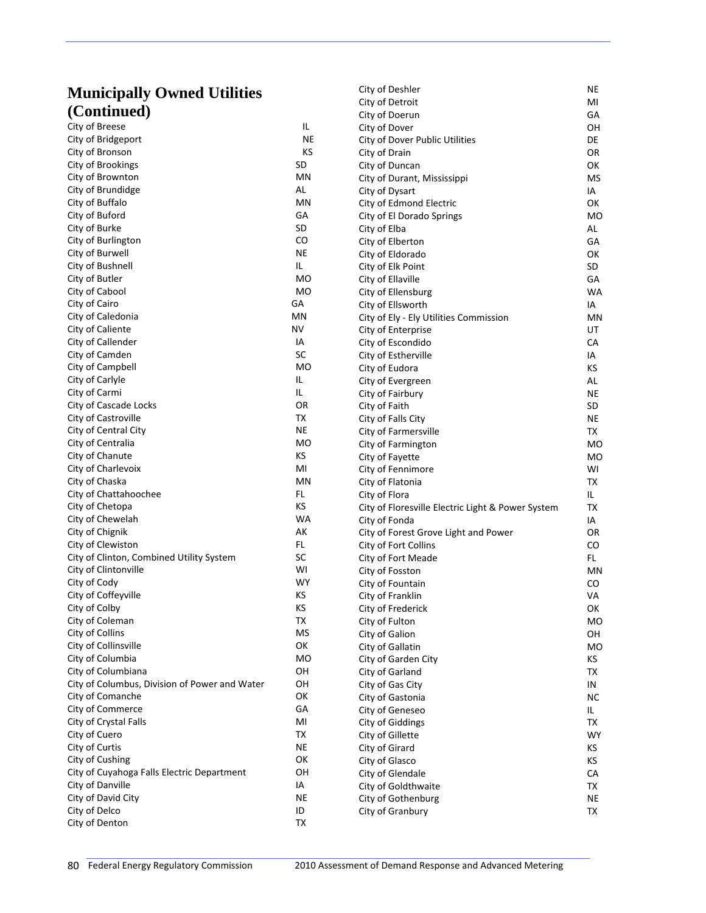## Municipally Owned Utilities (Continued)

| Utility | State |
|---|---|
| City of Breese | IL |
| City of Bridgeport | NE |
| City of Bronson | KS |
| City of Brookings | SD |
| City of Brownton | MN |
| City of Brundidge | AL |
| City of Buffalo | MN |
| City of Buford | GA |
| City of Burke | SD |
| City of Burlington | CO |
| City of Burwell | NE |
| City of Bushnell | IL |
| City of Butler | MO |
| City of Cabool | MO |
| City of Cairo | GA |
| City of Caledonia | MN |
| City of Caliente | NV |
| City of Callender | IA |
| City of Camden | SC |
| City of Campbell | MO |
| City of Carlyle | IL |
| City of Carmi | IL |
| City of Cascade Locks | OR |
| City of Castroville | TX |
| City of Central City | NE |
| City of Centralia | MO |
| City of Chanute | KS |
| City of Charlevoix | MI |
| City of Chaska | MN |
| City of Chattahoochee | FL |
| City of Chetopa | KS |
| City of Chewelah | WA |
| City of Chignik | AK |
| City of Clewiston | FL |
| City of Clinton, Combined Utility System | SC |
| City of Clintonville | WI |
| City of Cody | WY |
| City of Coffeyville | KS |
| City of Colby | KS |
| City of Coleman | TX |
| City of Collins | MS |
| City of Collinsville | OK |
| City of Columbia | MO |
| City of Columbiana | OH |
| City of Columbus, Division of Power and Water | OH |
| City of Comanche | OK |
| City of Commerce | GA |
| City of Crystal Falls | MI |
| City of Cuero | TX |
| City of Curtis | NE |
| City of Cushing | OK |
| City of Cuyahoga Falls Electric Department | OH |
| City of Danville | IA |
| City of David City | NE |
| City of Delco | ID |
| City of Denton | TX |
| City of Deshler | NE |
| City of Detroit | MI |
| City of Doerun | GA |
| City of Dover | OH |
| City of Dover Public Utilities | DE |
| City of Drain | OR |
| City of Duncan | OK |
| City of Durant, Mississippi | MS |
| City of Dysart | IA |
| City of Edmond Electric | OK |
| City of El Dorado Springs | MO |
| City of Elba | AL |
| City of Elberton | GA |
| City of Eldorado | OK |
| City of Elk Point | SD |
| City of Ellaville | GA |
| City of Ellensburg | WA |
| City of Ellsworth | IA |
| City of Ely - Ely Utilities Commission | MN |
| City of Enterprise | UT |
| City of Escondido | CA |
| City of Estherville | IA |
| City of Eudora | KS |
| City of Evergreen | AL |
| City of Fairbury | NE |
| City of Faith | SD |
| City of Falls City | NE |
| City of Farmersville | TX |
| City of Farmington | MO |
| City of Fayette | MO |
| City of Fennimore | WI |
| City of Flatonia | TX |
| City of Flora | IL |
| City of Floresville Electric Light & Power System | TX |
| City of Fonda | IA |
| City of Forest Grove Light and Power | OR |
| City of Fort Collins | CO |
| City of Fort Meade | FL |
| City of Fosston | MN |
| City of Fountain | CO |
| City of Franklin | VA |
| City of Frederick | OK |
| City of Fulton | MO |
| City of Galion | OH |
| City of Gallatin | MO |
| City of Garden City | KS |
| City of Garland | TX |
| City of Gas City | IN |
| City of Gastonia | NC |
| City of Geneseo | IL |
| City of Giddings | TX |
| City of Gillette | WY |
| City of Girard | KS |
| City of Glasco | KS |
| City of Glendale | CA |
| City of Goldthwaite | TX |
| City of Gothenburg | NE |
| City of Granbury | TX |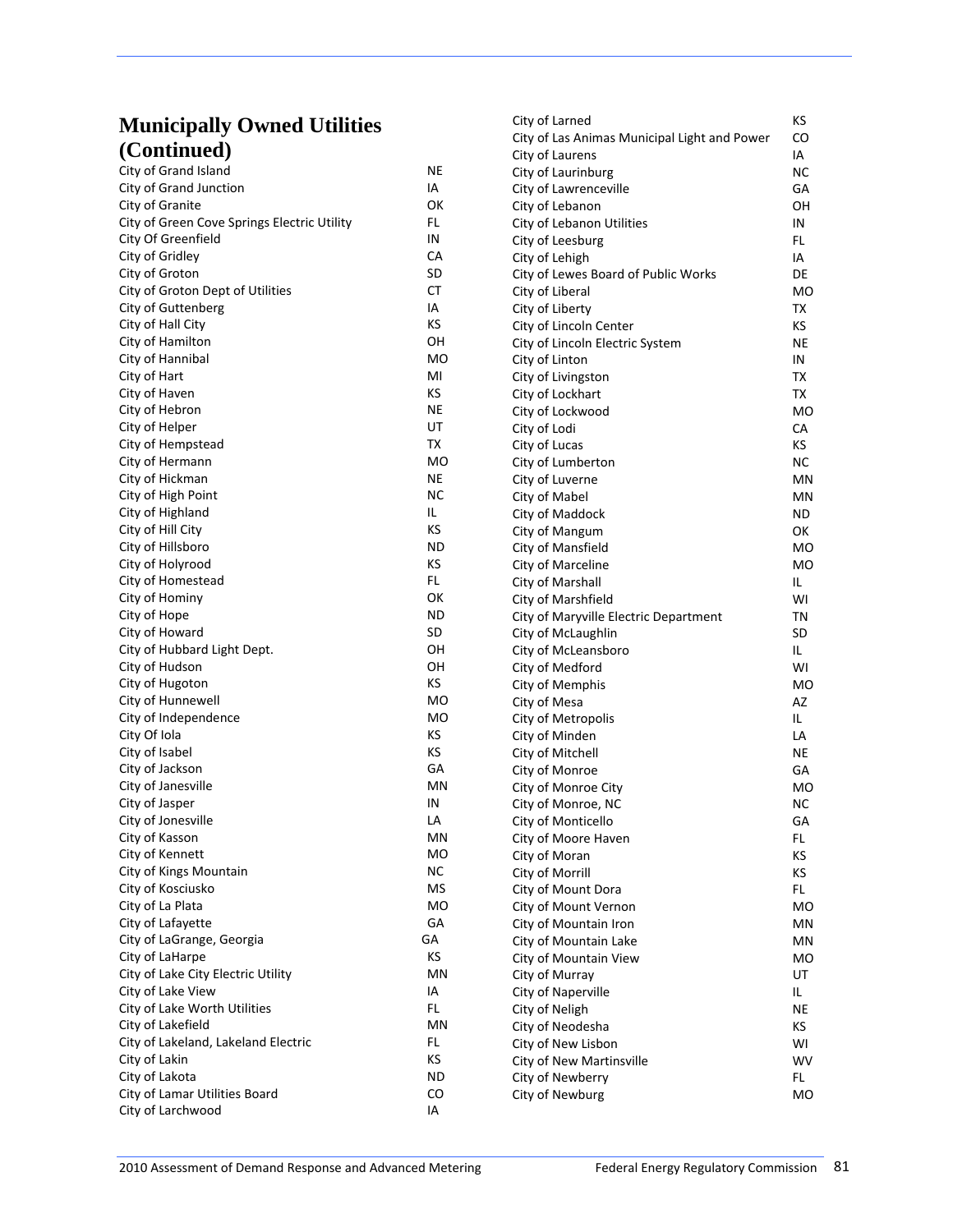## Municipally Owned Utilities (Continued)

| Utility | State |
|---|---|
| City of Grand Island | NE |
| City of Grand Junction | IA |
| City of Granite | OK |
| City of Green Cove Springs Electric Utility | FL |
| City Of Greenfield | IN |
| City of Gridley | CA |
| City of Groton | SD |
| City of Groton Dept of Utilities | CT |
| City of Guttenberg | IA |
| City of Hall City | KS |
| City of Hamilton | OH |
| City of Hannibal | MO |
| City of Hart | MI |
| City of Haven | KS |
| City of Hebron | NE |
| City of Helper | UT |
| City of Hempstead | TX |
| City of Hermann | MO |
| City of Hickman | NE |
| City of High Point | NC |
| City of Highland | IL |
| City of Hill City | KS |
| City of Hillsboro | ND |
| City of Holyrood | KS |
| City of Homestead | FL |
| City of Hominy | OK |
| City of Hope | ND |
| City of Howard | SD |
| City of Hubbard Light Dept. | OH |
| City of Hudson | OH |
| City of Hugoton | KS |
| City of Hunnewell | MO |
| City of Independence | MO |
| City Of Iola | KS |
| City of Isabel | KS |
| City of Jackson | GA |
| City of Janesville | MN |
| City of Jasper | IN |
| City of Jonesville | LA |
| City of Kasson | MN |
| City of Kennett | MO |
| City of Kings Mountain | NC |
| City of Kosciusko | MS |
| City of La Plata | MO |
| City of Lafayette | GA |
| City of LaGrange, Georgia | GA |
| City of LaHarpe | KS |
| City of Lake City Electric Utility | MN |
| City of Lake View | IA |
| City of Lake Worth Utilities | FL |
| City of Lakefield | MN |
| City of Lakeland, Lakeland Electric | FL |
| City of Lakin | KS |
| City of Lakota | ND |
| City of Lamar Utilities Board | CO |
| City of Larchwood | IA |
| City of Larned | KS |
| City of Las Animas Municipal Light and Power | CO |
| City of Laurens | IA |
| City of Laurinburg | NC |
| City of Lawrenceville | GA |
| City of Lebanon | OH |
| City of Lebanon Utilities | IN |
| City of Leesburg | FL |
| City of Lehigh | IA |
| City of Lewes Board of Public Works | DE |
| City of Liberal | MO |
| City of Liberty | TX |
| City of Lincoln Center | KS |
| City of Lincoln Electric System | NE |
| City of Linton | IN |
| City of Livingston | TX |
| City of Lockhart | TX |
| City of Lockwood | MO |
| City of Lodi | CA |
| City of Lucas | KS |
| City of Lumberton | NC |
| City of Luverne | MN |
| City of Mabel | MN |
| City of Maddock | ND |
| City of Mangum | OK |
| City of Mansfield | MO |
| City of Marceline | MO |
| City of Marshall | IL |
| City of Marshfield | WI |
| City of Maryville Electric Department | TN |
| City of McLaughlin | SD |
| City of McLeansboro | IL |
| City of Medford | WI |
| City of Memphis | MO |
| City of Mesa | AZ |
| City of Metropolis | IL |
| City of Minden | LA |
| City of Mitchell | NE |
| City of Monroe | GA |
| City of Monroe City | MO |
| City of Monroe, NC | NC |
| City of Monticello | GA |
| City of Moore Haven | FL |
| City of Moran | KS |
| City of Morrill | KS |
| City of Mount Dora | FL |
| City of Mount Vernon | MO |
| City of Mountain Iron | MN |
| City of Mountain Lake | MN |
| City of Mountain View | MO |
| City of Murray | UT |
| City of Naperville | IL |
| City of Neligh | NE |
| City of Neodesha | KS |
| City of New Lisbon | WI |
| City of New Martinsville | WV |
| City of Newberry | FL |
| City of Newburg | MO |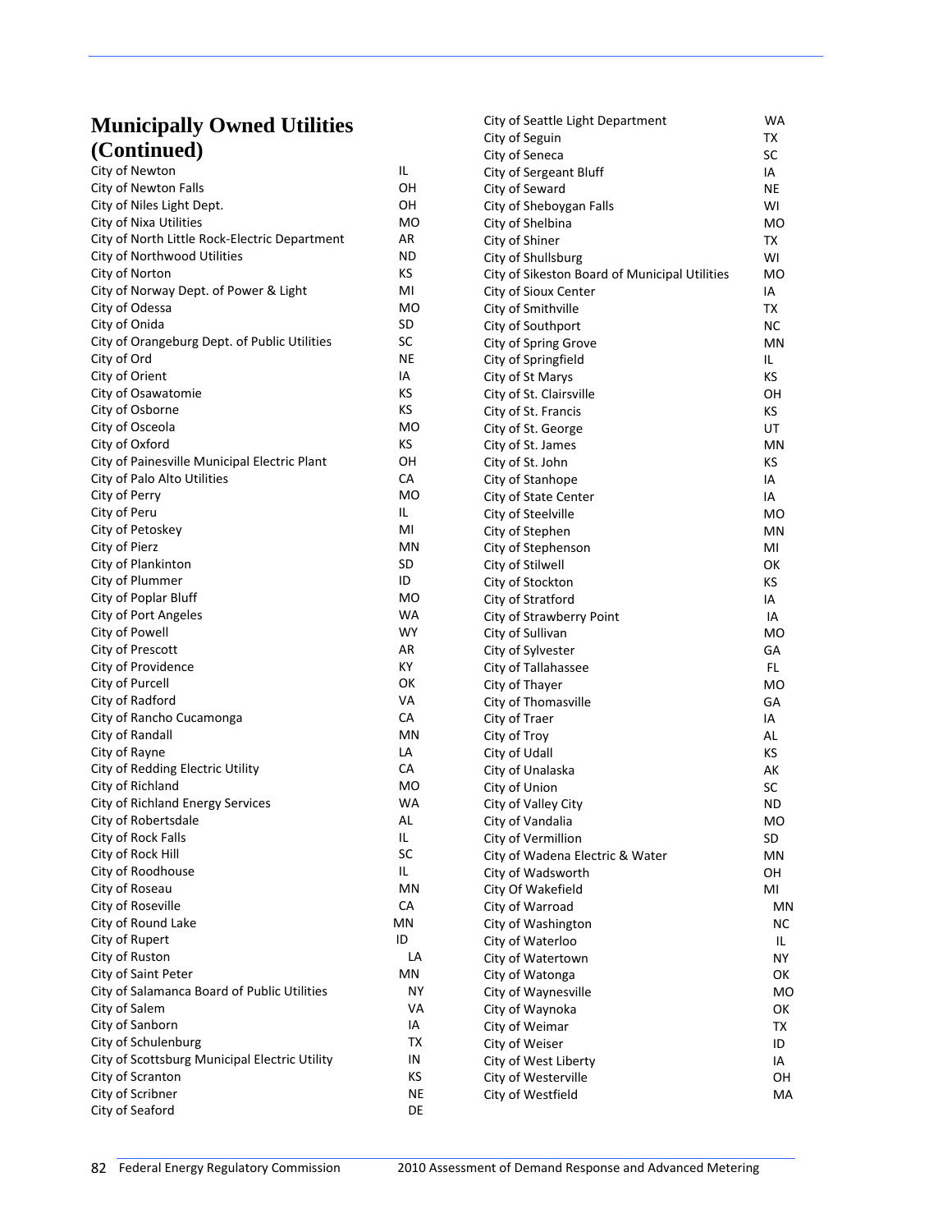## Municipally Owned Utilities (Continued)

| Utility | State |
|---|---|
| City of Newton | IL |
| City of Newton Falls | OH |
| City of Niles Light Dept. | OH |
| City of Nixa Utilities | MO |
| City of North Little Rock-Electric Department | AR |
| City of Northwood Utilities | ND |
| City of Norton | KS |
| City of Norway Dept. of Power & Light | MI |
| City of Odessa | MO |
| City of Onida | SD |
| City of Orangeburg Dept. of Public Utilities | SC |
| City of Ord | NE |
| City of Orient | IA |
| City of Osawatomie | KS |
| City of Osborne | KS |
| City of Osceola | MO |
| City of Oxford | KS |
| City of Painesville Municipal Electric Plant | OH |
| City of Palo Alto Utilities | CA |
| City of Perry | MO |
| City of Peru | IL |
| City of Petoskey | MI |
| City of Pierz | MN |
| City of Plankinton | SD |
| City of Plummer | ID |
| City of Poplar Bluff | MO |
| City of Port Angeles | WA |
| City of Powell | WY |
| City of Prescott | AR |
| City of Providence | KY |
| City of Purcell | OK |
| City of Radford | VA |
| City of Rancho Cucamonga | CA |
| City of Randall | MN |
| City of Rayne | LA |
| City of Redding Electric Utility | CA |
| City of Richland | MO |
| City of Richland Energy Services | WA |
| City of Robertsdale | AL |
| City of Rock Falls | IL |
| City of Rock Hill | SC |
| City of Roodhouse | IL |
| City of Roseau | MN |
| City of Roseville | CA |
| City of Round Lake | MN |
| City of Rupert | ID |
| City of Ruston | LA |
| City of Saint Peter | MN |
| City of Salamanca Board of Public Utilities | NY |
| City of Salem | VA |
| City of Sanborn | IA |
| City of Schulenburg | TX |
| City of Scottsburg Municipal Electric Utility | IN |
| City of Scranton | KS |
| City of Scribner | NE |
| City of Seaford | DE |
| City of Seattle Light Department | WA |
| City of Seguin | TX |
| City of Seneca | SC |
| City of Sergeant Bluff | IA |
| City of Seward | NE |
| City of Sheboygan Falls | WI |
| City of Shelbina | MO |
| City of Shiner | TX |
| City of Shullsburg | WI |
| City of Sikeston Board of Municipal Utilities | MO |
| City of Sioux Center | IA |
| City of Smithville | TX |
| City of Southport | NC |
| City of Spring Grove | MN |
| City of Springfield | IL |
| City of St Marys | KS |
| City of St. Clairsville | OH |
| City of St. Francis | KS |
| City of St. George | UT |
| City of St. James | MN |
| City of St. John | KS |
| City of Stanhope | IA |
| City of State Center | IA |
| City of Steelville | MO |
| City of Stephen | MN |
| City of Stephenson | MI |
| City of Stilwell | OK |
| City of Stockton | KS |
| City of Stratford | IA |
| City of Strawberry Point | IA |
| City of Sullivan | MO |
| City of Sylvester | GA |
| City of Tallahassee | FL |
| City of Thayer | MO |
| City of Thomasville | GA |
| City of Traer | IA |
| City of Troy | AL |
| City of Udall | KS |
| City of Unalaska | AK |
| City of Union | SC |
| City of Valley City | ND |
| City of Vandalia | MO |
| City of Vermillion | SD |
| City of Wadena Electric & Water | MN |
| City of Wadsworth | OH |
| City Of Wakefield | MI |
| City of Warroad | MN |
| City of Washington | NC |
| City of Waterloo | IL |
| City of Watertown | NY |
| City of Watonga | OK |
| City of Waynesville | MO |
| City of Waynoka | OK |
| City of Weimar | TX |
| City of Weiser | ID |
| City of West Liberty | IA |
| City of Westerville | OH |
| City of Westfield | MA |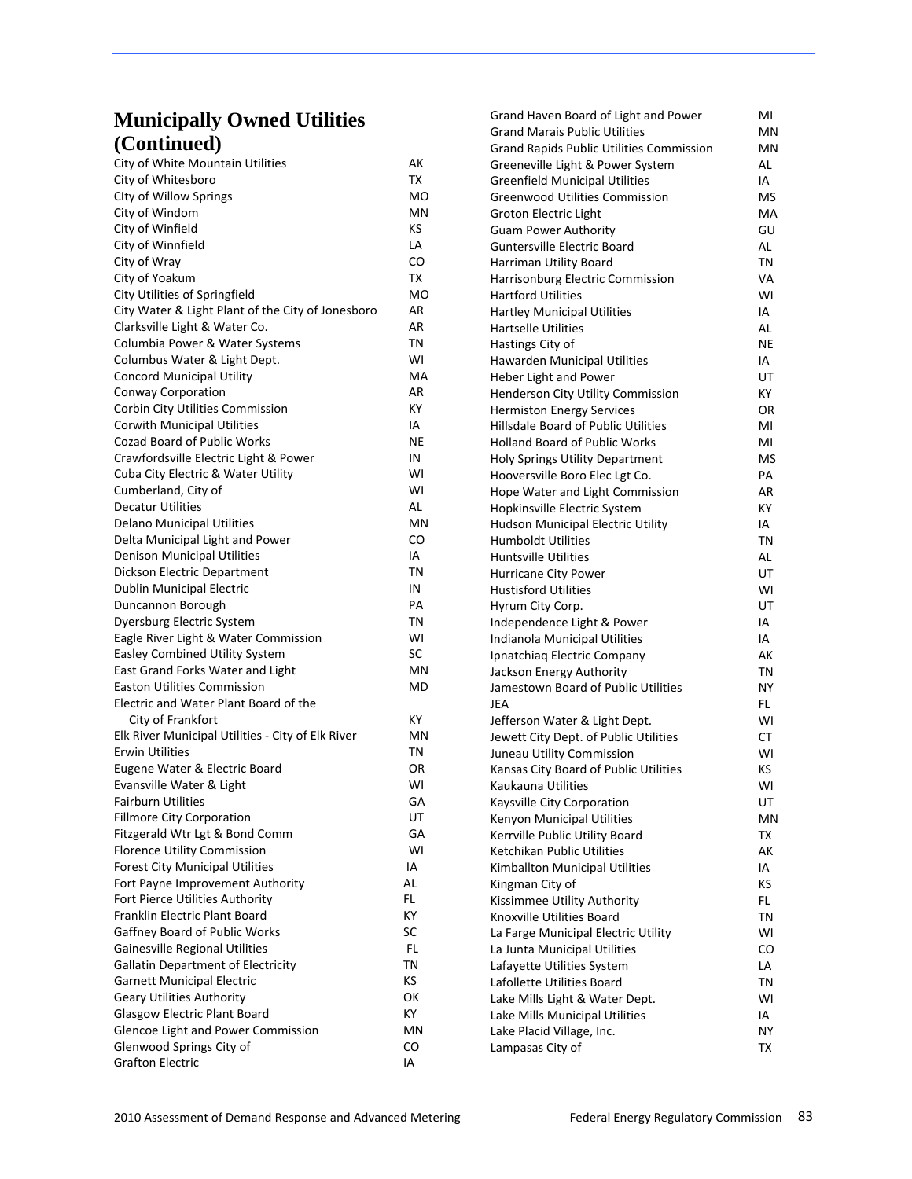## Municipally Owned Utilities (Continued)

| Utility | State |
|---|---|
| City of White Mountain Utilities | AK |
| City of Whitesboro | TX |
| CIty of Willow Springs | MO |
| City of Windom | MN |
| City of Winfield | KS |
| City of Winnfield | LA |
| City of Wray | CO |
| City of Yoakum | TX |
| City Utilities of Springfield | MO |
| City Water & Light Plant of the City of Jonesboro | AR |
| Clarksville Light & Water Co. | AR |
| Columbia Power & Water Systems | TN |
| Columbus Water & Light Dept. | WI |
| Concord Municipal Utility | MA |
| Conway Corporation | AR |
| Corbin City Utilities Commission | KY |
| Corwith Municipal Utilities | IA |
| Cozad Board of Public Works | NE |
| Crawfordsville Electric Light & Power | IN |
| Cuba City Electric & Water Utility | WI |
| Cumberland, City of | WI |
| Decatur Utilities | AL |
| Delano Municipal Utilities | MN |
| Delta Municipal Light and Power | CO |
| Denison Municipal Utilities | IA |
| Dickson Electric Department | TN |
| Dublin Municipal Electric | IN |
| Duncannon Borough | PA |
| Dyersburg Electric System | TN |
| Eagle River Light & Water Commission | WI |
| Easley Combined Utility System | SC |
| East Grand Forks Water and Light | MN |
| Easton Utilities Commission | MD |
| Electric and Water Plant Board of the City of Frankfort | KY |
| Elk River Municipal Utilities - City of Elk River | MN |
| Erwin Utilities | TN |
| Eugene Water & Electric Board | OR |
| Evansville Water & Light | WI |
| Fairburn Utilities | GA |
| Fillmore City Corporation | UT |
| Fitzgerald Wtr Lgt & Bond Comm | GA |
| Florence Utility Commission | WI |
| Forest City Municipal Utilities | IA |
| Fort Payne Improvement Authority | AL |
| Fort Pierce Utilities Authority | FL |
| Franklin Electric Plant Board | KY |
| Gaffney Board of Public Works | SC |
| Gainesville Regional Utilities | FL |
| Gallatin Department of Electricity | TN |
| Garnett Municipal Electric | KS |
| Geary Utilities Authority | OK |
| Glasgow Electric Plant Board | KY |
| Glencoe Light and Power Commission | MN |
| Glenwood Springs City of | CO |
| Grafton Electric | IA |
| Grand Haven Board of Light and Power | MI |
| Grand Marais Public Utilities | MN |
| Grand Rapids Public Utilities Commission | MN |
| Greeneville Light & Power System | AL |
| Greenfield Municipal Utilities | IA |
| Greenwood Utilities Commission | MS |
| Groton Electric Light | MA |
| Guam Power Authority | GU |
| Guntersville Electric Board | AL |
| Harriman Utility Board | TN |
| Harrisonburg Electric Commission | VA |
| Hartford Utilities | WI |
| Hartley Municipal Utilities | IA |
| Hartselle Utilities | AL |
| Hastings City of | NE |
| Hawarden Municipal Utilities | IA |
| Heber Light and Power | UT |
| Henderson City Utility Commission | KY |
| Hermiston Energy Services | OR |
| Hillsdale Board of Public Utilities | MI |
| Holland Board of Public Works | MI |
| Holy Springs Utility Department | MS |
| Hooversville Boro Elec Lgt Co. | PA |
| Hope Water and Light Commission | AR |
| Hopkinsville Electric System | KY |
| Hudson Municipal Electric Utility | IA |
| Humboldt Utilities | TN |
| Huntsville Utilities | AL |
| Hurricane City Power | UT |
| Hustisford Utilities | WI |
| Hyrum City Corp. | UT |
| Independence Light & Power | IA |
| Indianola Municipal Utilities | IA |
| Ipnatchiaq Electric Company | AK |
| Jackson Energy Authority | TN |
| Jamestown Board of Public Utilities | NY |
| JEA | FL |
| Jefferson Water & Light Dept. | WI |
| Jewett City Dept. of Public Utilities | CT |
| Juneau Utility Commission | WI |
| Kansas City Board of Public Utilities | KS |
| Kaukauna Utilities | WI |
| Kaysville City Corporation | UT |
| Kenyon Municipal Utilities | MN |
| Kerrville Public Utility Board | TX |
| Ketchikan Public Utilities | AK |
| Kimballton Municipal Utilities | IA |
| Kingman City of | KS |
| Kissimmee Utility Authority | FL |
| Knoxville Utilities Board | TN |
| La Farge Municipal Electric Utility | WI |
| La Junta Municipal Utilities | CO |
| Lafayette Utilities System | LA |
| Lafollette Utilities Board | TN |
| Lake Mills Light & Water Dept. | WI |
| Lake Mills Municipal Utilities | IA |
| Lake Placid Village, Inc. | NY |
| Lampasas City of | TX |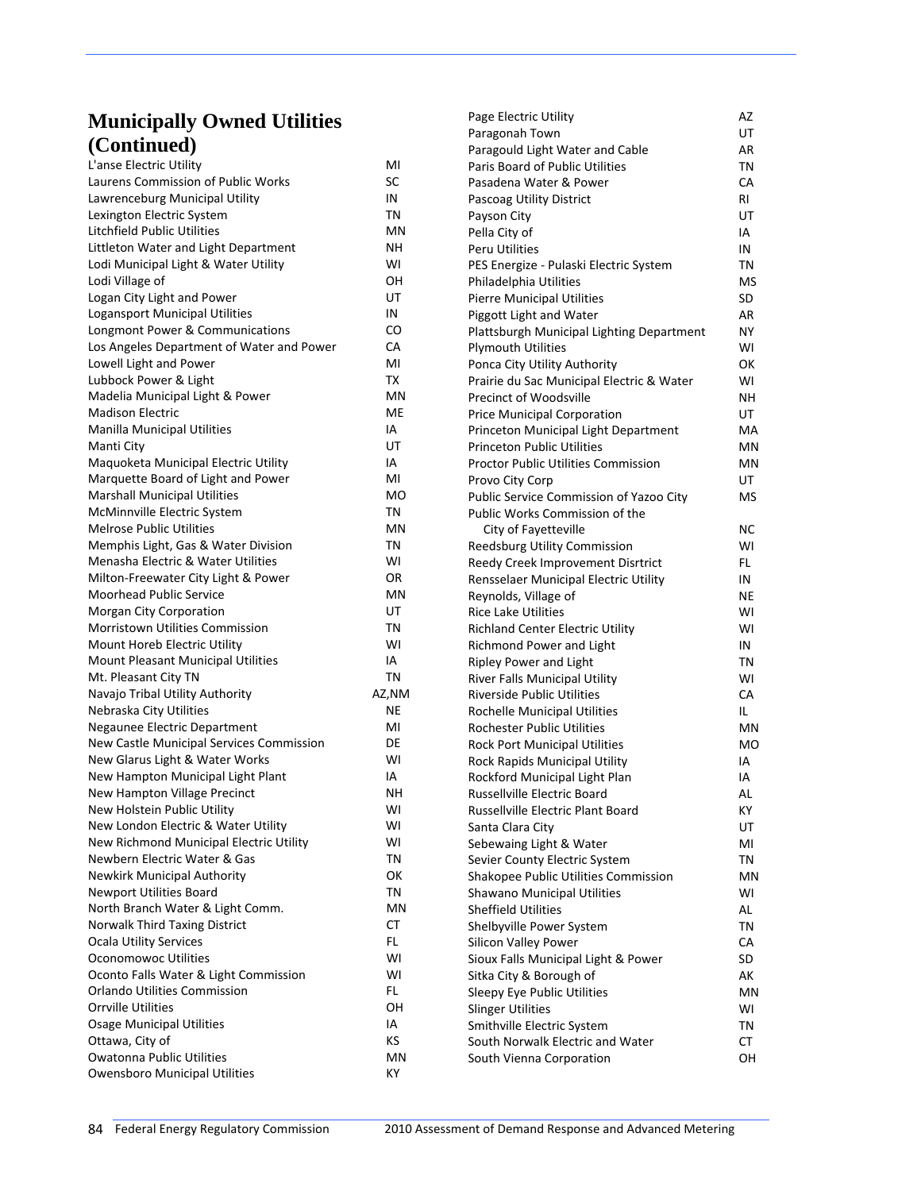## Municipally Owned Utilities (Continued)

| Utility | State |
|---|---|
| L'anse Electric Utility | MI |
| Laurens Commission of Public Works | SC |
| Lawrenceburg Municipal Utility | IN |
| Lexington Electric System | TN |
| Litchfield Public Utilities | MN |
| Littleton Water and Light Department | NH |
| Lodi Municipal Light & Water Utility | WI |
| Lodi Village of | OH |
| Logan City Light and Power | UT |
| Logansport Municipal Utilities | IN |
| Longmont Power & Communications | CO |
| Los Angeles Department of Water and Power | CA |
| Lowell Light and Power | MI |
| Lubbock Power & Light | TX |
| Madelia Municipal Light & Power | MN |
| Madison Electric | ME |
| Manilla Municipal Utilities | IA |
| Manti City | UT |
| Maquoketa Municipal Electric Utility | IA |
| Marquette Board of Light and Power | MI |
| Marshall Municipal Utilities | MO |
| McMinnville Electric System | TN |
| Melrose Public Utilities | MN |
| Memphis Light, Gas & Water Division | TN |
| Menasha Electric & Water Utilities | WI |
| Milton-Freewater City Light & Power | OR |
| Moorhead Public Service | MN |
| Morgan City Corporation | UT |
| Morristown Utilities Commission | TN |
| Mount Horeb Electric Utility | WI |
| Mount Pleasant Municipal Utilities | IA |
| Mt. Pleasant City TN | TN |
| Navajo Tribal Utility Authority | AZ,NM |
| Nebraska City Utilities | NE |
| Negaunee Electric Department | MI |
| New Castle Municipal Services Commission | DE |
| New Glarus Light & Water Works | WI |
| New Hampton Municipal Light Plant | IA |
| New Hampton Village Precinct | NH |
| New Holstein Public Utility | WI |
| New London Electric & Water Utility | WI |
| New Richmond Municipal Electric Utility | WI |
| Newbern Electric Water & Gas | TN |
| Newkirk Municipal Authority | OK |
| Newport Utilities Board | TN |
| North Branch Water & Light Comm. | MN |
| Norwalk Third Taxing District | CT |
| Ocala Utility Services | FL |
| Oconomowoc Utilities | WI |
| Oconto Falls Water & Light Commission | WI |
| Orlando Utilities Commission | FL |
| Orrville Utilities | OH |
| Osage Municipal Utilities | IA |
| Ottawa, City of | KS |
| Owatonna Public Utilities | MN |
| Owensboro Municipal Utilities | KY |
| Page Electric Utility | AZ |
| Paragonah Town | UT |
| Paragould Light Water and Cable | AR |
| Paris Board of Public Utilities | TN |
| Pasadena Water & Power | CA |
| Pascoag Utility District | RI |
| Payson City | UT |
| Pella City of | IA |
| Peru Utilities | IN |
| PES Energize - Pulaski Electric System | TN |
| Philadelphia Utilities | MS |
| Pierre Municipal Utilities | SD |
| Piggott Light and Water | AR |
| Plattsburgh Municipal Lighting Department | NY |
| Plymouth Utilities | WI |
| Ponca City Utility Authority | OK |
| Prairie du Sac Municipal Electric & Water | WI |
| Precinct of Woodsville | NH |
| Price Municipal Corporation | UT |
| Princeton Municipal Light Department | MA |
| Princeton Public Utilities | MN |
| Proctor Public Utilities Commission | MN |
| Provo City Corp | UT |
| Public Service Commission of Yazoo City | MS |
| Public Works Commission of the City of Fayetteville | NC |
| Reedsburg Utility Commission | WI |
| Reedy Creek Improvement Disrtrict | FL |
| Rensselaer Municipal Electric Utility | IN |
| Reynolds, Village of | NE |
| Rice Lake Utilities | WI |
| Richland Center Electric Utility | WI |
| Richmond Power and Light | IN |
| Ripley Power and Light | TN |
| River Falls Municipal Utility | WI |
| Riverside Public Utilities | CA |
| Rochelle Municipal Utilities | IL |
| Rochester Public Utilities | MN |
| Rock Port Municipal Utilities | MO |
| Rock Rapids Municipal Utility | IA |
| Rockford Municipal Light Plan | IA |
| Russellville Electric Board | AL |
| Russellville Electric Plant Board | KY |
| Santa Clara City | UT |
| Sebewaing Light & Water | MI |
| Sevier County Electric System | TN |
| Shakopee Public Utilities Commission | MN |
| Shawano Municipal Utilities | WI |
| Sheffield Utilities | AL |
| Shelbyville Power System | TN |
| Silicon Valley Power | CA |
| Sioux Falls Municipal Light & Power | SD |
| Sitka City & Borough of | AK |
| Sleepy Eye Public Utilities | MN |
| Slinger Utilities | WI |
| Smithville Electric System | TN |
| South Norwalk Electric and Water | CT |
| South Vienna Corporation | OH |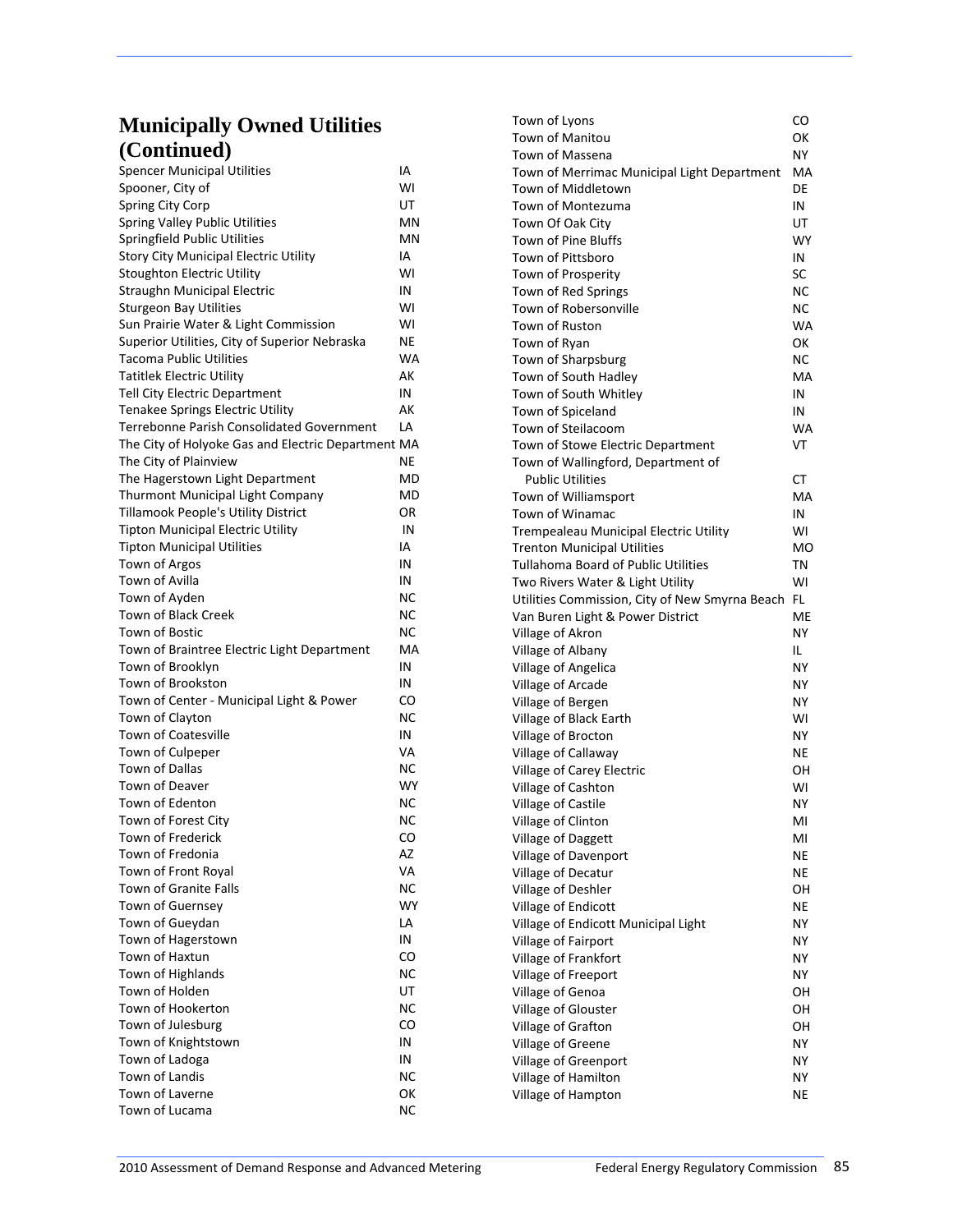## Municipally Owned Utilities (Continued)

| Utility | State |
|---|---|
| Spencer Municipal Utilities | IA |
| Spooner, City of | WI |
| Spring City Corp | UT |
| Spring Valley Public Utilities | MN |
| Springfield Public Utilities | MN |
| Story City Municipal Electric Utility | IA |
| Stoughton Electric Utility | WI |
| Straughn Municipal Electric | IN |
| Sturgeon Bay Utilities | WI |
| Sun Prairie Water & Light Commission | WI |
| Superior Utilities, City of Superior Nebraska | NE |
| Tacoma Public Utilities | WA |
| Tatitlek Electric Utility | AK |
| Tell City Electric Department | IN |
| Tenakee Springs Electric Utility | AK |
| Terrebonne Parish Consolidated Government | LA |
| The City of Holyoke Gas and Electric Department | MA |
| The City of Plainview | NE |
| The Hagerstown Light Department | MD |
| Thurmont Municipal Light Company | MD |
| Tillamook People's Utility District | OR |
| Tipton Municipal Electric Utility | IN |
| Tipton Municipal Utilities | IA |
| Town of Argos | IN |
| Town of Avilla | IN |
| Town of Ayden | NC |
| Town of Black Creek | NC |
| Town of Bostic | NC |
| Town of Braintree Electric Light Department | MA |
| Town of Brooklyn | IN |
| Town of Brookston | IN |
| Town of Center - Municipal Light & Power | CO |
| Town of Clayton | NC |
| Town of Coatesville | IN |
| Town of Culpeper | VA |
| Town of Dallas | NC |
| Town of Deaver | WY |
| Town of Edenton | NC |
| Town of Forest City | NC |
| Town of Frederick | CO |
| Town of Fredonia | AZ |
| Town of Front Royal | VA |
| Town of Granite Falls | NC |
| Town of Guernsey | WY |
| Town of Gueydan | LA |
| Town of Hagerstown | IN |
| Town of Haxtun | CO |
| Town of Highlands | NC |
| Town of Holden | UT |
| Town of Hookerton | NC |
| Town of Julesburg | CO |
| Town of Knightstown | IN |
| Town of Ladoga | IN |
| Town of Landis | NC |
| Town of Laverne | OK |
| Town of Lucama | NC |
| Town of Lyons | CO |
| Town of Manitou | OK |
| Town of Massena | NY |
| Town of Merrimac Municipal Light Department | MA |
| Town of Middletown | DE |
| Town of Montezuma | IN |
| Town Of Oak City | UT |
| Town of Pine Bluffs | WY |
| Town of Pittsboro | IN |
| Town of Prosperity | SC |
| Town of Red Springs | NC |
| Town of Robersonville | NC |
| Town of Ruston | WA |
| Town of Ryan | OK |
| Town of Sharpsburg | NC |
| Town of South Hadley | MA |
| Town of South Whitley | IN |
| Town of Spiceland | IN |
| Town of Steilacoom | WA |
| Town of Stowe Electric Department | VT |
| Town of Wallingford, Department of Public Utilities | CT |
| Town of Williamsport | MA |
| Town of Winamac | IN |
| Trempealeau Municipal Electric Utility | WI |
| Trenton Municipal Utilities | MO |
| Tullahoma Board of Public Utilities | TN |
| Two Rivers Water & Light Utility | WI |
| Utilities Commission, City of New Smyrna Beach | FL |
| Van Buren Light & Power District | ME |
| Village of Akron | NY |
| Village of Albany | IL |
| Village of Angelica | NY |
| Village of Arcade | NY |
| Village of Bergen | NY |
| Village of Black Earth | WI |
| Village of Brocton | NY |
| Village of Callaway | NE |
| Village of Carey Electric | OH |
| Village of Cashton | WI |
| Village of Castile | NY |
| Village of Clinton | MI |
| Village of Daggett | MI |
| Village of Davenport | NE |
| Village of Decatur | NE |
| Village of Deshler | OH |
| Village of Endicott | NE |
| Village of Endicott Municipal Light | NY |
| Village of Fairport | NY |
| Village of Frankfort | NY |
| Village of Freeport | NY |
| Village of Genoa | OH |
| Village of Glouster | OH |
| Village of Grafton | OH |
| Village of Greene | NY |
| Village of Greenport | NY |
| Village of Hamilton | NY |
| Village of Hampton | NE |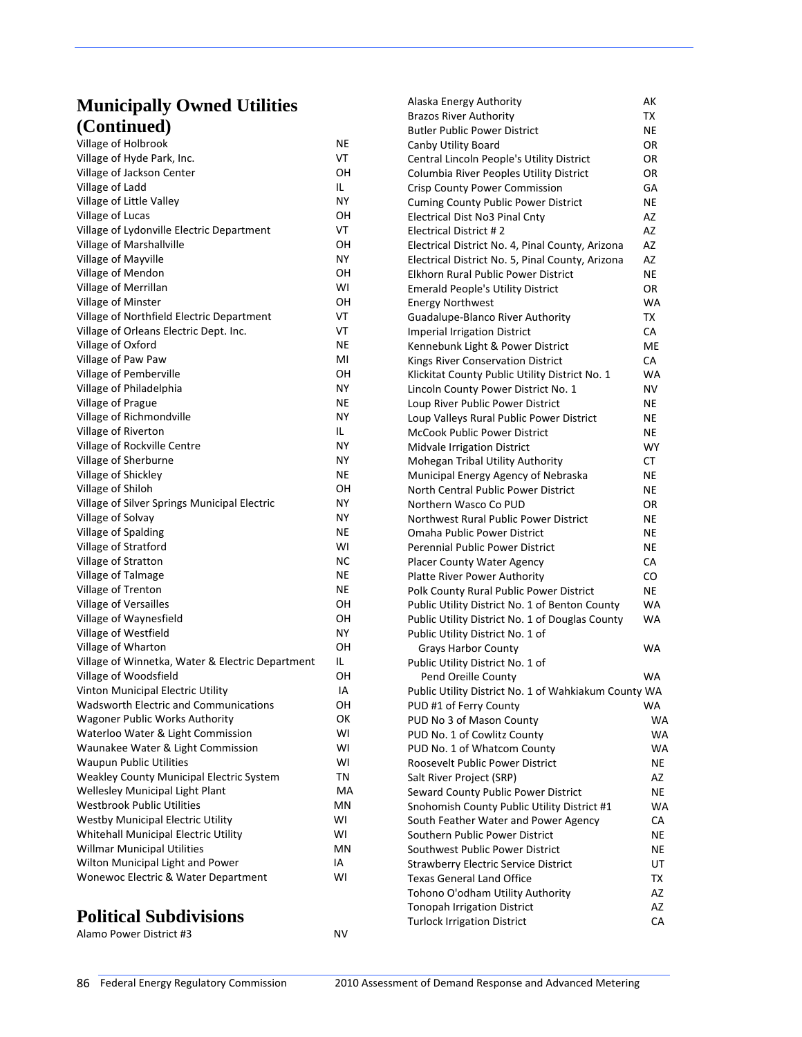## Municipally Owned Utilities (Continued)

| | |
|---|---|
| Village of Holbrook | NE |
| Village of Hyde Park, Inc. | VT |
| Village of Jackson Center | OH |
| Village of Ladd | IL |
| Village of Little Valley | NY |
| Village of Lucas | OH |
| Village of Lydonville Electric Department | VT |
| Village of Marshallville | OH |
| Village of Mayville | NY |
| Village of Mendon | OH |
| Village of Merrillan | WI |
| Village of Minster | OH |
| Village of Northfield Electric Department | VT |
| Village of Orleans Electric Dept. Inc. | VT |
| Village of Oxford | NE |
| Village of Paw Paw | MI |
| Village of Pemberville | OH |
| Village of Philadelphia | NY |
| Village of Prague | NE |
| Village of Richmondville | NY |
| Village of Riverton | IL |
| Village of Rockville Centre | NY |
| Village of Sherburne | NY |
| Village of Shickley | NE |
| Village of Shiloh | OH |
| Village of Silver Springs Municipal Electric | NY |
| Village of Solvay | NY |
| Village of Spalding | NE |
| Village of Stratford | WI |
| Village of Stratton | NC |
| Village of Talmage | NE |
| Village of Trenton | NE |
| Village of Versailles | OH |
| Village of Waynesfield | OH |
| Village of Westfield | NY |
| Village of Wharton | OH |
| Village of Winnetka, Water & Electric Department | IL |
| Village of Woodsfield | OH |
| Vinton Municipal Electric Utility | IA |
| Wadsworth Electric and Communications | OH |
| Wagoner Public Works Authority | OK |
| Waterloo Water & Light Commission | WI |
| Waunakee Water & Light Commission | WI |
| Waupun Public Utilities | WI |
| Weakley County Municipal Electric System | TN |
| Wellesley Municipal Light Plant | MA |
| Westbrook Public Utilities | MN |
| Westby Municipal Electric Utility | WI |
| Whitehall Municipal Electric Utility | WI |
| Willmar Municipal Utilities | MN |
| Wilton Municipal Light and Power | IA |
| Wonewoc Electric & Water Department | WI |

## Political Subdivisions

| | |
|---|---|
| Alamo Power District #3 | NV |
| Alaska Energy Authority | AK |
| Brazos River Authority | TX |
| Butler Public Power District | NE |
| Canby Utility Board | OR |
| Central Lincoln People's Utility District | OR |
| Columbia River Peoples Utility District | OR |
| Crisp County Power Commission | GA |
| Cuming County Public Power District | NE |
| Electrical Dist No3 Pinal Cnty | AZ |
| Electrical District # 2 | AZ |
| Electrical District No. 4, Pinal County, Arizona | AZ |
| Electrical District No. 5, Pinal County, Arizona | AZ |
| Elkhorn Rural Public Power District | NE |
| Emerald People's Utility District | OR |
| Energy Northwest | WA |
| Guadalupe-Blanco River Authority | TX |
| Imperial Irrigation District | CA |
| Kennebunk Light & Power District | ME |
| Kings River Conservation District | CA |
| Klickitat County Public Utility District No. 1 | WA |
| Lincoln County Power District No. 1 | NV |
| Loup River Public Power District | NE |
| Loup Valleys Rural Public Power District | NE |
| McCook Public Power District | NE |
| Midvale Irrigation District | WY |
| Mohegan Tribal Utility Authority | CT |
| Municipal Energy Agency of Nebraska | NE |
| North Central Public Power District | NE |
| Northern Wasco Co PUD | OR |
| Northwest Rural Public Power District | NE |
| Omaha Public Power District | NE |
| Perennial Public Power District | NE |
| Placer County Water Agency | CA |
| Platte River Power Authority | CO |
| Polk County Rural Public Power District | NE |
| Public Utility District No. 1 of Benton County | WA |
| Public Utility District No. 1 of Douglas County | WA |
| Public Utility District No. 1 of Grays Harbor County | WA |
| Public Utility District No. 1 of Pend Oreille County | WA |
| Public Utility District No. 1 of Wahkiakum County | WA |
| PUD #1 of Ferry County | WA |
| PUD No 3 of Mason County | WA |
| PUD No. 1 of Cowlitz County | WA |
| PUD No. 1 of Whatcom County | WA |
| Roosevelt Public Power District | NE |
| Salt River Project (SRP) | AZ |
| Seward County Public Power District | NE |
| Snohomish County Public Utility District #1 | WA |
| South Feather Water and Power Agency | CA |
| Southern Public Power District | NE |
| Southwest Public Power District | NE |
| Strawberry Electric Service District | UT |
| Texas General Land Office | TX |
| Tohono O'odham Utility Authority | AZ |
| Tonopah Irrigation District | AZ |
| Turlock Irrigation District | CA |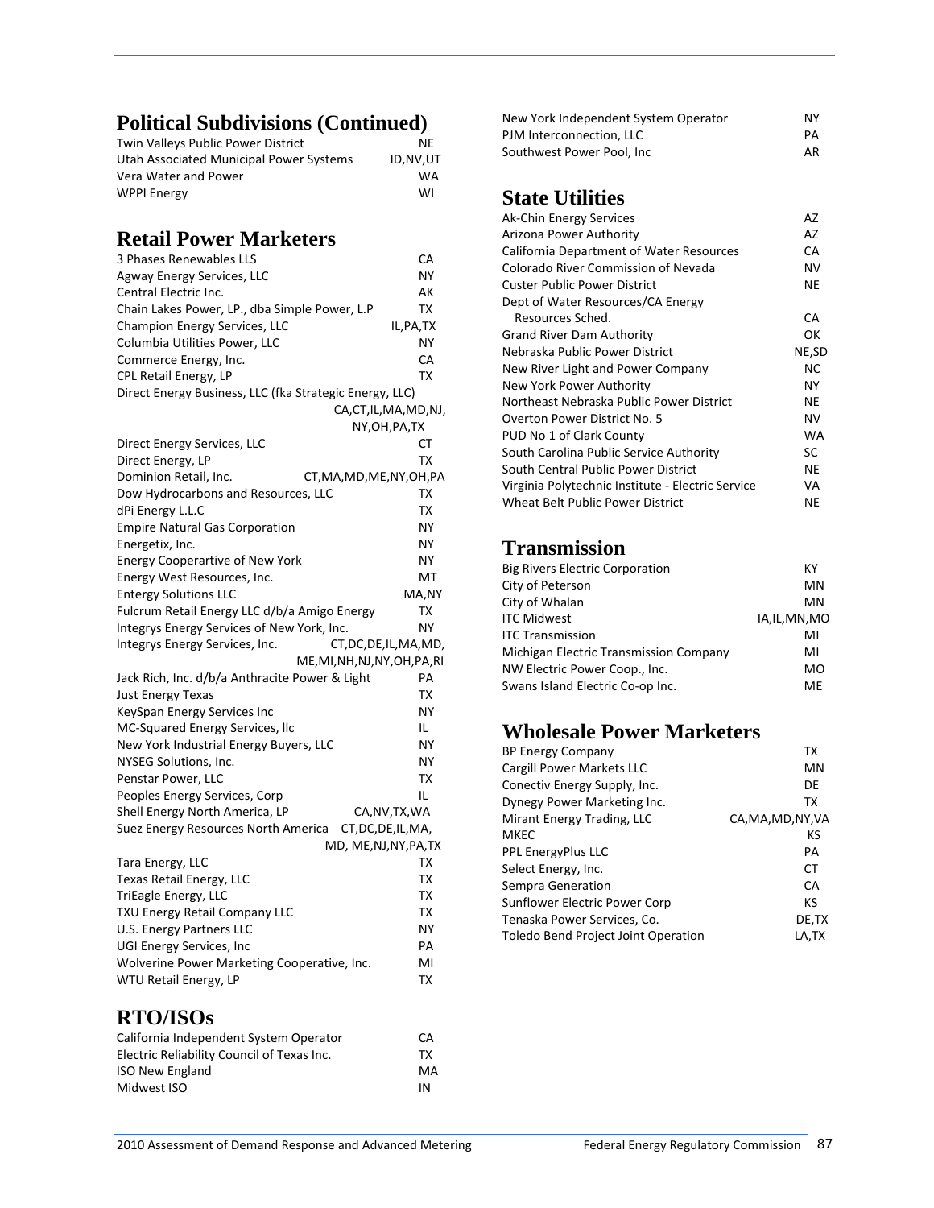## Political Subdivisions (Continued)

| | |
|---|---|
| Twin Valleys Public Power District | NE |
| Utah Associated Municipal Power Systems | ID,NV,UT |
| Vera Water and Power | WA |
| WPPI Energy | WI |

## Retail Power Marketers

| | |
|---|---|
| 3 Phases Renewables LLS | CA |
| Agway Energy Services, LLC | NY |
| Central Electric Inc. | AK |
| Chain Lakes Power, LP., dba Simple Power, L.P | TX |
| Champion Energy Services, LLC | IL,PA,TX |
| Columbia Utilities Power, LLC | NY |
| Commerce Energy, Inc. | CA |
| CPL Retail Energy, LP | TX |
| Direct Energy Business, LLC (fka Strategic Energy, LLC) | CA,CT,IL,MA,MD,NJ, NY,OH,PA,TX |
| Direct Energy Services, LLC | CT |
| Direct Energy, LP | TX |
| Dominion Retail, Inc. | CT,MA,MD,ME,NY,OH,PA |
| Dow Hydrocarbons and Resources, LLC | TX |
| dPi Energy L.L.C | TX |
| Empire Natural Gas Corporation | NY |
| Energetix, Inc. | NY |
| Energy Cooperartive of New York | NY |
| Energy West Resources, Inc. | MT |
| Entergy Solutions LLC | MA,NY |
| Fulcrum Retail Energy LLC d/b/a Amigo Energy | TX |
| Integrys Energy Services of New York, Inc. | NY |
| Integrys Energy Services, Inc. | CT,DC,DE,IL,MA,MD, ME,MI,NH,NJ,NY,OH,PA,RI |
| Jack Rich, Inc. d/b/a Anthracite Power & Light | PA |
| Just Energy Texas | TX |
| KeySpan Energy Services Inc | NY |
| MC-Squared Energy Services, llc | IL |
| New York Industrial Energy Buyers, LLC | NY |
| NYSEG Solutions, Inc. | NY |
| Penstar Power, LLC | TX |
| Peoples Energy Services, Corp | IL |
| Shell Energy North America, LP | CA,NV,TX,WA |
| Suez Energy Resources North America | CT,DC,DE,IL,MA, MD, ME,NJ,NY,PA,TX |
| Tara Energy, LLC | TX |
| Texas Retail Energy, LLC | TX |
| TriEagle Energy, LLC | TX |
| TXU Energy Retail Company LLC | TX |
| U.S. Energy Partners LLC | NY |
| UGI Energy Services, Inc | PA |
| Wolverine Power Marketing Cooperative, Inc. | MI |
| WTU Retail Energy, LP | TX |

## RTO/ISOs

| | |
|---|---|
| California Independent System Operator | CA |
| Electric Reliability Council of Texas Inc. | TX |
| ISO New England | MA |
| Midwest ISO | IN |
| New York Independent System Operator | NY |
| PJM Interconnection, LLC | PA |
| Southwest Power Pool, Inc | AR |

## State Utilities

| | |
|---|---|
| Ak-Chin Energy Services | AZ |
| Arizona Power Authority | AZ |
| California Department of Water Resources | CA |
| Colorado River Commission of Nevada | NV |
| Custer Public Power District | NE |
| Dept of Water Resources/CA Energy Resources Sched. | CA |
| Grand River Dam Authority | OK |
| Nebraska Public Power District | NE,SD |
| New River Light and Power Company | NC |
| New York Power Authority | NY |
| Northeast Nebraska Public Power District | NE |
| Overton Power District No. 5 | NV |
| PUD No 1 of Clark County | WA |
| South Carolina Public Service Authority | SC |
| South Central Public Power District | NE |
| Virginia Polytechnic Institute - Electric Service | VA |
| Wheat Belt Public Power District | NE |

## Transmission

| | |
|---|---|
| Big Rivers Electric Corporation | KY |
| City of Peterson | MN |
| City of Whalan | MN |
| ITC Midwest | IA,IL,MN,MO |
| ITC Transmission | MI |
| Michigan Electric Transmission Company | MI |
| NW Electric Power Coop., Inc. | MO |
| Swans Island Electric Co-op Inc. | ME |

## Wholesale Power Marketers

| | |
|---|---|
| BP Energy Company | TX |
| Cargill Power Markets LLC | MN |
| Conectiv Energy Supply, Inc. | DE |
| Dynegy Power Marketing Inc. | TX |
| Mirant Energy Trading, LLC | CA,MA,MD,NY,VA |
| MKEC | KS |
| PPL EnergyPlus LLC | PA |
| Select Energy, Inc. | CT |
| Sempra Generation | CA |
| Sunflower Electric Power Corp | KS |
| Tenaska Power Services, Co. | DE,TX |
| Toledo Bend Project Joint Operation | LA,TX |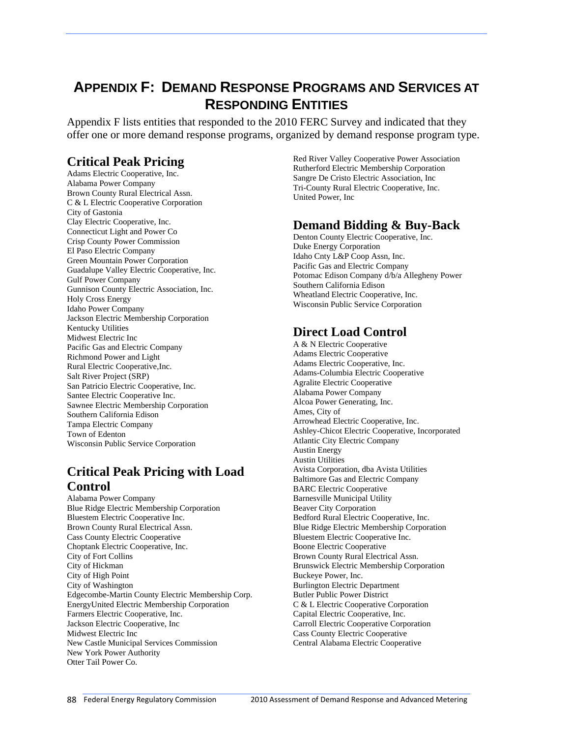# APPENDIX F: DEMAND RESPONSE PROGRAMS AND SERVICES AT RESPONDING ENTITIES

Appendix F lists entities that responded to the 2010 FERC Survey and indicated that they offer one or more demand response programs, organized by demand response program type.

## Critical Peak Pricing

Adams Electric Cooperative, Inc.
Alabama Power Company
Brown County Rural Electrical Assn.
C & L Electric Cooperative Corporation
City of Gastonia
Clay Electric Cooperative, Inc.
Connecticut Light and Power Co
Crisp County Power Commission
El Paso Electric Company
Green Mountain Power Corporation
Guadalupe Valley Electric Cooperative, Inc.
Gulf Power Company
Gunnison County Electric Association, Inc.
Holy Cross Energy
Idaho Power Company
Jackson Electric Membership Corporation
Kentucky Utilities
Midwest Electric Inc
Pacific Gas and Electric Company
Richmond Power and Light
Rural Electric Cooperative,Inc.
Salt River Project (SRP)
San Patricio Electric Cooperative, Inc.
Santee Electric Cooperative Inc.
Sawnee Electric Membership Corporation
Southern California Edison
Tampa Electric Company
Town of Edenton
Wisconsin Public Service Corporation

## Critical Peak Pricing with Load Control

Alabama Power Company
Blue Ridge Electric Membership Corporation
Bluestem Electric Cooperative Inc.
Brown County Rural Electrical Assn.
Cass County Electric Cooperative
Choptank Electric Cooperative, Inc.
City of Fort Collins
City of Hickman
City of High Point
City of Washington
Edgecombe-Martin County Electric Membership Corp.
EnergyUnited Electric Membership Corporation
Farmers Electric Cooperative, Inc.
Jackson Electric Cooperative, Inc
Midwest Electric Inc
New Castle Municipal Services Commission
New York Power Authority
Otter Tail Power Co.
Red River Valley Cooperative Power Association
Rutherford Electric Membership Corporation
Sangre De Cristo Electric Association, Inc
Tri-County Rural Electric Cooperative, Inc.
United Power, Inc

## Demand Bidding & Buy-Back

Denton County Electric Cooperative, Inc.
Duke Energy Corporation
Idaho Cnty L&P Coop Assn, Inc.
Pacific Gas and Electric Company
Potomac Edison Company d/b/a Allegheny Power
Southern California Edison
Wheatland Electric Cooperative, Inc.
Wisconsin Public Service Corporation

## Direct Load Control

A & N Electric Cooperative
Adams Electric Cooperative
Adams Electric Cooperative, Inc.
Adams-Columbia Electric Cooperative
Agralite Electric Cooperative
Alabama Power Company
Alcoa Power Generating, Inc.
Ames, City of
Arrowhead Electric Cooperative, Inc.
Ashley-Chicot Electric Cooperative, Incorporated
Atlantic City Electric Company
Austin Energy
Austin Utilities
Avista Corporation, dba Avista Utilities
Baltimore Gas and Electric Company
BARC Electric Cooperative
Barnesville Municipal Utility
Beaver City Corporation
Bedford Rural Electric Cooperative, Inc.
Blue Ridge Electric Membership Corporation
Bluestem Electric Cooperative Inc.
Boone Electric Cooperative
Brown County Rural Electrical Assn.
Brunswick Electric Membership Corporation
Buckeye Power, Inc.
Burlington Electric Department
Butler Public Power District
C & L Electric Cooperative Corporation
Capital Electric Cooperative, Inc.
Carroll Electric Cooperative Corporation
Cass County Electric Cooperative
Central Alabama Electric Cooperative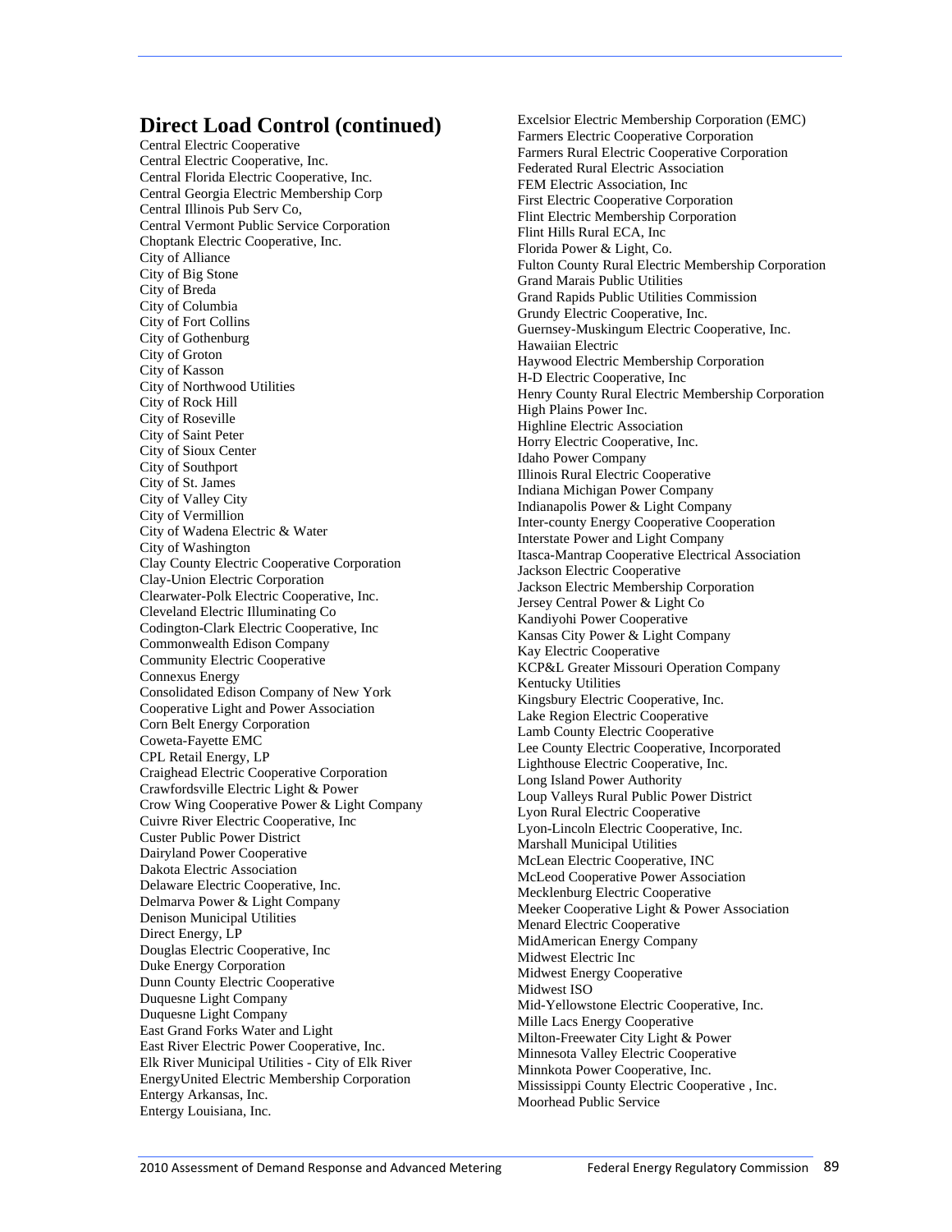## Direct Load Control (continued)

Central Electric Cooperative
Central Electric Cooperative, Inc.
Central Florida Electric Cooperative, Inc.
Central Georgia Electric Membership Corp
Central Illinois Pub Serv Co,
Central Vermont Public Service Corporation
Choptank Electric Cooperative, Inc.
City of Alliance
City of Big Stone
City of Breda
City of Columbia
City of Fort Collins
City of Gothenburg
City of Groton
City of Kasson
City of Northwood Utilities
City of Rock Hill
City of Roseville
City of Saint Peter
City of Sioux Center
City of Southport
City of St. James
City of Valley City
City of Vermillion
City of Wadena Electric & Water
City of Washington
Clay County Electric Cooperative Corporation
Clay-Union Electric Corporation
Clearwater-Polk Electric Cooperative, Inc.
Cleveland Electric Illuminating Co
Codington-Clark Electric Cooperative, Inc
Commonwealth Edison Company
Community Electric Cooperative
Connexus Energy
Consolidated Edison Company of New York
Cooperative Light and Power Association
Corn Belt Energy Corporation
Coweta-Fayette EMC
CPL Retail Energy, LP
Craighead Electric Cooperative Corporation
Crawfordsville Electric Light & Power
Crow Wing Cooperative Power & Light Company
Cuivre River Electric Cooperative, Inc
Custer Public Power District
Dairyland Power Cooperative
Dakota Electric Association
Delaware Electric Cooperative, Inc.
Delmarva Power & Light Company
Denison Municipal Utilities
Direct Energy, LP
Douglas Electric Cooperative, Inc
Duke Energy Corporation
Dunn County Electric Cooperative
Duquesne Light Company
Duquesne Light Company
East Grand Forks Water and Light
East River Electric Power Cooperative, Inc.
Elk River Municipal Utilities - City of Elk River
EnergyUnited Electric Membership Corporation
Entergy Arkansas, Inc.
Entergy Louisiana, Inc.
Excelsior Electric Membership Corporation (EMC)
Farmers Electric Cooperative Corporation
Farmers Rural Electric Cooperative Corporation
Federated Rural Electric Association
FEM Electric Association, Inc
First Electric Cooperative Corporation
Flint Electric Membership Corporation
Flint Hills Rural ECA, Inc
Florida Power & Light, Co.
Fulton County Rural Electric Membership Corporation
Grand Marais Public Utilities
Grand Rapids Public Utilities Commission
Grundy Electric Cooperative, Inc.
Guernsey-Muskingum Electric Cooperative, Inc.
Hawaiian Electric
Haywood Electric Membership Corporation
H-D Electric Cooperative, Inc
Henry County Rural Electric Membership Corporation
High Plains Power Inc.
Highline Electric Association
Horry Electric Cooperative, Inc.
Idaho Power Company
Illinois Rural Electric Cooperative
Indiana Michigan Power Company
Indianapolis Power & Light Company
Inter-county Energy Cooperative Cooperation
Interstate Power and Light Company
Itasca-Mantrap Cooperative Electrical Association
Jackson Electric Cooperative
Jackson Electric Membership Corporation
Jersey Central Power & Light Co
Kandiyohi Power Cooperative
Kansas City Power & Light Company
Kay Electric Cooperative
KCP&L Greater Missouri Operation Company
Kentucky Utilities
Kingsbury Electric Cooperative, Inc.
Lake Region Electric Cooperative
Lamb County Electric Cooperative
Lee County Electric Cooperative, Incorporated
Lighthouse Electric Cooperative, Inc.
Long Island Power Authority
Loup Valleys Rural Public Power District
Lyon Rural Electric Cooperative
Lyon-Lincoln Electric Cooperative, Inc.
Marshall Municipal Utilities
McLean Electric Cooperative, INC
McLeod Cooperative Power Association
Mecklenburg Electric Cooperative
Meeker Cooperative Light & Power Association
Menard Electric Cooperative
MidAmerican Energy Company
Midwest Electric Inc
Midwest Energy Cooperative
Midwest ISO
Mid-Yellowstone Electric Cooperative, Inc.
Mille Lacs Energy Cooperative
Milton-Freewater City Light & Power
Minnesota Valley Electric Cooperative
Minnkota Power Cooperative, Inc.
Mississippi County Electric Cooperative , Inc.
Moorhead Public Service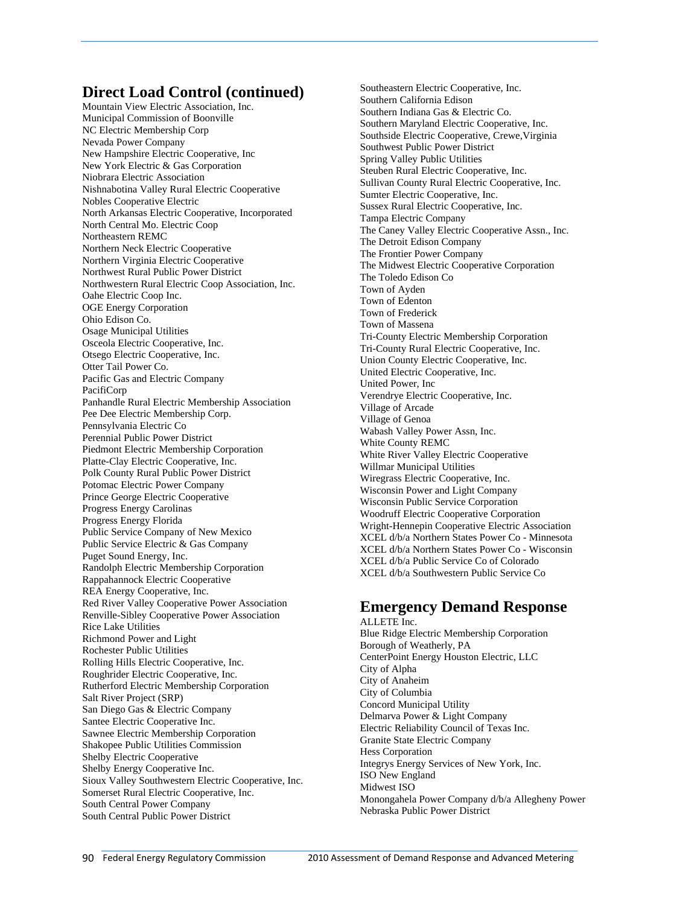## Direct Load Control (continued)

Mountain View Electric Association, Inc.
Municipal Commission of Boonville
NC Electric Membership Corp
Nevada Power Company
New Hampshire Electric Cooperative, Inc
New York Electric & Gas Corporation
Niobrara Electric Association
Nishnabotina Valley Rural Electric Cooperative
Nobles Cooperative Electric
North Arkansas Electric Cooperative, Incorporated
North Central Mo. Electric Coop
Northeastern REMC
Northern Neck Electric Cooperative
Northern Virginia Electric Cooperative
Northwest Rural Public Power District
Northwestern Rural Electric Coop Association, Inc.
Oahe Electric Coop Inc.
OGE Energy Corporation
Ohio Edison Co.
Osage Municipal Utilities
Osceola Electric Cooperative, Inc.
Otsego Electric Cooperative, Inc.
Otter Tail Power Co.
Pacific Gas and Electric Company
PacifiCorp
Panhandle Rural Electric Membership Association
Pee Dee Electric Membership Corp.
Pennsylvania Electric Co
Perennial Public Power District
Piedmont Electric Membership Corporation
Platte-Clay Electric Cooperative, Inc.
Polk County Rural Public Power District
Potomac Electric Power Company
Prince George Electric Cooperative
Progress Energy Carolinas
Progress Energy Florida
Public Service Company of New Mexico
Public Service Electric & Gas Company
Puget Sound Energy, Inc.
Randolph Electric Membership Corporation
Rappahannock Electric Cooperative
REA Energy Cooperative, Inc.
Red River Valley Cooperative Power Association
Renville-Sibley Cooperative Power Association
Rice Lake Utilities
Richmond Power and Light
Rochester Public Utilities
Rolling Hills Electric Cooperative, Inc.
Roughrider Electric Cooperative, Inc.
Rutherford Electric Membership Corporation
Salt River Project (SRP)
San Diego Gas & Electric Company
Santee Electric Cooperative Inc.
Sawnee Electric Membership Corporation
Shakopee Public Utilities Commission
Shelby Electric Cooperative
Shelby Energy Cooperative Inc.
Sioux Valley Southwestern Electric Cooperative, Inc.
Somerset Rural Electric Cooperative, Inc.
South Central Power Company
South Central Public Power District
Southeastern Electric Cooperative, Inc.
Southern California Edison
Southern Indiana Gas & Electric Co.
Southern Maryland Electric Cooperative, Inc.
Southside Electric Cooperative, Crewe,Virginia
Southwest Public Power District
Spring Valley Public Utilities
Steuben Rural Electric Cooperative, Inc.
Sullivan County Rural Electric Cooperative, Inc.
Sumter Electric Cooperative, Inc.
Sussex Rural Electric Cooperative, Inc.
Tampa Electric Company
The Caney Valley Electric Cooperative Assn., Inc.
The Detroit Edison Company
The Frontier Power Company
The Midwest Electric Cooperative Corporation
The Toledo Edison Co
Town of Ayden
Town of Edenton
Town of Frederick
Town of Massena
Tri-County Electric Membership Corporation
Tri-County Rural Electric Cooperative, Inc.
Union County Electric Cooperative, Inc.
United Electric Cooperative, Inc.
United Power, Inc
Verendrye Electric Cooperative, Inc.
Village of Arcade
Village of Genoa
Wabash Valley Power Assn, Inc.
White County REMC
White River Valley Electric Cooperative
Willmar Municipal Utilities
Wiregrass Electric Cooperative, Inc.
Wisconsin Power and Light Company
Wisconsin Public Service Corporation
Woodruff Electric Cooperative Corporation
Wright-Hennepin Cooperative Electric Association
XCEL d/b/a Northern States Power Co - Minnesota
XCEL d/b/a Northern States Power Co - Wisconsin
XCEL d/b/a Public Service Co of Colorado
XCEL d/b/a Southwestern Public Service Co

## Emergency Demand Response

ALLETE Inc.
Blue Ridge Electric Membership Corporation
Borough of Weatherly, PA
CenterPoint Energy Houston Electric, LLC
City of Alpha
City of Anaheim
City of Columbia
Concord Municipal Utility
Delmarva Power & Light Company
Electric Reliability Council of Texas Inc.
Granite State Electric Company
Hess Corporation
Integrys Energy Services of New York, Inc.
ISO New England
Midwest ISO
Monongahela Power Company d/b/a Allegheny Power
Nebraska Public Power District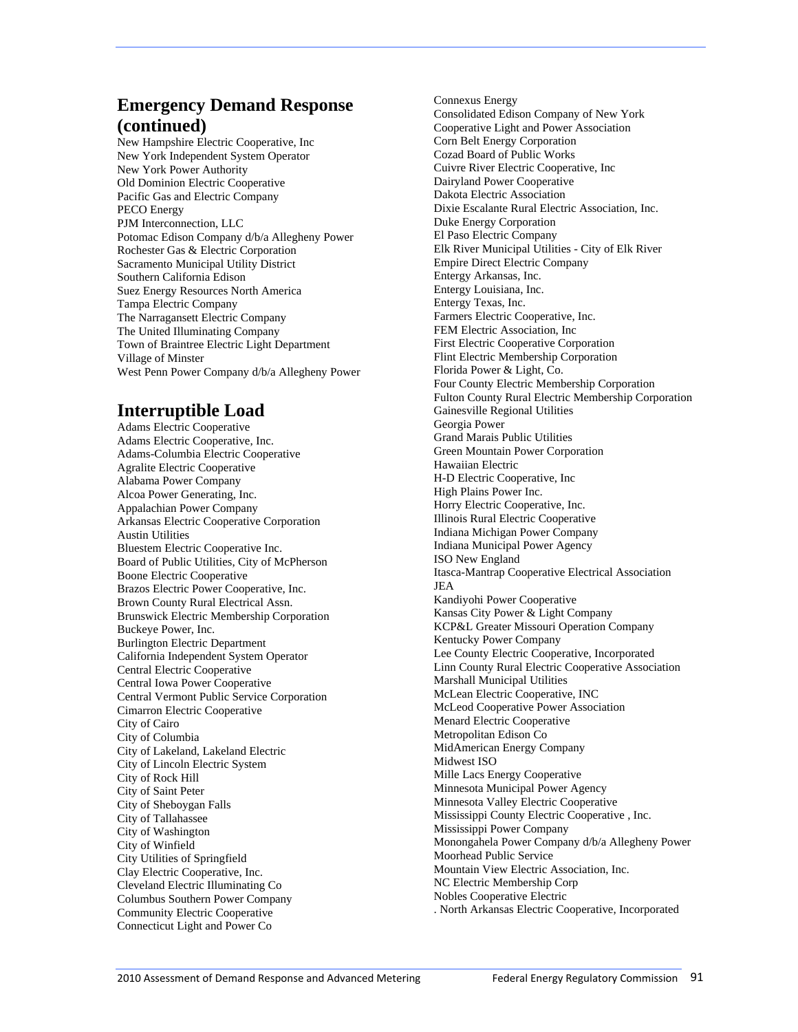## Emergency Demand Response (continued)

New Hampshire Electric Cooperative, Inc
New York Independent System Operator
New York Power Authority
Old Dominion Electric Cooperative
Pacific Gas and Electric Company
PECO Energy
PJM Interconnection, LLC
Potomac Edison Company d/b/a Allegheny Power
Rochester Gas & Electric Corporation
Sacramento Municipal Utility District
Southern California Edison
Suez Energy Resources North America
Tampa Electric Company
The Narragansett Electric Company
The United Illuminating Company
Town of Braintree Electric Light Department
Village of Minster
West Penn Power Company d/b/a Allegheny Power

## Interruptible Load

Adams Electric Cooperative
Adams Electric Cooperative, Inc.
Adams-Columbia Electric Cooperative
Agralite Electric Cooperative
Alabama Power Company
Alcoa Power Generating, Inc.
Appalachian Power Company
Arkansas Electric Cooperative Corporation
Austin Utilities
Bluestem Electric Cooperative Inc.
Board of Public Utilities, City of McPherson
Boone Electric Cooperative
Brazos Electric Power Cooperative, Inc.
Brown County Rural Electrical Assn.
Brunswick Electric Membership Corporation
Buckeye Power, Inc.
Burlington Electric Department
California Independent System Operator
Central Electric Cooperative
Central Iowa Power Cooperative
Central Vermont Public Service Corporation
Cimarron Electric Cooperative
City of Cairo
City of Columbia
City of Lakeland, Lakeland Electric
City of Lincoln Electric System
City of Rock Hill
City of Saint Peter
City of Sheboygan Falls
City of Tallahassee
City of Washington
City of Winfield
City Utilities of Springfield
Clay Electric Cooperative, Inc.
Cleveland Electric Illuminating Co
Columbus Southern Power Company
Community Electric Cooperative
Connecticut Light and Power Co
Connexus Energy
Consolidated Edison Company of New York
Cooperative Light and Power Association
Corn Belt Energy Corporation
Cozad Board of Public Works
Cuivre River Electric Cooperative, Inc
Dairyland Power Cooperative
Dakota Electric Association
Dixie Escalante Rural Electric Association, Inc.
Duke Energy Corporation
El Paso Electric Company
Elk River Municipal Utilities - City of Elk River
Empire Direct Electric Company
Entergy Arkansas, Inc.
Entergy Louisiana, Inc.
Entergy Texas, Inc.
Farmers Electric Cooperative, Inc.
FEM Electric Association, Inc
First Electric Cooperative Corporation
Flint Electric Membership Corporation
Florida Power & Light, Co.
Four County Electric Membership Corporation
Fulton County Rural Electric Membership Corporation
Gainesville Regional Utilities
Georgia Power
Grand Marais Public Utilities
Green Mountain Power Corporation
Hawaiian Electric
H-D Electric Cooperative, Inc
High Plains Power Inc.
Horry Electric Cooperative, Inc.
Illinois Rural Electric Cooperative
Indiana Michigan Power Company
Indiana Municipal Power Agency
ISO New England
Itasca-Mantrap Cooperative Electrical Association
JEA
Kandiyohi Power Cooperative
Kansas City Power & Light Company
KCP&L Greater Missouri Operation Company
Kentucky Power Company
Lee County Electric Cooperative, Incorporated
Linn County Rural Electric Cooperative Association
Marshall Municipal Utilities
McLean Electric Cooperative, INC
McLeod Cooperative Power Association
Menard Electric Cooperative
Metropolitan Edison Co
MidAmerican Energy Company
Midwest ISO
Mille Lacs Energy Cooperative
Minnesota Municipal Power Agency
Minnesota Valley Electric Cooperative
Mississippi County Electric Cooperative , Inc.
Mississippi Power Company
Monongahela Power Company d/b/a Allegheny Power
Moorhead Public Service
Mountain View Electric Association, Inc.
NC Electric Membership Corp
Nobles Cooperative Electric
. North Arkansas Electric Cooperative, Incorporated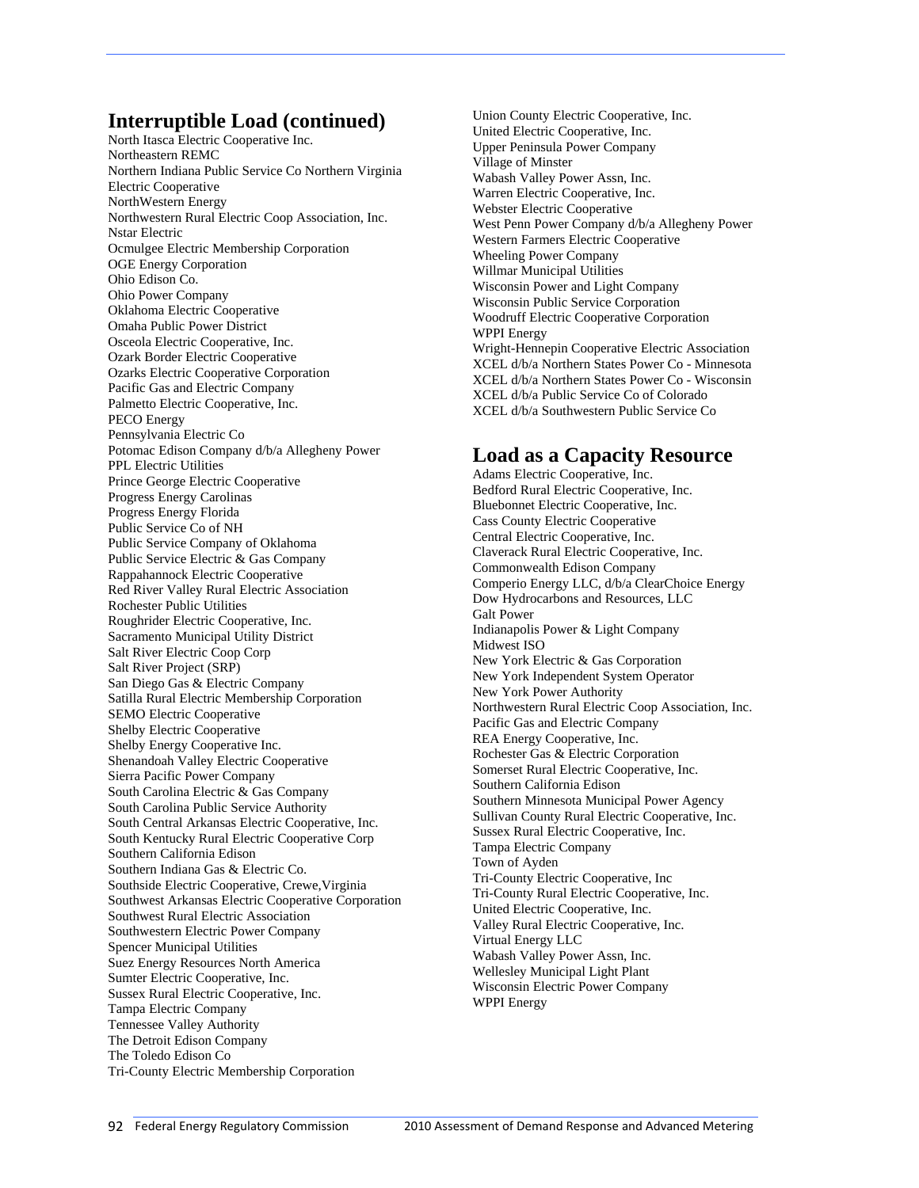## Interruptible Load (continued)

North Itasca Electric Cooperative Inc.
Northeastern REMC
Northern Indiana Public Service Co Northern Virginia Electric Cooperative
NorthWestern Energy
Northwestern Rural Electric Coop Association, Inc.
Nstar Electric
Ocmulgee Electric Membership Corporation
OGE Energy Corporation
Ohio Edison Co.
Ohio Power Company
Oklahoma Electric Cooperative
Omaha Public Power District
Osceola Electric Cooperative, Inc.
Ozark Border Electric Cooperative
Ozarks Electric Cooperative Corporation
Pacific Gas and Electric Company
Palmetto Electric Cooperative, Inc.
PECO Energy
Pennsylvania Electric Co
Potomac Edison Company d/b/a Allegheny Power
PPL Electric Utilities
Prince George Electric Cooperative
Progress Energy Carolinas
Progress Energy Florida
Public Service Co of NH
Public Service Company of Oklahoma
Public Service Electric & Gas Company
Rappahannock Electric Cooperative
Red River Valley Rural Electric Association
Rochester Public Utilities
Roughrider Electric Cooperative, Inc.
Sacramento Municipal Utility District
Salt River Electric Coop Corp
Salt River Project (SRP)
San Diego Gas & Electric Company
Satilla Rural Electric Membership Corporation
SEMO Electric Cooperative
Shelby Electric Cooperative
Shelby Energy Cooperative Inc.
Shenandoah Valley Electric Cooperative
Sierra Pacific Power Company
South Carolina Electric & Gas Company
South Carolina Public Service Authority
South Central Arkansas Electric Cooperative, Inc.
South Kentucky Rural Electric Cooperative Corp
Southern California Edison
Southern Indiana Gas & Electric Co.
Southside Electric Cooperative, Crewe,Virginia
Southwest Arkansas Electric Cooperative Corporation
Southwest Rural Electric Association
Southwestern Electric Power Company
Spencer Municipal Utilities
Suez Energy Resources North America
Sumter Electric Cooperative, Inc.
Sussex Rural Electric Cooperative, Inc.
Tampa Electric Company
Tennessee Valley Authority
The Detroit Edison Company
The Toledo Edison Co
Tri-County Electric Membership Corporation
Union County Electric Cooperative, Inc.
United Electric Cooperative, Inc.
Upper Peninsula Power Company
Village of Minster
Wabash Valley Power Assn, Inc.
Warren Electric Cooperative, Inc.
Webster Electric Cooperative
West Penn Power Company d/b/a Allegheny Power
Western Farmers Electric Cooperative
Wheeling Power Company
Willmar Municipal Utilities
Wisconsin Power and Light Company
Wisconsin Public Service Corporation
Woodruff Electric Cooperative Corporation
WPPI Energy
Wright-Hennepin Cooperative Electric Association
XCEL d/b/a Northern States Power Co - Minnesota
XCEL d/b/a Northern States Power Co - Wisconsin
XCEL d/b/a Public Service Co of Colorado
XCEL d/b/a Southwestern Public Service Co

## Load as a Capacity Resource

Adams Electric Cooperative, Inc.
Bedford Rural Electric Cooperative, Inc.
Bluebonnet Electric Cooperative, Inc.
Cass County Electric Cooperative
Central Electric Cooperative, Inc.
Claverack Rural Electric Cooperative, Inc.
Commonwealth Edison Company
Comperio Energy LLC, d/b/a ClearChoice Energy
Dow Hydrocarbons and Resources, LLC
Galt Power
Indianapolis Power & Light Company
Midwest ISO
New York Electric & Gas Corporation
New York Independent System Operator
New York Power Authority
Northwestern Rural Electric Coop Association, Inc.
Pacific Gas and Electric Company
REA Energy Cooperative, Inc.
Rochester Gas & Electric Corporation
Somerset Rural Electric Cooperative, Inc.
Southern California Edison
Southern Minnesota Municipal Power Agency
Sullivan County Rural Electric Cooperative, Inc.
Sussex Rural Electric Cooperative, Inc.
Tampa Electric Company
Town of Ayden
Tri-County Electric Cooperative, Inc
Tri-County Rural Electric Cooperative, Inc.
United Electric Cooperative, Inc.
Valley Rural Electric Cooperative, Inc.
Virtual Energy LLC
Wabash Valley Power Assn, Inc.
Wellesley Municipal Light Plant
Wisconsin Electric Power Company
WPPI Energy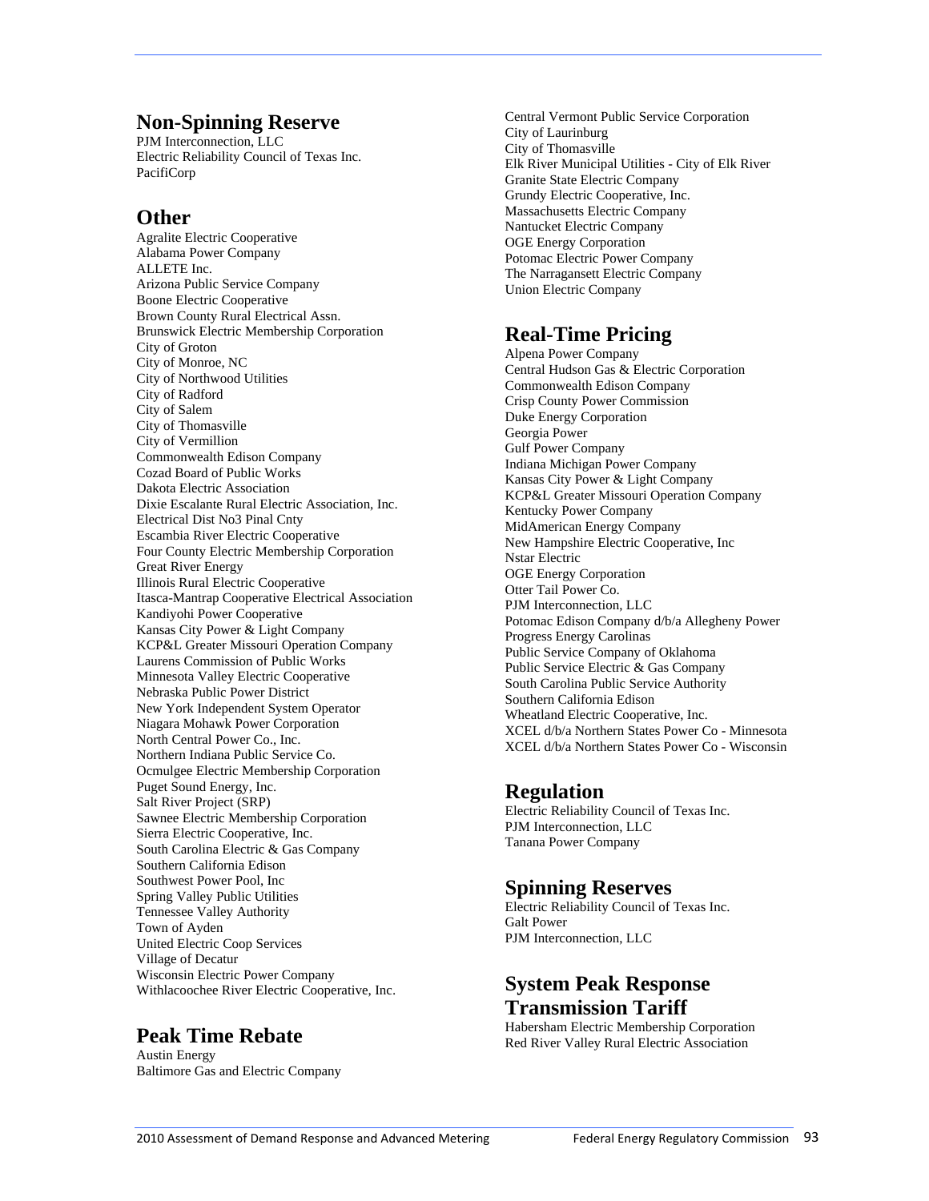## Non-Spinning Reserve

PJM Interconnection, LLC
Electric Reliability Council of Texas Inc.
PacifiCorp

## Other

Agralite Electric Cooperative
Alabama Power Company
ALLETE Inc.
Arizona Public Service Company
Boone Electric Cooperative
Brown County Rural Electrical Assn.
Brunswick Electric Membership Corporation
City of Groton
City of Monroe, NC
City of Northwood Utilities
City of Radford
City of Salem
City of Thomasville
City of Vermillion
Commonwealth Edison Company
Cozad Board of Public Works
Dakota Electric Association
Dixie Escalante Rural Electric Association, Inc.
Electrical Dist No3 Pinal Cnty
Escambia River Electric Cooperative
Four County Electric Membership Corporation
Great River Energy
Illinois Rural Electric Cooperative
Itasca-Mantrap Cooperative Electrical Association
Kandiyohi Power Cooperative
Kansas City Power & Light Company
KCP&L Greater Missouri Operation Company
Laurens Commission of Public Works
Minnesota Valley Electric Cooperative
Nebraska Public Power District
New York Independent System Operator
Niagara Mohawk Power Corporation
North Central Power Co., Inc.
Northern Indiana Public Service Co.
Ocmulgee Electric Membership Corporation
Puget Sound Energy, Inc.
Salt River Project (SRP)
Sawnee Electric Membership Corporation
Sierra Electric Cooperative, Inc.
South Carolina Electric & Gas Company
Southern California Edison
Southwest Power Pool, Inc
Spring Valley Public Utilities
Tennessee Valley Authority
Town of Ayden
United Electric Coop Services
Village of Decatur
Wisconsin Electric Power Company
Withlacoochee River Electric Cooperative, Inc.

## Peak Time Rebate

Austin Energy
Baltimore Gas and Electric Company
Central Vermont Public Service Corporation
City of Laurinburg
City of Thomasville
Elk River Municipal Utilities - City of Elk River
Granite State Electric Company
Grundy Electric Cooperative, Inc.
Massachusetts Electric Company
Nantucket Electric Company
OGE Energy Corporation
Potomac Electric Power Company
The Narragansett Electric Company
Union Electric Company

## Real-Time Pricing

Alpena Power Company
Central Hudson Gas & Electric Corporation
Commonwealth Edison Company
Crisp County Power Commission
Duke Energy Corporation
Georgia Power
Gulf Power Company
Indiana Michigan Power Company
Kansas City Power & Light Company
KCP&L Greater Missouri Operation Company
Kentucky Power Company
MidAmerican Energy Company
New Hampshire Electric Cooperative, Inc
Nstar Electric
OGE Energy Corporation
Otter Tail Power Co.
PJM Interconnection, LLC
Potomac Edison Company d/b/a Allegheny Power
Progress Energy Carolinas
Public Service Company of Oklahoma
Public Service Electric & Gas Company
South Carolina Public Service Authority
Southern California Edison
Wheatland Electric Cooperative, Inc.
XCEL d/b/a Northern States Power Co - Minnesota
XCEL d/b/a Northern States Power Co - Wisconsin

## Regulation

Electric Reliability Council of Texas Inc.
PJM Interconnection, LLC
Tanana Power Company

## Spinning Reserves

Electric Reliability Council of Texas Inc.
Galt Power
PJM Interconnection, LLC

## System Peak Response Transmission Tariff

Habersham Electric Membership Corporation
Red River Valley Rural Electric Association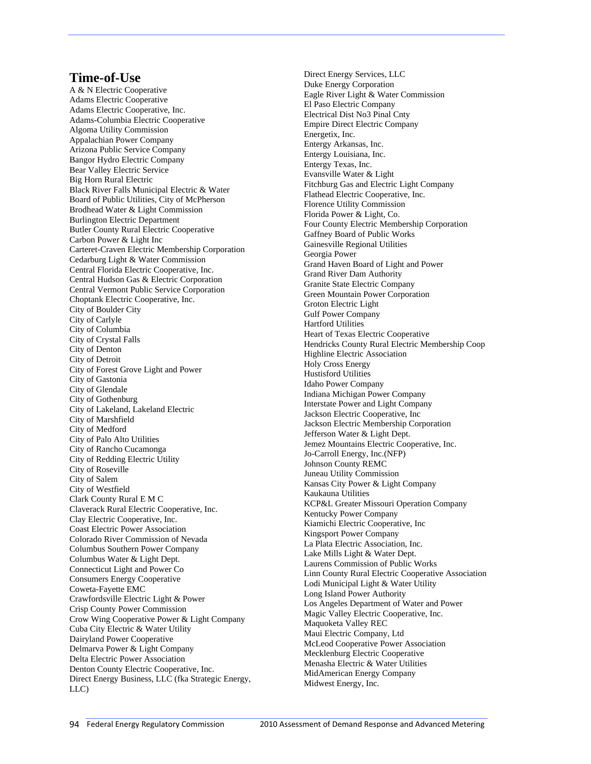## Time-of-Use

A & N Electric Cooperative
Adams Electric Cooperative
Adams Electric Cooperative, Inc.
Adams-Columbia Electric Cooperative
Algoma Utility Commission
Appalachian Power Company
Arizona Public Service Company
Bangor Hydro Electric Company
Bear Valley Electric Service
Big Horn Rural Electric
Black River Falls Municipal Electric & Water
Board of Public Utilities, City of McPherson
Brodhead Water & Light Commission
Burlington Electric Department
Butler County Rural Electric Cooperative
Carbon Power & Light Inc
Carteret-Craven Electric Membership Corporation
Cedarburg Light & Water Commission
Central Florida Electric Cooperative, Inc.
Central Hudson Gas & Electric Corporation
Central Vermont Public Service Corporation
Choptank Electric Cooperative, Inc.
City of Boulder City
City of Carlyle
City of Columbia
City of Crystal Falls
City of Denton
City of Detroit
City of Forest Grove Light and Power
City of Gastonia
City of Glendale
City of Gothenburg
City of Lakeland, Lakeland Electric
City of Marshfield
City of Medford
City of Palo Alto Utilities
City of Rancho Cucamonga
City of Redding Electric Utility
City of Roseville
City of Salem
City of Westfield
Clark County Rural E M C
Claverack Rural Electric Cooperative, Inc.
Clay Electric Cooperative, Inc.
Coast Electric Power Association
Colorado River Commission of Nevada
Columbus Southern Power Company
Columbus Water & Light Dept.
Connecticut Light and Power Co
Consumers Energy Cooperative
Coweta-Fayette EMC
Crawfordsville Electric Light & Power
Crisp County Power Commission
Crow Wing Cooperative Power & Light Company
Cuba City Electric & Water Utility
Dairyland Power Cooperative
Delmarva Power & Light Company
Delta Electric Power Association
Denton County Electric Cooperative, Inc.
Direct Energy Business, LLC (fka Strategic Energy, LLC)
Direct Energy Services, LLC
Duke Energy Corporation
Eagle River Light & Water Commission
El Paso Electric Company
Electrical Dist No3 Pinal Cnty
Empire Direct Electric Company
Energetix, Inc.
Entergy Arkansas, Inc.
Entergy Louisiana, Inc.
Entergy Texas, Inc.
Evansville Water & Light
Fitchburg Gas and Electric Light Company
Flathead Electric Cooperative, Inc.
Florence Utility Commission
Florida Power & Light, Co.
Four County Electric Membership Corporation
Gaffney Board of Public Works
Gainesville Regional Utilities
Georgia Power
Grand Haven Board of Light and Power
Grand River Dam Authority
Granite State Electric Company
Green Mountain Power Corporation
Groton Electric Light
Gulf Power Company
Hartford Utilities
Heart of Texas Electric Cooperative
Hendricks County Rural Electric Membership Coop
Highline Electric Association
Holy Cross Energy
Hustisford Utilities
Idaho Power Company
Indiana Michigan Power Company
Interstate Power and Light Company
Jackson Electric Cooperative, Inc
Jackson Electric Membership Corporation
Jefferson Water & Light Dept.
Jemez Mountains Electric Cooperative, Inc.
Jo-Carroll Energy, Inc.(NFP)
Johnson County REMC
Juneau Utility Commission
Kansas City Power & Light Company
Kaukauna Utilities
KCP&L Greater Missouri Operation Company
Kentucky Power Company
Kiamichi Electric Cooperative, Inc
Kingsport Power Company
La Plata Electric Association, Inc.
Lake Mills Light & Water Dept.
Laurens Commission of Public Works
Linn County Rural Electric Cooperative Association
Lodi Municipal Light & Water Utility
Long Island Power Authority
Los Angeles Department of Water and Power
Magic Valley Electric Cooperative, Inc.
Maquoketa Valley REC
Maui Electric Company, Ltd
McLeod Cooperative Power Association
Mecklenburg Electric Cooperative
Menasha Electric & Water Utilities
MidAmerican Energy Company
Midwest Energy, Inc.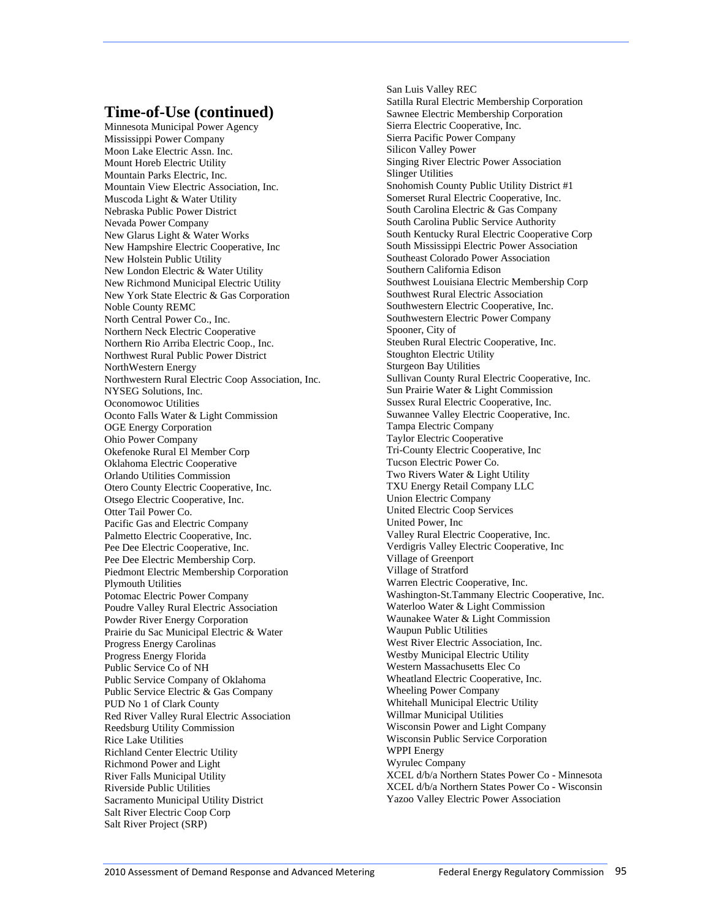## Time-of-Use (continued)

Minnesota Municipal Power Agency
Mississippi Power Company
Moon Lake Electric Assn. Inc.
Mount Horeb Electric Utility
Mountain Parks Electric, Inc.
Mountain View Electric Association, Inc.
Muscoda Light & Water Utility
Nebraska Public Power District
Nevada Power Company
New Glarus Light & Water Works
New Hampshire Electric Cooperative, Inc
New Holstein Public Utility
New London Electric & Water Utility
New Richmond Municipal Electric Utility
New York State Electric & Gas Corporation
Noble County REMC
North Central Power Co., Inc.
Northern Neck Electric Cooperative
Northern Rio Arriba Electric Coop., Inc.
Northwest Rural Public Power District
NorthWestern Energy
Northwestern Rural Electric Coop Association, Inc.
NYSEG Solutions, Inc.
Oconomowoc Utilities
Oconto Falls Water & Light Commission
OGE Energy Corporation
Ohio Power Company
Okefenoke Rural El Member Corp
Oklahoma Electric Cooperative
Orlando Utilities Commission
Otero County Electric Cooperative, Inc.
Otsego Electric Cooperative, Inc.
Otter Tail Power Co.
Pacific Gas and Electric Company
Palmetto Electric Cooperative, Inc.
Pee Dee Electric Cooperative, Inc.
Pee Dee Electric Membership Corp.
Piedmont Electric Membership Corporation
Plymouth Utilities
Potomac Electric Power Company
Poudre Valley Rural Electric Association
Powder River Energy Corporation
Prairie du Sac Municipal Electric & Water
Progress Energy Carolinas
Progress Energy Florida
Public Service Co of NH
Public Service Company of Oklahoma
Public Service Electric & Gas Company
PUD No 1 of Clark County
Red River Valley Rural Electric Association
Reedsburg Utility Commission
Rice Lake Utilities
Richland Center Electric Utility
Richmond Power and Light
River Falls Municipal Utility
Riverside Public Utilities
Sacramento Municipal Utility District
Salt River Electric Coop Corp
Salt River Project (SRP)
San Luis Valley REC
Satilla Rural Electric Membership Corporation
Sawnee Electric Membership Corporation
Sierra Electric Cooperative, Inc.
Sierra Pacific Power Company
Silicon Valley Power
Singing River Electric Power Association
Slinger Utilities
Snohomish County Public Utility District #1
Somerset Rural Electric Cooperative, Inc.
South Carolina Electric & Gas Company
South Carolina Public Service Authority
South Kentucky Rural Electric Cooperative Corp
South Mississippi Electric Power Association
Southeast Colorado Power Association
Southern California Edison
Southwest Louisiana Electric Membership Corp
Southwest Rural Electric Association
Southwestern Electric Cooperative, Inc.
Southwestern Electric Power Company
Spooner, City of
Steuben Rural Electric Cooperative, Inc.
Stoughton Electric Utility
Sturgeon Bay Utilities
Sullivan County Rural Electric Cooperative, Inc.
Sun Prairie Water & Light Commission
Sussex Rural Electric Cooperative, Inc.
Suwannee Valley Electric Cooperative, Inc.
Tampa Electric Company
Taylor Electric Cooperative
Tri-County Electric Cooperative, Inc
Tucson Electric Power Co.
Two Rivers Water & Light Utility
TXU Energy Retail Company LLC
Union Electric Company
United Electric Coop Services
United Power, Inc
Valley Rural Electric Cooperative, Inc.
Verdigris Valley Electric Cooperative, Inc
Village of Greenport
Village of Stratford
Warren Electric Cooperative, Inc.
Washington-St.Tammany Electric Cooperative, Inc.
Waterloo Water & Light Commission
Waunakee Water & Light Commission
Waupun Public Utilities
West River Electric Association, Inc.
Westby Municipal Electric Utility
Western Massachusetts Elec Co
Wheatland Electric Cooperative, Inc.
Wheeling Power Company
Whitehall Municipal Electric Utility
Willmar Municipal Utilities
Wisconsin Power and Light Company
Wisconsin Public Service Corporation
WPPI Energy
Wyrulec Company
XCEL d/b/a Northern States Power Co - Minnesota
XCEL d/b/a Northern States Power Co - Wisconsin
Yazoo Valley Electric Power Association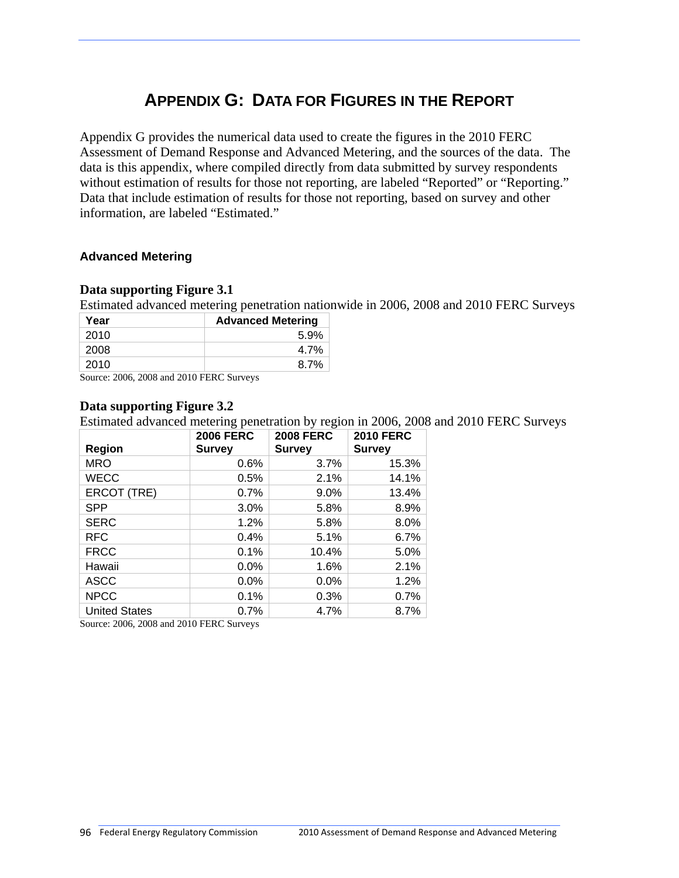# APPENDIX G: DATA FOR FIGURES IN THE REPORT

Appendix G provides the numerical data used to create the figures in the 2010 FERC Assessment of Demand Response and Advanced Metering, and the sources of the data. The data is this appendix, where compiled directly from data submitted by survey respondents without estimation of results for those not reporting, are labeled "Reported" or "Reporting." Data that include estimation of results for those not reporting, based on survey and other information, are labeled "Estimated."

### Advanced Metering

**Data supporting Figure 3.1**

Estimated advanced metering penetration nationwide in 2006, 2008 and 2010 FERC Surveys

| Year | Advanced Metering |
|---|---|
| 2010 | 5.9% |
| 2008 | 4.7% |
| 2010 | 8.7% |

Source: 2006, 2008 and 2010 FERC Surveys

**Data supporting Figure 3.2**

Estimated advanced metering penetration by region in 2006, 2008 and 2010 FERC Surveys

| Region | 2006 FERC Survey | 2008 FERC Survey | 2010 FERC Survey |
|---|---|---|---|
| MRO | 0.6% | 3.7% | 15.3% |
| WECC | 0.5% | 2.1% | 14.1% |
| ERCOT (TRE) | 0.7% | 9.0% | 13.4% |
| SPP | 3.0% | 5.8% | 8.9% |
| SERC | 1.2% | 5.8% | 8.0% |
| RFC | 0.4% | 5.1% | 6.7% |
| FRCC | 0.1% | 10.4% | 5.0% |
| Hawaii | 0.0% | 1.6% | 2.1% |
| ASCC | 0.0% | 0.0% | 1.2% |
| NPCC | 0.1% | 0.3% | 0.7% |
| United States | 0.7% | 4.7% | 8.7% |

Source: 2006, 2008 and 2010 FERC Surveys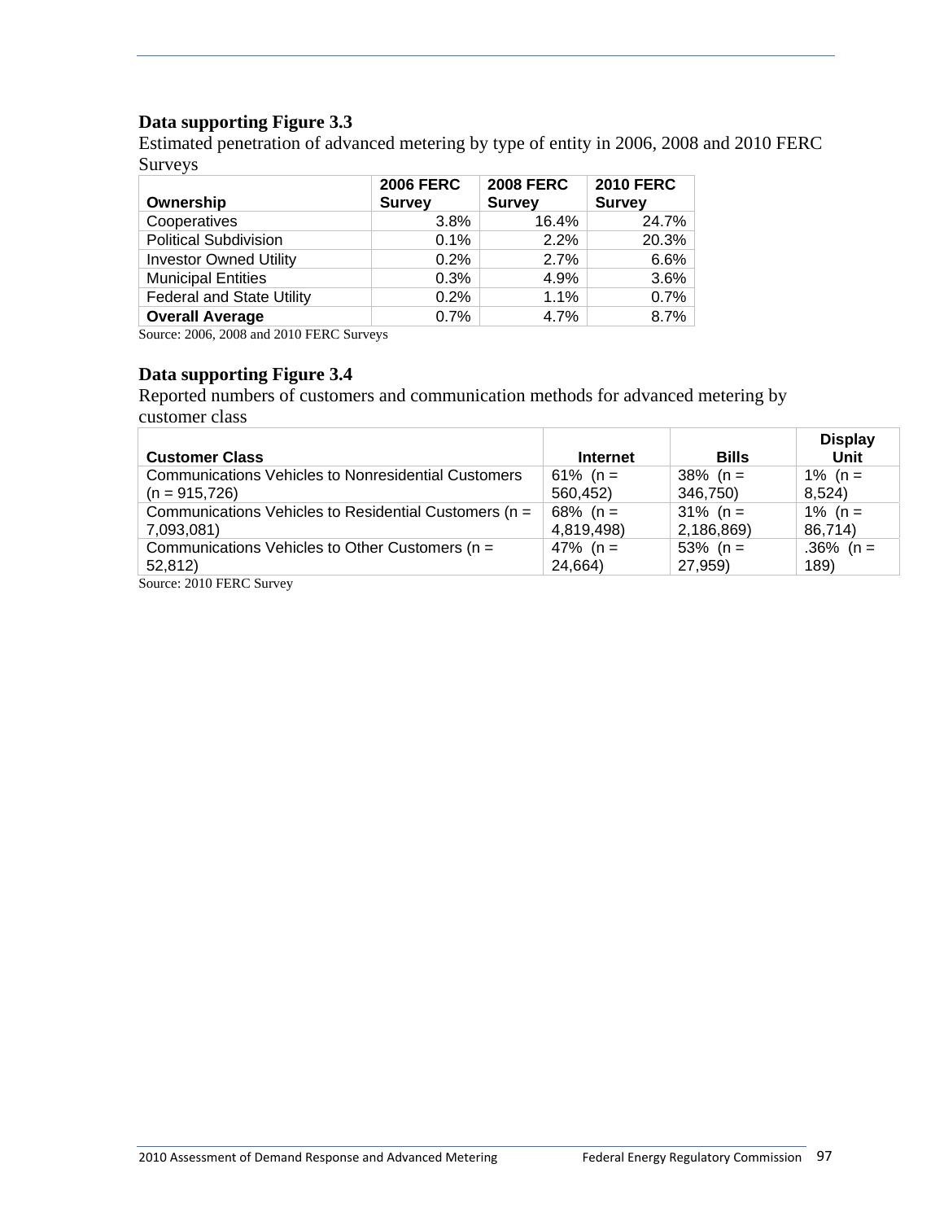### Data supporting Figure 3.3

Estimated penetration of advanced metering by type of entity in 2006, 2008 and 2010 FERC Surveys

| Ownership | 2006 FERC Survey | 2008 FERC Survey | 2010 FERC Survey |
|---|---|---|---|
| Cooperatives | 3.8% | 16.4% | 24.7% |
| Political Subdivision | 0.1% | 2.2% | 20.3% |
| Investor Owned Utility | 0.2% | 2.7% | 6.6% |
| Municipal Entities | 0.3% | 4.9% | 3.6% |
| Federal and State Utility | 0.2% | 1.1% | 0.7% |
| **Overall Average** | 0.7% | 4.7% | 8.7% |

Source: 2006, 2008 and 2010 FERC Surveys

### Data supporting Figure 3.4

Reported numbers of customers and communication methods for advanced metering by customer class

| Customer Class | Internet | Bills | Display Unit |
|---|---|---|---|
| Communications Vehicles to Nonresidential Customers (n = 915,726) | 61% (n = 560,452) | 38% (n = 346,750) | 1% (n = 8,524) |
| Communications Vehicles to Residential Customers (n = 7,093,081) | 68% (n = 4,819,498) | 31% (n = 2,186,869) | 1% (n = 86,714) |
| Communications Vehicles to Other Customers (n = 52,812) | 47% (n = 24,664) | 53% (n = 27,959) | .36% (n = 189) |

Source: 2010 FERC Survey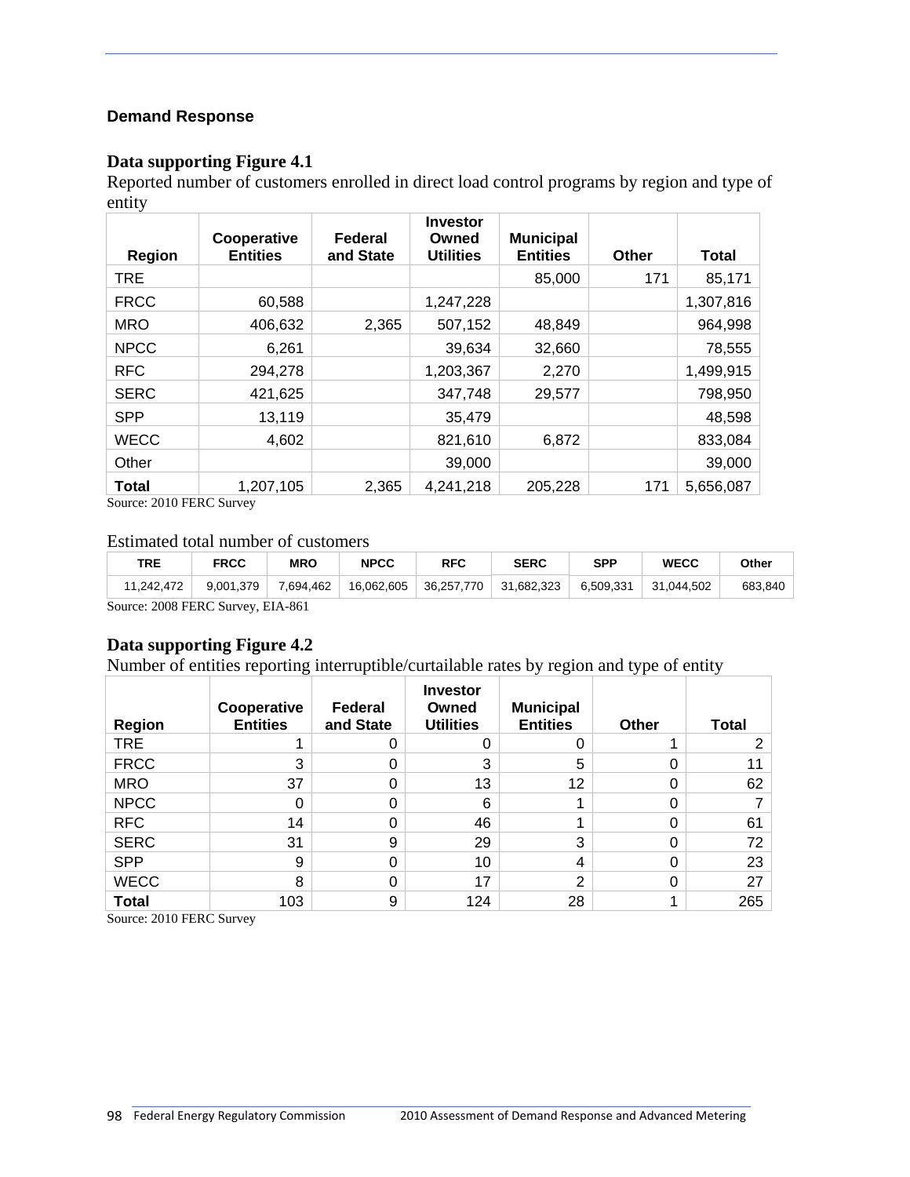## Demand Response

### Data supporting Figure 4.1

Reported number of customers enrolled in direct load control programs by region and type of entity

| Region | Cooperative Entities | Federal and State | Investor Owned Utilities | Municipal Entities | Other | Total |
|---|---|---|---|---|---|---|
| TRE | | | | 85,000 | 171 | 85,171 |
| FRCC | 60,588 | | 1,247,228 | | | 1,307,816 |
| MRO | 406,632 | 2,365 | 507,152 | 48,849 | | 964,998 |
| NPCC | 6,261 | | 39,634 | 32,660 | | 78,555 |
| RFC | 294,278 | | 1,203,367 | 2,270 | | 1,499,915 |
| SERC | 421,625 | | 347,748 | 29,577 | | 798,950 |
| SPP | 13,119 | | 35,479 | | | 48,598 |
| WECC | 4,602 | | 821,610 | 6,872 | | 833,084 |
| Other | | | 39,000 | | | 39,000 |
| **Total** | 1,207,105 | 2,365 | 4,241,218 | 205,228 | 171 | 5,656,087 |

Source: 2010 FERC Survey

Estimated total number of customers

| TRE | FRCC | MRO | NPCC | RFC | SERC | SPP | WECC | Other |
|---|---|---|---|---|---|---|---|---|
| 11,242,472 | 9,001,379 | 7,694,462 | 16,062,605 | 36,257,770 | 31,682,323 | 6,509,331 | 31,044,502 | 683,840 |

Source: 2008 FERC Survey, EIA-861

### Data supporting Figure 4.2

Number of entities reporting interruptible/curtailable rates by region and type of entity

| Region | Cooperative Entities | Federal and State | Investor Owned Utilities | Municipal Entities | Other | Total |
|---|---|---|---|---|---|---|
| TRE | 1 | 0 | 0 | 0 | 1 | 2 |
| FRCC | 3 | 0 | 3 | 5 | 0 | 11 |
| MRO | 37 | 0 | 13 | 12 | 0 | 62 |
| NPCC | 0 | 0 | 6 | 1 | 0 | 7 |
| RFC | 14 | 0 | 46 | 1 | 0 | 61 |
| SERC | 31 | 9 | 29 | 3 | 0 | 72 |
| SPP | 9 | 0 | 10 | 4 | 0 | 23 |
| WECC | 8 | 0 | 17 | 2 | 0 | 27 |
| **Total** | 103 | 9 | 124 | 28 | 1 | 265 |

Source: 2010 FERC Survey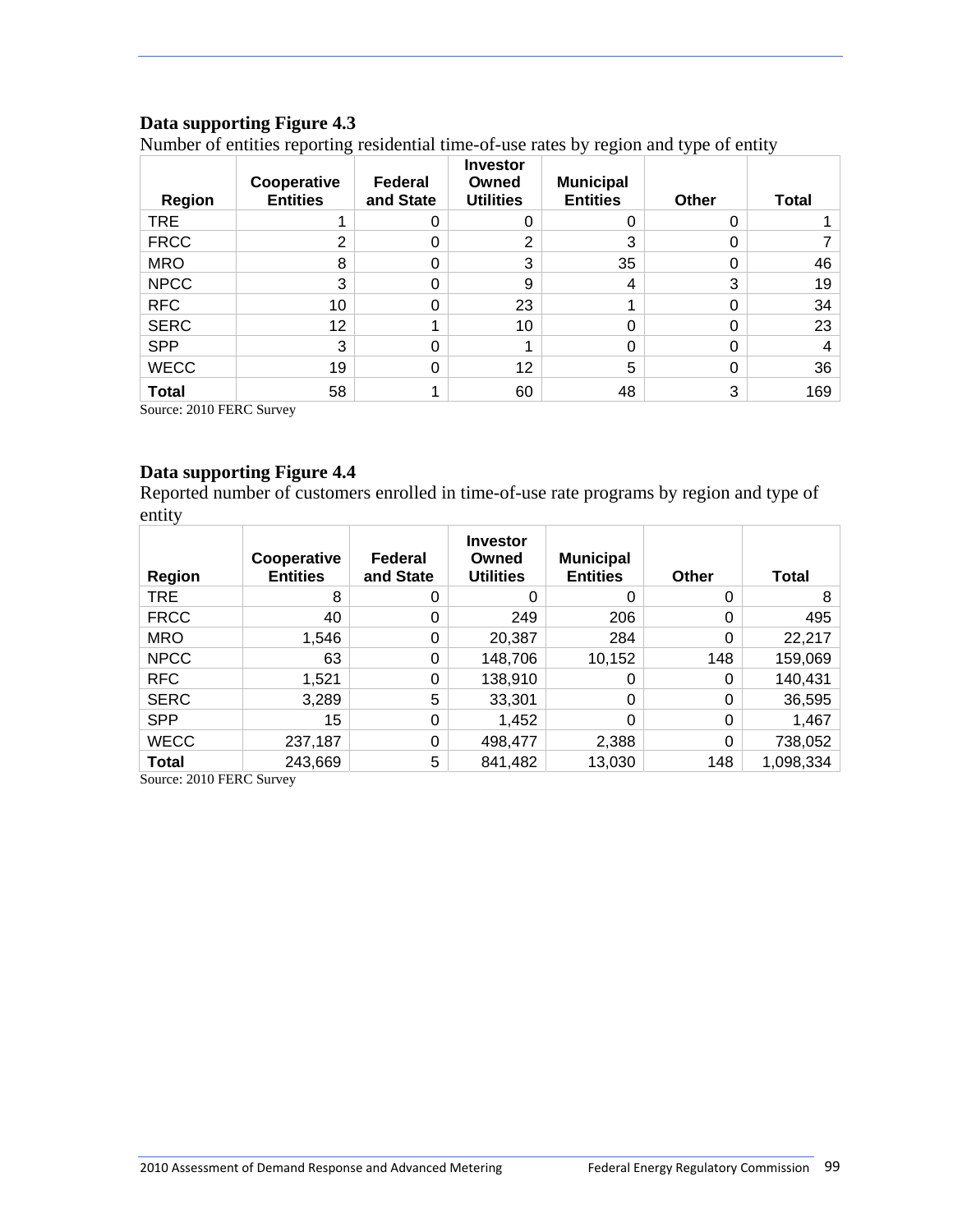### Data supporting Figure 4.3

Number of entities reporting residential time-of-use rates by region and type of entity

| Region | Cooperative Entities | Federal and State | Investor Owned Utilities | Municipal Entities | Other | Total |
|---|---|---|---|---|---|---|
| TRE | 1 | 0 | 0 | 0 | 0 | 1 |
| FRCC | 2 | 0 | 2 | 3 | 0 | 7 |
| MRO | 8 | 0 | 3 | 35 | 0 | 46 |
| NPCC | 3 | 0 | 9 | 4 | 3 | 19 |
| RFC | 10 | 0 | 23 | 1 | 0 | 34 |
| SERC | 12 | 1 | 10 | 0 | 0 | 23 |
| SPP | 3 | 0 | 1 | 0 | 0 | 4 |
| WECC | 19 | 0 | 12 | 5 | 0 | 36 |
| **Total** | 58 | 1 | 60 | 48 | 3 | 169 |

Source: 2010 FERC Survey

### Data supporting Figure 4.4

Reported number of customers enrolled in time-of-use rate programs by region and type of entity

| Region | Cooperative Entities | Federal and State | Investor Owned Utilities | Municipal Entities | Other | Total |
|---|---|---|---|---|---|---|
| TRE | 8 | 0 | 0 | 0 | 0 | 8 |
| FRCC | 40 | 0 | 249 | 206 | 0 | 495 |
| MRO | 1,546 | 0 | 20,387 | 284 | 0 | 22,217 |
| NPCC | 63 | 0 | 148,706 | 10,152 | 148 | 159,069 |
| RFC | 1,521 | 0 | 138,910 | 0 | 0 | 140,431 |
| SERC | 3,289 | 5 | 33,301 | 0 | 0 | 36,595 |
| SPP | 15 | 0 | 1,452 | 0 | 0 | 1,467 |
| WECC | 237,187 | 0 | 498,477 | 2,388 | 0 | 738,052 |
| **Total** | 243,669 | 5 | 841,482 | 13,030 | 148 | 1,098,334 |

Source: 2010 FERC Survey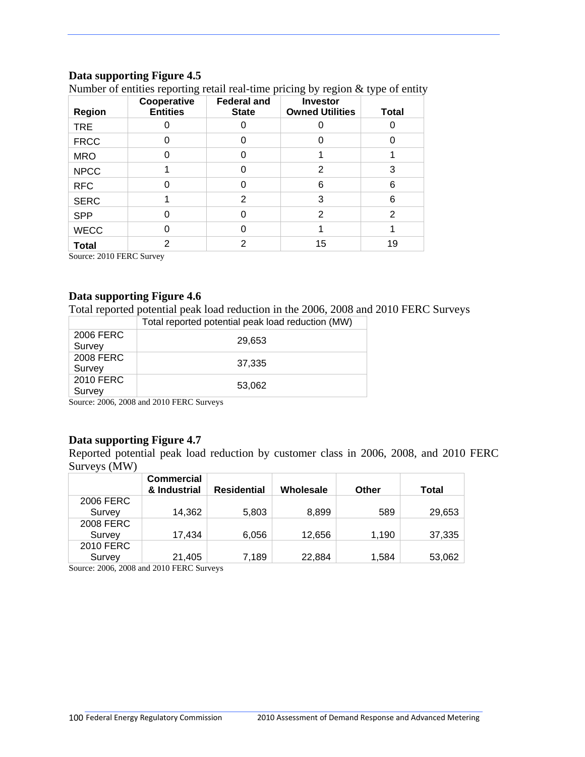**Data supporting Figure 4.5**

Number of entities reporting retail real-time pricing by region & type of entity

| Region | Cooperative Entities | Federal and State | Investor Owned Utilities | Total |
|---|---|---|---|---|
| TRE | 0 | 0 | 0 | 0 |
| FRCC | 0 | 0 | 0 | 0 |
| MRO | 0 | 0 | 1 | 1 |
| NPCC | 1 | 0 | 2 | 3 |
| RFC | 0 | 0 | 6 | 6 |
| SERC | 1 | 2 | 3 | 6 |
| SPP | 0 | 0 | 2 | 2 |
| WECC | 0 | 0 | 1 | 1 |
| **Total** | 2 | 2 | 15 | 19 |

Source: 2010 FERC Survey

**Data supporting Figure 4.6**

Total reported potential peak load reduction in the 2006, 2008 and 2010 FERC Surveys

| | Total reported potential peak load reduction (MW) |
|---|---|
| 2006 FERC Survey | 29,653 |
| 2008 FERC Survey | 37,335 |
| 2010 FERC Survey | 53,062 |

Source: 2006, 2008 and 2010 FERC Surveys

**Data supporting Figure 4.7**

Reported potential peak load reduction by customer class in 2006, 2008, and 2010 FERC Surveys (MW)

| | Commercial & Industrial | Residential | Wholesale | Other | Total |
|---|---|---|---|---|---|
| 2006 FERC Survey | 14,362 | 5,803 | 8,899 | 589 | 29,653 |
| 2008 FERC Survey | 17,434 | 6,056 | 12,656 | 1,190 | 37,335 |
| 2010 FERC Survey | 21,405 | 7,189 | 22,884 | 1,584 | 53,062 |

Source: 2006, 2008 and 2010 FERC Surveys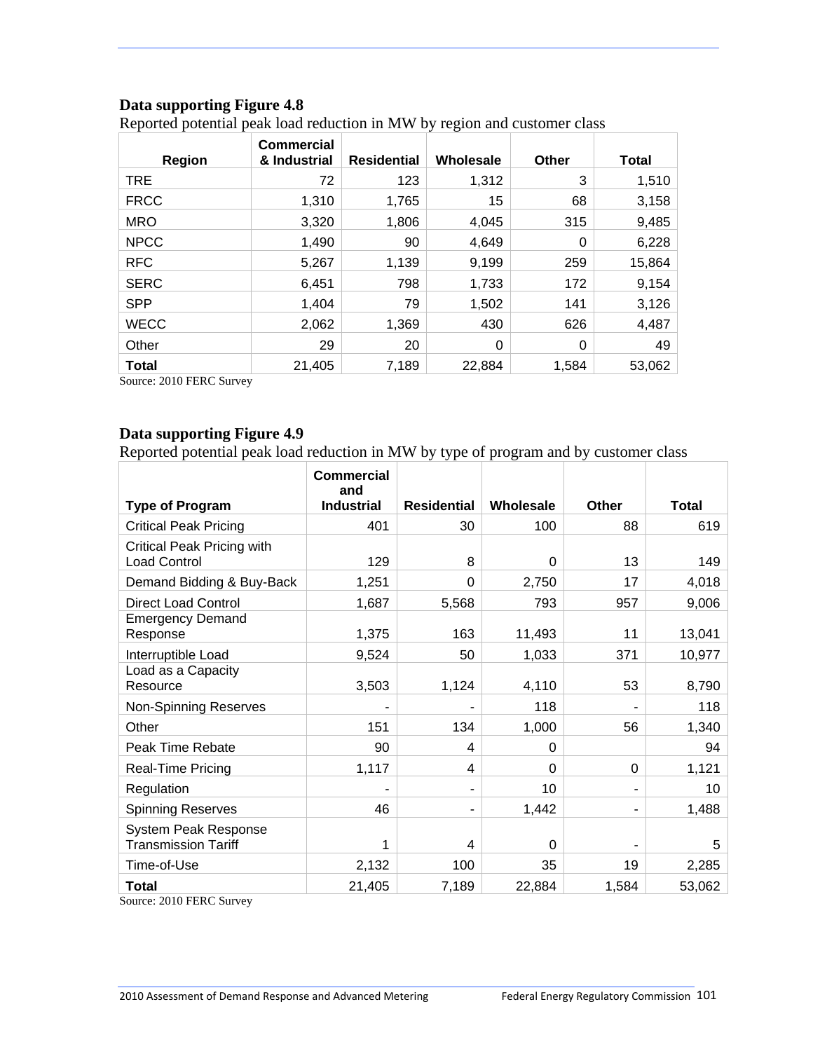**Data supporting Figure 4.8**

Reported potential peak load reduction in MW by region and customer class

| Region | Commercial & Industrial | Residential | Wholesale | Other | Total |
|---|---|---|---|---|---|
| TRE | 72 | 123 | 1,312 | 3 | 1,510 |
| FRCC | 1,310 | 1,765 | 15 | 68 | 3,158 |
| MRO | 3,320 | 1,806 | 4,045 | 315 | 9,485 |
| NPCC | 1,490 | 90 | 4,649 | 0 | 6,228 |
| RFC | 5,267 | 1,139 | 9,199 | 259 | 15,864 |
| SERC | 6,451 | 798 | 1,733 | 172 | 9,154 |
| SPP | 1,404 | 79 | 1,502 | 141 | 3,126 |
| WECC | 2,062 | 1,369 | 430 | 626 | 4,487 |
| Other | 29 | 20 | 0 | 0 | 49 |
| **Total** | 21,405 | 7,189 | 22,884 | 1,584 | 53,062 |

Source: 2010 FERC Survey

**Data supporting Figure 4.9**

Reported potential peak load reduction in MW by type of program and by customer class

| Type of Program | Commercial and Industrial | Residential | Wholesale | Other | Total |
|---|---|---|---|---|---|
| Critical Peak Pricing | 401 | 30 | 100 | 88 | 619 |
| Critical Peak Pricing with Load Control | 129 | 8 | 0 | 13 | 149 |
| Demand Bidding & Buy-Back | 1,251 | 0 | 2,750 | 17 | 4,018 |
| Direct Load Control | 1,687 | 5,568 | 793 | 957 | 9,006 |
| Emergency Demand Response | 1,375 | 163 | 11,493 | 11 | 13,041 |
| Interruptible Load | 9,524 | 50 | 1,033 | 371 | 10,977 |
| Load as a Capacity Resource | 3,503 | 1,124 | 4,110 | 53 | 8,790 |
| Non-Spinning Reserves | - | - | 118 | - | 118 |
| Other | 151 | 134 | 1,000 | 56 | 1,340 |
| Peak Time Rebate | 90 | 4 | 0 | | 94 |
| Real-Time Pricing | 1,117 | 4 | 0 | 0 | 1,121 |
| Regulation | - | - | 10 | - | 10 |
| Spinning Reserves | 46 | - | 1,442 | - | 1,488 |
| System Peak Response Transmission Tariff | 1 | 4 | 0 | - | 5 |
| Time-of-Use | 2,132 | 100 | 35 | 19 | 2,285 |
| **Total** | 21,405 | 7,189 | 22,884 | 1,584 | 53,062 |

Source: 2010 FERC Survey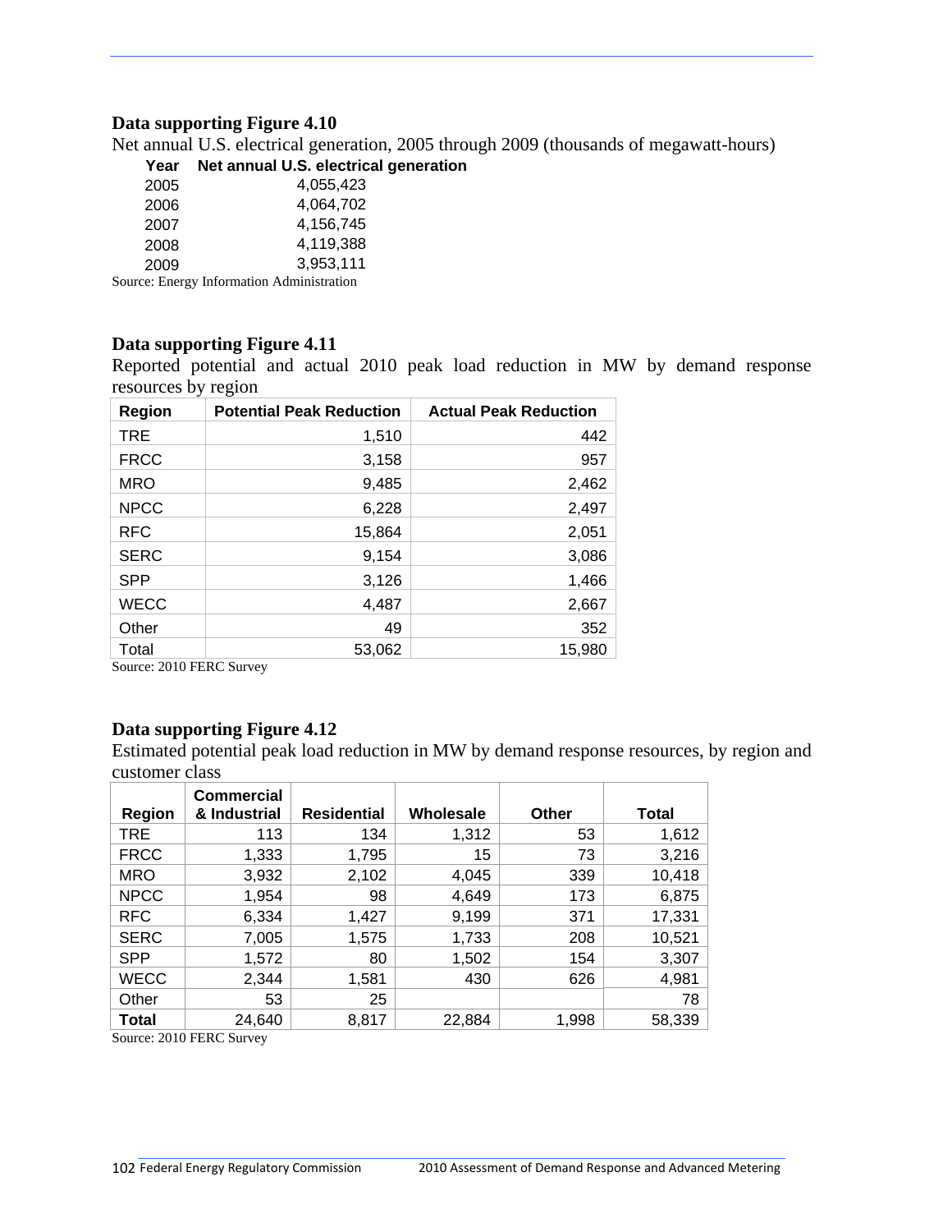### Data supporting Figure 4.10

Net annual U.S. electrical generation, 2005 through 2009 (thousands of megawatt-hours)

| Year | Net annual U.S. electrical generation |
|---|---|
| 2005 | 4,055,423 |
| 2006 | 4,064,702 |
| 2007 | 4,156,745 |
| 2008 | 4,119,388 |
| 2009 | 3,953,111 |

Source: Energy Information Administration

### Data supporting Figure 4.11

Reported potential and actual 2010 peak load reduction in MW by demand response resources by region

| Region | Potential Peak Reduction | Actual Peak Reduction |
|---|---|---|
| TRE | 1,510 | 442 |
| FRCC | 3,158 | 957 |
| MRO | 9,485 | 2,462 |
| NPCC | 6,228 | 2,497 |
| RFC | 15,864 | 2,051 |
| SERC | 9,154 | 3,086 |
| SPP | 3,126 | 1,466 |
| WECC | 4,487 | 2,667 |
| Other | 49 | 352 |
| Total | 53,062 | 15,980 |

Source: 2010 FERC Survey

### Data supporting Figure 4.12

Estimated potential peak load reduction in MW by demand response resources, by region and customer class

| Region | Commercial & Industrial | Residential | Wholesale | Other | Total |
|---|---|---|---|---|---|
| TRE | 113 | 134 | 1,312 | 53 | 1,612 |
| FRCC | 1,333 | 1,795 | 15 | 73 | 3,216 |
| MRO | 3,932 | 2,102 | 4,045 | 339 | 10,418 |
| NPCC | 1,954 | 98 | 4,649 | 173 | 6,875 |
| RFC | 6,334 | 1,427 | 9,199 | 371 | 17,331 |
| SERC | 7,005 | 1,575 | 1,733 | 208 | 10,521 |
| SPP | 1,572 | 80 | 1,502 | 154 | 3,307 |
| WECC | 2,344 | 1,581 | 430 | 626 | 4,981 |
| Other | 53 | 25 | | | 78 |
| **Total** | 24,640 | 8,817 | 22,884 | 1,998 | 58,339 |

Source: 2010 FERC Survey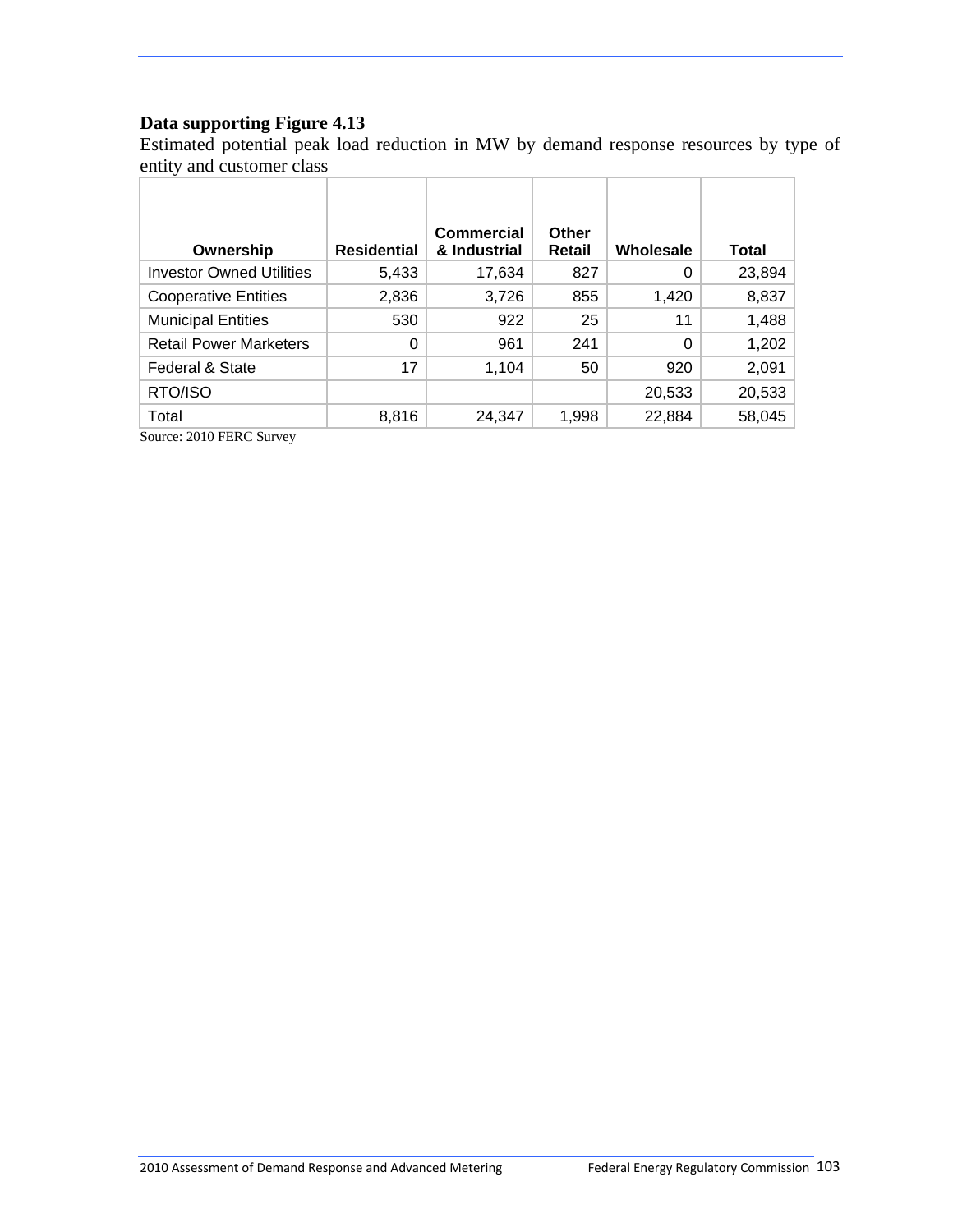**Data supporting Figure 4.13**

Estimated potential peak load reduction in MW by demand response resources by type of entity and customer class

| Ownership | Residential | Commercial & Industrial | Other Retail | Wholesale | Total |
|---|---|---|---|---|---|
| Investor Owned Utilities | 5,433 | 17,634 | 827 | 0 | 23,894 |
| Cooperative Entities | 2,836 | 3,726 | 855 | 1,420 | 8,837 |
| Municipal Entities | 530 | 922 | 25 | 11 | 1,488 |
| Retail Power Marketers | 0 | 961 | 241 | 0 | 1,202 |
| Federal & State | 17 | 1,104 | 50 | 920 | 2,091 |
| RTO/ISO | | | | 20,533 | 20,533 |
| Total | 8,816 | 24,347 | 1,998 | 22,884 | 58,045 |

Source: 2010 FERC Survey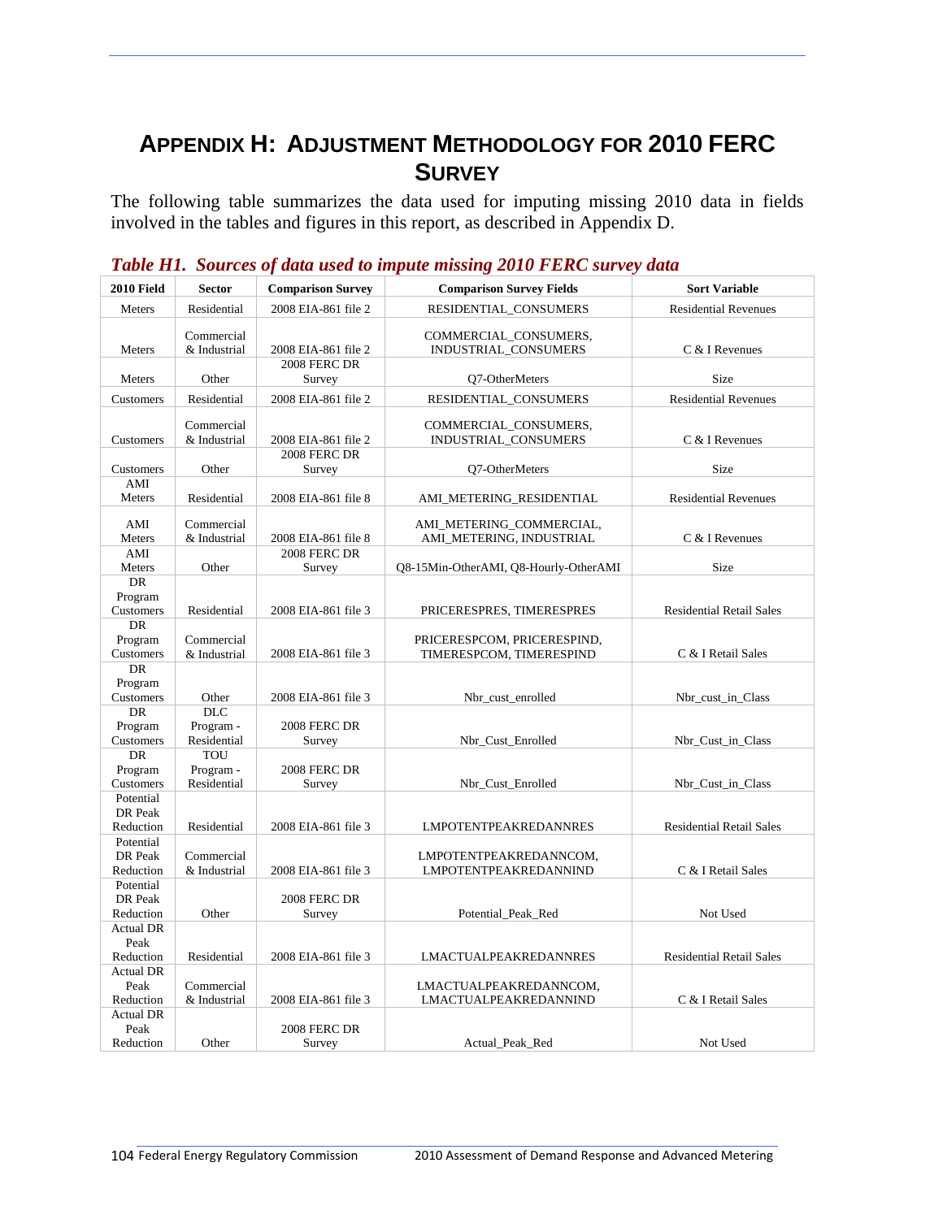# Appendix H: Adjustment Methodology for 2010 FERC Survey

The following table summarizes the data used for imputing missing 2010 data in fields involved in the tables and figures in this report, as described in Appendix D.

***Table H1. Sources of data used to impute missing 2010 FERC survey data***

| 2010 Field | Sector | Comparison Survey | Comparison Survey Fields | Sort Variable |
|---|---|---|---|---|
| Meters | Residential | 2008 EIA-861 file 2 | RESIDENTIAL_CONSUMERS | Residential Revenues |
| Meters | Commercial & Industrial | 2008 EIA-861 file 2 | COMMERCIAL_CONSUMERS, INDUSTRIAL_CONSUMERS | C & I Revenues |
| Meters | Other | 2008 FERC DR Survey | Q7-OtherMeters | Size |
| Customers | Residential | 2008 EIA-861 file 2 | RESIDENTIAL_CONSUMERS | Residential Revenues |
| Customers | Commercial & Industrial | 2008 EIA-861 file 2 | COMMERCIAL_CONSUMERS, INDUSTRIAL_CONSUMERS | C & I Revenues |
| Customers | Other | 2008 FERC DR Survey | Q7-OtherMeters | Size |
| AMI Meters | Residential | 2008 EIA-861 file 8 | AMI_METERING_RESIDENTIAL | Residential Revenues |
| AMI Meters | Commercial & Industrial | 2008 EIA-861 file 8 | AMI_METERING_COMMERCIAL, AMI_METERING, INDUSTRIAL | C & I Revenues |
| AMI Meters | Other | 2008 FERC DR Survey | Q8-15Min-OtherAMI, Q8-Hourly-OtherAMI | Size |
| DR Program Customers | Residential | 2008 EIA-861 file 3 | PRICERESPRES, TIMERESPRES | Residential Retail Sales |
| DR Program Customers | Commercial & Industrial | 2008 EIA-861 file 3 | PRICERESPCOM, PRICERESPIND, TIMERESPCOM, TIMERESPIND | C & I Retail Sales |
| DR Program Customers | Other | 2008 EIA-861 file 3 | Nbr_cust_enrolled | Nbr_cust_in_Class |
| DR Program Customers | DLC Program - Residential | 2008 FERC DR Survey | Nbr_Cust_Enrolled | Nbr_Cust_in_Class |
| DR Program Customers | TOU Program - Residential | 2008 FERC DR Survey | Nbr_Cust_Enrolled | Nbr_Cust_in_Class |
| Potential DR Peak Reduction | Residential | 2008 EIA-861 file 3 | LMPOTENTPEAKREDANNRES | Residential Retail Sales |
| Potential DR Peak Reduction | Commercial & Industrial | 2008 EIA-861 file 3 | LMPOTENTPEAKREDANNCOM, LMPOTENTPEAKREDANNIND | C & I Retail Sales |
| Potential DR Peak Reduction | Other | 2008 FERC DR Survey | Potential_Peak_Red | Not Used |
| Actual DR Peak Reduction | Residential | 2008 EIA-861 file 3 | LMACTUALPEAKREDANNRES | Residential Retail Sales |
| Actual DR Peak Reduction | Commercial & Industrial | 2008 EIA-861 file 3 | LMACTUALPEAKREDANNCOM, LMACTUALPEAKREDANNIND | C & I Retail Sales |
| Actual DR Peak Reduction | Other | 2008 FERC DR Survey | Actual_Peak_Red | Not Used |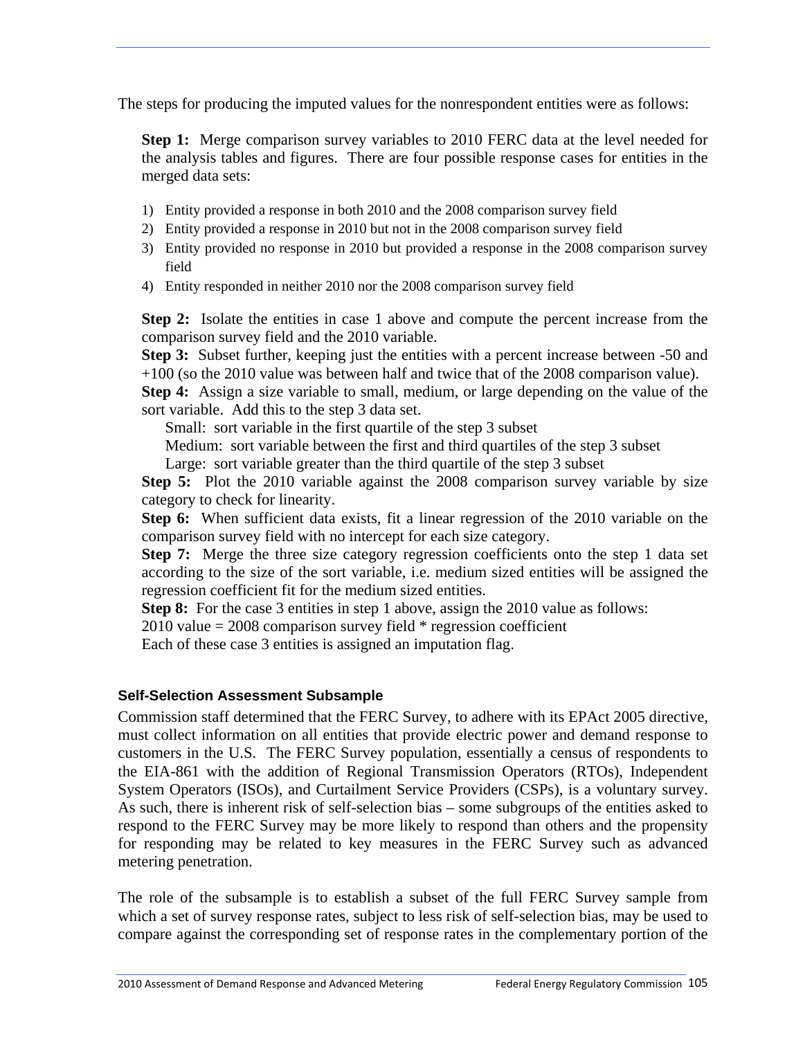The steps for producing the imputed values for the nonrespondent entities were as follows:

**Step 1:** Merge comparison survey variables to 2010 FERC data at the level needed for the analysis tables and figures. There are four possible response cases for entities in the merged data sets:

1) Entity provided a response in both 2010 and the 2008 comparison survey field
2) Entity provided a response in 2010 but not in the 2008 comparison survey field
3) Entity provided no response in 2010 but provided a response in the 2008 comparison survey field
4) Entity responded in neither 2010 nor the 2008 comparison survey field

**Step 2:** Isolate the entities in case 1 above and compute the percent increase from the comparison survey field and the 2010 variable.

**Step 3:** Subset further, keeping just the entities with a percent increase between -50 and +100 (so the 2010 value was between half and twice that of the 2008 comparison value).

**Step 4:** Assign a size variable to small, medium, or large depending on the value of the sort variable. Add this to the step 3 data set.

Small: sort variable in the first quartile of the step 3 subset

Medium: sort variable between the first and third quartiles of the step 3 subset

Large: sort variable greater than the third quartile of the step 3 subset

**Step 5:** Plot the 2010 variable against the 2008 comparison survey variable by size category to check for linearity.

**Step 6:** When sufficient data exists, fit a linear regression of the 2010 variable on the comparison survey field with no intercept for each size category.

**Step 7:** Merge the three size category regression coefficients onto the step 1 data set according to the size of the sort variable, i.e. medium sized entities will be assigned the regression coefficient fit for the medium sized entities.

**Step 8:** For the case 3 entities in step 1 above, assign the 2010 value as follows:

2010 value = 2008 comparison survey field * regression coefficient

Each of these case 3 entities is assigned an imputation flag.

#### Self-Selection Assessment Subsample

Commission staff determined that the FERC Survey, to adhere with its EPAct 2005 directive, must collect information on all entities that provide electric power and demand response to customers in the U.S. The FERC Survey population, essentially a census of respondents to the EIA-861 with the addition of Regional Transmission Operators (RTOs), Independent System Operators (ISOs), and Curtailment Service Providers (CSPs), is a voluntary survey. As such, there is inherent risk of self-selection bias – some subgroups of the entities asked to respond to the FERC Survey may be more likely to respond than others and the propensity for responding may be related to key measures in the FERC Survey such as advanced metering penetration.

The role of the subsample is to establish a subset of the full FERC Survey sample from which a set of survey response rates, subject to less risk of self-selection bias, may be used to compare against the corresponding set of response rates in the complementary portion of the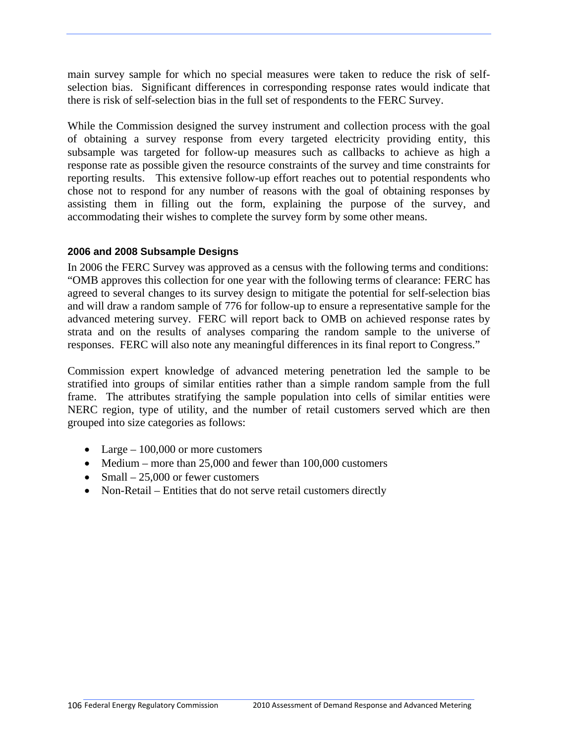main survey sample for which no special measures were taken to reduce the risk of self-selection bias. Significant differences in corresponding response rates would indicate that there is risk of self-selection bias in the full set of respondents to the FERC Survey.

While the Commission designed the survey instrument and collection process with the goal of obtaining a survey response from every targeted electricity providing entity, this subsample was targeted for follow-up measures such as callbacks to achieve as high a response rate as possible given the resource constraints of the survey and time constraints for reporting results. This extensive follow-up effort reaches out to potential respondents who chose not to respond for any number of reasons with the goal of obtaining responses by assisting them in filling out the form, explaining the purpose of the survey, and accommodating their wishes to complete the survey form by some other means.

#### 2006 and 2008 Subsample Designs

In 2006 the FERC Survey was approved as a census with the following terms and conditions: "OMB approves this collection for one year with the following terms of clearance: FERC has agreed to several changes to its survey design to mitigate the potential for self-selection bias and will draw a random sample of 776 for follow-up to ensure a representative sample for the advanced metering survey. FERC will report back to OMB on achieved response rates by strata and on the results of analyses comparing the random sample to the universe of responses. FERC will also note any meaningful differences in its final report to Congress."

Commission expert knowledge of advanced metering penetration led the sample to be stratified into groups of similar entities rather than a simple random sample from the full frame. The attributes stratifying the sample population into cells of similar entities were NERC region, type of utility, and the number of retail customers served which are then grouped into size categories as follows:

- Large – 100,000 or more customers
- Medium – more than 25,000 and fewer than 100,000 customers
- Small – 25,000 or fewer customers
- Non-Retail – Entities that do not serve retail customers directly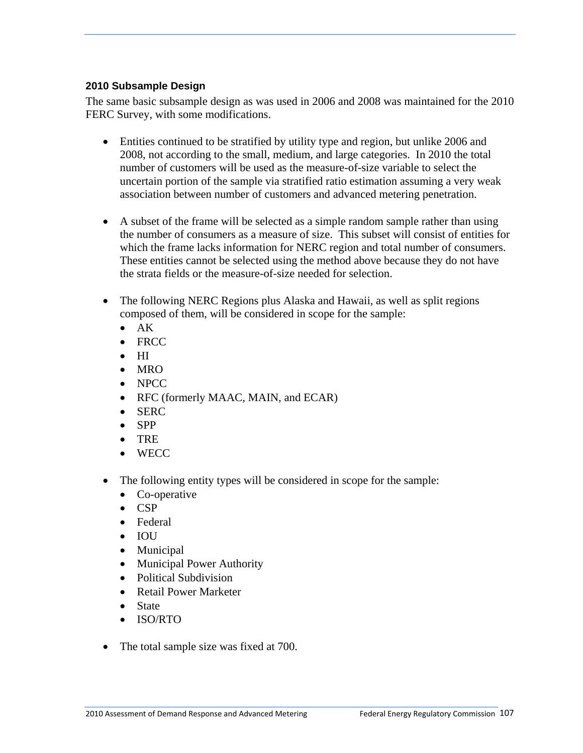### 2010 Subsample Design

The same basic subsample design as was used in 2006 and 2008 was maintained for the 2010 FERC Survey, with some modifications.

- Entities continued to be stratified by utility type and region, but unlike 2006 and 2008, not according to the small, medium, and large categories. In 2010 the total number of customers will be used as the measure-of-size variable to select the uncertain portion of the sample via stratified ratio estimation assuming a very weak association between number of customers and advanced metering penetration.

- A subset of the frame will be selected as a simple random sample rather than using the number of consumers as a measure of size. This subset will consist of entities for which the frame lacks information for NERC region and total number of consumers. These entities cannot be selected using the method above because they do not have the strata fields or the measure-of-size needed for selection.

- The following NERC Regions plus Alaska and Hawaii, as well as split regions composed of them, will be considered in scope for the sample:
  - AK
  - FRCC
  - HI
  - MRO
  - NPCC
  - RFC (formerly MAAC, MAIN, and ECAR)
  - SERC
  - SPP
  - TRE
  - WECC

- The following entity types will be considered in scope for the sample:
  - Co-operative
  - CSP
  - Federal
  - IOU
  - Municipal
  - Municipal Power Authority
  - Political Subdivision
  - Retail Power Marketer
  - State
  - ISO/RTO

- The total sample size was fixed at 700.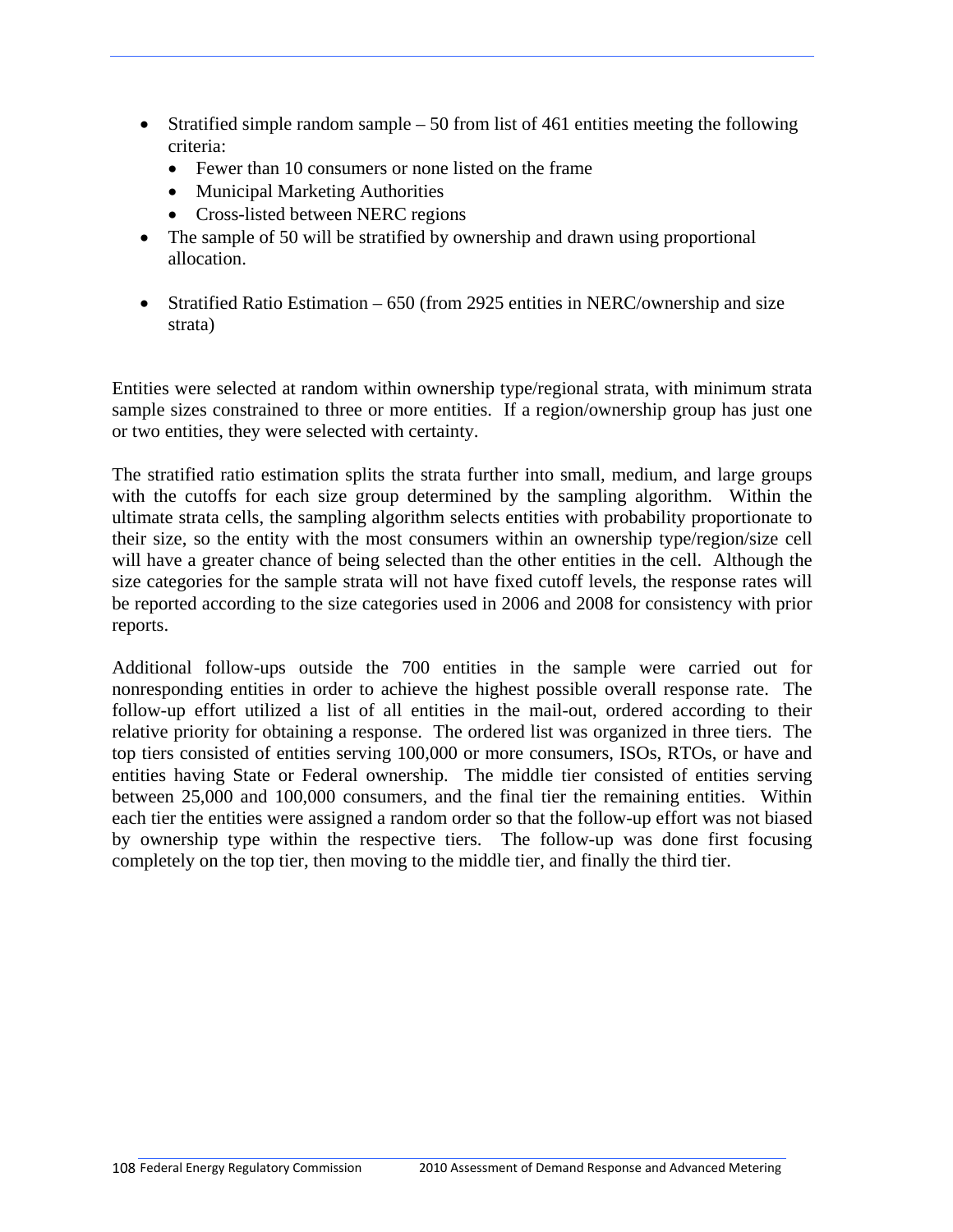- Stratified simple random sample – 50 from list of 461 entities meeting the following criteria:
  - Fewer than 10 consumers or none listed on the frame
  - Municipal Marketing Authorities
  - Cross-listed between NERC regions
- The sample of 50 will be stratified by ownership and drawn using proportional allocation.

- Stratified Ratio Estimation – 650 (from 2925 entities in NERC/ownership and size strata)

Entities were selected at random within ownership type/regional strata, with minimum strata sample sizes constrained to three or more entities. If a region/ownership group has just one or two entities, they were selected with certainty.

The stratified ratio estimation splits the strata further into small, medium, and large groups with the cutoffs for each size group determined by the sampling algorithm. Within the ultimate strata cells, the sampling algorithm selects entities with probability proportionate to their size, so the entity with the most consumers within an ownership type/region/size cell will have a greater chance of being selected than the other entities in the cell. Although the size categories for the sample strata will not have fixed cutoff levels, the response rates will be reported according to the size categories used in 2006 and 2008 for consistency with prior reports.

Additional follow-ups outside the 700 entities in the sample were carried out for nonresponding entities in order to achieve the highest possible overall response rate. The follow-up effort utilized a list of all entities in the mail-out, ordered according to their relative priority for obtaining a response. The ordered list was organized in three tiers. The top tiers consisted of entities serving 100,000 or more consumers, ISOs, RTOs, or have and entities having State or Federal ownership. The middle tier consisted of entities serving between 25,000 and 100,000 consumers, and the final tier the remaining entities. Within each tier the entities were assigned a random order so that the follow-up effort was not biased by ownership type within the respective tiers. The follow-up was done first focusing completely on the top tier, then moving to the middle tier, and finally the third tier.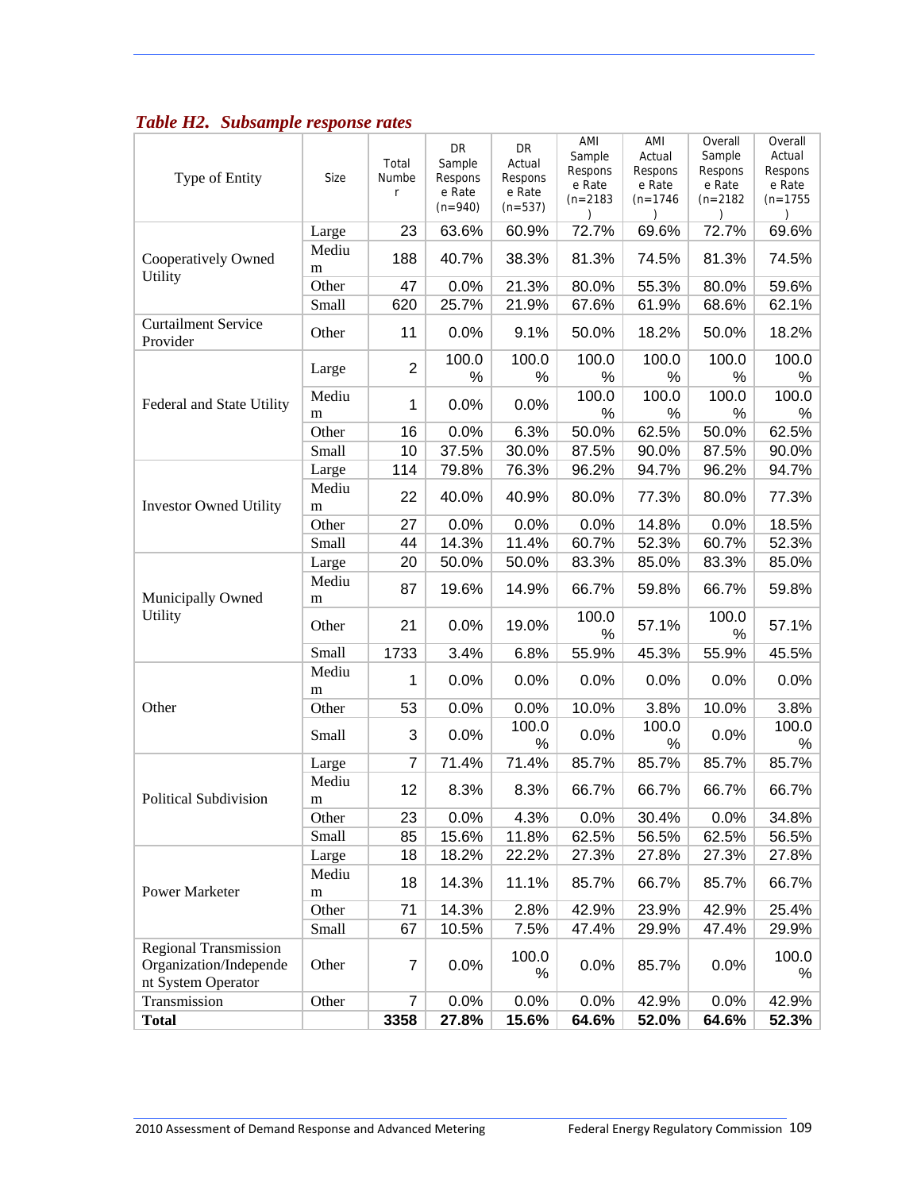***Table H2. Subsample response rates***

| Type of Entity | Size | Total Number | DR Sample Response Rate (n=940) | DR Actual Response Rate (n=537) | AMI Sample Response Rate (n=2183) | AMI Actual Response Rate (n=1746) | Overall Sample Response Rate (n=2182) | Overall Actual Response Rate (n=1755) |
|---|---|---|---|---|---|---|---|---|
| Cooperatively Owned Utility | Large | 23 | 63.6% | 60.9% | 72.7% | 69.6% | 72.7% | 69.6% |
| | Medium | 188 | 40.7% | 38.3% | 81.3% | 74.5% | 81.3% | 74.5% |
| | Other | 47 | 0.0% | 21.3% | 80.0% | 55.3% | 80.0% | 59.6% |
| | Small | 620 | 25.7% | 21.9% | 67.6% | 61.9% | 68.6% | 62.1% |
| Curtailment Service Provider | Other | 11 | 0.0% | 9.1% | 50.0% | 18.2% | 50.0% | 18.2% |
| Federal and State Utility | Large | 2 | 100.0% | 100.0% | 100.0% | 100.0% | 100.0% | 100.0% |
| | Medium | 1 | 0.0% | 0.0% | 100.0% | 100.0% | 100.0% | 100.0% |
| | Other | 16 | 0.0% | 6.3% | 50.0% | 62.5% | 50.0% | 62.5% |
| | Small | 10 | 37.5% | 30.0% | 87.5% | 90.0% | 87.5% | 90.0% |
| Investor Owned Utility | Large | 114 | 79.8% | 76.3% | 96.2% | 94.7% | 96.2% | 94.7% |
| | Medium | 22 | 40.0% | 40.9% | 80.0% | 77.3% | 80.0% | 77.3% |
| | Other | 27 | 0.0% | 0.0% | 0.0% | 14.8% | 0.0% | 18.5% |
| | Small | 44 | 14.3% | 11.4% | 60.7% | 52.3% | 60.7% | 52.3% |
| Municipally Owned Utility | Large | 20 | 50.0% | 50.0% | 83.3% | 85.0% | 83.3% | 85.0% |
| | Medium | 87 | 19.6% | 14.9% | 66.7% | 59.8% | 66.7% | 59.8% |
| | Other | 21 | 0.0% | 19.0% | 100.0% | 57.1% | 100.0% | 57.1% |
| | Small | 1733 | 3.4% | 6.8% | 55.9% | 45.3% | 55.9% | 45.5% |
| Other | Medium | 1 | 0.0% | 0.0% | 0.0% | 0.0% | 0.0% | 0.0% |
| | Other | 53 | 0.0% | 0.0% | 10.0% | 3.8% | 10.0% | 3.8% |
| | Small | 3 | 0.0% | 100.0% | 0.0% | 100.0% | 0.0% | 100.0% |
| Political Subdivision | Large | 7 | 71.4% | 71.4% | 85.7% | 85.7% | 85.7% | 85.7% |
| | Medium | 12 | 8.3% | 8.3% | 66.7% | 66.7% | 66.7% | 66.7% |
| | Other | 23 | 0.0% | 4.3% | 0.0% | 30.4% | 0.0% | 34.8% |
| | Small | 85 | 15.6% | 11.8% | 62.5% | 56.5% | 62.5% | 56.5% |
| Power Marketer | Large | 18 | 18.2% | 22.2% | 27.3% | 27.8% | 27.3% | 27.8% |
| | Medium | 18 | 14.3% | 11.1% | 85.7% | 66.7% | 85.7% | 66.7% |
| | Other | 71 | 14.3% | 2.8% | 42.9% | 23.9% | 42.9% | 25.4% |
| | Small | 67 | 10.5% | 7.5% | 47.4% | 29.9% | 47.4% | 29.9% |
| Regional Transmission Organization/Independent System Operator | Other | 7 | 0.0% | 100.0% | 0.0% | 85.7% | 0.0% | 100.0% |
| Transmission | Other | 7 | 0.0% | 0.0% | 0.0% | 42.9% | 0.0% | 42.9% |
| **Total** | | **3358** | **27.8%** | **15.6%** | **64.6%** | **52.0%** | **64.6%** | **52.3%** |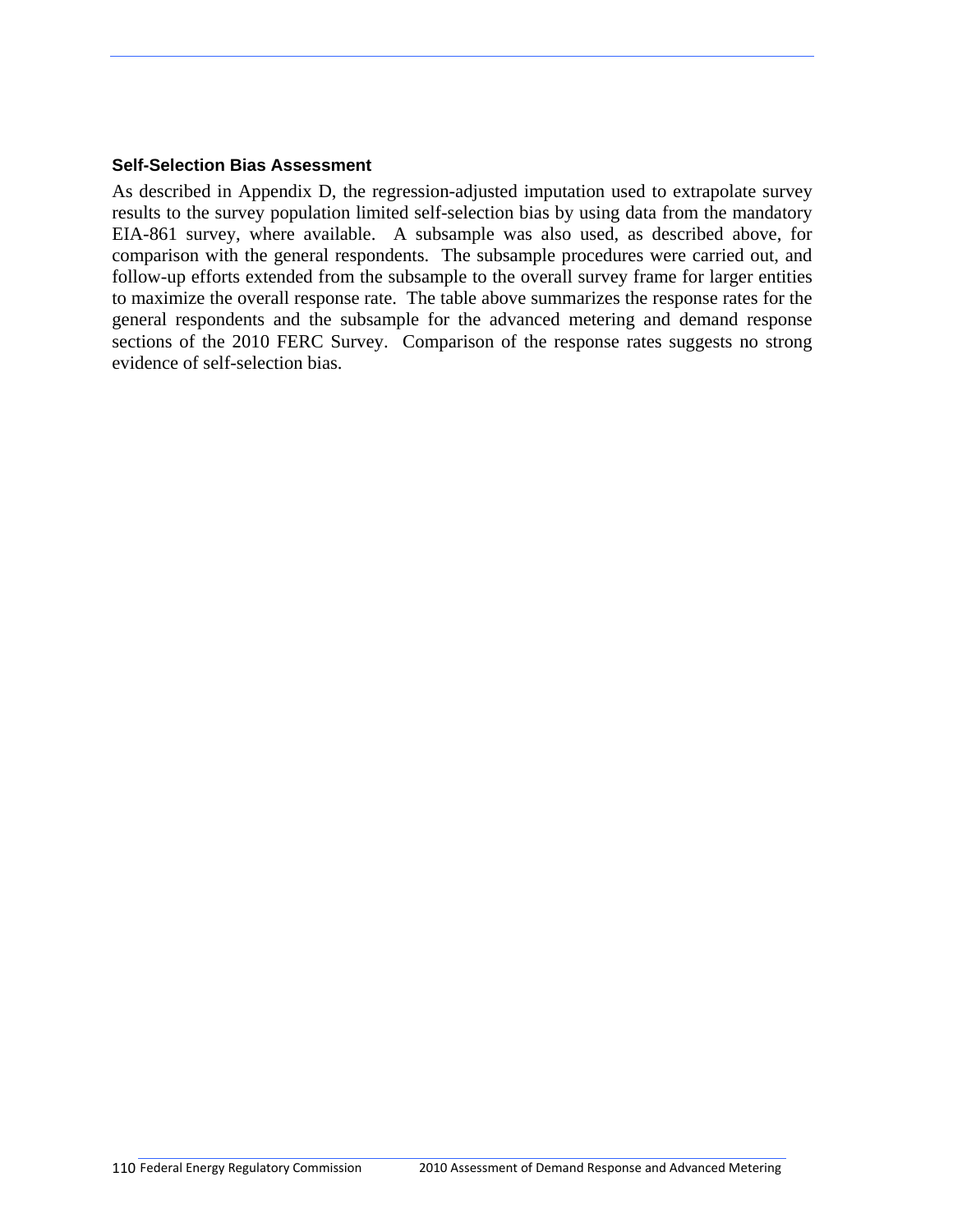### Self-Selection Bias Assessment

As described in Appendix D, the regression-adjusted imputation used to extrapolate survey results to the survey population limited self-selection bias by using data from the mandatory EIA-861 survey, where available. A subsample was also used, as described above, for comparison with the general respondents. The subsample procedures were carried out, and follow-up efforts extended from the subsample to the overall survey frame for larger entities to maximize the overall response rate. The table above summarizes the response rates for the general respondents and the subsample for the advanced metering and demand response sections of the 2010 FERC Survey. Comparison of the response rates suggests no strong evidence of self-selection bias.